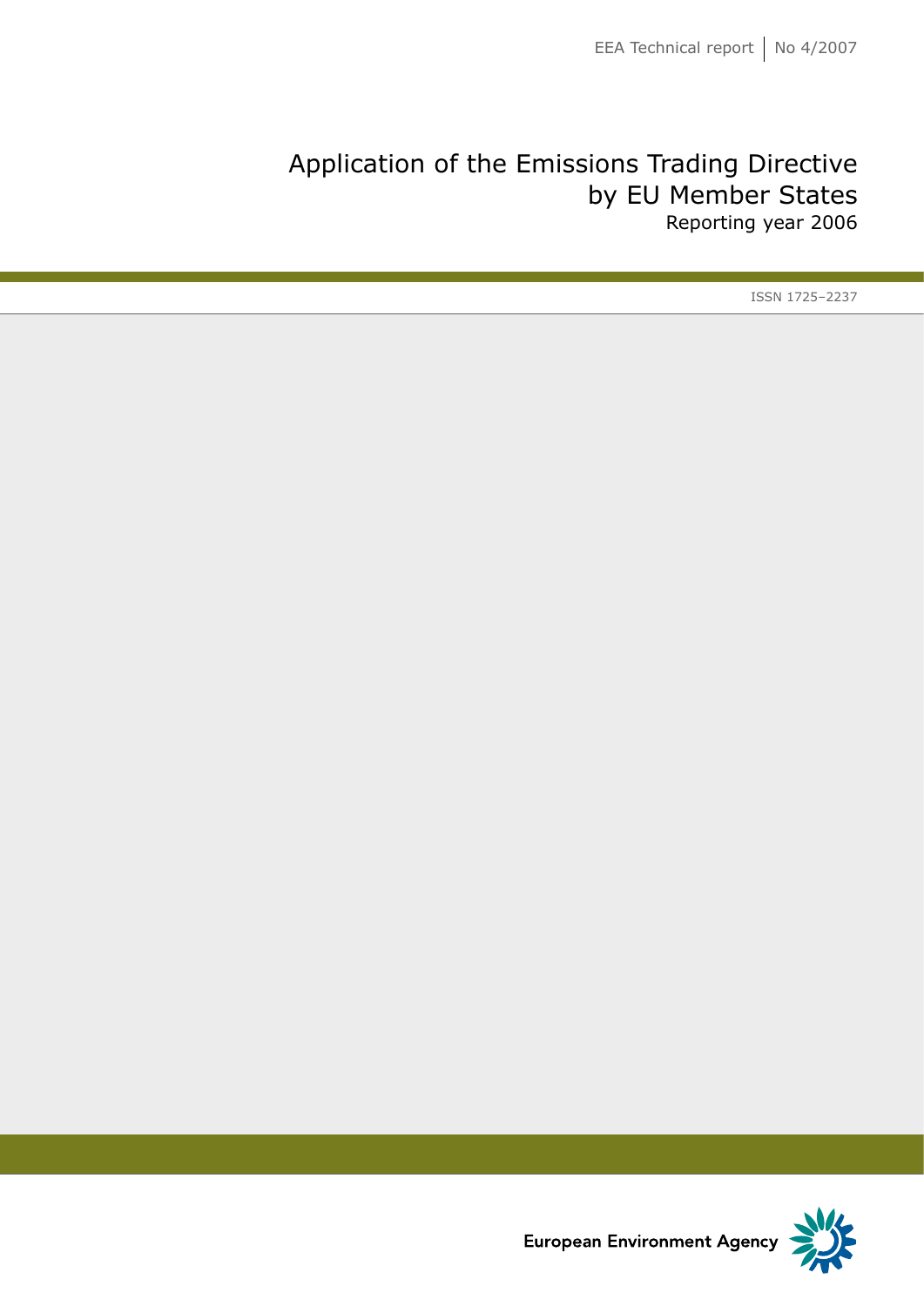EEA Technical report | No 4/2007

# Application of the Emissions Trading Directive by EU Member States

Reporting year 2006

ISSN 1725–2237

European Environment Agency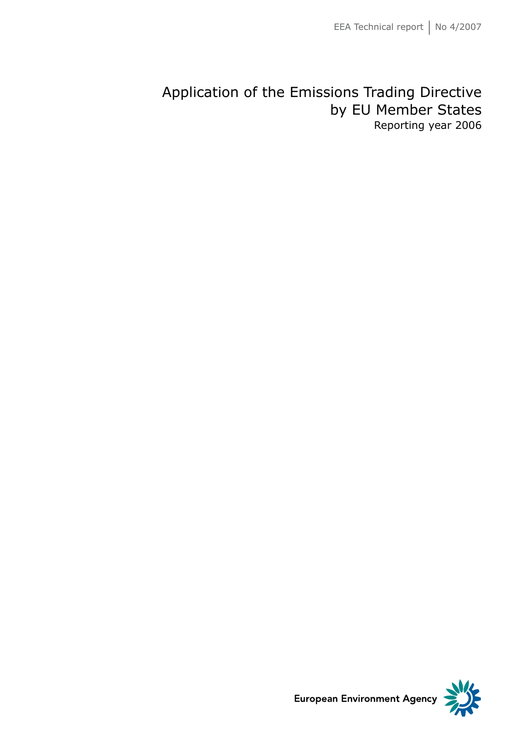EEA Technical report | No 4/2007

# Application of the Emissions Trading Directive by EU Member States

Reporting year 2006

European Environment Agency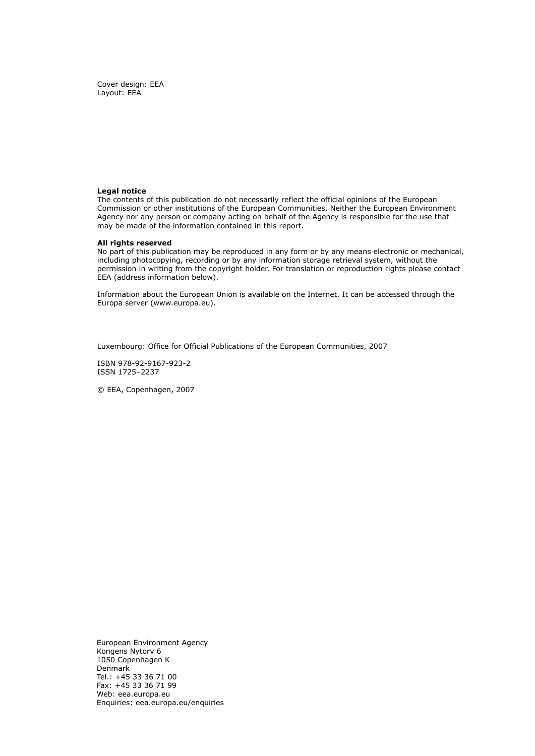Cover design: EEA
Layout: EEA

**Legal notice**
The contents of this publication do not necessarily reflect the official opinions of the European Commission or other institutions of the European Communities. Neither the European Environment Agency nor any person or company acting on behalf of the Agency is responsible for the use that may be made of the information contained in this report.

**All rights reserved**
No part of this publication may be reproduced in any form or by any means electronic or mechanical, including photocopying, recording or by any information storage retrieval system, without the permission in writing from the copyright holder. For translation or reproduction rights please contact EEA (address information below).

Information about the European Union is available on the Internet. It can be accessed through the Europa server (www.europa.eu).

Luxembourg: Office for Official Publications of the European Communities, 2007

ISBN 978-92-9167-923-2
ISSN 1725–2237

© EEA, Copenhagen, 2007

European Environment Agency
Kongens Nytorv 6
1050 Copenhagen K
Denmark
Tel.: +45 33 36 71 00
Fax: +45 33 36 71 99
Web: eea.europa.eu
Enquiries: eea.europa.eu/enquiries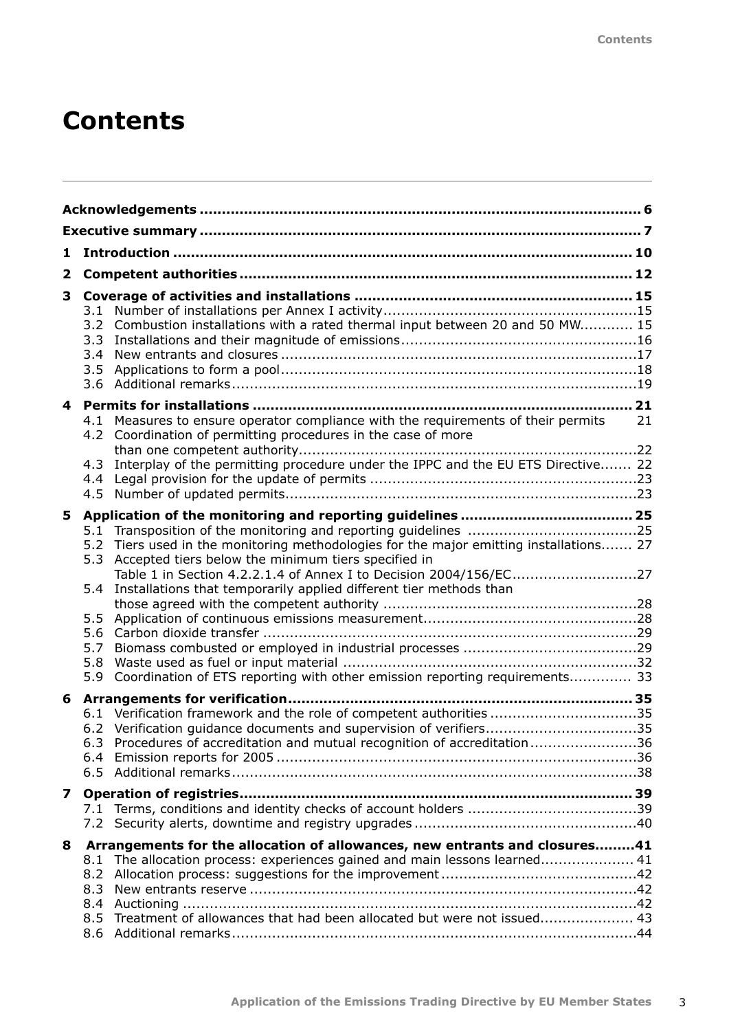# Contents

Acknowledgements .......................................................................................... 6

Executive summary .......................................................................................... 7

1 Introduction .......................................................................................... 10

2 Competent authorities .......................................................................................... 12

3 Coverage of activities and installations .......................................................................................... 15
- 3.1 Number of installations per Annex I activity..........................................................15
- 3.2 Combustion installations with a rated thermal input between 20 and 50 MW............ 15
- 3.3 Installations and their magnitude of emissions.....................................................16
- 3.4 New entrants and closures ................................................................................17
- 3.5 Applications to form a pool................................................................................18
- 3.6 Additional remarks............................................................................................19

4 Permits for installations .......................................................................................... 21
- 4.1 Measures to ensure operator compliance with the requirements of their permits 21
- 4.2 Coordination of permitting procedures in the case of more than one competent authority.............................................................................22
- 4.3 Interplay of the permitting procedure under the IPPC and the EU ETS Directive....... 22
- 4.4 Legal provision for the update of permits ............................................................23
- 4.5 Number of updated permits................................................................................23

5 Application of the monitoring and reporting guidelines .......................................... 25
- 5.1 Transposition of the monitoring and reporting guidelines ......................................25
- 5.2 Tiers used in the monitoring methodologies for the major emitting installations....... 27
- 5.3 Accepted tiers below the minimum tiers specified in Table 1 in Section 4.2.2.1.4 of Annex I to Decision 2004/156/EC............................27
- 5.4 Installations that temporarily applied different tier methods than those agreed with the competent authority .........................................................28
- 5.5 Application of continuous emissions measurement................................................28
- 5.6 Carbon dioxide transfer .....................................................................................29
- 5.7 Biomass combusted or employed in industrial processes .......................................29
- 5.8 Waste used as fuel or input material ..................................................................32
- 5.9 Coordination of ETS reporting with other emission reporting requirements.............. 33

6 Arrangements for verification.......................................................................... 35
- 6.1 Verification framework and the role of competent authorities .................................35
- 6.2 Verification guidance documents and supervision of verifiers..................................35
- 6.3 Procedures of accreditation and mutual recognition of accreditation........................36
- 6.4 Emission reports for 2005 .................................................................................36
- 6.5 Additional remarks............................................................................................38

7 Operation of registries.......................................................................................... 39
- 7.1 Terms, conditions and identity checks of account holders ......................................39
- 7.2 Security alerts, downtime and registry upgrades ..................................................40

8 Arrangements for the allocation of allowances, new entrants and closures.........41
- 8.1 The allocation process: experiences gained and main lessons learned..................... 41
- 8.2 Allocation process: suggestions for the improvement ............................................42
- 8.3 New entrants reserve .......................................................................................42
- 8.4 Auctioning .......................................................................................................42
- 8.5 Treatment of allowances that had been allocated but were not issued..................... 43
- 8.6 Additional remarks............................................................................................44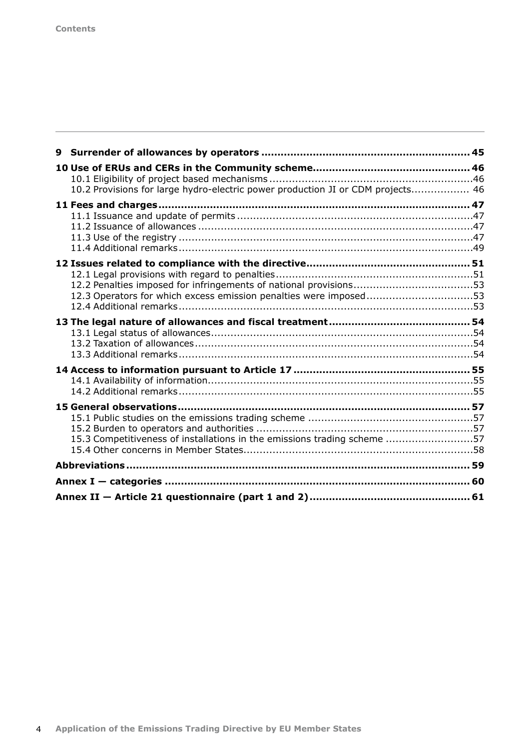**9 Surrender of allowances by operators ................................................................ 45**

**10 Use of ERUs and CERs in the Community scheme................................................ 46**

10.1 Eligibility of project based mechanisms ..............................................................46

10.2 Provisions for large hydro-electric power production JI or CDM projects.................. 46

**11 Fees and charges................................................................................................ 47**

11.1 Issuance and update of permits .........................................................................47

11.2 Issuance of allowances .....................................................................................47

11.3 Use of the registry ...........................................................................................47

11.4 Additional remarks...........................................................................................49

**12 Issues related to compliance with the directive.................................................. 51**

12.1 Legal provisions with regard to penalties.............................................................51

12.2 Penalties imposed for infringements of national provisions.....................................53

12.3 Operators for which excess emission penalties were imposed.................................53

12.4 Additional remarks...........................................................................................53

**13 The legal nature of allowances and fiscal treatment........................................... 54**

13.1 Legal status of allowances.................................................................................54

13.2 Taxation of allowances......................................................................................54

13.3 Additional remarks...........................................................................................54

**14 Access to information pursuant to Article 17 ...................................................... 55**

14.1 Availability of information..................................................................................55

14.2 Additional remarks...........................................................................................55

**15 General observations......................................................................................... 57**

15.1 Public studies on the emissions trading scheme ...................................................57

15.2 Burden to operators and authorities ...................................................................57

15.3 Competitiveness of installations in the emissions trading scheme ...........................57

15.4 Other concerns in Member States.......................................................................58

**Abbreviations......................................................................................................... 59**

**Annex I — categories ............................................................................................. 60**

**Annex II — Article 21 questionnaire (part 1 and 2)................................................. 61**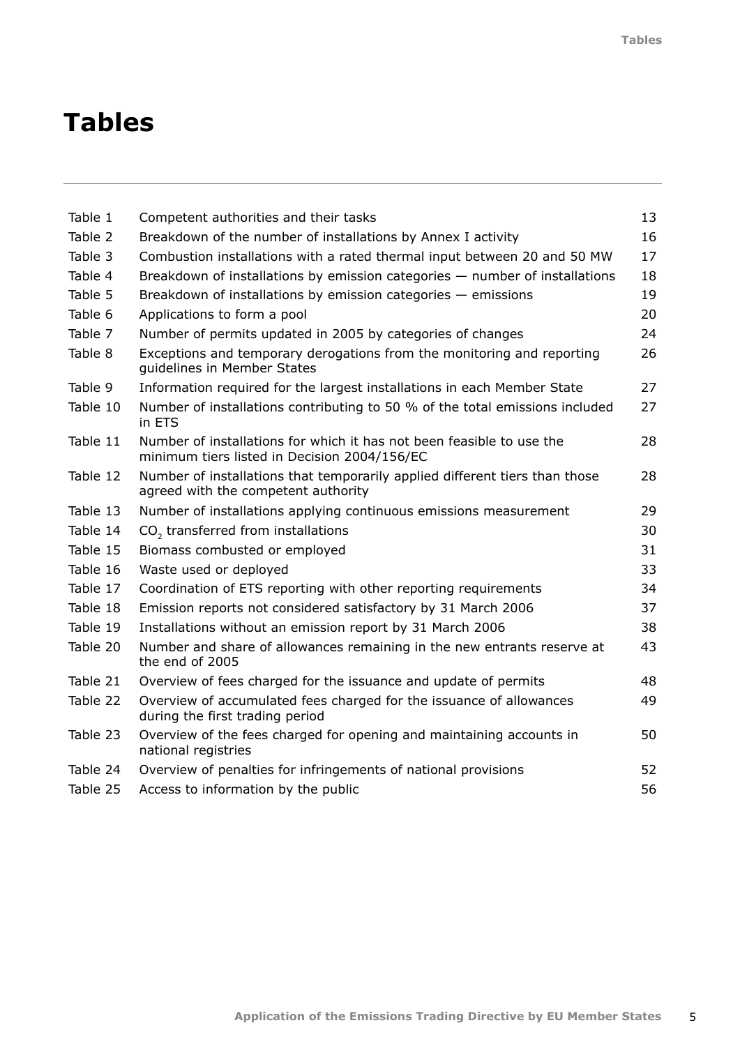# Tables

| | | |
|---|---|---|
| Table 1 | Competent authorities and their tasks | 13 |
| Table 2 | Breakdown of the number of installations by Annex I activity | 16 |
| Table 3 | Combustion installations with a rated thermal input between 20 and 50 MW | 17 |
| Table 4 | Breakdown of installations by emission categories — number of installations | 18 |
| Table 5 | Breakdown of installations by emission categories — emissions | 19 |
| Table 6 | Applications to form a pool | 20 |
| Table 7 | Number of permits updated in 2005 by categories of changes | 24 |
| Table 8 | Exceptions and temporary derogations from the monitoring and reporting guidelines in Member States | 26 |
| Table 9 | Information required for the largest installations in each Member State | 27 |
| Table 10 | Number of installations contributing to 50 % of the total emissions included in ETS | 27 |
| Table 11 | Number of installations for which it has not been feasible to use the minimum tiers listed in Decision 2004/156/EC | 28 |
| Table 12 | Number of installations that temporarily applied different tiers than those agreed with the competent authority | 28 |
| Table 13 | Number of installations applying continuous emissions measurement | 29 |
| Table 14 | $CO_2$ transferred from installations | 30 |
| Table 15 | Biomass combusted or employed | 31 |
| Table 16 | Waste used or deployed | 33 |
| Table 17 | Coordination of ETS reporting with other reporting requirements | 34 |
| Table 18 | Emission reports not considered satisfactory by 31 March 2006 | 37 |
| Table 19 | Installations without an emission report by 31 March 2006 | 38 |
| Table 20 | Number and share of allowances remaining in the new entrants reserve at the end of 2005 | 43 |
| Table 21 | Overview of fees charged for the issuance and update of permits | 48 |
| Table 22 | Overview of accumulated fees charged for the issuance of allowances during the first trading period | 49 |
| Table 23 | Overview of the fees charged for opening and maintaining accounts in national registries | 50 |
| Table 24 | Overview of penalties for infringements of national provisions | 52 |
| Table 25 | Access to information by the public | 56 |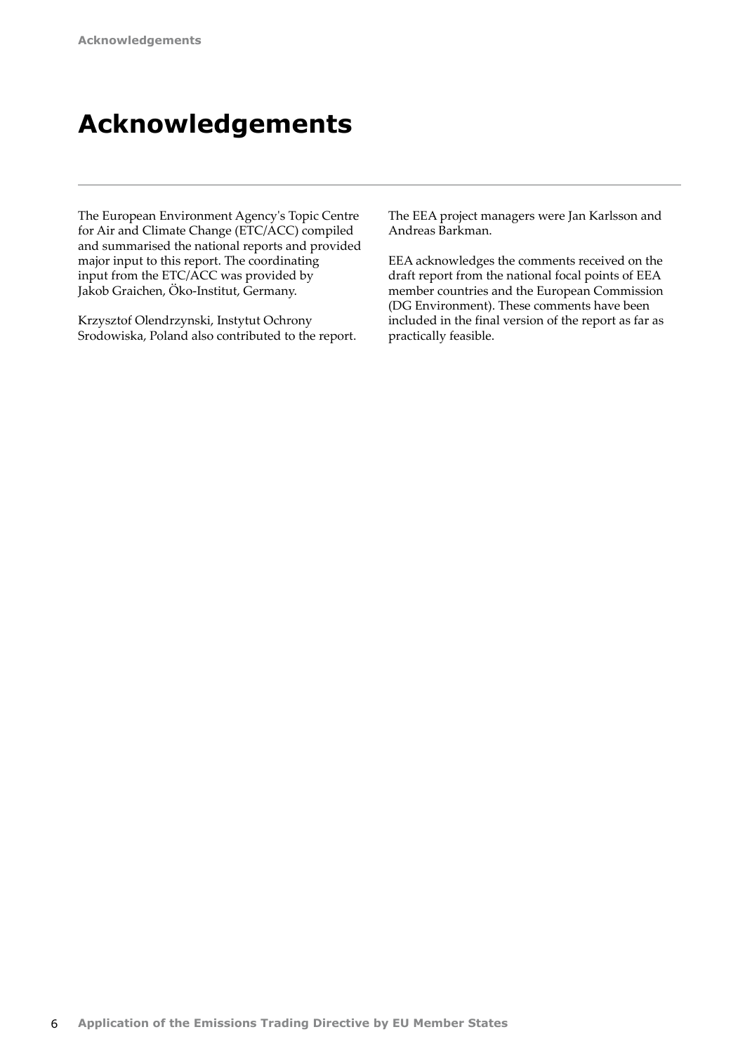# Acknowledgements

The European Environment Agency's Topic Centre for Air and Climate Change (ETC/ACC) compiled and summarised the national reports and provided major input to this report. The coordinating input from the ETC/ACC was provided by Jakob Graichen, Öko-Institut, Germany.

Krzysztof Olendrzynski, Instytut Ochrony Srodowiska, Poland also contributed to the report.

The EEA project managers were Jan Karlsson and Andreas Barkman.

EEA acknowledges the comments received on the draft report from the national focal points of EEA member countries and the European Commission (DG Environment). These comments have been included in the final version of the report as far as practically feasible.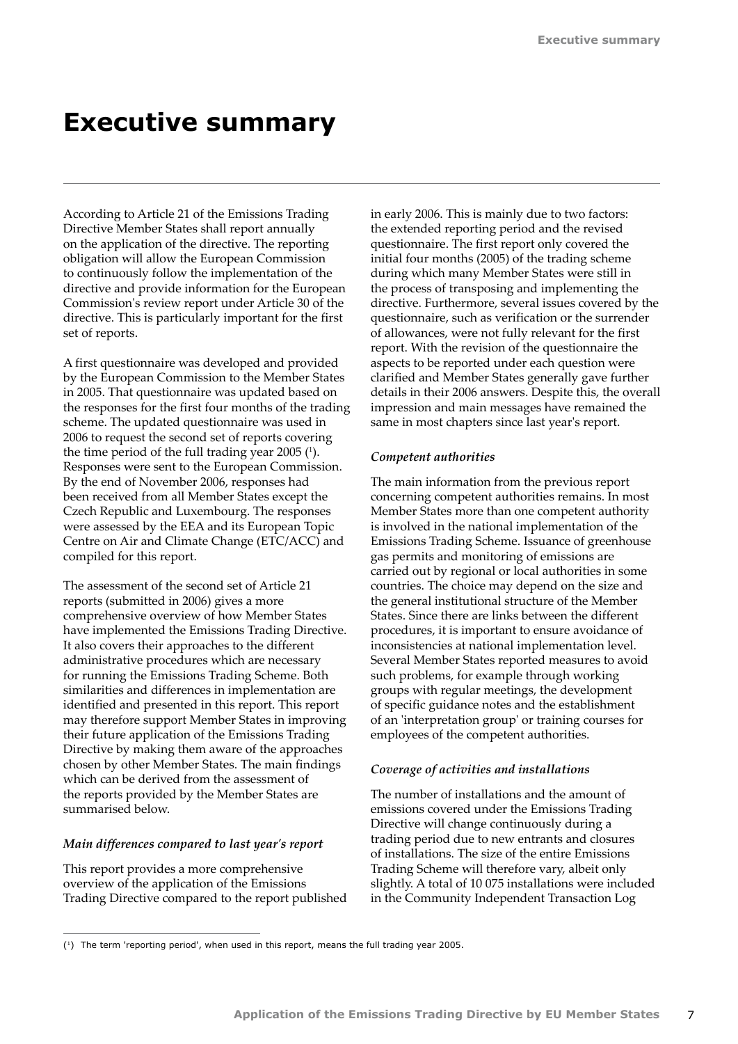# Executive summary

According to Article 21 of the Emissions Trading Directive Member States shall report annually on the application of the directive. The reporting obligation will allow the European Commission to continuously follow the implementation of the directive and provide information for the European Commission's review report under Article 30 of the directive. This is particularly important for the first set of reports.

A first questionnaire was developed and provided by the European Commission to the Member States in 2005. That questionnaire was updated based on the responses for the first four months of the trading scheme. The updated questionnaire was used in 2006 to request the second set of reports covering the time period of the full trading year 2005 ([1]). Responses were sent to the European Commission. By the end of November 2006, responses had been received from all Member States except the Czech Republic and Luxembourg. The responses were assessed by the EEA and its European Topic Centre on Air and Climate Change (ETC/ACC) and compiled for this report.

The assessment of the second set of Article 21 reports (submitted in 2006) gives a more comprehensive overview of how Member States have implemented the Emissions Trading Directive. It also covers their approaches to the different administrative procedures which are necessary for running the Emissions Trading Scheme. Both similarities and differences in implementation are identified and presented in this report. This report may therefore support Member States in improving their future application of the Emissions Trading Directive by making them aware of the approaches chosen by other Member States. The main findings which can be derived from the assessment of the reports provided by the Member States are summarised below.

### *Main differences compared to last year's report*

This report provides a more comprehensive overview of the application of the Emissions Trading Directive compared to the report published in early 2006. This is mainly due to two factors: the extended reporting period and the revised questionnaire. The first report only covered the initial four months (2005) of the trading scheme during which many Member States were still in the process of transposing and implementing the directive. Furthermore, several issues covered by the questionnaire, such as verification or the surrender of allowances, were not fully relevant for the first report. With the revision of the questionnaire the aspects to be reported under each question were clarified and Member States generally gave further details in their 2006 answers. Despite this, the overall impression and main messages have remained the same in most chapters since last year's report.

### *Competent authorities*

The main information from the previous report concerning competent authorities remains. In most Member States more than one competent authority is involved in the national implementation of the Emissions Trading Scheme. Issuance of greenhouse gas permits and monitoring of emissions are carried out by regional or local authorities in some countries. The choice may depend on the size and the general institutional structure of the Member States. Since there are links between the different procedures, it is important to ensure avoidance of inconsistencies at national implementation level. Several Member States reported measures to avoid such problems, for example through working groups with regular meetings, the development of specific guidance notes and the establishment of an 'interpretation group' or training courses for employees of the competent authorities.

### *Coverage of activities and installations*

The number of installations and the amount of emissions covered under the Emissions Trading Directive will change continuously during a trading period due to new entrants and closures of installations. The size of the entire Emissions Trading Scheme will therefore vary, albeit only slightly. A total of 10 075 installations were included in the Community Independent Transaction Log

---

([1]) The term 'reporting period', when used in this report, means the full trading year 2005.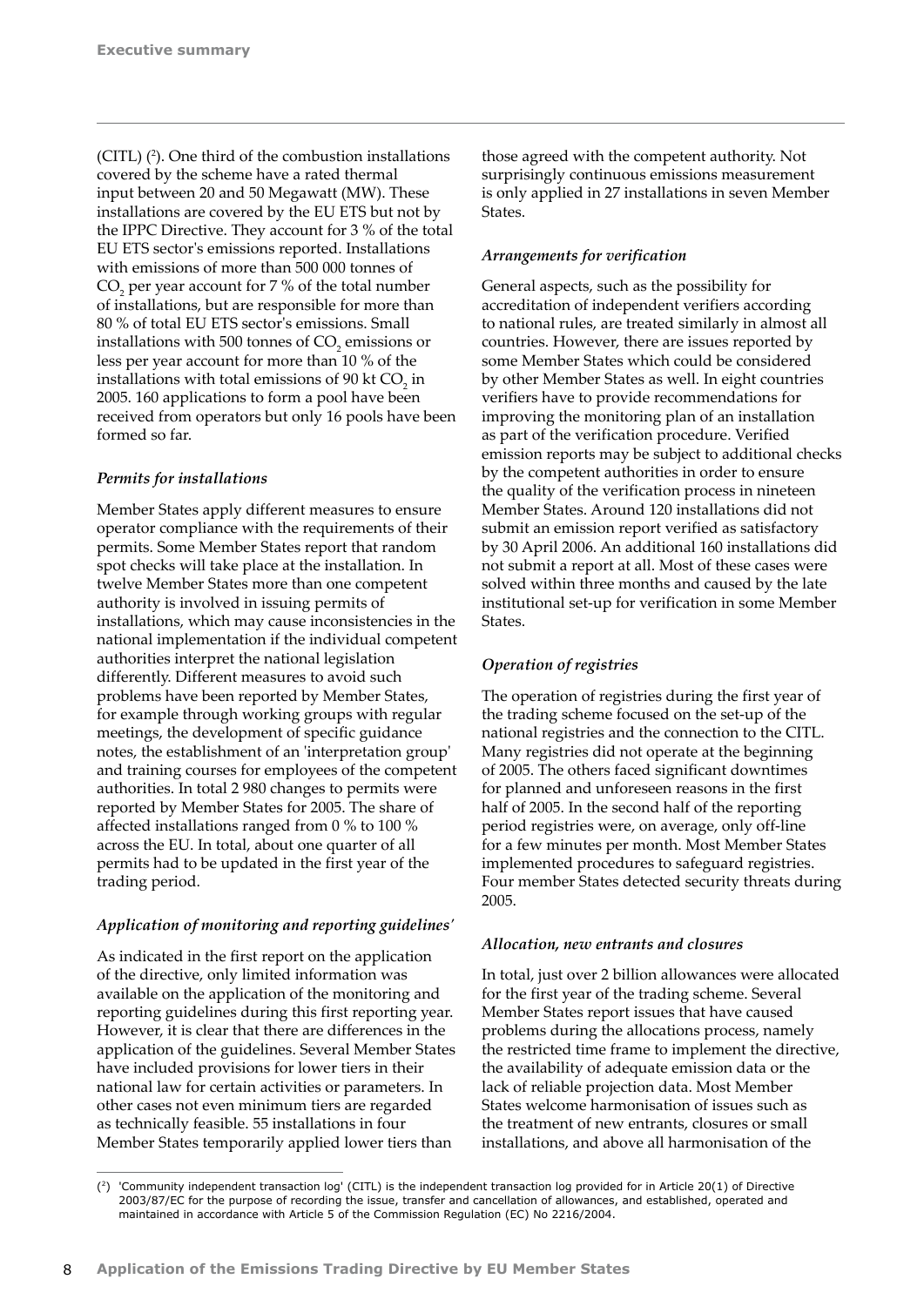(CITL) [2]. One third of the combustion installations covered by the scheme have a rated thermal input between 20 and 50 Megawatt (MW). These installations are covered by the EU ETS but not by the IPPC Directive. They account for 3 % of the total EU ETS sector's emissions reported. Installations with emissions of more than 500 000 tonnes of $CO_2$ per year account for 7 % of the total number of installations, but are responsible for more than 80 % of total EU ETS sector's emissions. Small installations with 500 tonnes of $CO_2$ emissions or less per year account for more than 10 % of the installations with total emissions of 90 kt $CO_2$ in 2005. 160 applications to form a pool have been received from operators but only 16 pools have been formed so far.

### *Permits for installations*

Member States apply different measures to ensure operator compliance with the requirements of their permits. Some Member States report that random spot checks will take place at the installation. In twelve Member States more than one competent authority is involved in issuing permits of installations, which may cause inconsistencies in the national implementation if the individual competent authorities interpret the national legislation differently. Different measures to avoid such problems have been reported by Member States, for example through working groups with regular meetings, the development of specific guidance notes, the establishment of an 'interpretation group' and training courses for employees of the competent authorities. In total 2 980 changes to permits were reported by Member States for 2005. The share of affected installations ranged from 0 % to 100 % across the EU. In total, about one quarter of all permits had to be updated in the first year of the trading period.

### *Application of monitoring and reporting guidelines'*

As indicated in the first report on the application of the directive, only limited information was available on the application of the monitoring and reporting guidelines during this first reporting year. However, it is clear that there are differences in the application of the guidelines. Several Member States have included provisions for lower tiers in their national law for certain activities or parameters. In other cases not even minimum tiers are regarded as technically feasible. 55 installations in four Member States temporarily applied lower tiers than those agreed with the competent authority. Not surprisingly continuous emissions measurement is only applied in 27 installations in seven Member States.

### *Arrangements for verification*

General aspects, such as the possibility for accreditation of independent verifiers according to national rules, are treated similarly in almost all countries. However, there are issues reported by some Member States which could be considered by other Member States as well. In eight countries verifiers have to provide recommendations for improving the monitoring plan of an installation as part of the verification procedure. Verified emission reports may be subject to additional checks by the competent authorities in order to ensure the quality of the verification process in nineteen Member States. Around 120 installations did not submit an emission report verified as satisfactory by 30 April 2006. An additional 160 installations did not submit a report at all. Most of these cases were solved within three months and caused by the late institutional set-up for verification in some Member States.

### *Operation of registries*

The operation of registries during the first year of the trading scheme focused on the set-up of the national registries and the connection to the CITL. Many registries did not operate at the beginning of 2005. The others faced significant downtimes for planned and unforeseen reasons in the first half of 2005. In the second half of the reporting period registries were, on average, only off-line for a few minutes per month. Most Member States implemented procedures to safeguard registries. Four member States detected security threats during 2005.

### *Allocation, new entrants and closures*

In total, just over 2 billion allowances were allocated for the first year of the trading scheme. Several Member States report issues that have caused problems during the allocations process, namely the restricted time frame to implement the directive, the availability of adequate emission data or the lack of reliable projection data. Most Member States welcome harmonisation of issues such as the treatment of new entrants, closures or small installations, and above all harmonisation of the

---

[2] 'Community independent transaction log' (CITL) is the independent transaction log provided for in Article 20(1) of Directive 2003/87/EC for the purpose of recording the issue, transfer and cancellation of allowances, and established, operated and maintained in accordance with Article 5 of the Commission Regulation (EC) No 2216/2004.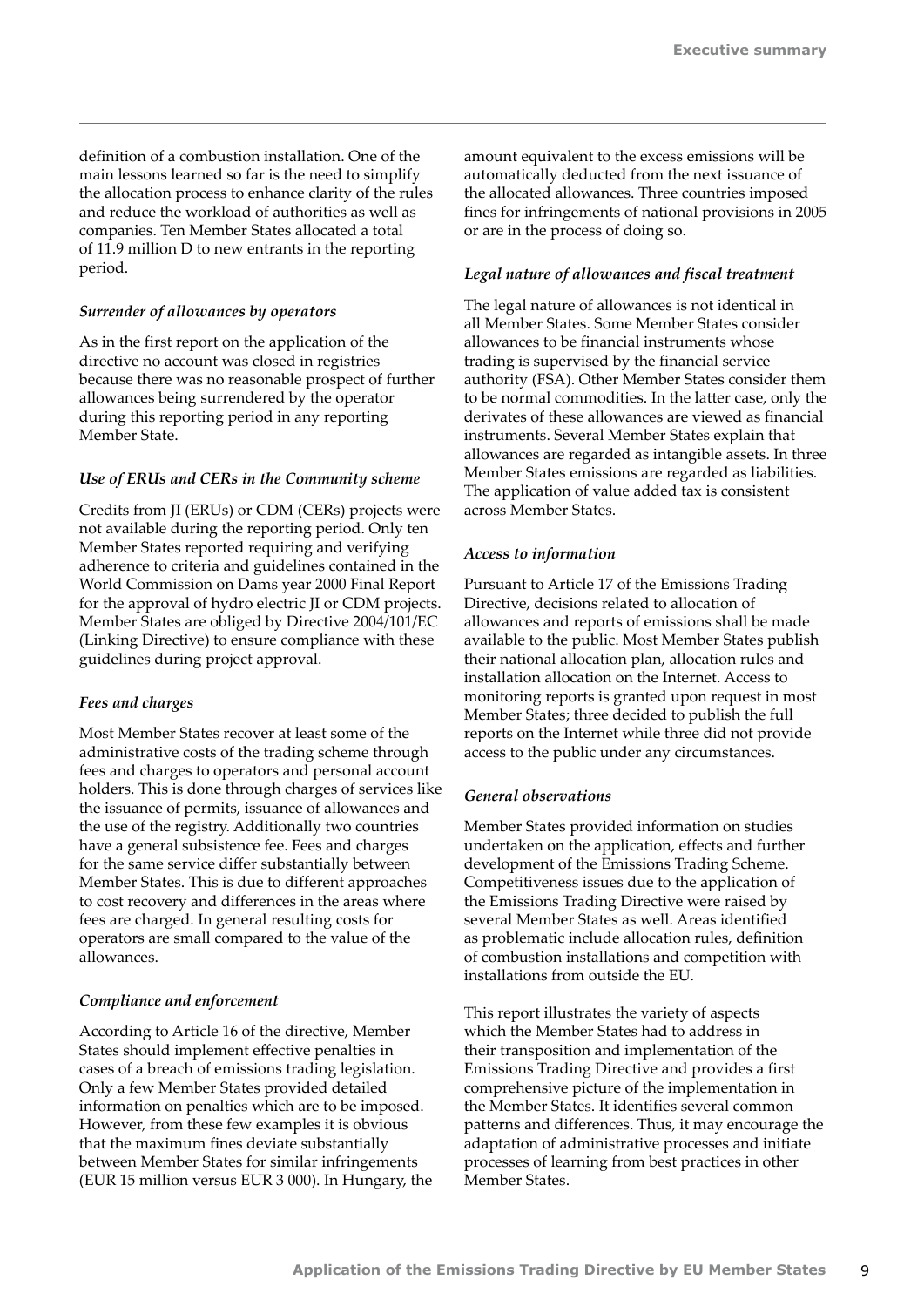definition of a combustion installation. One of the main lessons learned so far is the need to simplify the allocation process to enhance clarity of the rules and reduce the workload of authorities as well as companies. Ten Member States allocated a total of 11.9 million D to new entrants in the reporting period.

### *Surrender of allowances by operators*

As in the first report on the application of the directive no account was closed in registries because there was no reasonable prospect of further allowances being surrendered by the operator during this reporting period in any reporting Member State.

### *Use of ERUs and CERs in the Community scheme*

Credits from JI (ERUs) or CDM (CERs) projects were not available during the reporting period. Only ten Member States reported requiring and verifying adherence to criteria and guidelines contained in the World Commission on Dams year 2000 Final Report for the approval of hydro electric JI or CDM projects. Member States are obliged by Directive 2004/101/EC (Linking Directive) to ensure compliance with these guidelines during project approval.

### *Fees and charges*

Most Member States recover at least some of the administrative costs of the trading scheme through fees and charges to operators and personal account holders. This is done through charges of services like the issuance of permits, issuance of allowances and the use of the registry. Additionally two countries have a general subsistence fee. Fees and charges for the same service differ substantially between Member States. This is due to different approaches to cost recovery and differences in the areas where fees are charged. In general resulting costs for operators are small compared to the value of the allowances.

### *Compliance and enforcement*

According to Article 16 of the directive, Member States should implement effective penalties in cases of a breach of emissions trading legislation. Only a few Member States provided detailed information on penalties which are to be imposed. However, from these few examples it is obvious that the maximum fines deviate substantially between Member States for similar infringements (EUR 15 million versus EUR 3 000). In Hungary, the amount equivalent to the excess emissions will be automatically deducted from the next issuance of the allocated allowances. Three countries imposed fines for infringements of national provisions in 2005 or are in the process of doing so.

### *Legal nature of allowances and fiscal treatment*

The legal nature of allowances is not identical in all Member States. Some Member States consider allowances to be financial instruments whose trading is supervised by the financial service authority (FSA). Other Member States consider them to be normal commodities. In the latter case, only the derivates of these allowances are viewed as financial instruments. Several Member States explain that allowances are regarded as intangible assets. In three Member States emissions are regarded as liabilities. The application of value added tax is consistent across Member States.

### *Access to information*

Pursuant to Article 17 of the Emissions Trading Directive, decisions related to allocation of allowances and reports of emissions shall be made available to the public. Most Member States publish their national allocation plan, allocation rules and installation allocation on the Internet. Access to monitoring reports is granted upon request in most Member States; three decided to publish the full reports on the Internet while three did not provide access to the public under any circumstances.

### *General observations*

Member States provided information on studies undertaken on the application, effects and further development of the Emissions Trading Scheme. Competitiveness issues due to the application of the Emissions Trading Directive were raised by several Member States as well. Areas identified as problematic include allocation rules, definition of combustion installations and competition with installations from outside the EU.

This report illustrates the variety of aspects which the Member States had to address in their transposition and implementation of the Emissions Trading Directive and provides a first comprehensive picture of the implementation in the Member States. It identifies several common patterns and differences. Thus, it may encourage the adaptation of administrative processes and initiate processes of learning from best practices in other Member States.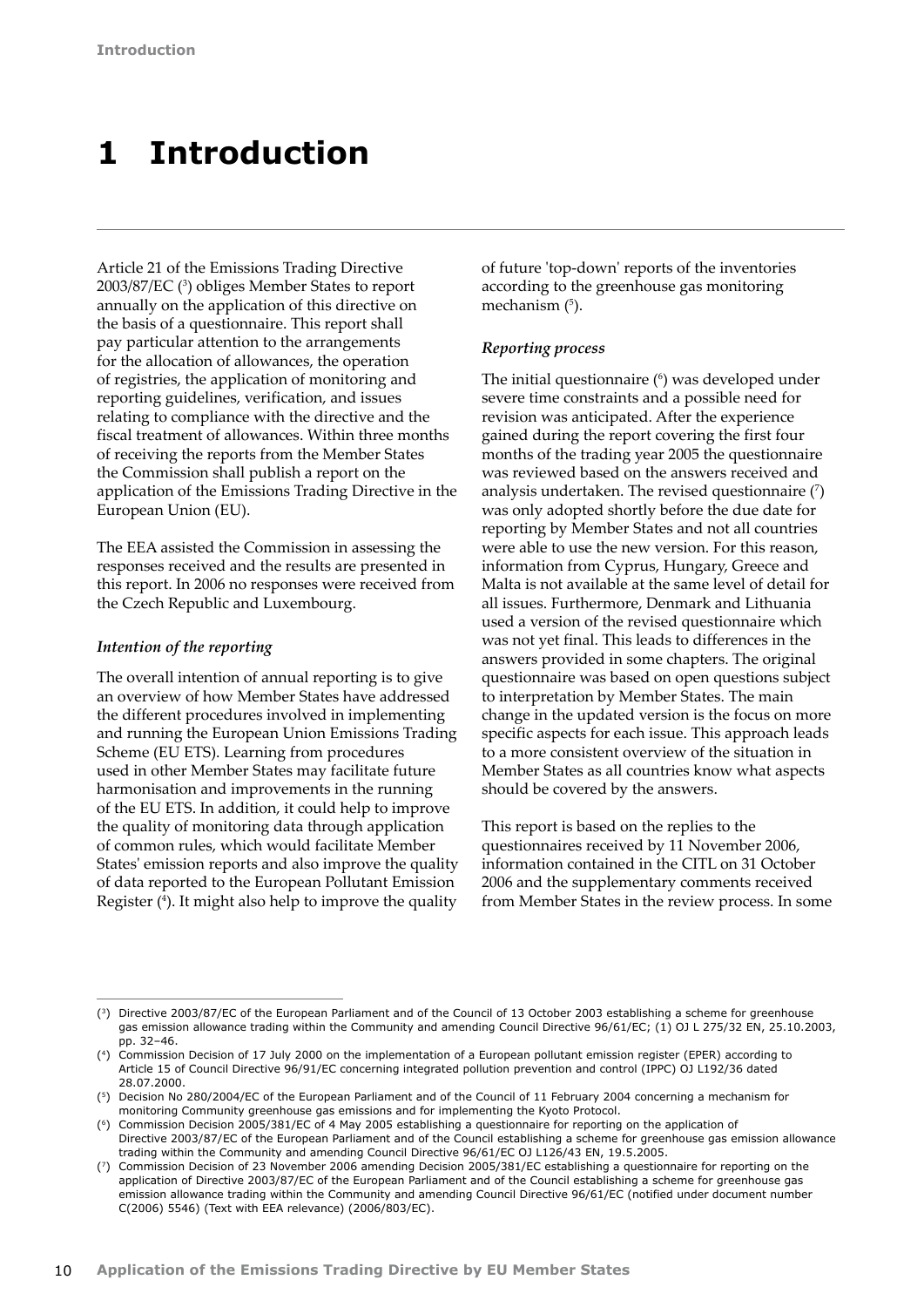# 1 Introduction

Article 21 of the Emissions Trading Directive 2003/87/EC ([3]) obliges Member States to report annually on the application of this directive on the basis of a questionnaire. This report shall pay particular attention to the arrangements for the allocation of allowances, the operation of registries, the application of monitoring and reporting guidelines, verification, and issues relating to compliance with the directive and the fiscal treatment of allowances. Within three months of receiving the reports from the Member States the Commission shall publish a report on the application of the Emissions Trading Directive in the European Union (EU).

The EEA assisted the Commission in assessing the responses received and the results are presented in this report. In 2006 no responses were received from the Czech Republic and Luxembourg.

*Intention of the reporting*

The overall intention of annual reporting is to give an overview of how Member States have addressed the different procedures involved in implementing and running the European Union Emissions Trading Scheme (EU ETS). Learning from procedures used in other Member States may facilitate future harmonisation and improvements in the running of the EU ETS. In addition, it could help to improve the quality of monitoring data through application of common rules, which would facilitate Member States' emission reports and also improve the quality of data reported to the European Pollutant Emission Register ([4]). It might also help to improve the quality of future 'top-down' reports of the inventories according to the greenhouse gas monitoring mechanism ([5]).

*Reporting process*

The initial questionnaire ([6]) was developed under severe time constraints and a possible need for revision was anticipated. After the experience gained during the report covering the first four months of the trading year 2005 the questionnaire was reviewed based on the answers received and analysis undertaken. The revised questionnaire ([7]) was only adopted shortly before the due date for reporting by Member States and not all countries were able to use the new version. For this reason, information from Cyprus, Hungary, Greece and Malta is not available at the same level of detail for all issues. Furthermore, Denmark and Lithuania used a version of the revised questionnaire which was not yet final. This leads to differences in the answers provided in some chapters. The original questionnaire was based on open questions subject to interpretation by Member States. The main change in the updated version is the focus on more specific aspects for each issue. This approach leads to a more consistent overview of the situation in Member States as all countries know what aspects should be covered by the answers.

This report is based on the replies to the questionnaires received by 11 November 2006, information contained in the CITL on 31 October 2006 and the supplementary comments received from Member States in the review process. In some

---

([3]) Directive 2003/87/EC of the European Parliament and of the Council of 13 October 2003 establishing a scheme for greenhouse gas emission allowance trading within the Community and amending Council Directive 96/61/EC; (1) OJ L 275/32 EN, 25.10.2003, pp. 32–46.

([4]) Commission Decision of 17 July 2000 on the implementation of a European pollutant emission register (EPER) according to Article 15 of Council Directive 96/91/EC concerning integrated pollution prevention and control (IPPC) OJ L192/36 dated 28.07.2000.

([5]) Decision No 280/2004/EC of the European Parliament and of the Council of 11 February 2004 concerning a mechanism for monitoring Community greenhouse gas emissions and for implementing the Kyoto Protocol.

([6]) Commission Decision 2005/381/EC of 4 May 2005 establishing a questionnaire for reporting on the application of Directive 2003/87/EC of the European Parliament and of the Council establishing a scheme for greenhouse gas emission allowance trading within the Community and amending Council Directive 96/61/EC OJ L126/43 EN, 19.5.2005.

([7]) Commission Decision of 23 November 2006 amending Decision 2005/381/EC establishing a questionnaire for reporting on the application of Directive 2003/87/EC of the European Parliament and of the Council establishing a scheme for greenhouse gas emission allowance trading within the Community and amending Council Directive 96/61/EC (notified under document number C(2006) 5546) (Text with EEA relevance) (2006/803/EC).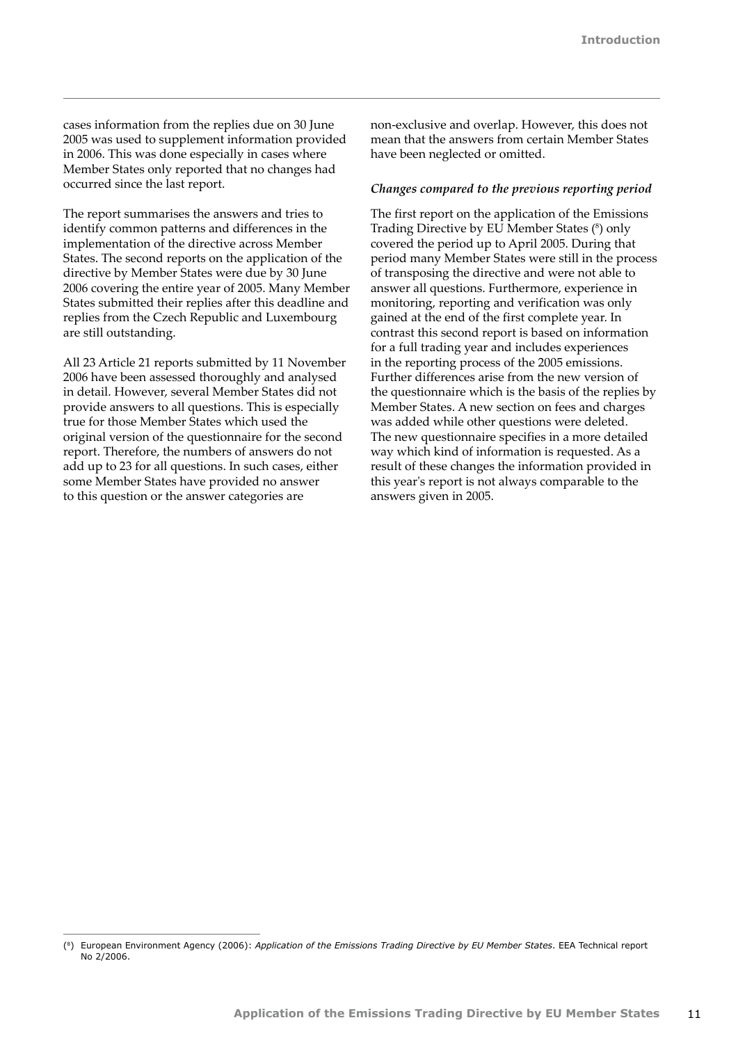cases information from the replies due on 30 June 2005 was used to supplement information provided in 2006. This was done especially in cases where Member States only reported that no changes had occurred since the last report.

The report summarises the answers and tries to identify common patterns and differences in the implementation of the directive across Member States. The second reports on the application of the directive by Member States were due by 30 June 2006 covering the entire year of 2005. Many Member States submitted their replies after this deadline and replies from the Czech Republic and Luxembourg are still outstanding.

All 23 Article 21 reports submitted by 11 November 2006 have been assessed thoroughly and analysed in detail. However, several Member States did not provide answers to all questions. This is especially true for those Member States which used the original version of the questionnaire for the second report. Therefore, the numbers of answers do not add up to 23 for all questions. In such cases, either some Member States have provided no answer to this question or the answer categories are non-exclusive and overlap. However, this does not mean that the answers from certain Member States have been neglected or omitted.

***Changes compared to the previous reporting period***

The first report on the application of the Emissions Trading Directive by EU Member States [8] only covered the period up to April 2005. During that period many Member States were still in the process of transposing the directive and were not able to answer all questions. Furthermore, experience in monitoring, reporting and verification was only gained at the end of the first complete year. In contrast this second report is based on information for a full trading year and includes experiences in the reporting process of the 2005 emissions. Further differences arise from the new version of the questionnaire which is the basis of the replies by Member States. A new section on fees and charges was added while other questions were deleted. The new questionnaire specifies in a more detailed way which kind of information is requested. As a result of these changes the information provided in this year's report is not always comparable to the answers given in 2005.

---

[8] European Environment Agency (2006): *Application of the Emissions Trading Directive by EU Member States*. EEA Technical report No 2/2006.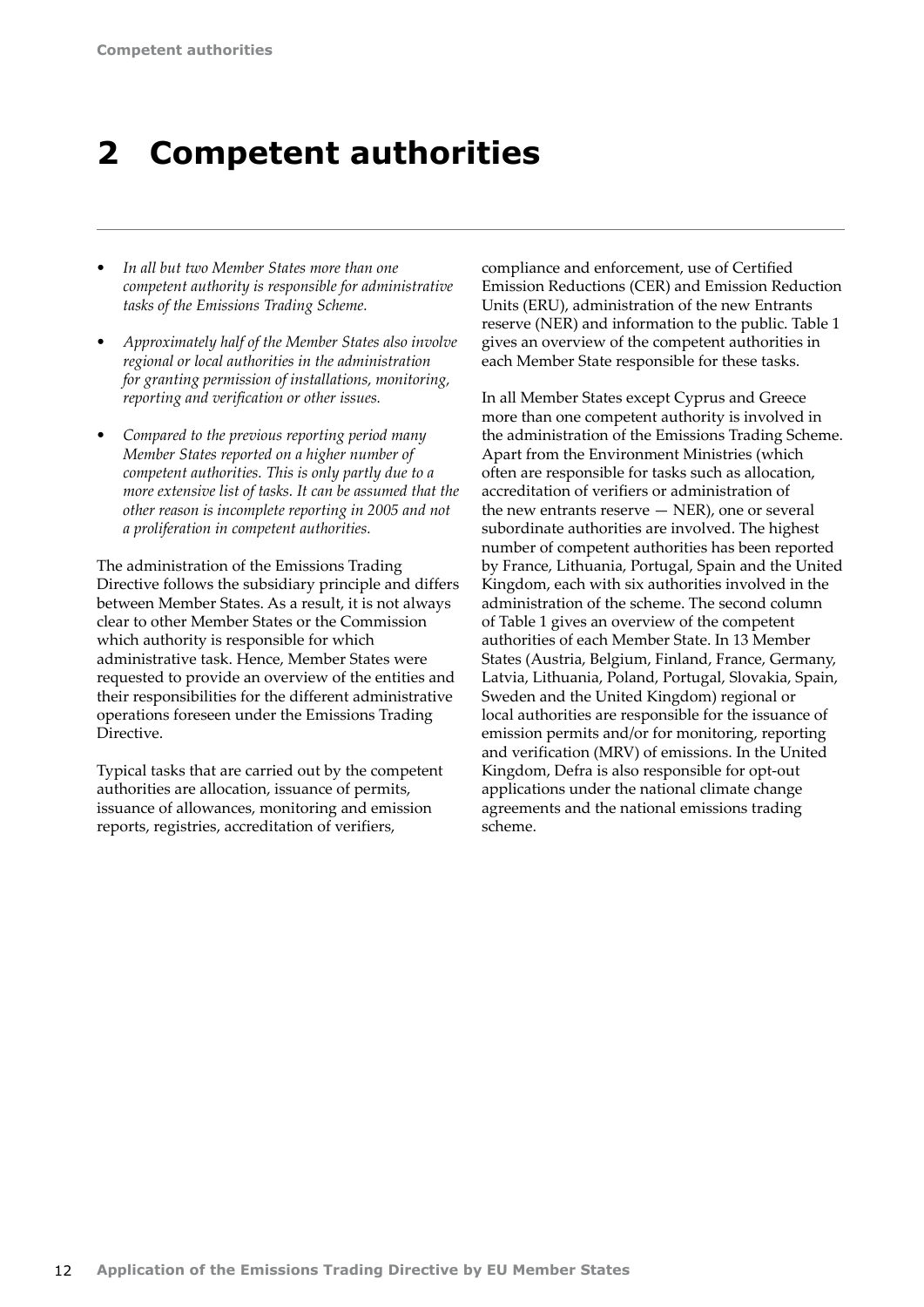# 2 Competent authorities

- *In all but two Member States more than one competent authority is responsible for administrative tasks of the Emissions Trading Scheme.*
- *Approximately half of the Member States also involve regional or local authorities in the administration for granting permission of installations, monitoring, reporting and verification or other issues.*
- *Compared to the previous reporting period many Member States reported on a higher number of competent authorities. This is only partly due to a more extensive list of tasks. It can be assumed that the other reason is incomplete reporting in 2005 and not a proliferation in competent authorities.*

The administration of the Emissions Trading Directive follows the subsidiary principle and differs between Member States. As a result, it is not always clear to other Member States or the Commission which authority is responsible for which administrative task. Hence, Member States were requested to provide an overview of the entities and their responsibilities for the different administrative operations foreseen under the Emissions Trading Directive.

Typical tasks that are carried out by the competent authorities are allocation, issuance of permits, issuance of allowances, monitoring and emission reports, registries, accreditation of verifiers, compliance and enforcement, use of Certified Emission Reductions (CER) and Emission Reduction Units (ERU), administration of the new Entrants reserve (NER) and information to the public. Table 1 gives an overview of the competent authorities in each Member State responsible for these tasks.

In all Member States except Cyprus and Greece more than one competent authority is involved in the administration of the Emissions Trading Scheme. Apart from the Environment Ministries (which often are responsible for tasks such as allocation, accreditation of verifiers or administration of the new entrants reserve — NER), one or several subordinate authorities are involved. The highest number of competent authorities has been reported by France, Lithuania, Portugal, Spain and the United Kingdom, each with six authorities involved in the administration of the scheme. The second column of Table 1 gives an overview of the competent authorities of each Member State. In 13 Member States (Austria, Belgium, Finland, France, Germany, Latvia, Lithuania, Poland, Portugal, Slovakia, Spain, Sweden and the United Kingdom) regional or local authorities are responsible for the issuance of emission permits and/or for monitoring, reporting and verification (MRV) of emissions. In the United Kingdom, Defra is also responsible for opt-out applications under the national climate change agreements and the national emissions trading scheme.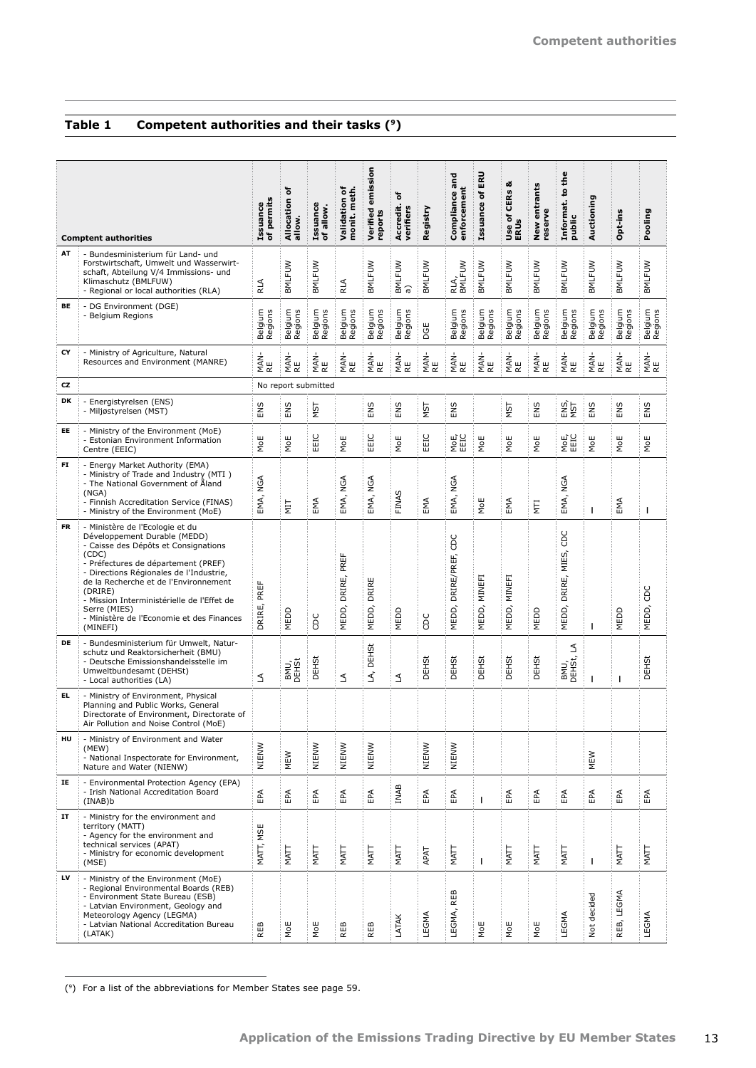## Table 1 Competent authorities and their tasks (9)

| | Comptent authorities | Issuance of permits | Allocation of allow. | Issuance of allow. | Validation of monit. meth. | Verified emission reports | Accredit. of verifiers | Registry | Compliance and enforcement | Issuance of ERU | Use of CERs & ERUs | New entrants reserve | Informat. to the public | Auctioning | Opt-ins | Pooling |
|---|---|---|---|---|---|---|---|---|---|---|---|---|---|---|---|---|
| AT | - Bundesministerium für Land- und Forstwirtschaft, Umwelt und Wasserwirtschaft, Abteilung V/4 Immissions- und Klimaschutz (BMLFUW)<br>- Regional or local authorities (RLA) | RLA | BMLFUW | BMLFUW | RLA | BMLFUW | BMLFUW a) | BMLFUW | RLA, BMLFUW | BMLFUW | BMLFUW | BMLFUW | BMLFUW | BMLFUW | BMLFUW | BMLFUW |
| BE | - DG Environment (DGE)<br>- Belgium Regions | Belgium Regions | Belgium Regions | Belgium Regions | Belgium Regions | Belgium Regions | Belgium Regions | DGE | Belgium Regions | Belgium Regions | Belgium Regions | Belgium Regions | Belgium Regions | Belgium Regions | Belgium Regions | Belgium Regions |
| CY | - Ministry of Agriculture, Natural Resources and Environment (MANRE) | MANRE | MANRE | MANRE | MANRE | MANRE | MANRE | MANRE | MANRE | MANRE | MANRE | MANRE | MANRE | MANRE | MANRE | MANRE |
| CZ | | No report submitted | | | | | | | | | | | | | | |
| DK | - Energistyrelsen (ENS)<br>- Miljøstyrelsen (MST) | ENS | ENS | MST | | ENS | ENS | MST | ENS | | MST | ENS | ENS, MST | ENS | ENS | ENS |
| EE | - Ministry of the Environment (MoE)<br>- Estonian Environment Information Centre (EEIC) | MoE | MoE | EEIC | MoE | EEIC | MoE | EEIC | MoE, EEIC | MoE | MoE | MoE | MoE, EEIC | MoE | MoE | MoE |
| FI | - Energy Market Authority (EMA)<br>- Ministry of Trade and Industry (MTI )<br>- The National Government of Åland (NGA)<br>- Finnish Accreditation Service (FINAS)<br>- Ministry of the Environment (MoE) | EMA, NGA | MTI | EMA | EMA, NGA | EMA, NGA | FINAS | EMA | EMA, NGA | MoE | EMA | MTI | EMA, NGA | – | EMA | – |
| FR | - Ministère de l'Ecologie et du Développement Durable (MEDD)<br>- Caisse des Dépôts et Consignations (CDC)<br>- Préfectures de département (PREF)<br>- Directions Régionales de l'Industrie, de la Recherche et de l'Environnement (DRIRE)<br>- Mission Interministérielle de l'Effet de Serre (MIES)<br>- Ministère de l'Economie et des Finances (MINEFI) | DRIRE, PREF | MEDD | CDC | MEDD, DRIRE, PREF | MEDD, DRIRE | MEDD | CDC | MEDD, DRIRE/PREF, CDC | MEDD, MINEFI | MEDD, MINEFI | MEDD | MEDD, DRIRE, MIES, CDC | – | MEDD | MEDD, CDC |
| DE | - Bundesministerium für Umwelt, Naturschutz und Reaktorsicherheit (BMU)<br>- Deutsche Emissionshandelsstelle im Umweltbundesamt (DEHSt)<br>- Local authorities (LA) | LA | BMU, DEHSt | DEHSt | LA | LA, DEHSt | LA | DEHSt | DEHSt | DEHSt | DEHSt | DEHSt | BMU, DEHSt, LA | – | – | DEHSt |
| EL | - Ministry of Environment, Physical Planning and Public Works, General Directorate of Environment, Directorate of Air Pollution and Noise Control (MoE) | | | | | | | | | | | | | | | |
| HU | - Ministry of Environment and Water (MEW)<br>- National Inspectorate for Environment, Nature and Water (NIENW) | NIENW | MEW | NIENW | NIENW | NIENW | | NIENW | NIENW | | | | | MEW | | |
| IE | - Environmental Protection Agency (EPA)<br>- Irish National Accreditation Board (INAB)b | EPA | EPA | EPA | EPA | EPA | INAB | EPA | EPA | – | EPA | EPA | EPA | EPA | EPA | EPA |
| IT | - Ministry for the environment and territory (MATT)<br>- Agency for the environment and technical services (APAT)<br>- Ministry for economic development (MSE) | MATT, MSE | MATT | MATT | MATT | MATT | MATT | APAT | MATT | – | MATT | MATT | MATT | – | MATT | MATT |
| LV | - Ministry of the Environment (MoE)<br>- Regional Environmental Boards (REB)<br>- Environment State Bureau (ESB)<br>- Latvian Environment, Geology and Meteorology Agency (LEGMA)<br>- Latvian National Accreditation Bureau (LATAK) | REB | MoE | MoE | REB | REB | LATAK | LEGMA | LEGMA, REB | MoE | MoE | MoE | LEGMA | Not decided | REB, LEGMA | LEGMA |

(9) For a list of the abbreviations for Member States see page 59.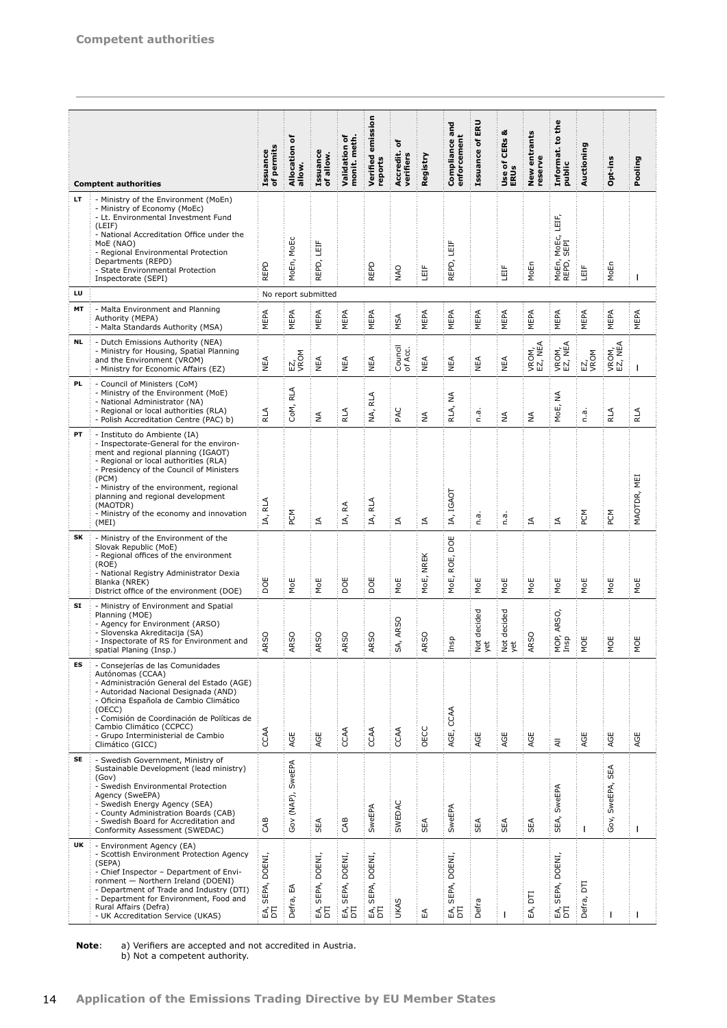## Competent authorities

| | Comptent authorities | Issuance of permits | Allocation of allow. | Issuance of allow. | Validation of monit. meth. | Verified emission reports | Accredit. of verifiers | Registry | Compliance and enforcement | Issuance of ERU | Use of CERs & ERUs | New entrants reserve | Informat. to the public | Auctioning | Opt-ins | Pooling |
|---|---|---|---|---|---|---|---|---|---|---|---|---|---|---|---|---|
| LT | - Ministry of the Environment (MoEn)<br>- Ministry of Economy (MoEc)<br>- Lt. Environmental Investment Fund (LEIF)<br>- National Accreditation Office under the MoE (NAO)<br>- Regional Environmental Protection Departments (REPD)<br>- State Environmental Protection Inspectorate (SEPI) | REPD | MoEn, MoEc | REPD, LEIF | | REPD | NAO | LEIF | REPD, LEIF | | LEIF | MoEn | MoEn, MoEc, LEIF, REPD, SEPI | LEIF | MoEn | – |
| LU | | No report submitted | | | | | | | | | | | | | | |
| MT | - Malta Environment and Planning Authority (MEPA)<br>- Malta Standards Authority (MSA) | MEPA | MEPA | MEPA | MEPA | MEPA | MSA | MEPA | MEPA | MEPA | MEPA | MEPA | MEPA | MEPA | MEPA | MEPA |
| NL | - Dutch Emissions Authority (NEA)<br>- Ministry for Housing, Spatial Planning and the Environment (VROM)<br>- Ministry for Economic Affairs (EZ) | NEA | EZ, VROM | NEA | NEA | NEA | Council of Acc. | NEA | NEA | NEA | NEA | VROM, EZ, NEA | VROM, EZ, NEA | EZ, VROM | VROM, EZ, NEA | – |
| PL | - Council of Ministers (CoM)<br>- Ministry of the Environment (MoE)<br>- National Administrator (NA)<br>- Regional or local authorities (RLA)<br>- Polish Accreditation Centre (PAC) b) | RLA | CoM, RLA | NA | RLA | NA, RLA | PAC | NA | RLA, NA | n.a. | NA | NA | MoE, NA | n.a. | RLA | RLA |
| PT | - Instituto do Ambiente (IA)<br>- Inspectorate-General for the environment and regional planning (IGAOT)<br>- Regional or local authorities (RLA)<br>- Presidency of the Council of Ministers (PCM)<br>- Ministry of the environment, regional planning and regional development (MAOTDR)<br>- Ministry of the economy and innovation (MEI) | IA, RLA | PCM | IA | IA, RA | IA, RLA | IA | IA | IA, IGAOT | n.a. | n.a. | IA | IA | PCM | PCM | MAOTDR, MEI |
| SK | - Ministry of the Environment of the Slovak Republic (MoE)<br>- Regional offices of the environment (ROE)<br>- National Registry Administrator Dexia Blanka (NREK)<br>District office of the environment (DOE) | DOE | MoE | MoE | DOE | DOE | MoE | MoE, NREK | MoE, ROE, DOE | MoE | MoE | MoE | MoE | MoE | MoE | MoE |
| SI | - Ministry of Environment and Spatial Planning (MOE)<br>- Agency for Environment (ARSO)<br>- Slovenska Akreditacija (SA)<br>- Inspectorate of RS for Environment and spatial Planing (Insp.) | ARSO | ARSO | ARSO | ARSO | ARSO | SA, ARSO | ARSO | Insp | Not decided yet | Not decided yet | ARSO | MOP, ARSO, Insp | MOE | MOE | MOE |
| ES | - Consejerías de las Comunidades Autónomas (CCAA)<br>- Administración General del Estado (AGE)<br>- Autoridad Nacional Designada (AND)<br>- Oficina Española de Cambio Climático (OECC)<br>- Comisión de Coordinación de Políticas de Cambio Climático (CCPCC)<br>- Grupo Interministerial de Cambio Climático (GICC) | CCAA | AGE | AGE | CCAA | CCAA | CCAA | OECC | AGE, CCAA | AGE | AGE | AGE | All | AGE | AGE | AGE |
| SE | - Swedish Government, Ministry of Sustainable Development (lead ministry) (Gov)<br>- Swedish Environmental Protection Agency (SweEPA)<br>- Swedish Energy Agency (SEA)<br>- County Administration Boards (CAB)<br>- Swedish Board for Accreditation and Conformity Assessment (SWEDAC) | CAB | Gov (NAP), SweEPA | SEA | CAB | SweEPA | SWEDAC | SEA | SweEPA | SEA | SEA | SEA | SEA, SweEPA | – | Gov, SweEPA, SEA | – |
| UK | - Environment Agency (EA)<br>- Scottish Environment Protection Agency (SEPA)<br>- Chief Inspector – Department of Environment — Northern Ireland (DOENI)<br>- Department of Trade and Industry (DTI)<br>- Department for Environment, Food and Rural Affairs (Defra)<br>- UK Accreditation Service (UKAS) | EA, SEPA, DOENI, DTI | Defra, EA | EA, SEPA, DOENI, DTI | EA, SEPA, DOENI, DTI | EA, SEPA, DOENI, DTI | UKAS | EA | EA, SEPA, DOENI, DTI | Defra | – | EA, DTI | EA, SEPA, DOENI, DTI | Defra, DTI | – | – |

**Note**: a) Verifiers are accepted and not accredited in Austria.
b) Not a competent authority.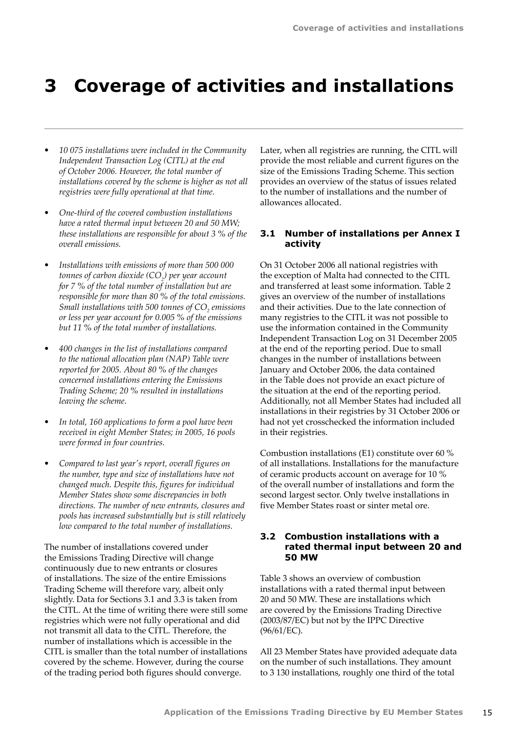# 3 Coverage of activities and installations

- *10 075 installations were included in the Community Independent Transaction Log (CITL) at the end of October 2006. However, the total number of installations covered by the scheme is higher as not all registries were fully operational at that time.*
- *One-third of the covered combustion installations have a rated thermal input between 20 and 50 MW; these installations are responsible for about 3 % of the overall emissions.*
- *Installations with emissions of more than 500 000 tonnes of carbon dioxide ($CO_2$) per year account for 7 % of the total number of installation but are responsible for more than 80 % of the total emissions. Small installations with 500 tonnes of $CO_2$ emissions or less per year account for 0.005 % of the emissions but 11 % of the total number of installations.*
- *400 changes in the list of installations compared to the national allocation plan (NAP) Table were reported for 2005. About 80 % of the changes concerned installations entering the Emissions Trading Scheme; 20 % resulted in installations leaving the scheme.*
- *In total, 160 applications to form a pool have been received in eight Member States; in 2005, 16 pools were formed in four countries.*
- *Compared to last year's report, overall figures on the number, type and size of installations have not changed much. Despite this, figures for individual Member States show some discrepancies in both directions. The number of new entrants, closures and pools has increased substantially but is still relatively low compared to the total number of installations.*

The number of installations covered under the Emissions Trading Directive will change continuously due to new entrants or closures of installations. The size of the entire Emissions Trading Scheme will therefore vary, albeit only slightly. Data for Sections 3.1 and 3.3 is taken from the CITL. At the time of writing there were still some registries which were not fully operational and did not transmit all data to the CITL. Therefore, the number of installations which is accessible in the CITL is smaller than the total number of installations covered by the scheme. However, during the course of the trading period both figures should converge.

Later, when all registries are running, the CITL will provide the most reliable and current figures on the size of the Emissions Trading Scheme. This section provides an overview of the status of issues related to the number of installations and the number of allowances allocated.

### 3.1 Number of installations per Annex I activity

On 31 October 2006 all national registries with the exception of Malta had connected to the CITL and transferred at least some information. Table 2 gives an overview of the number of installations and their activities. Due to the late connection of many registries to the CITL it was not possible to use the information contained in the Community Independent Transaction Log on 31 December 2005 at the end of the reporting period. Due to small changes in the number of installations between January and October 2006, the data contained in the Table does not provide an exact picture of the situation at the end of the reporting period. Additionally, not all Member States had included all installations in their registries by 31 October 2006 or had not yet crosschecked the information included in their registries.

Combustion installations (E1) constitute over 60 % of all installations. Installations for the manufacture of ceramic products account on average for 10 % of the overall number of installations and form the second largest sector. Only twelve installations in five Member States roast or sinter metal ore.

### 3.2 Combustion installations with a rated thermal input between 20 and 50 MW

Table 3 shows an overview of combustion installations with a rated thermal input between 20 and 50 MW. These are installations which are covered by the Emissions Trading Directive (2003/87/EC) but not by the IPPC Directive (96/61/EC).

All 23 Member States have provided adequate data on the number of such installations. They amount to 3 130 installations, roughly one third of the total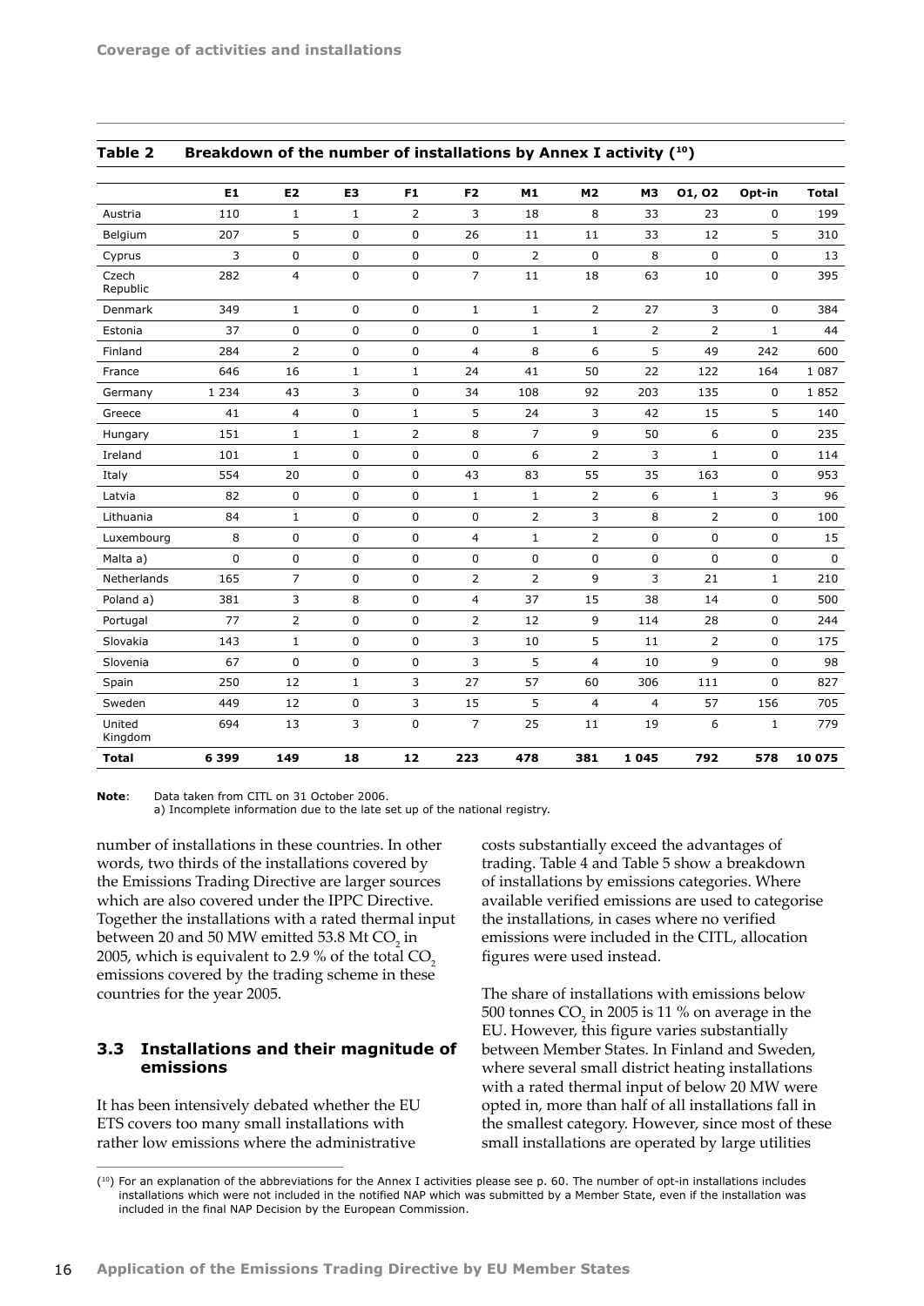**Table 2 Breakdown of the number of installations by Annex I activity ([10])**

| | E1 | E2 | E3 | F1 | F2 | M1 | M2 | M3 | O1, O2 | Opt-in | Total |
|---|---|---|---|---|---|---|---|---|---|---|---|
| Austria | 110 | 1 | 1 | 2 | 3 | 18 | 8 | 33 | 23 | 0 | 199 |
| Belgium | 207 | 5 | 0 | 0 | 26 | 11 | 11 | 33 | 12 | 5 | 310 |
| Cyprus | 3 | 0 | 0 | 0 | 0 | 2 | 0 | 8 | 0 | 0 | 13 |
| Czech Republic | 282 | 4 | 0 | 0 | 7 | 11 | 18 | 63 | 10 | 0 | 395 |
| Denmark | 349 | 1 | 0 | 0 | 1 | 1 | 2 | 27 | 3 | 0 | 384 |
| Estonia | 37 | 0 | 0 | 0 | 0 | 1 | 1 | 2 | 2 | 1 | 44 |
| Finland | 284 | 2 | 0 | 0 | 4 | 8 | 6 | 5 | 49 | 242 | 600 |
| France | 646 | 16 | 1 | 1 | 24 | 41 | 50 | 22 | 122 | 164 | 1 087 |
| Germany | 1 234 | 43 | 3 | 0 | 34 | 108 | 92 | 203 | 135 | 0 | 1 852 |
| Greece | 41 | 4 | 0 | 1 | 5 | 24 | 3 | 42 | 15 | 5 | 140 |
| Hungary | 151 | 1 | 1 | 2 | 8 | 7 | 9 | 50 | 6 | 0 | 235 |
| Ireland | 101 | 1 | 0 | 0 | 0 | 6 | 2 | 3 | 1 | 0 | 114 |
| Italy | 554 | 20 | 0 | 0 | 43 | 83 | 55 | 35 | 163 | 0 | 953 |
| Latvia | 82 | 0 | 0 | 0 | 1 | 1 | 2 | 6 | 1 | 3 | 96 |
| Lithuania | 84 | 1 | 0 | 0 | 0 | 2 | 3 | 8 | 2 | 0 | 100 |
| Luxembourg | 8 | 0 | 0 | 0 | 4 | 1 | 2 | 0 | 0 | 0 | 15 |
| Malta a) | 0 | 0 | 0 | 0 | 0 | 0 | 0 | 0 | 0 | 0 | 0 |
| Netherlands | 165 | 7 | 0 | 0 | 2 | 2 | 9 | 3 | 21 | 1 | 210 |
| Poland a) | 381 | 3 | 8 | 0 | 4 | 37 | 15 | 38 | 14 | 0 | 500 |
| Portugal | 77 | 2 | 0 | 0 | 2 | 12 | 9 | 114 | 28 | 0 | 244 |
| Slovakia | 143 | 1 | 0 | 0 | 3 | 10 | 5 | 11 | 2 | 0 | 175 |
| Slovenia | 67 | 0 | 0 | 0 | 3 | 5 | 4 | 10 | 9 | 0 | 98 |
| Spain | 250 | 12 | 1 | 3 | 27 | 57 | 60 | 306 | 111 | 0 | 827 |
| Sweden | 449 | 12 | 0 | 3 | 15 | 5 | 4 | 4 | 57 | 156 | 705 |
| United Kingdom | 694 | 13 | 3 | 0 | 7 | 25 | 11 | 19 | 6 | 1 | 779 |
| **Total** | **6 399** | **149** | **18** | **12** | **223** | **478** | **381** | **1 045** | **792** | **578** | **10 075** |

**Note**: Data taken from CITL on 31 October 2006.
a) Incomplete information due to the late set up of the national registry.

number of installations in these countries. In other words, two thirds of the installations covered by the Emissions Trading Directive are larger sources which are also covered under the IPPC Directive. Together the installations with a rated thermal input between 20 and 50 MW emitted 53.8 Mt $CO_2$ in 2005, which is equivalent to 2.9 % of the total $CO_2$ emissions covered by the trading scheme in these countries for the year 2005.

### 3.3 Installations and their magnitude of emissions

It has been intensively debated whether the EU ETS covers too many small installations with rather low emissions where the administrative costs substantially exceed the advantages of trading. Table 4 and Table 5 show a breakdown of installations by emissions categories. Where available verified emissions are used to categorise the installations, in cases where no verified emissions were included in the CITL, allocation figures were used instead.

The share of installations with emissions below 500 tonnes $CO_2$ in 2005 is 11 % on average in the EU. However, this figure varies substantially between Member States. In Finland and Sweden, where several small district heating installations with a rated thermal input of below 20 MW were opted in, more than half of all installations fall in the smallest category. However, since most of these small installations are operated by large utilities

([10]) For an explanation of the abbreviations for the Annex I activities please see p. 60. The number of opt-in installations includes installations which were not included in the notified NAP which was submitted by a Member State, even if the installation was included in the final NAP Decision by the European Commission.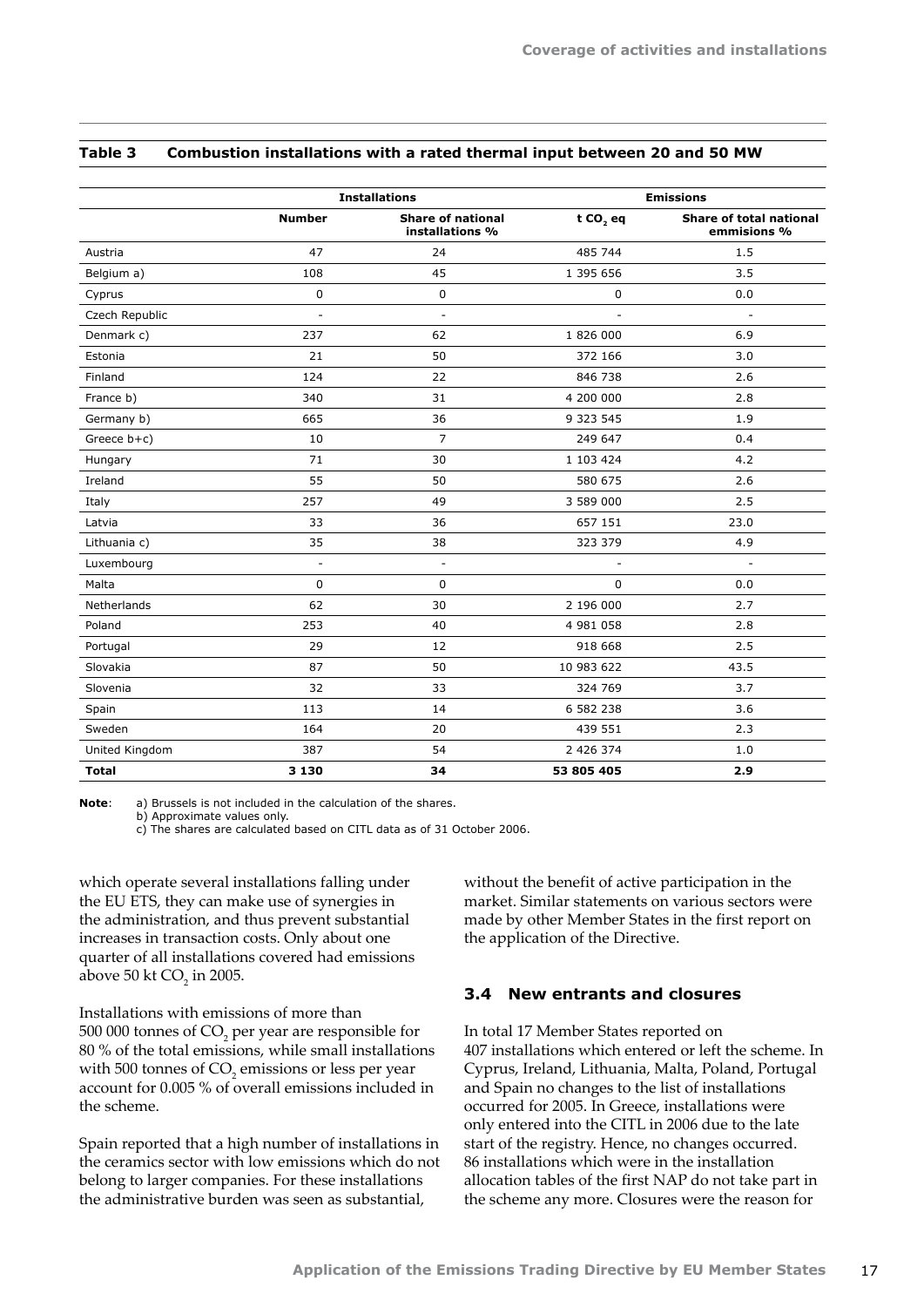**Table 3 Combustion installations with a rated thermal input between 20 and 50 MW**

| | Installations | | Emissions | |
|---|---|---|---|---|
| | **Number** | **Share of national installations %** | **t $CO_2$ eq** | **Share of total national emmisions %** |
| Austria | 47 | 24 | 485 744 | 1.5 |
| Belgium a) | 108 | 45 | 1 395 656 | 3.5 |
| Cyprus | 0 | 0 | 0 | 0.0 |
| Czech Republic | - | - | - | - |
| Denmark c) | 237 | 62 | 1 826 000 | 6.9 |
| Estonia | 21 | 50 | 372 166 | 3.0 |
| Finland | 124 | 22 | 846 738 | 2.6 |
| France b) | 340 | 31 | 4 200 000 | 2.8 |
| Germany b) | 665 | 36 | 9 323 545 | 1.9 |
| Greece b+c) | 10 | 7 | 249 647 | 0.4 |
| Hungary | 71 | 30 | 1 103 424 | 4.2 |
| Ireland | 55 | 50 | 580 675 | 2.6 |
| Italy | 257 | 49 | 3 589 000 | 2.5 |
| Latvia | 33 | 36 | 657 151 | 23.0 |
| Lithuania c) | 35 | 38 | 323 379 | 4.9 |
| Luxembourg | - | - | - | - |
| Malta | 0 | 0 | 0 | 0.0 |
| Netherlands | 62 | 30 | 2 196 000 | 2.7 |
| Poland | 253 | 40 | 4 981 058 | 2.8 |
| Portugal | 29 | 12 | 918 668 | 2.5 |
| Slovakia | 87 | 50 | 10 983 622 | 43.5 |
| Slovenia | 32 | 33 | 324 769 | 3.7 |
| Spain | 113 | 14 | 6 582 238 | 3.6 |
| Sweden | 164 | 20 | 439 551 | 2.3 |
| United Kingdom | 387 | 54 | 2 426 374 | 1.0 |
| **Total** | **3 130** | **34** | **53 805 405** | **2.9** |

**Note**: a) Brussels is not included in the calculation of the shares.
b) Approximate values only.
c) The shares are calculated based on CITL data as of 31 October 2006.

which operate several installations falling under the EU ETS, they can make use of synergies in the administration, and thus prevent substantial increases in transaction costs. Only about one quarter of all installations covered had emissions above 50 kt $CO_2$ in 2005.

Installations with emissions of more than 500 000 tonnes of $CO_2$ per year are responsible for 80 % of the total emissions, while small installations with 500 tonnes of $CO_2$ emissions or less per year account for 0.005 % of overall emissions included in the scheme.

Spain reported that a high number of installations in the ceramics sector with low emissions which do not belong to larger companies. For these installations the administrative burden was seen as substantial, without the benefit of active participation in the market. Similar statements on various sectors were made by other Member States in the first report on the application of the Directive.

### 3.4 New entrants and closures

In total 17 Member States reported on 407 installations which entered or left the scheme. In Cyprus, Ireland, Lithuania, Malta, Poland, Portugal and Spain no changes to the list of installations occurred for 2005. In Greece, installations were only entered into the CITL in 2006 due to the late start of the registry. Hence, no changes occurred. 86 installations which were in the installation allocation tables of the first NAP do not take part in the scheme any more. Closures were the reason for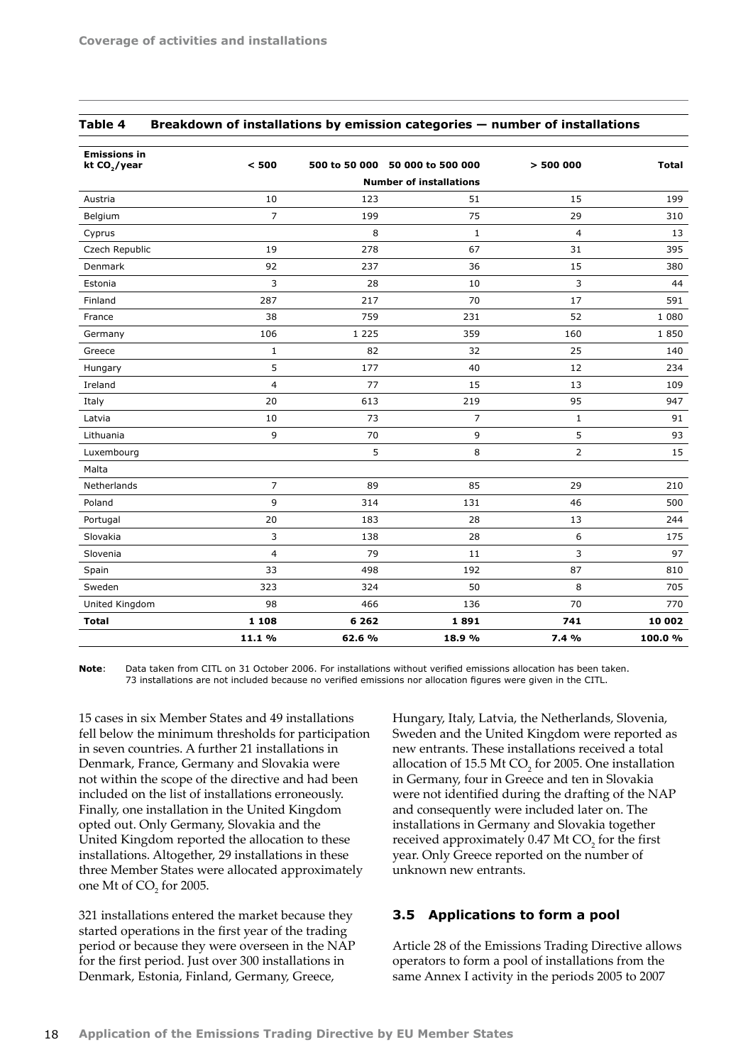**Table 4 Breakdown of installations by emission categories — number of installations**

| Emissions in kt $CO_2$/year | < 500 | 500 to 50 000 | 50 000 to 500 000 | > 500 000 | Total |
|---|---|---|---|---|---|
| | | | Number of installations | | |
| Austria | 10 | 123 | 51 | 15 | 199 |
| Belgium | 7 | 199 | 75 | 29 | 310 |
| Cyprus | | 8 | 1 | 4 | 13 |
| Czech Republic | 19 | 278 | 67 | 31 | 395 |
| Denmark | 92 | 237 | 36 | 15 | 380 |
| Estonia | 3 | 28 | 10 | 3 | 44 |
| Finland | 287 | 217 | 70 | 17 | 591 |
| France | 38 | 759 | 231 | 52 | 1 080 |
| Germany | 106 | 1 225 | 359 | 160 | 1 850 |
| Greece | 1 | 82 | 32 | 25 | 140 |
| Hungary | 5 | 177 | 40 | 12 | 234 |
| Ireland | 4 | 77 | 15 | 13 | 109 |
| Italy | 20 | 613 | 219 | 95 | 947 |
| Latvia | 10 | 73 | 7 | 1 | 91 |
| Lithuania | 9 | 70 | 9 | 5 | 93 |
| Luxembourg | | 5 | 8 | 2 | 15 |
| Malta | | | | | |
| Netherlands | 7 | 89 | 85 | 29 | 210 |
| Poland | 9 | 314 | 131 | 46 | 500 |
| Portugal | 20 | 183 | 28 | 13 | 244 |
| Slovakia | 3 | 138 | 28 | 6 | 175 |
| Slovenia | 4 | 79 | 11 | 3 | 97 |
| Spain | 33 | 498 | 192 | 87 | 810 |
| Sweden | 323 | 324 | 50 | 8 | 705 |
| United Kingdom | 98 | 466 | 136 | 70 | 770 |
| **Total** | **1 108** | **6 262** | **1 891** | **741** | **10 002** |
| | **11.1 %** | **62.6 %** | **18.9 %** | **7.4 %** | **100.0 %** |

**Note**: Data taken from CITL on 31 October 2006. For installations without verified emissions allocation has been taken. 73 installations are not included because no verified emissions nor allocation figures were given in the CITL.

15 cases in six Member States and 49 installations fell below the minimum thresholds for participation in seven countries. A further 21 installations in Denmark, France, Germany and Slovakia were not within the scope of the directive and had been included on the list of installations erroneously. Finally, one installation in the United Kingdom opted out. Only Germany, Slovakia and the United Kingdom reported the allocation to these installations. Altogether, 29 installations in these three Member States were allocated approximately one Mt of $CO_2$ for 2005.

321 installations entered the market because they started operations in the first year of the trading period or because they were overseen in the NAP for the first period. Just over 300 installations in Denmark, Estonia, Finland, Germany, Greece, Hungary, Italy, Latvia, the Netherlands, Slovenia, Sweden and the United Kingdom were reported as new entrants. These installations received a total allocation of 15.5 Mt $CO_2$ for 2005. One installation in Germany, four in Greece and ten in Slovakia were not identified during the drafting of the NAP and consequently were included later on. The installations in Germany and Slovakia together received approximately 0.47 Mt $CO_2$ for the first year. Only Greece reported on the number of unknown new entrants.

### 3.5 Applications to form a pool

Article 28 of the Emissions Trading Directive allows operators to form a pool of installations from the same Annex I activity in the periods 2005 to 2007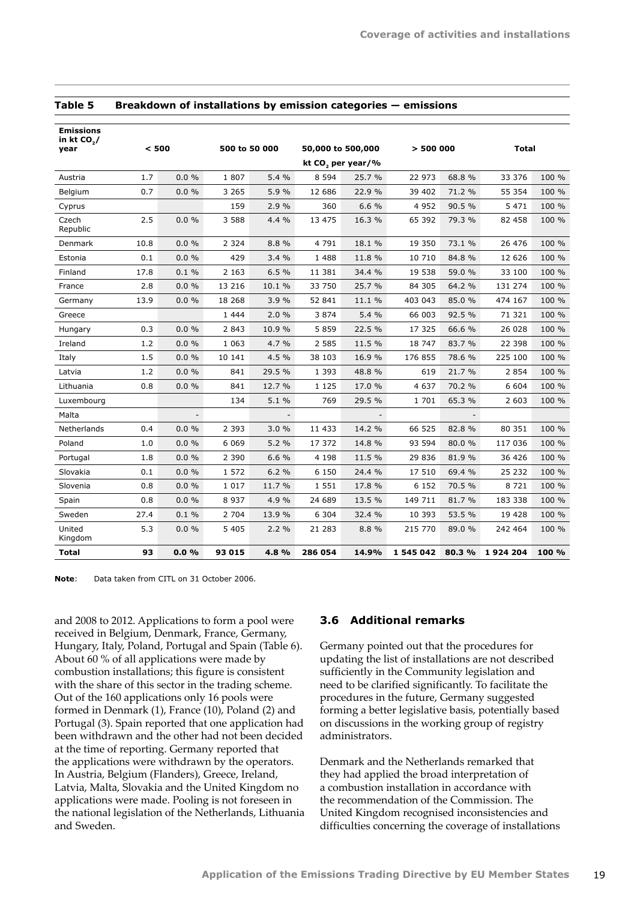**Table 5 Breakdown of installations by emission categories — emissions**

| Emissions in kt $CO_2$/ year | < 500 | | 500 to 50 000 | | 50,000 to 500,000 | | > 500 000 | | Total | |
|---|---|---|---|---|---|---|---|---|---|---|
| | | | | | kt $CO_2$ per year/% | | | | | |
| Austria | 1.7 | 0.0 % | 1 807 | 5.4 % | 8 594 | 25.7 % | 22 973 | 68.8 % | 33 376 | 100 % |
| Belgium | 0.7 | 0.0 % | 3 265 | 5.9 % | 12 686 | 22.9 % | 39 402 | 71.2 % | 55 354 | 100 % |
| Cyprus | | | 159 | 2.9 % | 360 | 6.6 % | 4 952 | 90.5 % | 5 471 | 100 % |
| Czech Republic | 2.5 | 0.0 % | 3 588 | 4.4 % | 13 475 | 16.3 % | 65 392 | 79.3 % | 82 458 | 100 % |
| Denmark | 10.8 | 0.0 % | 2 324 | 8.8 % | 4 791 | 18.1 % | 19 350 | 73.1 % | 26 476 | 100 % |
| Estonia | 0.1 | 0.0 % | 429 | 3.4 % | 1 488 | 11.8 % | 10 710 | 84.8 % | 12 626 | 100 % |
| Finland | 17.8 | 0.1 % | 2 163 | 6.5 % | 11 381 | 34.4 % | 19 538 | 59.0 % | 33 100 | 100 % |
| France | 2.8 | 0.0 % | 13 216 | 10.1 % | 33 750 | 25.7 % | 84 305 | 64.2 % | 131 274 | 100 % |
| Germany | 13.9 | 0.0 % | 18 268 | 3.9 % | 52 841 | 11.1 % | 403 043 | 85.0 % | 474 167 | 100 % |
| Greece | | | 1 444 | 2.0 % | 3 874 | 5.4 % | 66 003 | 92.5 % | 71 321 | 100 % |
| Hungary | 0.3 | 0.0 % | 2 843 | 10.9 % | 5 859 | 22.5 % | 17 325 | 66.6 % | 26 028 | 100 % |
| Ireland | 1.2 | 0.0 % | 1 063 | 4.7 % | 2 585 | 11.5 % | 18 747 | 83.7 % | 22 398 | 100 % |
| Italy | 1.5 | 0.0 % | 10 141 | 4.5 % | 38 103 | 16.9 % | 176 855 | 78.6 % | 225 100 | 100 % |
| Latvia | 1.2 | 0.0 % | 841 | 29.5 % | 1 393 | 48.8 % | 619 | 21.7 % | 2 854 | 100 % |
| Lithuania | 0.8 | 0.0 % | 841 | 12.7 % | 1 125 | 17.0 % | 4 637 | 70.2 % | 6 604 | 100 % |
| Luxembourg | | | 134 | 5.1 % | 769 | 29.5 % | 1 701 | 65.3 % | 2 603 | 100 % |
| Malta | | - | | - | | - | | - | | |
| Netherlands | 0.4 | 0.0 % | 2 393 | 3.0 % | 11 433 | 14.2 % | 66 525 | 82.8 % | 80 351 | 100 % |
| Poland | 1.0 | 0.0 % | 6 069 | 5.2 % | 17 372 | 14.8 % | 93 594 | 80.0 % | 117 036 | 100 % |
| Portugal | 1.8 | 0.0 % | 2 390 | 6.6 % | 4 198 | 11.5 % | 29 836 | 81.9 % | 36 426 | 100 % |
| Slovakia | 0.1 | 0.0 % | 1 572 | 6.2 % | 6 150 | 24.4 % | 17 510 | 69.4 % | 25 232 | 100 % |
| Slovenia | 0.8 | 0.0 % | 1 017 | 11.7 % | 1 551 | 17.8 % | 6 152 | 70.5 % | 8 721 | 100 % |
| Spain | 0.8 | 0.0 % | 8 937 | 4.9 % | 24 689 | 13.5 % | 149 711 | 81.7 % | 183 338 | 100 % |
| Sweden | 27.4 | 0.1 % | 2 704 | 13.9 % | 6 304 | 32.4 % | 10 393 | 53.5 % | 19 428 | 100 % |
| United Kingdom | 5.3 | 0.0 % | 5 405 | 2.2 % | 21 283 | 8.8 % | 215 770 | 89.0 % | 242 464 | 100 % |
| **Total** | **93** | **0.0 %** | **93 015** | **4.8 %** | **286 054** | **14.9%** | **1 545 042** | **80.3 %** | **1 924 204** | **100 %** |

**Note**: Data taken from CITL on 31 October 2006.

and 2008 to 2012. Applications to form a pool were received in Belgium, Denmark, France, Germany, Hungary, Italy, Poland, Portugal and Spain (Table 6). About 60 % of all applications were made by combustion installations; this figure is consistent with the share of this sector in the trading scheme. Out of the 160 applications only 16 pools were formed in Denmark (1), France (10), Poland (2) and Portugal (3). Spain reported that one application had been withdrawn and the other had not been decided at the time of reporting. Germany reported that the applications were withdrawn by the operators. In Austria, Belgium (Flanders), Greece, Ireland, Latvia, Malta, Slovakia and the United Kingdom no applications were made. Pooling is not foreseen in the national legislation of the Netherlands, Lithuania and Sweden.

### 3.6 Additional remarks

Germany pointed out that the procedures for updating the list of installations are not described sufficiently in the Community legislation and need to be clarified significantly. To facilitate the procedures in the future, Germany suggested forming a better legislative basis, potentially based on discussions in the working group of registry administrators.

Denmark and the Netherlands remarked that they had applied the broad interpretation of a combustion installation in accordance with the recommendation of the Commission. The United Kingdom recognised inconsistencies and difficulties concerning the coverage of installations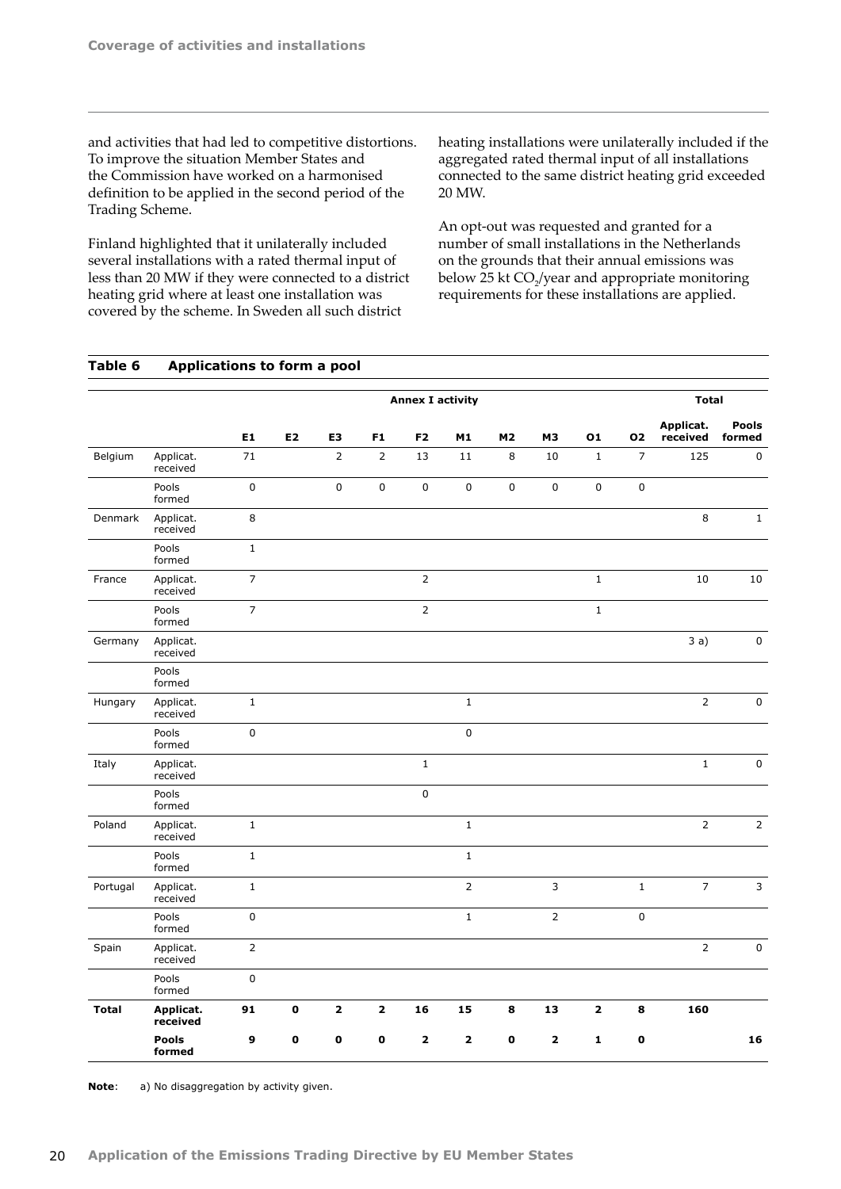and activities that had led to competitive distortions. To improve the situation Member States and the Commission have worked on a harmonised definition to be applied in the second period of the Trading Scheme.

Finland highlighted that it unilaterally included several installations with a rated thermal input of less than 20 MW if they were connected to a district heating grid where at least one installation was covered by the scheme. In Sweden all such district heating installations were unilaterally included if the aggregated rated thermal input of all installations connected to the same district heating grid exceeded 20 MW.

An opt-out was requested and granted for a number of small installations in the Netherlands on the grounds that their annual emissions was below 25 kt $CO_2$/year and appropriate monitoring requirements for these installations are applied.

**Table 6 Applications to form a pool**

| | | Annex I activity | | | | | | | | | | Total | |
|---|---|---|---|---|---|---|---|---|---|---|---|---|---|
| | | **E1** | **E2** | **E3** | **F1** | **F2** | **M1** | **M2** | **M3** | **O1** | **O2** | **Applicat. received** | **Pools formed** |
| Belgium | Applicat. received | 71 | | 2 | 2 | 13 | 11 | 8 | 10 | 1 | 7 | 125 | 0 |
| | Pools formed | 0 | | 0 | 0 | 0 | 0 | 0 | 0 | 0 | 0 | | |
| Denmark | Applicat. received | 8 | | | | | | | | | | 8 | 1 |
| | Pools formed | 1 | | | | | | | | | | | |
| France | Applicat. received | 7 | | | | 2 | | | | 1 | | 10 | 10 |
| | Pools formed | 7 | | | | 2 | | | | 1 | | | |
| Germany | Applicat. received | | | | | | | | | | | 3 a) | 0 |
| | Pools formed | | | | | | | | | | | | |
| Hungary | Applicat. received | 1 | | | | | 1 | | | | | 2 | 0 |
| | Pools formed | 0 | | | | | 0 | | | | | | |
| Italy | Applicat. received | | | | | 1 | | | | | | 1 | 0 |
| | Pools formed | | | | | 0 | | | | | | | |
| Poland | Applicat. received | 1 | | | | | 1 | | | | | 2 | 2 |
| | Pools formed | 1 | | | | | 1 | | | | | | |
| Portugal | Applicat. received | 1 | | | | | 2 | | 3 | | 1 | 7 | 3 |
| | Pools formed | 0 | | | | | 1 | | 2 | | 0 | | |
| Spain | Applicat. received | 2 | | | | | | | | | | 2 | 0 |
| | Pools formed | 0 | | | | | | | | | | | |
| **Total** | **Applicat. received** | **91** | **0** | **2** | **2** | **16** | **15** | **8** | **13** | **2** | **8** | **160** | |
| | **Pools formed** | **9** | **0** | **0** | **0** | **2** | **2** | **0** | **2** | **1** | **0** | | **16** |

**Note**: a) No disaggregation by activity given.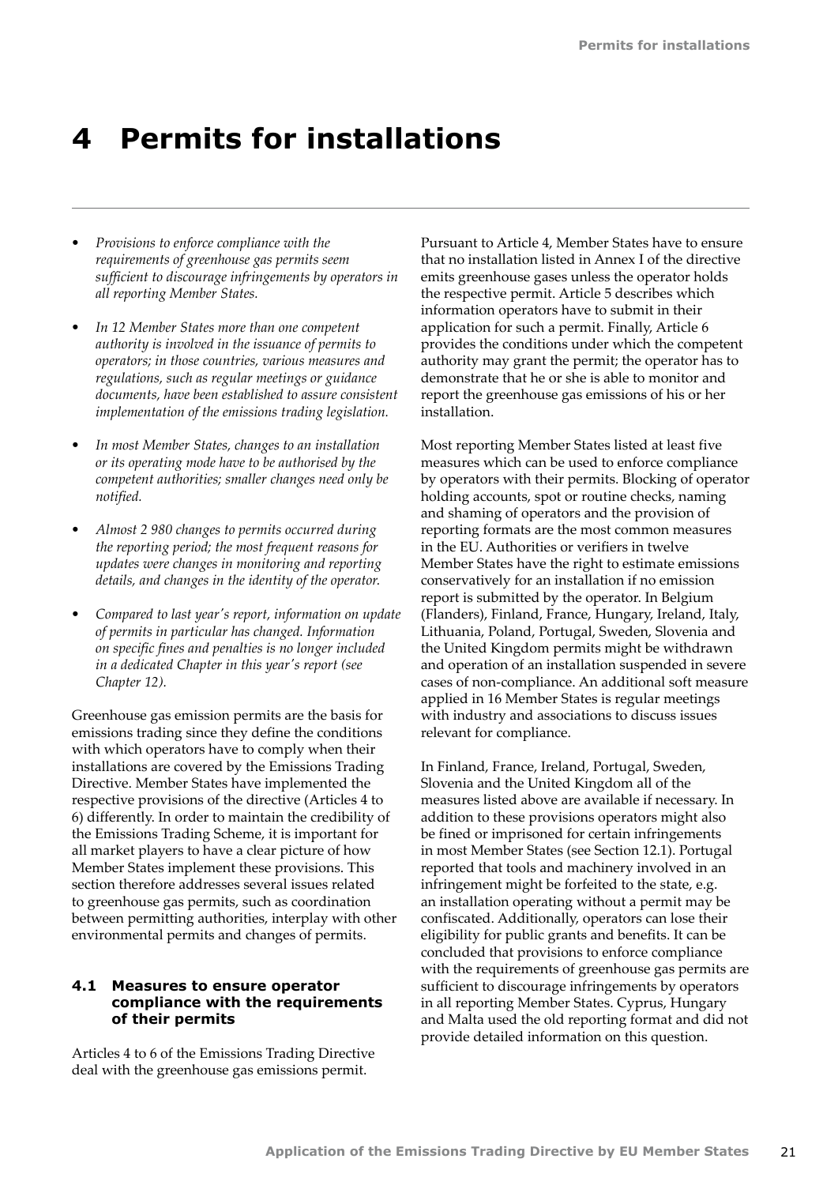# 4 Permits for installations

- *Provisions to enforce compliance with the requirements of greenhouse gas permits seem sufficient to discourage infringements by operators in all reporting Member States.*
- *In 12 Member States more than one competent authority is involved in the issuance of permits to operators; in those countries, various measures and regulations, such as regular meetings or guidance documents, have been established to assure consistent implementation of the emissions trading legislation.*
- *In most Member States, changes to an installation or its operating mode have to be authorised by the competent authorities; smaller changes need only be notified.*
- *Almost 2 980 changes to permits occurred during the reporting period; the most frequent reasons for updates were changes in monitoring and reporting details, and changes in the identity of the operator.*
- *Compared to last year's report, information on update of permits in particular has changed. Information on specific fines and penalties is no longer included in a dedicated Chapter in this year's report (see Chapter 12).*

Greenhouse gas emission permits are the basis for emissions trading since they define the conditions with which operators have to comply when their installations are covered by the Emissions Trading Directive. Member States have implemented the respective provisions of the directive (Articles 4 to 6) differently. In order to maintain the credibility of the Emissions Trading Scheme, it is important for all market players to have a clear picture of how Member States implement these provisions. This section therefore addresses several issues related to greenhouse gas permits, such as coordination between permitting authorities, interplay with other environmental permits and changes of permits.

## 4.1 Measures to ensure operator compliance with the requirements of their permits

Articles 4 to 6 of the Emissions Trading Directive deal with the greenhouse gas emissions permit. Pursuant to Article 4, Member States have to ensure that no installation listed in Annex I of the directive emits greenhouse gases unless the operator holds the respective permit. Article 5 describes which information operators have to submit in their application for such a permit. Finally, Article 6 provides the conditions under which the competent authority may grant the permit; the operator has to demonstrate that he or she is able to monitor and report the greenhouse gas emissions of his or her installation.

Most reporting Member States listed at least five measures which can be used to enforce compliance by operators with their permits. Blocking of operator holding accounts, spot or routine checks, naming and shaming of operators and the provision of reporting formats are the most common measures in the EU. Authorities or verifiers in twelve Member States have the right to estimate emissions conservatively for an installation if no emission report is submitted by the operator. In Belgium (Flanders), Finland, France, Hungary, Ireland, Italy, Lithuania, Poland, Portugal, Sweden, Slovenia and the United Kingdom permits might be withdrawn and operation of an installation suspended in severe cases of non-compliance. An additional soft measure applied in 16 Member States is regular meetings with industry and associations to discuss issues relevant for compliance.

In Finland, France, Ireland, Portugal, Sweden, Slovenia and the United Kingdom all of the measures listed above are available if necessary. In addition to these provisions operators might also be fined or imprisoned for certain infringements in most Member States (see Section 12.1). Portugal reported that tools and machinery involved in an infringement might be forfeited to the state, e.g. an installation operating without a permit may be confiscated. Additionally, operators can lose their eligibility for public grants and benefits. It can be concluded that provisions to enforce compliance with the requirements of greenhouse gas permits are sufficient to discourage infringements by operators in all reporting Member States. Cyprus, Hungary and Malta used the old reporting format and did not provide detailed information on this question.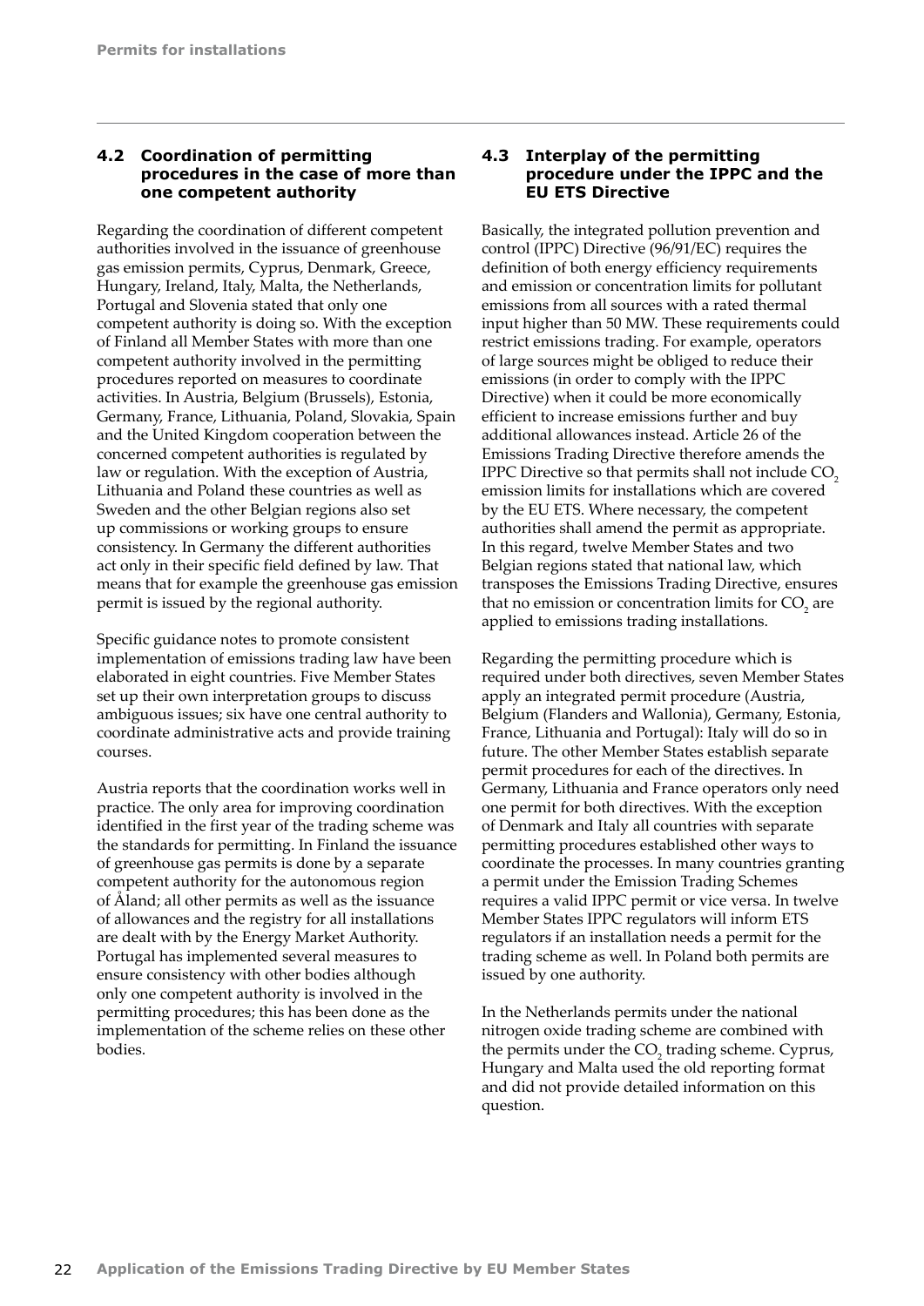## 4.2 Coordination of permitting procedures in the case of more than one competent authority

Regarding the coordination of different competent authorities involved in the issuance of greenhouse gas emission permits, Cyprus, Denmark, Greece, Hungary, Ireland, Italy, Malta, the Netherlands, Portugal and Slovenia stated that only one competent authority is doing so. With the exception of Finland all Member States with more than one competent authority involved in the permitting procedures reported on measures to coordinate activities. In Austria, Belgium (Brussels), Estonia, Germany, France, Lithuania, Poland, Slovakia, Spain and the United Kingdom cooperation between the concerned competent authorities is regulated by law or regulation. With the exception of Austria, Lithuania and Poland these countries as well as Sweden and the other Belgian regions also set up commissions or working groups to ensure consistency. In Germany the different authorities act only in their specific field defined by law. That means that for example the greenhouse gas emission permit is issued by the regional authority.

Specific guidance notes to promote consistent implementation of emissions trading law have been elaborated in eight countries. Five Member States set up their own interpretation groups to discuss ambiguous issues; six have one central authority to coordinate administrative acts and provide training courses.

Austria reports that the coordination works well in practice. The only area for improving coordination identified in the first year of the trading scheme was the standards for permitting. In Finland the issuance of greenhouse gas permits is done by a separate competent authority for the autonomous region of Åland; all other permits as well as the issuance of allowances and the registry for all installations are dealt with by the Energy Market Authority. Portugal has implemented several measures to ensure consistency with other bodies although only one competent authority is involved in the permitting procedures; this has been done as the implementation of the scheme relies on these other bodies.

## 4.3 Interplay of the permitting procedure under the IPPC and the EU ETS Directive

Basically, the integrated pollution prevention and control (IPPC) Directive (96/91/EC) requires the definition of both energy efficiency requirements and emission or concentration limits for pollutant emissions from all sources with a rated thermal input higher than 50 MW. These requirements could restrict emissions trading. For example, operators of large sources might be obliged to reduce their emissions (in order to comply with the IPPC Directive) when it could be more economically efficient to increase emissions further and buy additional allowances instead. Article 26 of the Emissions Trading Directive therefore amends the IPPC Directive so that permits shall not include $CO_2$ emission limits for installations which are covered by the EU ETS. Where necessary, the competent authorities shall amend the permit as appropriate. In this regard, twelve Member States and two Belgian regions stated that national law, which transposes the Emissions Trading Directive, ensures that no emission or concentration limits for $CO_2$ are applied to emissions trading installations.

Regarding the permitting procedure which is required under both directives, seven Member States apply an integrated permit procedure (Austria, Belgium (Flanders and Wallonia), Germany, Estonia, France, Lithuania and Portugal): Italy will do so in future. The other Member States establish separate permit procedures for each of the directives. In Germany, Lithuania and France operators only need one permit for both directives. With the exception of Denmark and Italy all countries with separate permitting procedures established other ways to coordinate the processes. In many countries granting a permit under the Emission Trading Schemes requires a valid IPPC permit or vice versa. In twelve Member States IPPC regulators will inform ETS regulators if an installation needs a permit for the trading scheme as well. In Poland both permits are issued by one authority.

In the Netherlands permits under the national nitrogen oxide trading scheme are combined with the permits under the $CO_2$ trading scheme. Cyprus, Hungary and Malta used the old reporting format and did not provide detailed information on this question.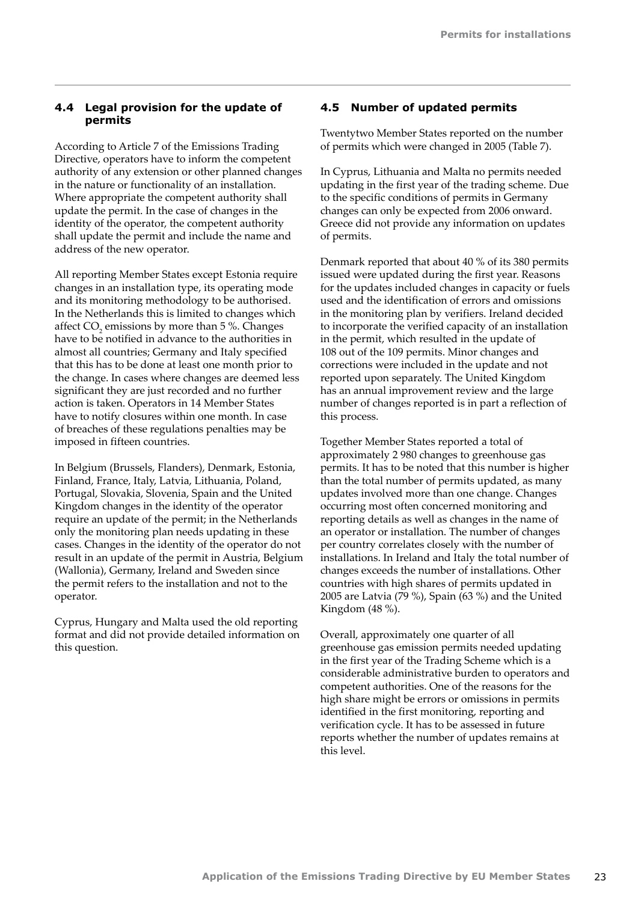### 4.4 Legal provision for the update of permits

According to Article 7 of the Emissions Trading Directive, operators have to inform the competent authority of any extension or other planned changes in the nature or functionality of an installation. Where appropriate the competent authority shall update the permit. In the case of changes in the identity of the operator, the competent authority shall update the permit and include the name and address of the new operator.

All reporting Member States except Estonia require changes in an installation type, its operating mode and its monitoring methodology to be authorised. In the Netherlands this is limited to changes which affect $CO_2$ emissions by more than 5 %. Changes have to be notified in advance to the authorities in almost all countries; Germany and Italy specified that this has to be done at least one month prior to the change. In cases where changes are deemed less significant they are just recorded and no further action is taken. Operators in 14 Member States have to notify closures within one month. In case of breaches of these regulations penalties may be imposed in fifteen countries.

In Belgium (Brussels, Flanders), Denmark, Estonia, Finland, France, Italy, Latvia, Lithuania, Poland, Portugal, Slovakia, Slovenia, Spain and the United Kingdom changes in the identity of the operator require an update of the permit; in the Netherlands only the monitoring plan needs updating in these cases. Changes in the identity of the operator do not result in an update of the permit in Austria, Belgium (Wallonia), Germany, Ireland and Sweden since the permit refers to the installation and not to the operator.

Cyprus, Hungary and Malta used the old reporting format and did not provide detailed information on this question.

### 4.5 Number of updated permits

Twentytwo Member States reported on the number of permits which were changed in 2005 (Table 7).

In Cyprus, Lithuania and Malta no permits needed updating in the first year of the trading scheme. Due to the specific conditions of permits in Germany changes can only be expected from 2006 onward. Greece did not provide any information on updates of permits.

Denmark reported that about 40 % of its 380 permits issued were updated during the first year. Reasons for the updates included changes in capacity or fuels used and the identification of errors and omissions in the monitoring plan by verifiers. Ireland decided to incorporate the verified capacity of an installation in the permit, which resulted in the update of 108 out of the 109 permits. Minor changes and corrections were included in the update and not reported upon separately. The United Kingdom has an annual improvement review and the large number of changes reported is in part a reflection of this process.

Together Member States reported a total of approximately 2 980 changes to greenhouse gas permits. It has to be noted that this number is higher than the total number of permits updated, as many updates involved more than one change. Changes occurring most often concerned monitoring and reporting details as well as changes in the name of an operator or installation. The number of changes per country correlates closely with the number of installations. In Ireland and Italy the total number of changes exceeds the number of installations. Other countries with high shares of permits updated in 2005 are Latvia (79 %), Spain (63 %) and the United Kingdom (48 %).

Overall, approximately one quarter of all greenhouse gas emission permits needed updating in the first year of the Trading Scheme which is a considerable administrative burden to operators and competent authorities. One of the reasons for the high share might be errors or omissions in permits identified in the first monitoring, reporting and verification cycle. It has to be assessed in future reports whether the number of updates remains at this level.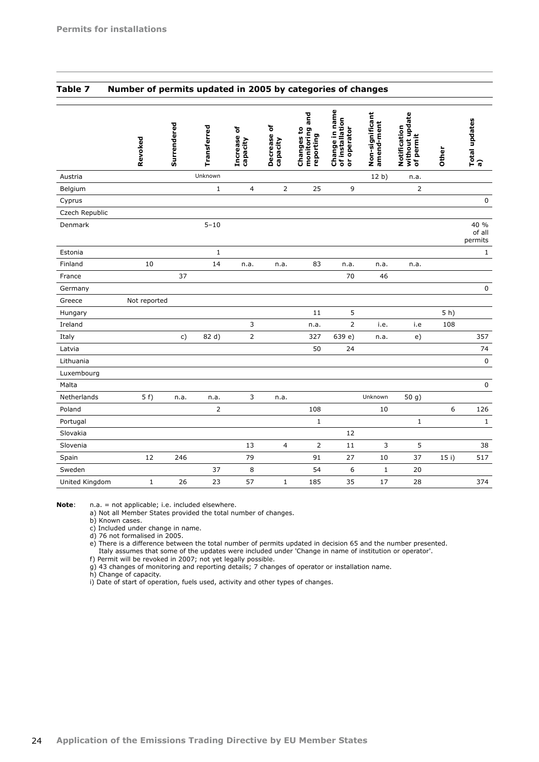### Table 7 Number of permits updated in 2005 by categories of changes

| | Revoked | Surrendered | Transferred | Increase of capacity | Decrease of capacity | Changes to monitoring and reporting | Change in name of installation or operator | Non-significant amend-ment | Notification without update of permit | Other | Total updates a) |
|---|---|---|---|---|---|---|---|---|---|---|---|
| Austria | | | Unknown | | | | | 12 b) | n.a. | | |
| Belgium | | | 1 | 4 | 2 | 25 | 9 | | 2 | | |
| Cyprus | | | | | | | | | | | 0 |
| Czech Republic | | | | | | | | | | | |
| Denmark | | | 5–10 | | | | | | | | 40 % of all permits |
| Estonia | | | 1 | | | | | | | | 1 |
| Finland | 10 | | 14 | n.a. | n.a. | 83 | n.a. | n.a. | n.a. | | |
| France | | 37 | | | | | 70 | 46 | | | |
| Germany | | | | | | | | | | | 0 |
| Greece | Not reported | | | | | | | | | | |
| Hungary | | | | | | 11 | 5 | | | 5 h) | |
| Ireland | | | | 3 | | n.a. | 2 | i.e. | i.e | 108 | |
| Italy | | c) | 82 d) | 2 | | 327 | 639 e) | n.a. | e) | | 357 |
| Latvia | | | | | | 50 | 24 | | | | 74 |
| Lithuania | | | | | | | | | | | 0 |
| Luxembourg | | | | | | | | | | | |
| Malta | | | | | | | | | | | 0 |
| Netherlands | 5 f) | n.a. | n.a. | 3 | n.a. | | | Unknown | 50 g) | | |
| Poland | | | 2 | | | 108 | | 10 | | 6 | 126 |
| Portugal | | | | | | 1 | | | 1 | | 1 |
| Slovakia | | | | | | | 12 | | | | |
| Slovenia | | | | 13 | 4 | 2 | 11 | 3 | 5 | | 38 |
| Spain | 12 | 246 | | 79 | | 91 | 27 | 10 | 37 | 15 i) | 517 |
| Sweden | | | 37 | 8 | | 54 | 6 | 1 | 20 | | |
| United Kingdom | 1 | 26 | 23 | 57 | 1 | 185 | 35 | 17 | 28 | | 374 |

**Note**: n.a. = not applicable; i.e. included elsewhere.

a) Not all Member States provided the total number of changes.

b) Known cases.

c) Included under change in name.

d) 76 not formalised in 2005.

e) There is a difference between the total number of permits updated in decision 65 and the number presented. Italy assumes that some of the updates were included under 'Change in name of institution or operator'.

f) Permit will be revoked in 2007; not yet legally possible.

g) 43 changes of monitoring and reporting details; 7 changes of operator or installation name.

h) Change of capacity.

i) Date of start of operation, fuels used, activity and other types of changes.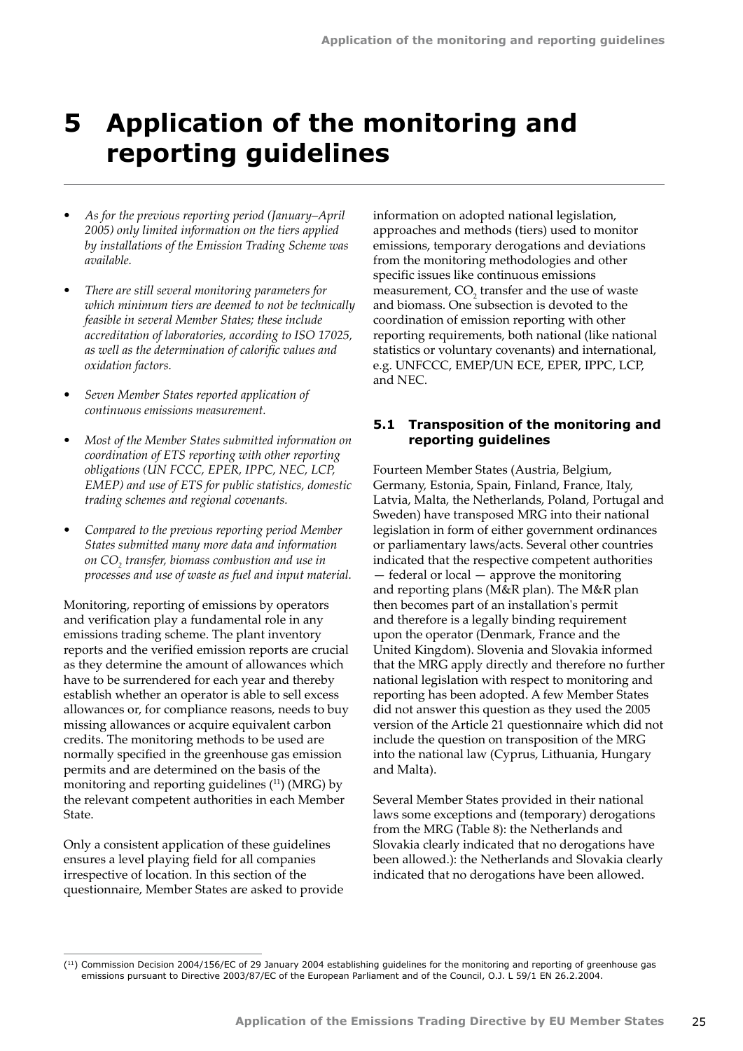// Transcribe page 27 with the layout-mandated modifications as specified
# 5 Application of the monitoring and reporting guidelines

- *As for the previous reporting period (January–April 2005) only limited information on the tiers applied by installations of the Emission Trading Scheme was available.*
- *There are still several monitoring parameters for which minimum tiers are deemed to not be technically feasible in several Member States; these include accreditation of laboratories, according to ISO 17025, as well as the determination of calorific values and oxidation factors.*
- *Seven Member States reported application of continuous emissions measurement.*
- *Most of the Member States submitted information on coordination of ETS reporting with other reporting obligations (UN FCCC, EPER, IPPC, NEC, LCP, EMEP) and use of ETS for public statistics, domestic trading schemes and regional covenants.*
- *Compared to the previous reporting period Member States submitted many more data and information on $CO_2$ transfer, biomass combustion and use in processes and use of waste as fuel and input material.*

Monitoring, reporting of emissions by operators and verification play a fundamental role in any emissions trading scheme. The plant inventory reports and the verified emission reports are crucial as they determine the amount of allowances which have to be surrendered for each year and thereby establish whether an operator is able to sell excess allowances or, for compliance reasons, needs to buy missing allowances or acquire equivalent carbon credits. The monitoring methods to be used are normally specified in the greenhouse gas emission permits and are determined on the basis of the monitoring and reporting guidelines [11] (MRG) by the relevant competent authorities in each Member State.

Only a consistent application of these guidelines ensures a level playing field for all companies irrespective of location. In this section of the questionnaire, Member States are asked to provide information on adopted national legislation, approaches and methods (tiers) used to monitor emissions, temporary derogations and deviations from the monitoring methodologies and other specific issues like continuous emissions measurement, $CO_2$ transfer and the use of waste and biomass. One subsection is devoted to the coordination of emission reporting with other reporting requirements, both national (like national statistics or voluntary covenants) and international, e.g. UNFCCC, EMEP/UN ECE, EPER, IPPC, LCP, and NEC.

## 5.1 Transposition of the monitoring and reporting guidelines

Fourteen Member States (Austria, Belgium, Germany, Estonia, Spain, Finland, France, Italy, Latvia, Malta, the Netherlands, Poland, Portugal and Sweden) have transposed MRG into their national legislation in form of either government ordinances or parliamentary laws/acts. Several other countries indicated that the respective competent authorities — federal or local — approve the monitoring and reporting plans (M&R plan). The M&R plan then becomes part of an installation's permit and therefore is a legally binding requirement upon the operator (Denmark, France and the United Kingdom). Slovenia and Slovakia informed that the MRG apply directly and therefore no further national legislation with respect to monitoring and reporting has been adopted. A few Member States did not answer this question as they used the 2005 version of the Article 21 questionnaire which did not include the question on transposition of the MRG into the national law (Cyprus, Lithuania, Hungary and Malta).

Several Member States provided in their national laws some exceptions and (temporary) derogations from the MRG (Table 8): the Netherlands and Slovakia clearly indicated that no derogations have been allowed.): the Netherlands and Slovakia clearly indicated that no derogations have been allowed.

[11] Commission Decision 2004/156/EC of 29 January 2004 establishing guidelines for the monitoring and reporting of greenhouse gas emissions pursuant to Directive 2003/87/EC of the European Parliament and of the Council, O.J. L 59/1 EN 26.2.2004.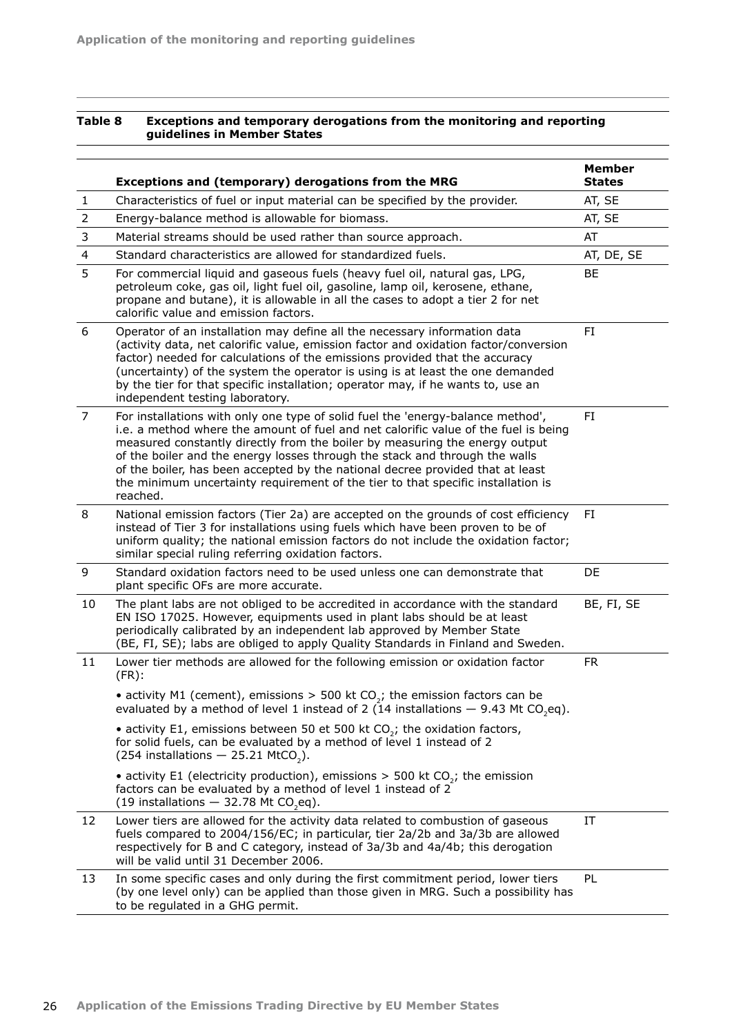**Table 8 Exceptions and temporary derogations from the monitoring and reporting guidelines in Member States**

| | Exceptions and (temporary) derogations from the MRG | Member States |
|---|---|---|
| 1 | Characteristics of fuel or input material can be specified by the provider. | AT, SE |
| 2 | Energy-balance method is allowable for biomass. | AT, SE |
| 3 | Material streams should be used rather than source approach. | AT |
| 4 | Standard characteristics are allowed for standardized fuels. | AT, DE, SE |
| 5 | For commercial liquid and gaseous fuels (heavy fuel oil, natural gas, LPG, petroleum coke, gas oil, light fuel oil, gasoline, lamp oil, kerosene, ethane, propane and butane), it is allowable in all the cases to adopt a tier 2 for net calorific value and emission factors. | BE |
| 6 | Operator of an installation may define all the necessary information data (activity data, net calorific value, emission factor and oxidation factor/conversion factor) needed for calculations of the emissions provided that the accuracy (uncertainty) of the system the operator is using is at least the one demanded by the tier for that specific installation; operator may, if he wants to, use an independent testing laboratory. | FI |
| 7 | For installations with only one type of solid fuel the 'energy-balance method', i.e. a method where the amount of fuel and net calorific value of the fuel is being measured constantly directly from the boiler by measuring the energy output of the boiler and the energy losses through the stack and through the walls of the boiler, has been accepted by the national decree provided that at least the minimum uncertainty requirement of the tier to that specific installation is reached. | FI |
| 8 | National emission factors (Tier 2a) are accepted on the grounds of cost efficiency instead of Tier 3 for installations using fuels which have been proven to be of uniform quality; the national emission factors do not include the oxidation factor; similar special ruling referring oxidation factors. | FI |
| 9 | Standard oxidation factors need to be used unless one can demonstrate that plant specific OFs are more accurate. | DE |
| 10 | The plant labs are not obliged to be accredited in accordance with the standard EN ISO 17025. However, equipments used in plant labs should be at least periodically calibrated by an independent lab approved by Member State (BE, FI, SE); labs are obliged to apply Quality Standards in Finland and Sweden. | BE, FI, SE |
| 11 | Lower tier methods are allowed for the following emission or oxidation factor (FR): • activity M1 (cement), emissions > 500 kt $CO_2$; the emission factors can be evaluated by a method of level 1 instead of 2 (14 installations — 9.43 Mt $CO_2$eq). • activity E1, emissions between 50 et 500 kt $CO_2$; the oxidation factors, for solid fuels, can be evaluated by a method of level 1 instead of 2 (254 installations — 25.21 Mt$CO_2$). • activity E1 (electricity production), emissions > 500 kt $CO_2$; the emission factors can be evaluated by a method of level 1 instead of 2 (19 installations — 32.78 Mt $CO_2$eq). | FR |
| 12 | Lower tiers are allowed for the activity data related to combustion of gaseous fuels compared to 2004/156/EC; in particular, tier 2a/2b and 3a/3b are allowed respectively for B and C category, instead of 3a/3b and 4a/4b; this derogation will be valid until 31 December 2006. | IT |
| 13 | In some specific cases and only during the first commitment period, lower tiers (by one level only) can be applied than those given in MRG. Such a possibility has to be regulated in a GHG permit. | PL |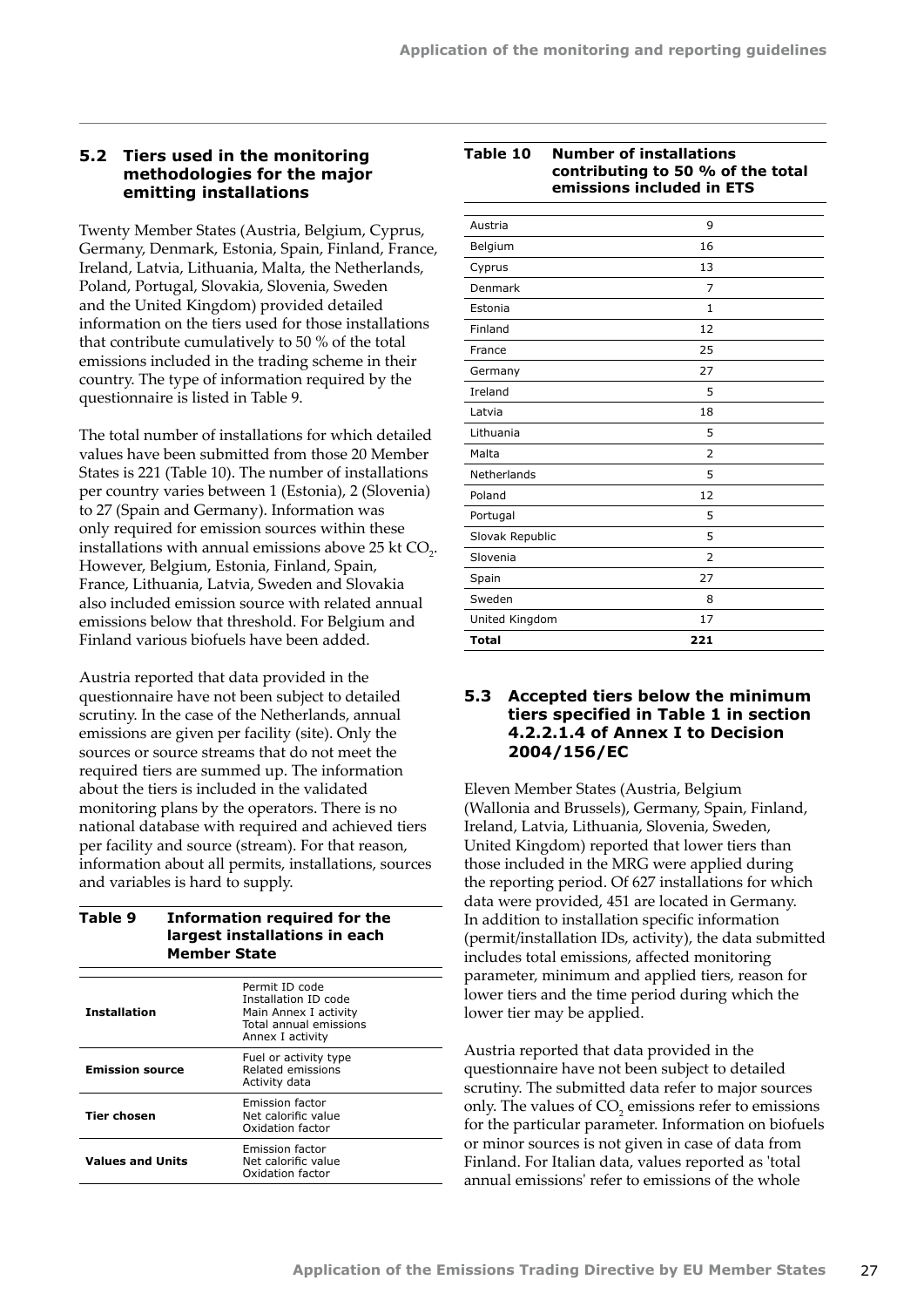## 5.2 Tiers used in the monitoring methodologies for the major emitting installations

Twenty Member States (Austria, Belgium, Cyprus, Germany, Denmark, Estonia, Spain, Finland, France, Ireland, Latvia, Lithuania, Malta, the Netherlands, Poland, Portugal, Slovakia, Slovenia, Sweden and the United Kingdom) provided detailed information on the tiers used for those installations that contribute cumulatively to 50 % of the total emissions included in the trading scheme in their country. The type of information required by the questionnaire is listed in Table 9.

The total number of installations for which detailed values have been submitted from those 20 Member States is 221 (Table 10). The number of installations per country varies between 1 (Estonia), 2 (Slovenia) to 27 (Spain and Germany). Information was only required for emission sources within these installations with annual emissions above 25 kt $CO_2$. However, Belgium, Estonia, Finland, Spain, France, Lithuania, Latvia, Sweden and Slovakia also included emission source with related annual emissions below that threshold. For Belgium and Finland various biofuels have been added.

Austria reported that data provided in the questionnaire have not been subject to detailed scrutiny. In the case of the Netherlands, annual emissions are given per facility (site). Only the sources or source streams that do not meet the required tiers are summed up. The information about the tiers is included in the validated monitoring plans by the operators. There is no national database with required and achieved tiers per facility and source (stream). For that reason, information about all permits, installations, sources and variables is hard to supply.

**Table 9 Information required for the largest installations in each Member State**

| | |
|---|---|
| **Installation** | Permit ID code<br>Installation ID code<br>Main Annex I activity<br>Total annual emissions<br>Annex I activity |
| **Emission source** | Fuel or activity type<br>Related emissions<br>Activity data |
| **Tier chosen** | Emission factor<br>Net calorific value<br>Oxidation factor |
| **Values and Units** | Emission factor<br>Net calorific value<br>Oxidation factor |

**Table 10 Number of installations contributing to 50 % of the total emissions included in ETS**

| | |
|---|---|
| Austria | 9 |
| Belgium | 16 |
| Cyprus | 13 |
| Denmark | 7 |
| Estonia | 1 |
| Finland | 12 |
| France | 25 |
| Germany | 27 |
| Ireland | 5 |
| Latvia | 18 |
| Lithuania | 5 |
| Malta | 2 |
| Netherlands | 5 |
| Poland | 12 |
| Portugal | 5 |
| Slovak Republic | 5 |
| Slovenia | 2 |
| Spain | 27 |
| Sweden | 8 |
| United Kingdom | 17 |
| **Total** | **221** |

## 5.3 Accepted tiers below the minimum tiers specified in Table 1 in section 4.2.2.1.4 of Annex I to Decision 2004/156/EC

Eleven Member States (Austria, Belgium (Wallonia and Brussels), Germany, Spain, Finland, Ireland, Latvia, Lithuania, Slovenia, Sweden, United Kingdom) reported that lower tiers than those included in the MRG were applied during the reporting period. Of 627 installations for which data were provided, 451 are located in Germany. In addition to installation specific information (permit/installation IDs, activity), the data submitted includes total emissions, affected monitoring parameter, minimum and applied tiers, reason for lower tiers and the time period during which the lower tier may be applied.

Austria reported that data provided in the questionnaire have not been subject to detailed scrutiny. The submitted data refer to major sources only. The values of $CO_2$ emissions refer to emissions for the particular parameter. Information on biofuels or minor sources is not given in case of data from Finland. For Italian data, values reported as 'total annual emissions' refer to emissions of the whole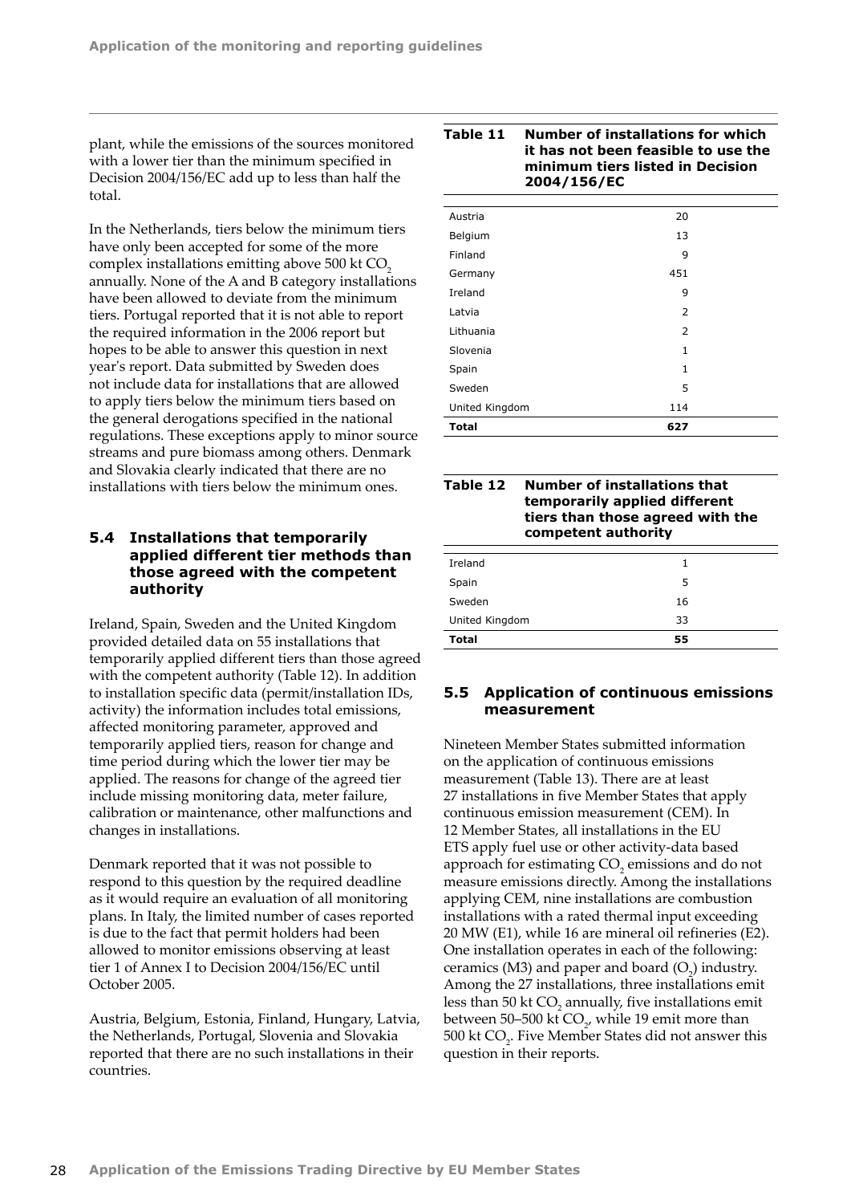plant, while the emissions of the sources monitored with a lower tier than the minimum specified in Decision 2004/156/EC add up to less than half the total.

In the Netherlands, tiers below the minimum tiers have only been accepted for some of the more complex installations emitting above 500 kt $CO_2$ annually. None of the A and B category installations have been allowed to deviate from the minimum tiers. Portugal reported that it is not able to report the required information in the 2006 report but hopes to be able to answer this question in next year's report. Data submitted by Sweden does not include data for installations that are allowed to apply tiers below the minimum tiers based on the general derogations specified in the national regulations. These exceptions apply to minor source streams and pure biomass among others. Denmark and Slovakia clearly indicated that there are no installations with tiers below the minimum ones.

**Table 11 Number of installations for which it has not been feasible to use the minimum tiers listed in Decision 2004/156/EC**

| | |
|---|---|
| Austria | 20 |
| Belgium | 13 |
| Finland | 9 |
| Germany | 451 |
| Ireland | 9 |
| Latvia | 2 |
| Lithuania | 2 |
| Slovenia | 1 |
| Spain | 1 |
| Sweden | 5 |
| United Kingdom | 114 |
| **Total** | **627** |

## 5.4 Installations that temporarily applied different tier methods than those agreed with the competent authority

Ireland, Spain, Sweden and the United Kingdom provided detailed data on 55 installations that temporarily applied different tiers than those agreed with the competent authority (Table 12). In addition to installation specific data (permit/installation IDs, activity) the information includes total emissions, affected monitoring parameter, approved and temporarily applied tiers, reason for change and time period during which the lower tier may be applied. The reasons for change of the agreed tier include missing monitoring data, meter failure, calibration or maintenance, other malfunctions and changes in installations.

Denmark reported that it was not possible to respond to this question by the required deadline as it would require an evaluation of all monitoring plans. In Italy, the limited number of cases reported is due to the fact that permit holders had been allowed to monitor emissions observing at least tier 1 of Annex I to Decision 2004/156/EC until October 2005.

Austria, Belgium, Estonia, Finland, Hungary, Latvia, the Netherlands, Portugal, Slovenia and Slovakia reported that there are no such installations in their countries.

**Table 12 Number of installations that temporarily applied different tiers than those agreed with the competent authority**

| | |
|---|---|
| Ireland | 1 |
| Spain | 5 |
| Sweden | 16 |
| United Kingdom | 33 |
| **Total** | **55** |

## 5.5 Application of continuous emissions measurement

Nineteen Member States submitted information on the application of continuous emissions measurement (Table 13). There are at least 27 installations in five Member States that apply continuous emission measurement (CEM). In 12 Member States, all installations in the EU ETS apply fuel use or other activity-data based approach for estimating $CO_2$ emissions and do not measure emissions directly. Among the installations applying CEM, nine installations are combustion installations with a rated thermal input exceeding 20 MW (E1), while 16 are mineral oil refineries (E2). One installation operates in each of the following: ceramics (M3) and paper and board ($O_2$) industry. Among the 27 installations, three installations emit less than 50 kt $CO_2$ annually, five installations emit between 50–500 kt $CO_2$, while 19 emit more than 500 kt $CO_2$. Five Member States did not answer this question in their reports.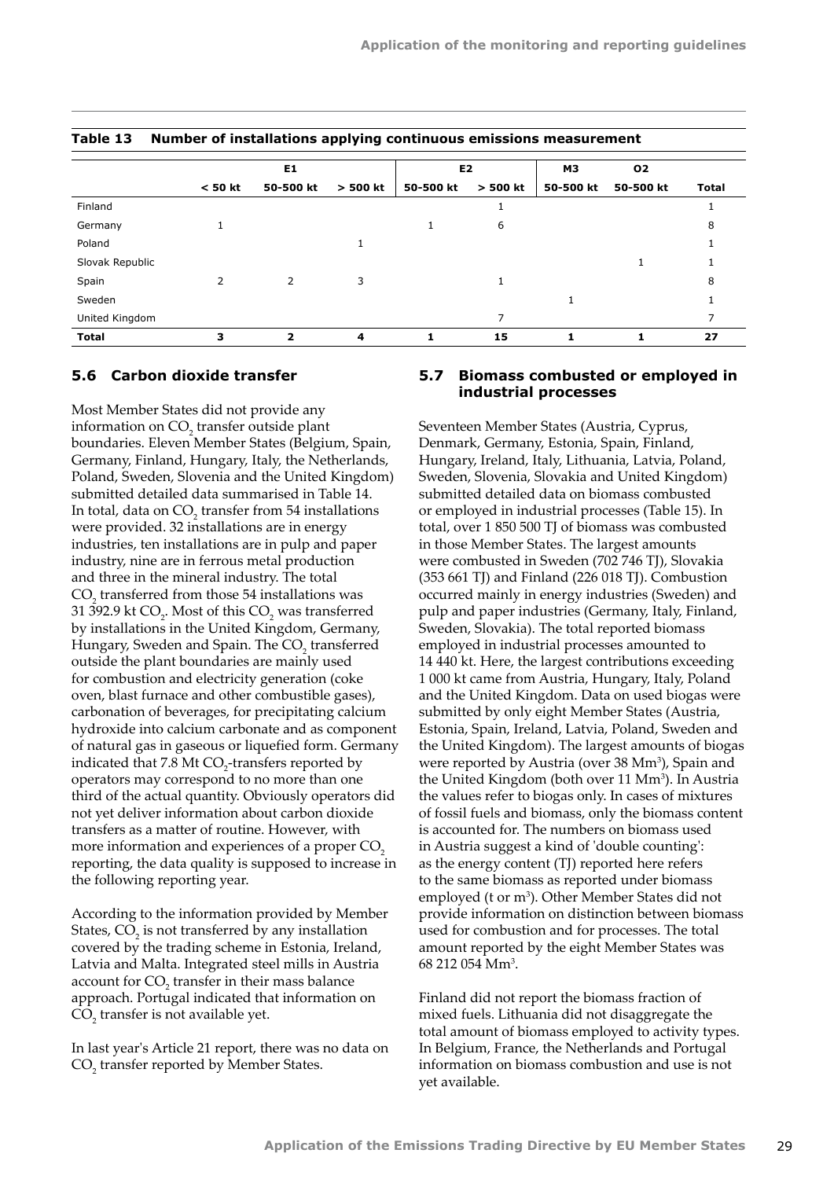**Table 13 Number of installations applying continuous emissions measurement**

| | E1 | | | E2 | | M3 | O2 | |
|---|---|---|---|---|---|---|---|---|
| | < 50 kt | 50-500 kt | > 500 kt | 50-500 kt | > 500 kt | 50-500 kt | 50-500 kt | Total |
| Finland | | | | | 1 | | | 1 |
| Germany | 1 | | | 1 | 6 | | | 8 |
| Poland | | | 1 | | | | | 1 |
| Slovak Republic | | | | | | | 1 | 1 |
| Spain | 2 | 2 | 3 | | 1 | | | 8 |
| Sweden | | | | | | 1 | | 1 |
| United Kingdom | | | | | 7 | | | 7 |
| **Total** | **3** | **2** | **4** | **1** | **15** | **1** | **1** | **27** |

### 5.6 Carbon dioxide transfer

Most Member States did not provide any information on $CO_2$ transfer outside plant boundaries. Eleven Member States (Belgium, Spain, Germany, Finland, Hungary, Italy, the Netherlands, Poland, Sweden, Slovenia and the United Kingdom) submitted detailed data summarised in Table 14. In total, data on $CO_2$ transfer from 54 installations were provided. 32 installations are in energy industries, ten installations are in pulp and paper industry, nine are in ferrous metal production and three in the mineral industry. The total $CO_2$ transferred from those 54 installations was 31 392.9 kt $CO_2$. Most of this $CO_2$ was transferred by installations in the United Kingdom, Germany, Hungary, Sweden and Spain. The $CO_2$ transferred outside the plant boundaries are mainly used for combustion and electricity generation (coke oven, blast furnace and other combustible gases), carbonation of beverages, for precipitating calcium hydroxide into calcium carbonate and as component of natural gas in gaseous or liquefied form. Germany indicated that 7.8 Mt $CO_2$-transfers reported by operators may correspond to no more than one third of the actual quantity. Obviously operators did not yet deliver information about carbon dioxide transfers as a matter of routine. However, with more information and experiences of a proper $CO_2$ reporting, the data quality is supposed to increase in the following reporting year.

According to the information provided by Member States, $CO_2$ is not transferred by any installation covered by the trading scheme in Estonia, Ireland, Latvia and Malta. Integrated steel mills in Austria account for $CO_2$ transfer in their mass balance approach. Portugal indicated that information on $CO_2$ transfer is not available yet.

In last year's Article 21 report, there was no data on $CO_2$ transfer reported by Member States.

### 5.7 Biomass combusted or employed in industrial processes

Seventeen Member States (Austria, Cyprus, Denmark, Germany, Estonia, Spain, Finland, Hungary, Ireland, Italy, Lithuania, Latvia, Poland, Sweden, Slovenia, Slovakia and United Kingdom) submitted detailed data on biomass combusted or employed in industrial processes (Table 15). In total, over 1 850 500 TJ of biomass was combusted in those Member States. The largest amounts were combusted in Sweden (702 746 TJ), Slovakia (353 661 TJ) and Finland (226 018 TJ). Combustion occurred mainly in energy industries (Sweden) and pulp and paper industries (Germany, Italy, Finland, Sweden, Slovakia). The total reported biomass employed in industrial processes amounted to 14 440 kt. Here, the largest contributions exceeding 1 000 kt came from Austria, Hungary, Italy, Poland and the United Kingdom. Data on used biogas were submitted by only eight Member States (Austria, Estonia, Spain, Ireland, Latvia, Poland, Sweden and the United Kingdom). The largest amounts of biogas were reported by Austria (over 38 $Mm^3$), Spain and the United Kingdom (both over 11 $Mm^3$). In Austria the values refer to biogas only. In cases of mixtures of fossil fuels and biomass, only the biomass content is accounted for. The numbers on biomass used in Austria suggest a kind of 'double counting': as the energy content (TJ) reported here refers to the same biomass as reported under biomass employed (t or $m^3$). Other Member States did not provide information on distinction between biomass used for combustion and for processes. The total amount reported by the eight Member States was 68 212 054 $Mm^3$.

Finland did not report the biomass fraction of mixed fuels. Lithuania did not disaggregate the total amount of biomass employed to activity types. In Belgium, France, the Netherlands and Portugal information on biomass combustion and use is not yet available.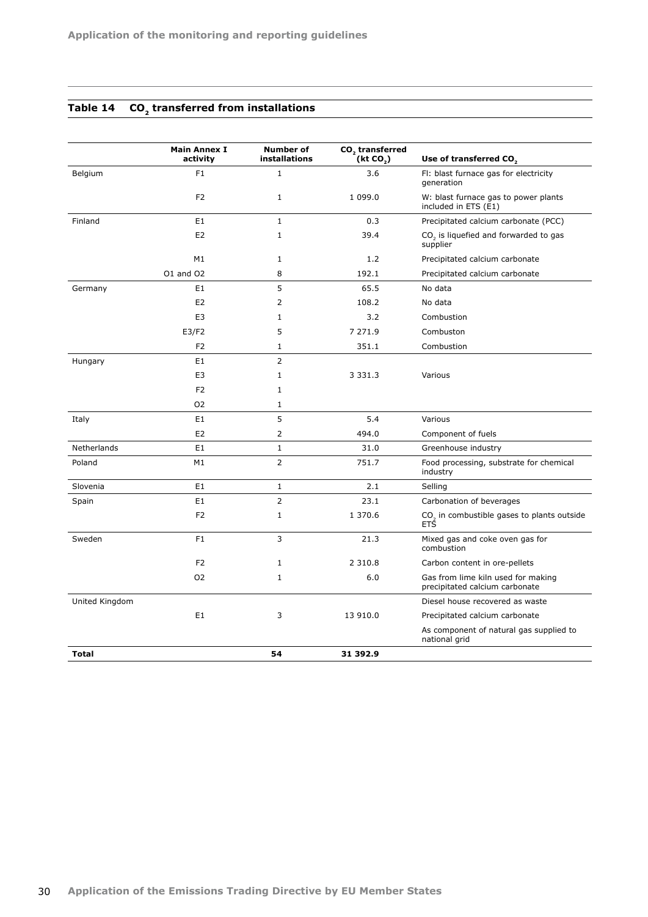### Table 14 $CO_2$ transferred from installations

| | Main Annex I activity | Number of installations | $CO_2$ transferred (kt $CO_2$) | Use of transferred $CO_2$ |
|---|---|---|---|---|
| Belgium | F1 | 1 | 3.6 | FI: blast furnace gas for electricity generation |
| | F2 | 1 | 1 099.0 | W: blast furnace gas to power plants included in ETS (E1) |
| Finland | E1 | 1 | 0.3 | Precipitated calcium carbonate (PCC) |
| | E2 | 1 | 39.4 | $CO_2$ is liquefied and forwarded to gas supplier |
| | M1 | 1 | 1.2 | Precipitated calcium carbonate |
| | O1 and O2 | 8 | 192.1 | Precipitated calcium carbonate |
| Germany | E1 | 5 | 65.5 | No data |
| | E2 | 2 | 108.2 | No data |
| | E3 | 1 | 3.2 | Combustion |
| | E3/F2 | 5 | 7 271.9 | Combuston |
| | F2 | 1 | 351.1 | Combustion |
| Hungary | E1 | 2 | | |
| | E3 | 1 | 3 331.3 | Various |
| | F2 | 1 | | |
| | O2 | 1 | | |
| Italy | E1 | 5 | 5.4 | Various |
| | E2 | 2 | 494.0 | Component of fuels |
| Netherlands | E1 | 1 | 31.0 | Greenhouse industry |
| Poland | M1 | 2 | 751.7 | Food processing, substrate for chemical industry |
| Slovenia | E1 | 1 | 2.1 | Selling |
| Spain | E1 | 2 | 23.1 | Carbonation of beverages |
| | F2 | 1 | 1 370.6 | $CO_2$ in combustible gases to plants outside ETS |
| Sweden | F1 | 3 | 21.3 | Mixed gas and coke oven gas for combustion |
| | F2 | 1 | 2 310.8 | Carbon content in ore-pellets |
| | O2 | 1 | 6.0 | Gas from lime kiln used for making precipitated calcium carbonate |
| United Kingdom | | | | Diesel house recovered as waste |
| | E1 | 3 | 13 910.0 | Precipitated calcium carbonate |
| | | | | As component of natural gas supplied to national grid |
| **Total** | | **54** | **31 392.9** | |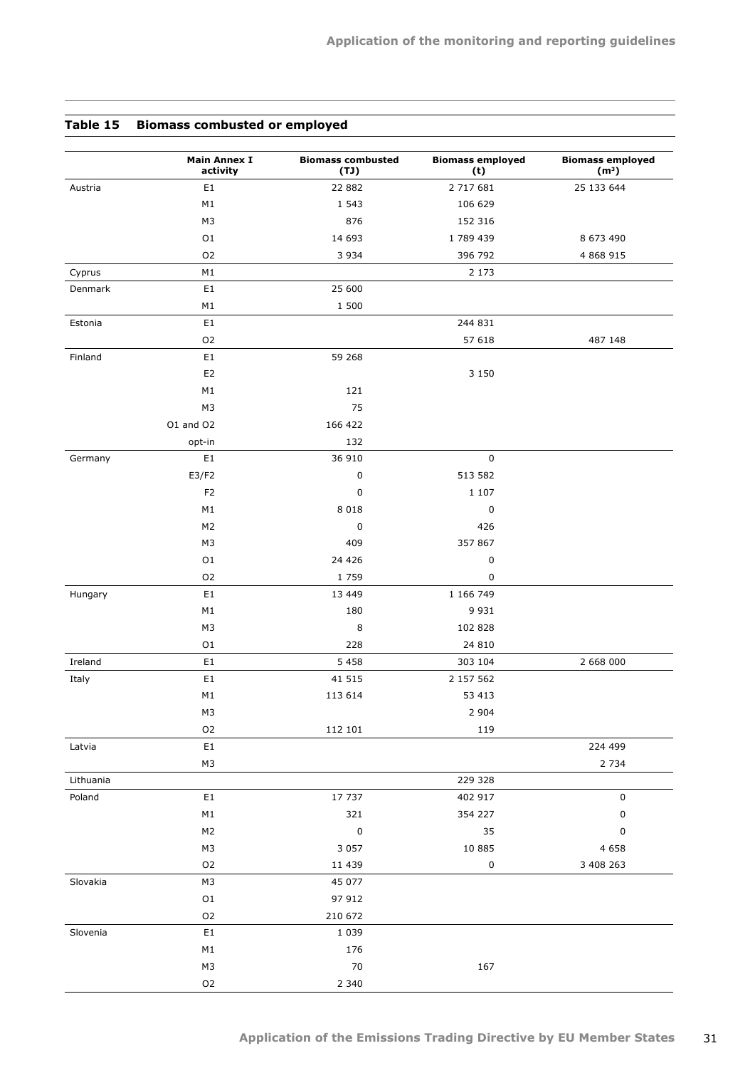## Table 15 Biomass combusted or employed

| | Main Annex I activity | Biomass combusted (TJ) | Biomass employed (t) | Biomass employed ($m^3$) |
|---|---|---|---|---|
| Austria | E1 | 22 882 | 2 717 681 | 25 133 644 |
| | M1 | 1 543 | 106 629 | |
| | M3 | 876 | 152 316 | |
| | O1 | 14 693 | 1 789 439 | 8 673 490 |
| | O2 | 3 934 | 396 792 | 4 868 915 |
| Cyprus | M1 | | 2 173 | |
| Denmark | E1 | 25 600 | | |
| | M1 | 1 500 | | |
| Estonia | E1 | | 244 831 | |
| | O2 | | 57 618 | 487 148 |
| Finland | E1 | 59 268 | | |
| | E2 | | 3 150 | |
| | M1 | 121 | | |
| | M3 | 75 | | |
| | O1 and O2 | 166 422 | | |
| | opt-in | 132 | | |
| Germany | E1 | 36 910 | 0 | |
| | E3/F2 | 0 | 513 582 | |
| | F2 | 0 | 1 107 | |
| | M1 | 8 018 | 0 | |
| | M2 | 0 | 426 | |
| | M3 | 409 | 357 867 | |
| | O1 | 24 426 | 0 | |
| | O2 | 1 759 | 0 | |
| Hungary | E1 | 13 449 | 1 166 749 | |
| | M1 | 180 | 9 931 | |
| | M3 | 8 | 102 828 | |
| | O1 | 228 | 24 810 | |
| Ireland | E1 | 5 458 | 303 104 | 2 668 000 |
| Italy | E1 | 41 515 | 2 157 562 | |
| | M1 | 113 614 | 53 413 | |
| | M3 | | 2 904 | |
| | O2 | 112 101 | 119 | |
| Latvia | E1 | | | 224 499 |
| | M3 | | | 2 734 |
| Lithuania | | | 229 328 | |
| Poland | E1 | 17 737 | 402 917 | 0 |
| | M1 | 321 | 354 227 | 0 |
| | M2 | 0 | 35 | 0 |
| | M3 | 3 057 | 10 885 | 4 658 |
| | O2 | 11 439 | 0 | 3 408 263 |
| Slovakia | M3 | 45 077 | | |
| | O1 | 97 912 | | |
| | O2 | 210 672 | | |
| Slovenia | E1 | 1 039 | | |
| | M1 | 176 | | |
| | M3 | 70 | 167 | |
| | O2 | 2 340 | | |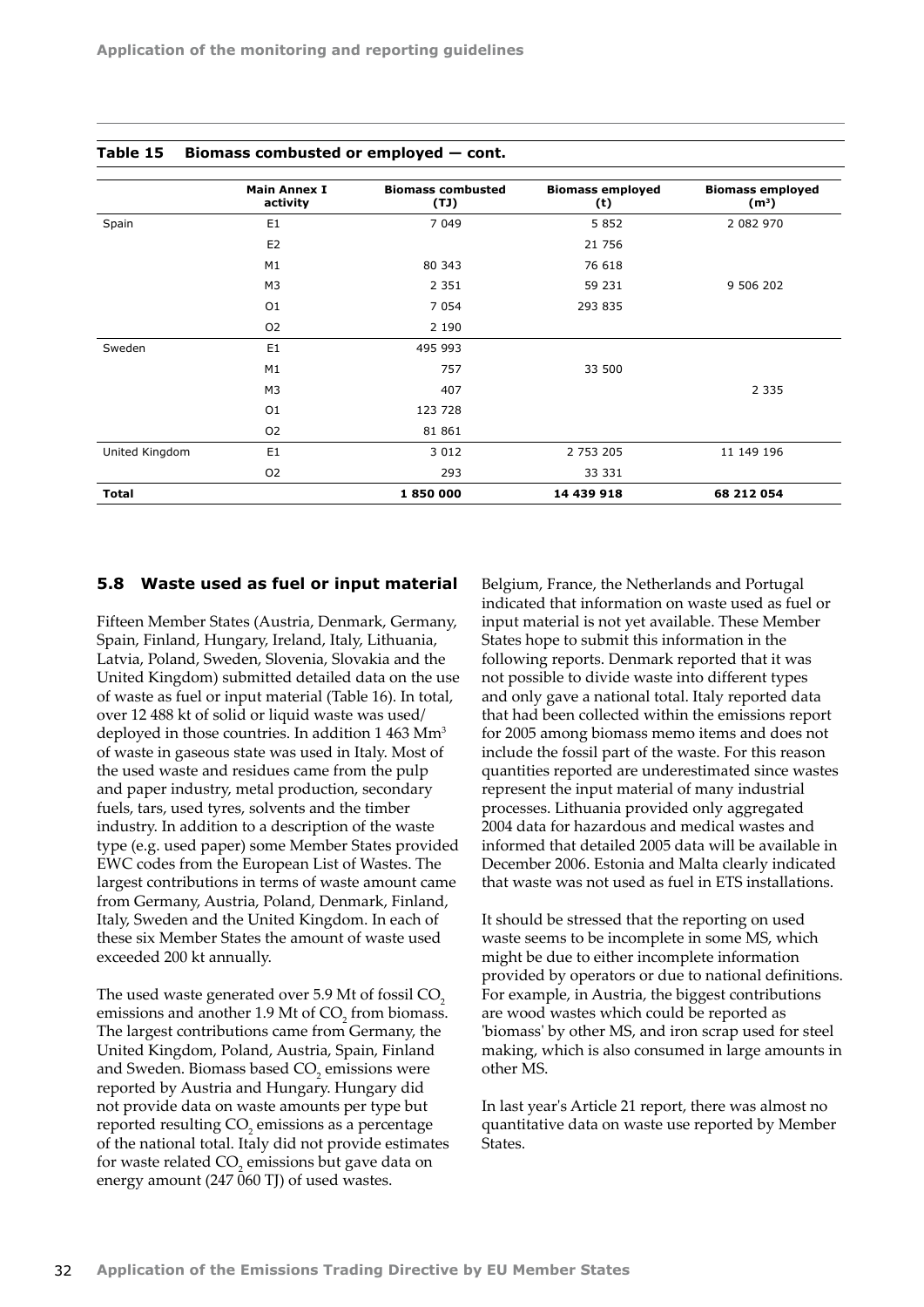**Table 15 Biomass combusted or employed — cont.**

| | Main Annex I activity | Biomass combusted (TJ) | Biomass employed (t) | Biomass employed ($m^3$) |
|---|---|---|---|---|
| Spain | E1 | 7 049 | 5 852 | 2 082 970 |
| | E2 | | 21 756 | |
| | M1 | 80 343 | 76 618 | |
| | M3 | 2 351 | 59 231 | 9 506 202 |
| | O1 | 7 054 | 293 835 | |
| | O2 | 2 190 | | |
| Sweden | E1 | 495 993 | | |
| | M1 | 757 | 33 500 | |
| | M3 | 407 | | 2 335 |
| | O1 | 123 728 | | |
| | O2 | 81 861 | | |
| United Kingdom | E1 | 3 012 | 2 753 205 | 11 149 196 |
| | O2 | 293 | 33 331 | |
| **Total** | | **1 850 000** | **14 439 918** | **68 212 054** |

## 5.8 Waste used as fuel or input material

Fifteen Member States (Austria, Denmark, Germany, Spain, Finland, Hungary, Ireland, Italy, Lithuania, Latvia, Poland, Sweden, Slovenia, Slovakia and the United Kingdom) submitted detailed data on the use of waste as fuel or input material (Table 16). In total, over 12 488 kt of solid or liquid waste was used/deployed in those countries. In addition 1 463 $Mm^3$ of waste in gaseous state was used in Italy. Most of the used waste and residues came from the pulp and paper industry, metal production, secondary fuels, tars, used tyres, solvents and the timber industry. In addition to a description of the waste type (e.g. used paper) some Member States provided EWC codes from the European List of Wastes. The largest contributions in terms of waste amount came from Germany, Austria, Poland, Denmark, Finland, Italy, Sweden and the United Kingdom. In each of these six Member States the amount of waste used exceeded 200 kt annually.

The used waste generated over 5.9 Mt of fossil $CO_2$ emissions and another 1.9 Mt of $CO_2$ from biomass. The largest contributions came from Germany, the United Kingdom, Poland, Austria, Spain, Finland and Sweden. Biomass based $CO_2$ emissions were reported by Austria and Hungary. Hungary did not provide data on waste amounts per type but reported resulting $CO_2$ emissions as a percentage of the national total. Italy did not provide estimates for waste related $CO_2$ emissions but gave data on energy amount (247 060 TJ) of used wastes.

Belgium, France, the Netherlands and Portugal indicated that information on waste used as fuel or input material is not yet available. These Member States hope to submit this information in the following reports. Denmark reported that it was not possible to divide waste into different types and only gave a national total. Italy reported data that had been collected within the emissions report for 2005 among biomass memo items and does not include the fossil part of the waste. For this reason quantities reported are underestimated since wastes represent the input material of many industrial processes. Lithuania provided only aggregated 2004 data for hazardous and medical wastes and informed that detailed 2005 data will be available in December 2006. Estonia and Malta clearly indicated that waste was not used as fuel in ETS installations.

It should be stressed that the reporting on used waste seems to be incomplete in some MS, which might be due to either incomplete information provided by operators or due to national definitions. For example, in Austria, the biggest contributions are wood wastes which could be reported as 'biomass' by other MS, and iron scrap used for steel making, which is also consumed in large amounts in other MS.

In last year's Article 21 report, there was almost no quantitative data on waste use reported by Member States.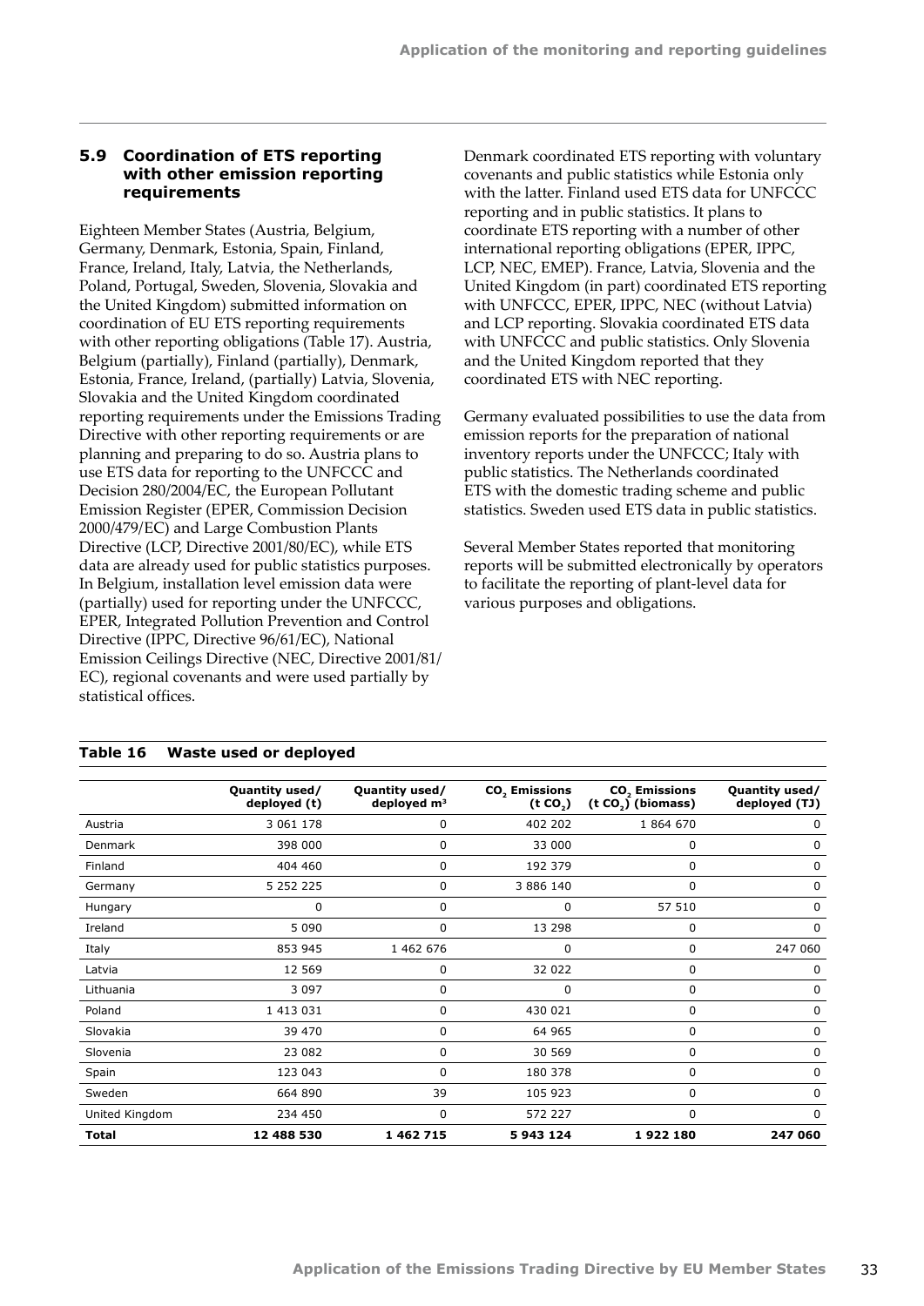### 5.9 Coordination of ETS reporting with other emission reporting requirements

Eighteen Member States (Austria, Belgium, Germany, Denmark, Estonia, Spain, Finland, France, Ireland, Italy, Latvia, the Netherlands, Poland, Portugal, Sweden, Slovenia, Slovakia and the United Kingdom) submitted information on coordination of EU ETS reporting requirements with other reporting obligations (Table 17). Austria, Belgium (partially), Finland (partially), Denmark, Estonia, France, Ireland, (partially) Latvia, Slovenia, Slovakia and the United Kingdom coordinated reporting requirements under the Emissions Trading Directive with other reporting requirements or are planning and preparing to do so. Austria plans to use ETS data for reporting to the UNFCCC and Decision 280/2004/EC, the European Pollutant Emission Register (EPER, Commission Decision 2000/479/EC) and Large Combustion Plants Directive (LCP, Directive 2001/80/EC), while ETS data are already used for public statistics purposes. In Belgium, installation level emission data were (partially) used for reporting under the UNFCCC, EPER, Integrated Pollution Prevention and Control Directive (IPPC, Directive 96/61/EC), National Emission Ceilings Directive (NEC, Directive 2001/81/EC), regional covenants and were used partially by statistical offices.

Denmark coordinated ETS reporting with voluntary covenants and public statistics while Estonia only with the latter. Finland used ETS data for UNFCCC reporting and in public statistics. It plans to coordinate ETS reporting with a number of other international reporting obligations (EPER, IPPC, LCP, NEC, EMEP). France, Latvia, Slovenia and the United Kingdom (in part) coordinated ETS reporting with UNFCCC, EPER, IPPC, NEC (without Latvia) and LCP reporting. Slovakia coordinated ETS data with UNFCCC and public statistics. Only Slovenia and the United Kingdom reported that they coordinated ETS with NEC reporting.

Germany evaluated possibilities to use the data from emission reports for the preparation of national inventory reports under the UNFCCC; Italy with public statistics. The Netherlands coordinated ETS with the domestic trading scheme and public statistics. Sweden used ETS data in public statistics.

Several Member States reported that monitoring reports will be submitted electronically by operators to facilitate the reporting of plant-level data for various purposes and obligations.

**Table 16 Waste used or deployed**

| | Quantity used/ deployed (t) | Quantity used/ deployed m³ | $CO_2$ Emissions (t $CO_2$) | $CO_2$ Emissions (t $CO_2$) (biomass) | Quantity used/ deployed (TJ) |
|---|---|---|---|---|---|
| Austria | 3 061 178 | 0 | 402 202 | 1 864 670 | 0 |
| Denmark | 398 000 | 0 | 33 000 | 0 | 0 |
| Finland | 404 460 | 0 | 192 379 | 0 | 0 |
| Germany | 5 252 225 | 0 | 3 886 140 | 0 | 0 |
| Hungary | 0 | 0 | 0 | 57 510 | 0 |
| Ireland | 5 090 | 0 | 13 298 | 0 | 0 |
| Italy | 853 945 | 1 462 676 | 0 | 0 | 247 060 |
| Latvia | 12 569 | 0 | 32 022 | 0 | 0 |
| Lithuania | 3 097 | 0 | 0 | 0 | 0 |
| Poland | 1 413 031 | 0 | 430 021 | 0 | 0 |
| Slovakia | 39 470 | 0 | 64 965 | 0 | 0 |
| Slovenia | 23 082 | 0 | 30 569 | 0 | 0 |
| Spain | 123 043 | 0 | 180 378 | 0 | 0 |
| Sweden | 664 890 | 39 | 105 923 | 0 | 0 |
| United Kingdom | 234 450 | 0 | 572 227 | 0 | 0 |
| **Total** | **12 488 530** | **1 462 715** | **5 943 124** | **1 922 180** | **247 060** |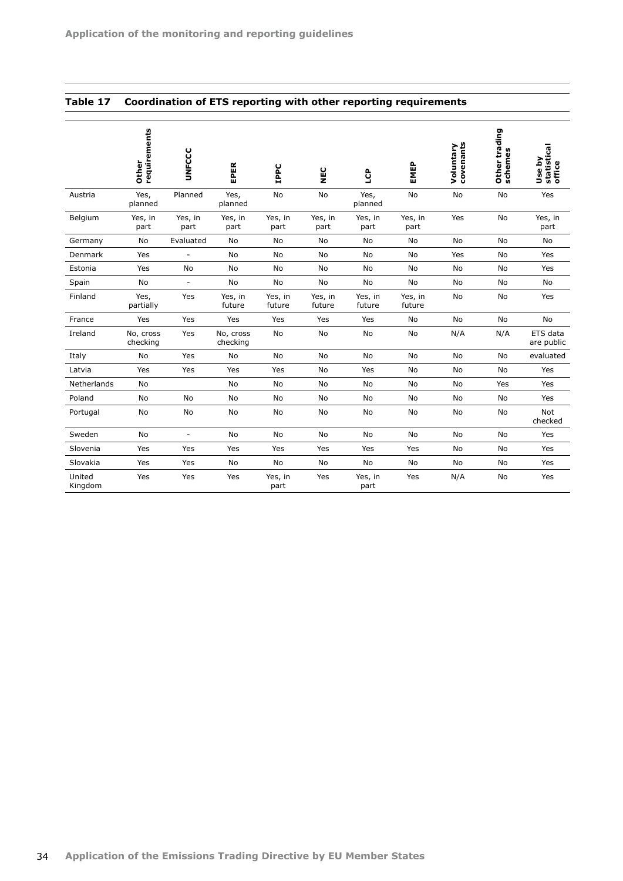**Table 17 Coordination of ETS reporting with other reporting requirements**

| | Other requirements | UNFCCC | EPER | IPPC | NEC | LCP | EMEP | Voluntary covenants | Other trading schemes | Use by statistical office |
|---|---|---|---|---|---|---|---|---|---|---|
| Austria | Yes, planned | Planned | Yes, planned | No | No | Yes, planned | No | No | No | Yes |
| Belgium | Yes, in part | Yes, in part | Yes, in part | Yes, in part | Yes, in part | Yes, in part | Yes, in part | Yes | No | Yes, in part |
| Germany | No | Evaluated | No | No | No | No | No | No | No | No |
| Denmark | Yes | - | No | No | No | No | No | Yes | No | Yes |
| Estonia | Yes | No | No | No | No | No | No | No | No | Yes |
| Spain | No | - | No | No | No | No | No | No | No | No |
| Finland | Yes, partially | Yes | Yes, in future | Yes, in future | Yes, in future | Yes, in future | Yes, in future | No | No | Yes |
| France | Yes | Yes | Yes | Yes | Yes | Yes | No | No | No | No |
| Ireland | No, cross checking | Yes | No, cross checking | No | No | No | No | N/A | N/A | ETS data are public |
| Italy | No | Yes | No | No | No | No | No | No | No | evaluated |
| Latvia | Yes | Yes | Yes | Yes | No | Yes | No | No | No | Yes |
| Netherlands | No | | No | No | No | No | No | No | Yes | Yes |
| Poland | No | No | No | No | No | No | No | No | No | Yes |
| Portugal | No | No | No | No | No | No | No | No | No | Not checked |
| Sweden | No | - | No | No | No | No | No | No | No | Yes |
| Slovenia | Yes | Yes | Yes | Yes | Yes | Yes | Yes | No | No | Yes |
| Slovakia | Yes | Yes | No | No | No | No | No | No | No | Yes |
| United Kingdom | Yes | Yes | Yes | Yes, in part | Yes | Yes, in part | Yes | N/A | No | Yes |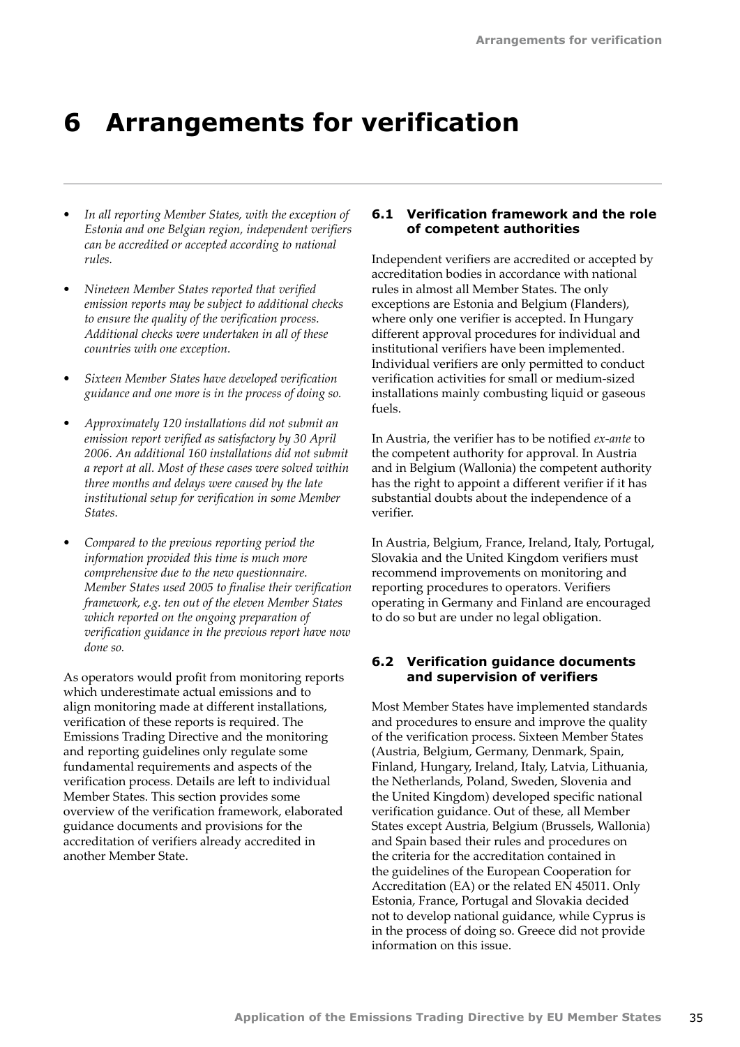# 6 Arrangements for verification

- *In all reporting Member States, with the exception of Estonia and one Belgian region, independent verifiers can be accredited or accepted according to national rules.*
- *Nineteen Member States reported that verified emission reports may be subject to additional checks to ensure the quality of the verification process. Additional checks were undertaken in all of these countries with one exception.*
- *Sixteen Member States have developed verification guidance and one more is in the process of doing so.*
- *Approximately 120 installations did not submit an emission report verified as satisfactory by 30 April 2006. An additional 160 installations did not submit a report at all. Most of these cases were solved within three months and delays were caused by the late institutional setup for verification in some Member States.*
- *Compared to the previous reporting period the information provided this time is much more comprehensive due to the new questionnaire. Member States used 2005 to finalise their verification framework, e.g. ten out of the eleven Member States which reported on the ongoing preparation of verification guidance in the previous report have now done so.*

As operators would profit from monitoring reports which underestimate actual emissions and to align monitoring made at different installations, verification of these reports is required. The Emissions Trading Directive and the monitoring and reporting guidelines only regulate some fundamental requirements and aspects of the verification process. Details are left to individual Member States. This section provides some overview of the verification framework, elaborated guidance documents and provisions for the accreditation of verifiers already accredited in another Member State.

## 6.1 Verification framework and the role of competent authorities

Independent verifiers are accredited or accepted by accreditation bodies in accordance with national rules in almost all Member States. The only exceptions are Estonia and Belgium (Flanders), where only one verifier is accepted. In Hungary different approval procedures for individual and institutional verifiers have been implemented. Individual verifiers are only permitted to conduct verification activities for small or medium-sized installations mainly combusting liquid or gaseous fuels.

In Austria, the verifier has to be notified *ex-ante* to the competent authority for approval. In Austria and in Belgium (Wallonia) the competent authority has the right to appoint a different verifier if it has substantial doubts about the independence of a verifier.

In Austria, Belgium, France, Ireland, Italy, Portugal, Slovakia and the United Kingdom verifiers must recommend improvements on monitoring and reporting procedures to operators. Verifiers operating in Germany and Finland are encouraged to do so but are under no legal obligation.

## 6.2 Verification guidance documents and supervision of verifiers

Most Member States have implemented standards and procedures to ensure and improve the quality of the verification process. Sixteen Member States (Austria, Belgium, Germany, Denmark, Spain, Finland, Hungary, Ireland, Italy, Latvia, Lithuania, the Netherlands, Poland, Sweden, Slovenia and the United Kingdom) developed specific national verification guidance. Out of these, all Member States except Austria, Belgium (Brussels, Wallonia) and Spain based their rules and procedures on the criteria for the accreditation contained in the guidelines of the European Cooperation for Accreditation (EA) or the related EN 45011. Only Estonia, France, Portugal and Slovakia decided not to develop national guidance, while Cyprus is in the process of doing so. Greece did not provide information on this issue.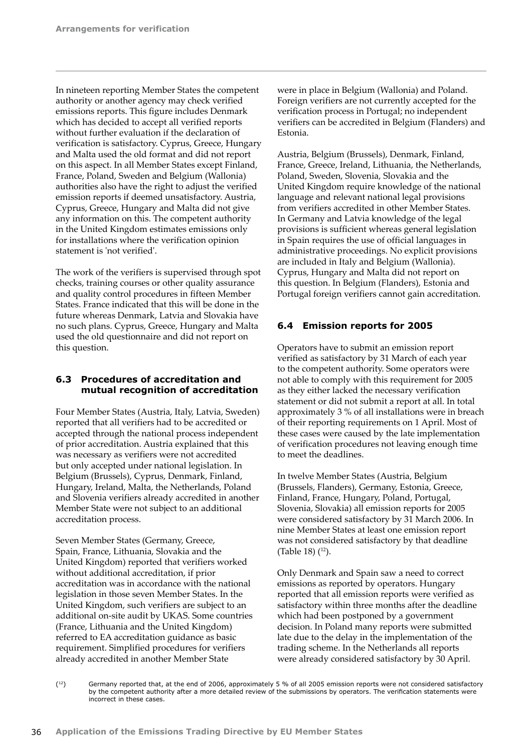In nineteen reporting Member States the competent authority or another agency may check verified emissions reports. This figure includes Denmark which has decided to accept all verified reports without further evaluation if the declaration of verification is satisfactory. Cyprus, Greece, Hungary and Malta used the old format and did not report on this aspect. In all Member States except Finland, France, Poland, Sweden and Belgium (Wallonia) authorities also have the right to adjust the verified emission reports if deemed unsatisfactory. Austria, Cyprus, Greece, Hungary and Malta did not give any information on this. The competent authority in the United Kingdom estimates emissions only for installations where the verification opinion statement is 'not verified'.

The work of the verifiers is supervised through spot checks, training courses or other quality assurance and quality control procedures in fifteen Member States. France indicated that this will be done in the future whereas Denmark, Latvia and Slovakia have no such plans. Cyprus, Greece, Hungary and Malta used the old questionnaire and did not report on this question.

### 6.3 Procedures of accreditation and mutual recognition of accreditation

Four Member States (Austria, Italy, Latvia, Sweden) reported that all verifiers had to be accredited or accepted through the national process independent of prior accreditation. Austria explained that this was necessary as verifiers were not accredited but only accepted under national legislation. In Belgium (Brussels), Cyprus, Denmark, Finland, Hungary, Ireland, Malta, the Netherlands, Poland and Slovenia verifiers already accredited in another Member State were not subject to an additional accreditation process.

Seven Member States (Germany, Greece, Spain, France, Lithuania, Slovakia and the United Kingdom) reported that verifiers worked without additional accreditation, if prior accreditation was in accordance with the national legislation in those seven Member States. In the United Kingdom, such verifiers are subject to an additional on-site audit by UKAS. Some countries (France, Lithuania and the United Kingdom) referred to EA accreditation guidance as basic requirement. Simplified procedures for verifiers already accredited in another Member State were in place in Belgium (Wallonia) and Poland. Foreign verifiers are not currently accepted for the verification process in Portugal; no independent verifiers can be accredited in Belgium (Flanders) and Estonia.

Austria, Belgium (Brussels), Denmark, Finland, France, Greece, Ireland, Lithuania, the Netherlands, Poland, Sweden, Slovenia, Slovakia and the United Kingdom require knowledge of the national language and relevant national legal provisions from verifiers accredited in other Member States. In Germany and Latvia knowledge of the legal provisions is sufficient whereas general legislation in Spain requires the use of official languages in administrative proceedings. No explicit provisions are included in Italy and Belgium (Wallonia). Cyprus, Hungary and Malta did not report on this question. In Belgium (Flanders), Estonia and Portugal foreign verifiers cannot gain accreditation.

### 6.4 Emission reports for 2005

Operators have to submit an emission report verified as satisfactory by 31 March of each year to the competent authority. Some operators were not able to comply with this requirement for 2005 as they either lacked the necessary verification statement or did not submit a report at all. In total approximately 3 % of all installations were in breach of their reporting requirements on 1 April. Most of these cases were caused by the late implementation of verification procedures not leaving enough time to meet the deadlines.

In twelve Member States (Austria, Belgium (Brussels, Flanders), Germany, Estonia, Greece, Finland, France, Hungary, Poland, Portugal, Slovenia, Slovakia) all emission reports for 2005 were considered satisfactory by 31 March 2006. In nine Member States at least one emission report was not considered satisfactory by that deadline (Table 18) ([12]).

Only Denmark and Spain saw a need to correct emissions as reported by operators. Hungary reported that all emission reports were verified as satisfactory within three months after the deadline which had been postponed by a government decision. In Poland many reports were submitted late due to the delay in the implementation of the trading scheme. In the Netherlands all reports were already considered satisfactory by 30 April.

([12]) Germany reported that, at the end of 2006, approximately 5 % of all 2005 emission reports were not considered satisfactory by the competent authority after a more detailed review of the submissions by operators. The verification statements were incorrect in these cases.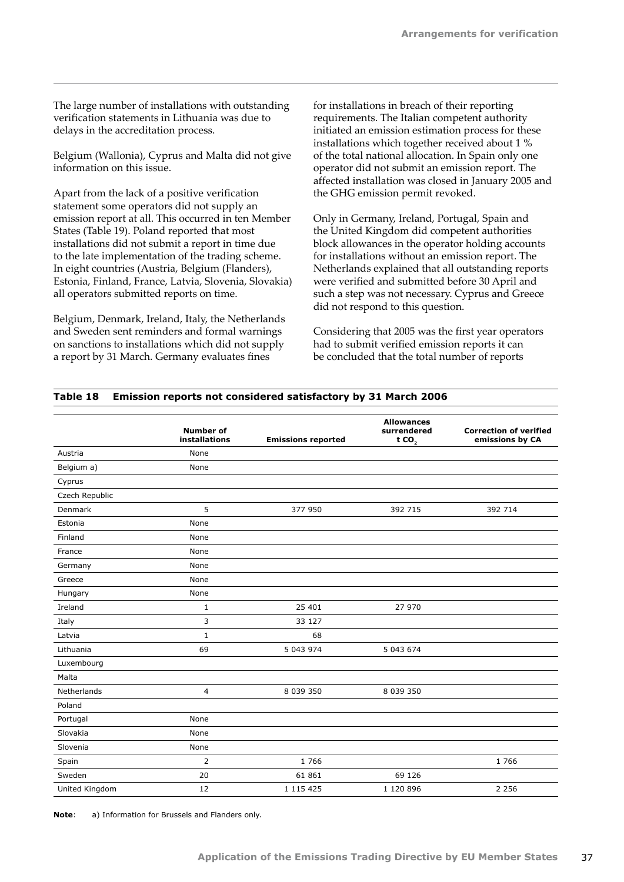The large number of installations with outstanding verification statements in Lithuania was due to delays in the accreditation process.

Belgium (Wallonia), Cyprus and Malta did not give information on this issue.

Apart from the lack of a positive verification statement some operators did not supply an emission report at all. This occurred in ten Member States (Table 19). Poland reported that most installations did not submit a report in time due to the late implementation of the trading scheme. In eight countries (Austria, Belgium (Flanders), Estonia, Finland, France, Latvia, Slovenia, Slovakia) all operators submitted reports on time.

Belgium, Denmark, Ireland, Italy, the Netherlands and Sweden sent reminders and formal warnings on sanctions to installations which did not supply a report by 31 March. Germany evaluates fines for installations in breach of their reporting requirements. The Italian competent authority initiated an emission estimation process for these installations which together received about 1 % of the total national allocation. In Spain only one operator did not submit an emission report. The affected installation was closed in January 2005 and the GHG emission permit revoked.

Only in Germany, Ireland, Portugal, Spain and the United Kingdom did competent authorities block allowances in the operator holding accounts for installations without an emission report. The Netherlands explained that all outstanding reports were verified and submitted before 30 April and such a step was not necessary. Cyprus and Greece did not respond to this question.

Considering that 2005 was the first year operators had to submit verified emission reports it can be concluded that the total number of reports

**Table 18 Emission reports not considered satisfactory by 31 March 2006**

| | Number of installations | Emissions reported | Allowances surrendered t $CO_2$ | Correction of verified emissions by CA |
|---|---|---|---|---|
| Austria | None | | | |
| Belgium a) | None | | | |
| Cyprus | | | | |
| Czech Republic | | | | |
| Denmark | 5 | 377 950 | 392 715 | 392 714 |
| Estonia | None | | | |
| Finland | None | | | |
| France | None | | | |
| Germany | None | | | |
| Greece | None | | | |
| Hungary | None | | | |
| Ireland | 1 | 25 401 | 27 970 | |
| Italy | 3 | 33 127 | | |
| Latvia | 1 | 68 | | |
| Lithuania | 69 | 5 043 974 | 5 043 674 | |
| Luxembourg | | | | |
| Malta | | | | |
| Netherlands | 4 | 8 039 350 | 8 039 350 | |
| Poland | | | | |
| Portugal | None | | | |
| Slovakia | None | | | |
| Slovenia | None | | | |
| Spain | 2 | 1 766 | | 1 766 |
| Sweden | 20 | 61 861 | 69 126 | |
| United Kingdom | 12 | 1 115 425 | 1 120 896 | 2 256 |

**Note**: a) Information for Brussels and Flanders only.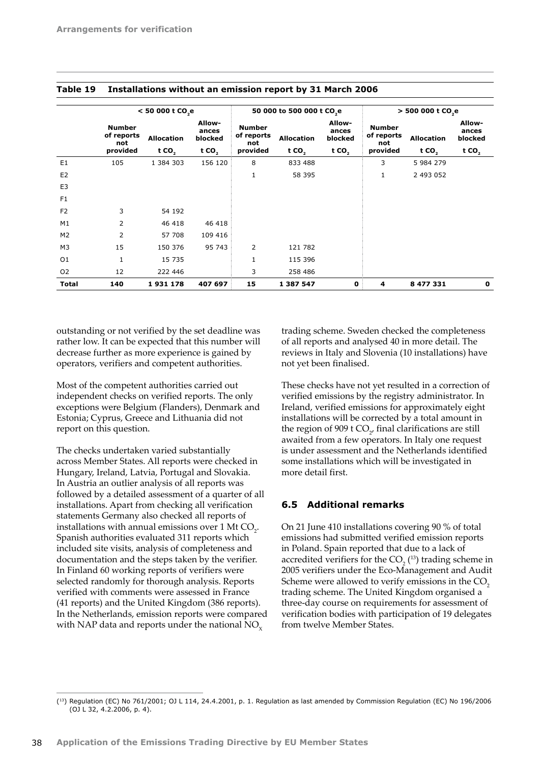**Table 19 Installations without an emission report by 31 March 2006**

| | < 50 000 t $CO_2$e | | | 50 000 to 500 000 t $CO_2$e | | | > 500 000 t $CO_2$e | | |
|---|---|---|---|---|---|---|---|---|---|
| | Number of reports not provided | Allocation t $CO_2$ | Allowances blocked t $CO_2$ | Number of reports not provided | Allocation t $CO_2$ | Allowances blocked t $CO_2$ | Number of reports not provided | Allocation t $CO_2$ | Allowances blocked t $CO_2$ |
| E1 | 105 | 1 384 303 | 156 120 | 8 | 833 488 | | 3 | 5 984 279 | |
| E2 | | | | 1 | 58 395 | | 1 | 2 493 052 | |
| E3 | | | | | | | | | |
| F1 | | | | | | | | | |
| F2 | 3 | 54 192 | | | | | | | |
| M1 | 2 | 46 418 | 46 418 | | | | | | |
| M2 | 2 | 57 708 | 109 416 | | | | | | |
| M3 | 15 | 150 376 | 95 743 | 2 | 121 782 | | | | |
| O1 | 1 | 15 735 | | 1 | 115 396 | | | | |
| O2 | 12 | 222 446 | | 3 | 258 486 | | | | |
| **Total** | **140** | **1 931 178** | **407 697** | **15** | **1 387 547** | **0** | **4** | **8 477 331** | **0** |

outstanding or not verified by the set deadline was rather low. It can be expected that this number will decrease further as more experience is gained by operators, verifiers and competent authorities.

Most of the competent authorities carried out independent checks on verified reports. The only exceptions were Belgium (Flanders), Denmark and Estonia; Cyprus, Greece and Lithuania did not report on this question.

The checks undertaken varied substantially across Member States. All reports were checked in Hungary, Ireland, Latvia, Portugal and Slovakia. In Austria an outlier analysis of all reports was followed by a detailed assessment of a quarter of all installations. Apart from checking all verification statements Germany also checked all reports of installations with annual emissions over 1 Mt $CO_2$. Spanish authorities evaluated 311 reports which included site visits, analysis of completeness and documentation and the steps taken by the verifier. In Finland 60 working reports of verifiers were selected randomly for thorough analysis. Reports verified with comments were assessed in France (41 reports) and the United Kingdom (386 reports). In the Netherlands, emission reports were compared with NAP data and reports under the national $NO_x$ trading scheme. Sweden checked the completeness of all reports and analysed 40 in more detail. The reviews in Italy and Slovenia (10 installations) have not yet been finalised.

These checks have not yet resulted in a correction of verified emissions by the registry administrator. In Ireland, verified emissions for approximately eight installations will be corrected by a total amount in the region of 909 t $CO_2$, final clarifications are still awaited from a few operators. In Italy one request is under assessment and the Netherlands identified some installations which will be investigated in more detail first.

## 6.5 Additional remarks

On 21 June 410 installations covering 90 % of total emissions had submitted verified emission reports in Poland. Spain reported that due to a lack of accredited verifiers for the $CO_2$ ([13]) trading scheme in 2005 verifiers under the Eco-Management and Audit Scheme were allowed to verify emissions in the $CO_2$ trading scheme. The United Kingdom organised a three-day course on requirements for assessment of verification bodies with participation of 19 delegates from twelve Member States.

([13]) Regulation (EC) No 761/2001; OJ L 114, 24.4.2001, p. 1. Regulation as last amended by Commission Regulation (EC) No 196/2006 (OJ L 32, 4.2.2006, p. 4).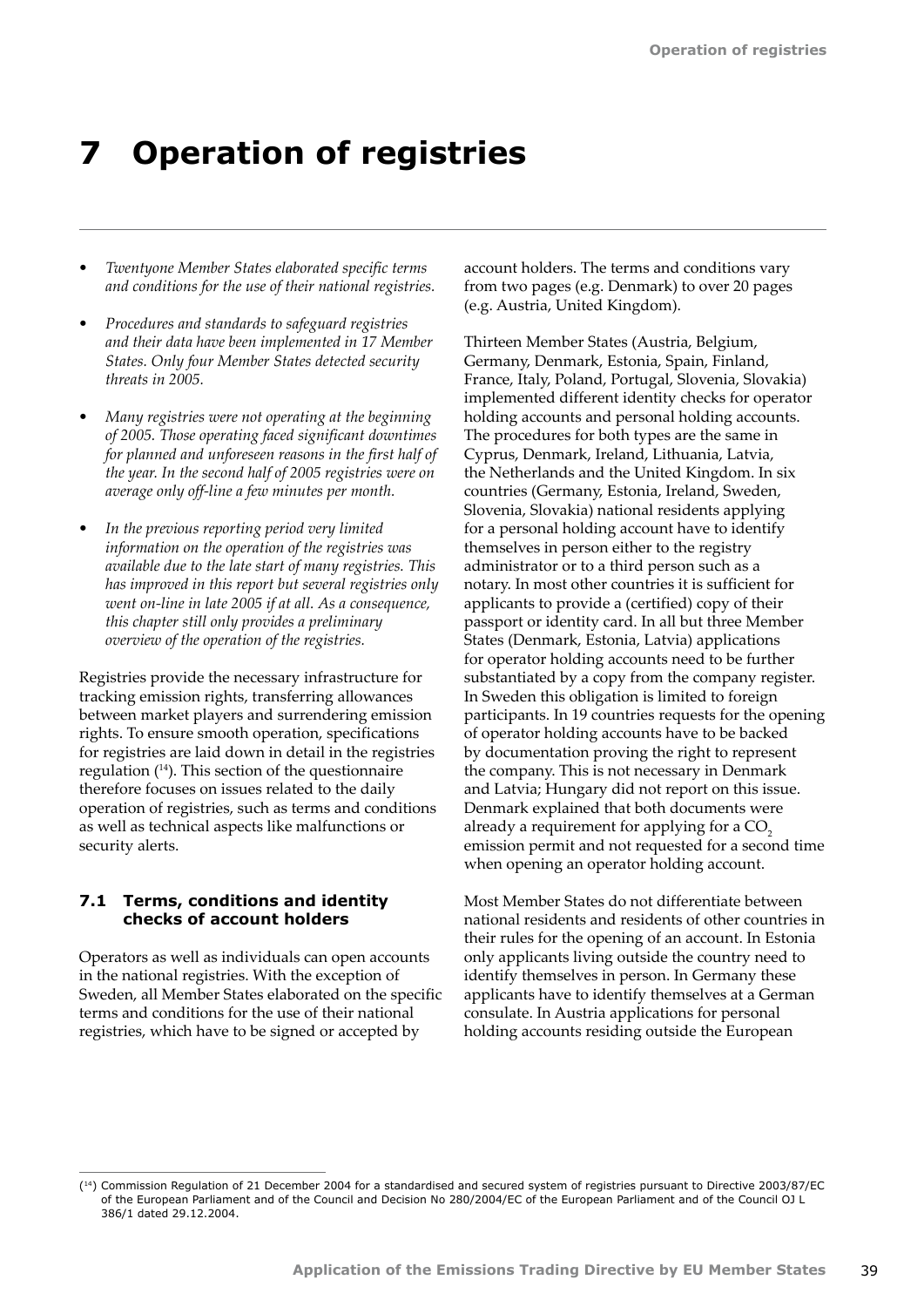# 7 Operation of registries

- *Twentyone Member States elaborated specific terms and conditions for the use of their national registries.*
- *Procedures and standards to safeguard registries and their data have been implemented in 17 Member States. Only four Member States detected security threats in 2005.*
- *Many registries were not operating at the beginning of 2005. Those operating faced significant downtimes for planned and unforeseen reasons in the first half of the year. In the second half of 2005 registries were on average only off-line a few minutes per month.*
- *In the previous reporting period very limited information on the operation of the registries was available due to the late start of many registries. This has improved in this report but several registries only went on-line in late 2005 if at all. As a consequence, this chapter still only provides a preliminary overview of the operation of the registries.*

Registries provide the necessary infrastructure for tracking emission rights, transferring allowances between market players and surrendering emission rights. To ensure smooth operation, specifications for registries are laid down in detail in the registries regulation ([14]). This section of the questionnaire therefore focuses on issues related to the daily operation of registries, such as terms and conditions as well as technical aspects like malfunctions or security alerts.

## 7.1 Terms, conditions and identity checks of account holders

Operators as well as individuals can open accounts in the national registries. With the exception of Sweden, all Member States elaborated on the specific terms and conditions for the use of their national registries, which have to be signed or accepted by account holders. The terms and conditions vary from two pages (e.g. Denmark) to over 20 pages (e.g. Austria, United Kingdom).

Thirteen Member States (Austria, Belgium, Germany, Denmark, Estonia, Spain, Finland, France, Italy, Poland, Portugal, Slovenia, Slovakia) implemented different identity checks for operator holding accounts and personal holding accounts. The procedures for both types are the same in Cyprus, Denmark, Ireland, Lithuania, Latvia, the Netherlands and the United Kingdom. In six countries (Germany, Estonia, Ireland, Sweden, Slovenia, Slovakia) national residents applying for a personal holding account have to identify themselves in person either to the registry administrator or to a third person such as a notary. In most other countries it is sufficient for applicants to provide a (certified) copy of their passport or identity card. In all but three Member States (Denmark, Estonia, Latvia) applications for operator holding accounts need to be further substantiated by a copy from the company register. In Sweden this obligation is limited to foreign participants. In 19 countries requests for the opening of operator holding accounts have to be backed by documentation proving the right to represent the company. This is not necessary in Denmark and Latvia; Hungary did not report on this issue. Denmark explained that both documents were already a requirement for applying for a $CO_2$ emission permit and not requested for a second time when opening an operator holding account.

Most Member States do not differentiate between national residents and residents of other countries in their rules for the opening of an account. In Estonia only applicants living outside the country need to identify themselves in person. In Germany these applicants have to identify themselves at a German consulate. In Austria applications for personal holding accounts residing outside the European

([14]) Commission Regulation of 21 December 2004 for a standardised and secured system of registries pursuant to Directive 2003/87/EC of the European Parliament and of the Council and Decision No 280/2004/EC of the European Parliament and of the Council OJ L 386/1 dated 29.12.2004.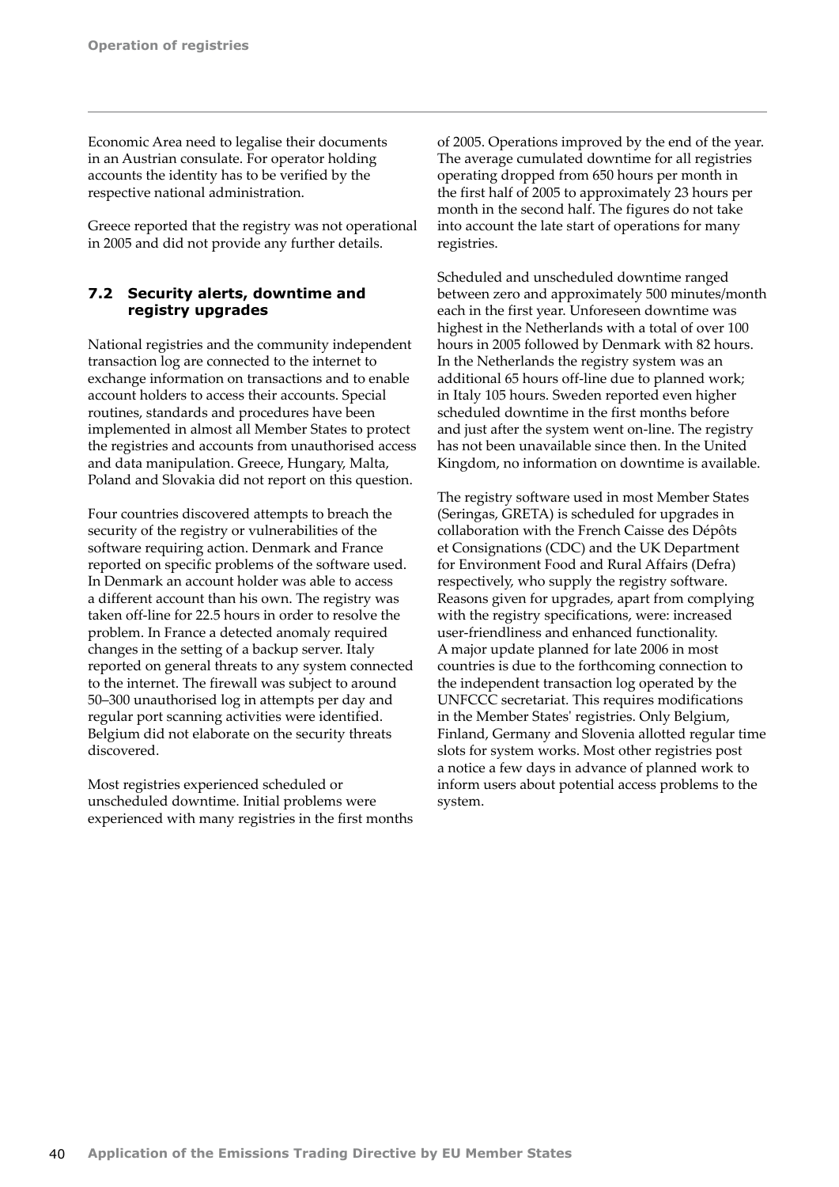Economic Area need to legalise their documents in an Austrian consulate. For operator holding accounts the identity has to be verified by the respective national administration.

Greece reported that the registry was not operational in 2005 and did not provide any further details.

### 7.2 Security alerts, downtime and registry upgrades

National registries and the community independent transaction log are connected to the internet to exchange information on transactions and to enable account holders to access their accounts. Special routines, standards and procedures have been implemented in almost all Member States to protect the registries and accounts from unauthorised access and data manipulation. Greece, Hungary, Malta, Poland and Slovakia did not report on this question.

Four countries discovered attempts to breach the security of the registry or vulnerabilities of the software requiring action. Denmark and France reported on specific problems of the software used. In Denmark an account holder was able to access a different account than his own. The registry was taken off-line for 22.5 hours in order to resolve the problem. In France a detected anomaly required changes in the setting of a backup server. Italy reported on general threats to any system connected to the internet. The firewall was subject to around 50–300 unauthorised log in attempts per day and regular port scanning activities were identified. Belgium did not elaborate on the security threats discovered.

Most registries experienced scheduled or unscheduled downtime. Initial problems were experienced with many registries in the first months of 2005. Operations improved by the end of the year. The average cumulated downtime for all registries operating dropped from 650 hours per month in the first half of 2005 to approximately 23 hours per month in the second half. The figures do not take into account the late start of operations for many registries.

Scheduled and unscheduled downtime ranged between zero and approximately 500 minutes/month each in the first year. Unforeseen downtime was highest in the Netherlands with a total of over 100 hours in 2005 followed by Denmark with 82 hours. In the Netherlands the registry system was an additional 65 hours off-line due to planned work; in Italy 105 hours. Sweden reported even higher scheduled downtime in the first months before and just after the system went on-line. The registry has not been unavailable since then. In the United Kingdom, no information on downtime is available.

The registry software used in most Member States (Seringas, GRETA) is scheduled for upgrades in collaboration with the French Caisse des Dépôts et Consignations (CDC) and the UK Department for Environment Food and Rural Affairs (Defra) respectively, who supply the registry software. Reasons given for upgrades, apart from complying with the registry specifications, were: increased user-friendliness and enhanced functionality. A major update planned for late 2006 in most countries is due to the forthcoming connection to the independent transaction log operated by the UNFCCC secretariat. This requires modifications in the Member States' registries. Only Belgium, Finland, Germany and Slovenia allotted regular time slots for system works. Most other registries post a notice a few days in advance of planned work to inform users about potential access problems to the system.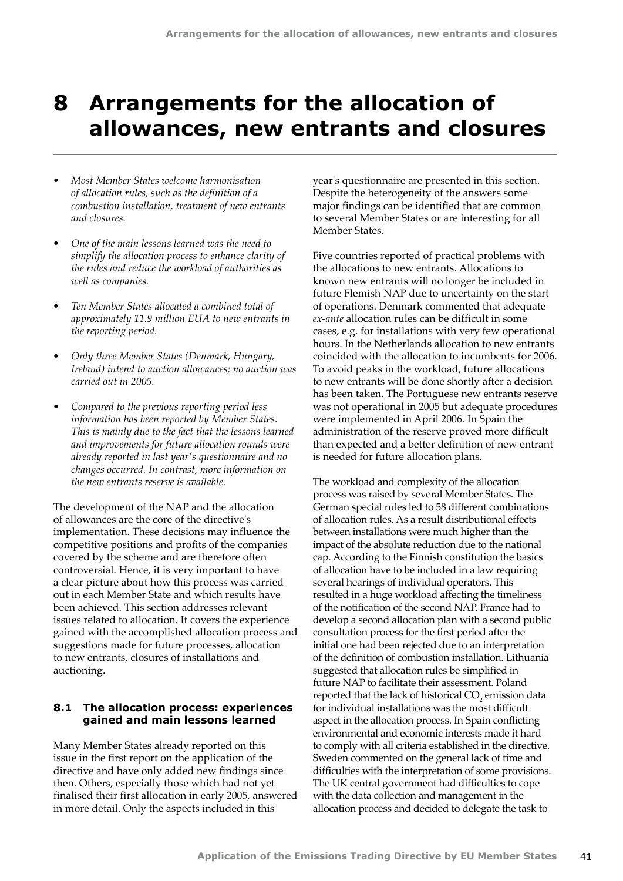# 8 Arrangements for the allocation of allowances, new entrants and closures

- *Most Member States welcome harmonisation of allocation rules, such as the definition of a combustion installation, treatment of new entrants and closures.*
- *One of the main lessons learned was the need to simplify the allocation process to enhance clarity of the rules and reduce the workload of authorities as well as companies.*
- *Ten Member States allocated a combined total of approximately 11.9 million EUA to new entrants in the reporting period.*
- *Only three Member States (Denmark, Hungary, Ireland) intend to auction allowances; no auction was carried out in 2005.*
- *Compared to the previous reporting period less information has been reported by Member States. This is mainly due to the fact that the lessons learned and improvements for future allocation rounds were already reported in last year's questionnaire and no changes occurred. In contrast, more information on the new entrants reserve is available.*

The development of the NAP and the allocation of allowances are the core of the directive's implementation. These decisions may influence the competitive positions and profits of the companies covered by the scheme and are therefore often controversial. Hence, it is very important to have a clear picture about how this process was carried out in each Member State and which results have been achieved. This section addresses relevant issues related to allocation. It covers the experience gained with the accomplished allocation process and suggestions made for future processes, allocation to new entrants, closures of installations and auctioning.

## 8.1 The allocation process: experiences gained and main lessons learned

Many Member States already reported on this issue in the first report on the application of the directive and have only added new findings since then. Others, especially those which had not yet finalised their first allocation in early 2005, answered in more detail. Only the aspects included in this year's questionnaire are presented in this section. Despite the heterogeneity of the answers some major findings can be identified that are common to several Member States or are interesting for all Member States.

Five countries reported of practical problems with the allocations to new entrants. Allocations to known new entrants will no longer be included in future Flemish NAP due to uncertainty on the start of operations. Denmark commented that adequate *ex-ante* allocation rules can be difficult in some cases, e.g. for installations with very few operational hours. In the Netherlands allocation to new entrants coincided with the allocation to incumbents for 2006. To avoid peaks in the workload, future allocations to new entrants will be done shortly after a decision has been taken. The Portuguese new entrants reserve was not operational in 2005 but adequate procedures were implemented in April 2006. In Spain the administration of the reserve proved more difficult than expected and a better definition of new entrant is needed for future allocation plans.

The workload and complexity of the allocation process was raised by several Member States. The German special rules led to 58 different combinations of allocation rules. As a result distributional effects between installations were much higher than the impact of the absolute reduction due to the national cap. According to the Finnish constitution the basics of allocation have to be included in a law requiring several hearings of individual operators. This resulted in a huge workload affecting the timeliness of the notification of the second NAP. France had to develop a second allocation plan with a second public consultation process for the first period after the initial one had been rejected due to an interpretation of the definition of combustion installation. Lithuania suggested that allocation rules be simplified in future NAP to facilitate their assessment. Poland reported that the lack of historical $CO_2$ emission data for individual installations was the most difficult aspect in the allocation process. In Spain conflicting environmental and economic interests made it hard to comply with all criteria established in the directive. Sweden commented on the general lack of time and difficulties with the interpretation of some provisions. The UK central government had difficulties to cope with the data collection and management in the allocation process and decided to delegate the task to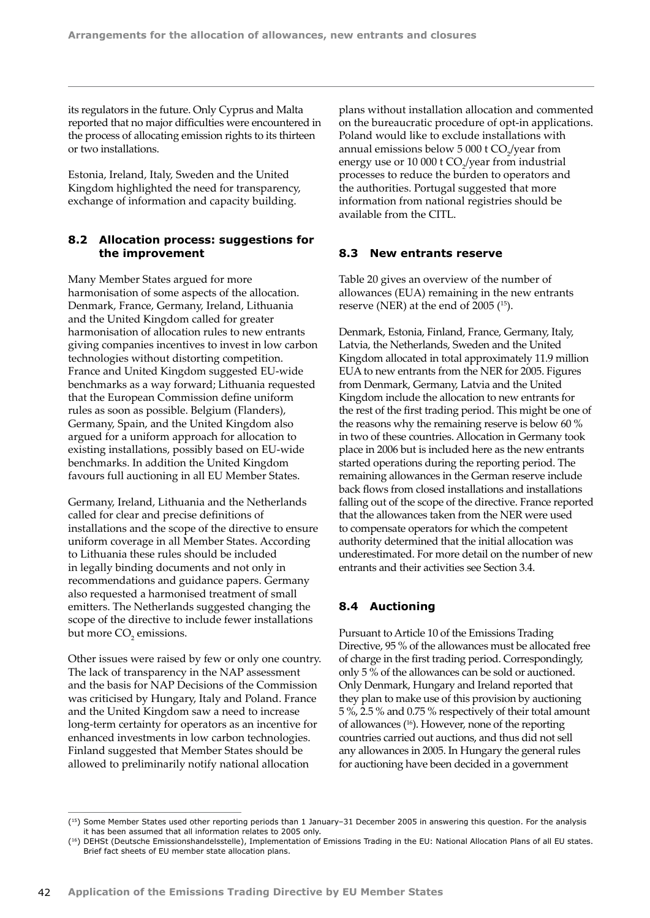its regulators in the future. Only Cyprus and Malta reported that no major difficulties were encountered in the process of allocating emission rights to its thirteen or two installations.

Estonia, Ireland, Italy, Sweden and the United Kingdom highlighted the need for transparency, exchange of information and capacity building.

## 8.2 Allocation process: suggestions for the improvement

Many Member States argued for more harmonisation of some aspects of the allocation. Denmark, France, Germany, Ireland, Lithuania and the United Kingdom called for greater harmonisation of allocation rules to new entrants giving companies incentives to invest in low carbon technologies without distorting competition. France and United Kingdom suggested EU-wide benchmarks as a way forward; Lithuania requested that the European Commission define uniform rules as soon as possible. Belgium (Flanders), Germany, Spain, and the United Kingdom also argued for a uniform approach for allocation to existing installations, possibly based on EU-wide benchmarks. In addition the United Kingdom favours full auctioning in all EU Member States.

Germany, Ireland, Lithuania and the Netherlands called for clear and precise definitions of installations and the scope of the directive to ensure uniform coverage in all Member States. According to Lithuania these rules should be included in legally binding documents and not only in recommendations and guidance papers. Germany also requested a harmonised treatment of small emitters. The Netherlands suggested changing the scope of the directive to include fewer installations but more $CO_2$ emissions.

Other issues were raised by few or only one country. The lack of transparency in the NAP assessment and the basis for NAP Decisions of the Commission was criticised by Hungary, Italy and Poland. France and the United Kingdom saw a need to increase long-term certainty for operators as an incentive for enhanced investments in low carbon technologies. Finland suggested that Member States should be allowed to preliminarily notify national allocation plans without installation allocation and commented on the bureaucratic procedure of opt-in applications. Poland would like to exclude installations with annual emissions below 5 000 t $CO_2$/year from energy use or 10 000 t $CO_2$/year from industrial processes to reduce the burden to operators and the authorities. Portugal suggested that more information from national registries should be available from the CITL.

## 8.3 New entrants reserve

Table 20 gives an overview of the number of allowances (EUA) remaining in the new entrants reserve (NER) at the end of 2005 [15].

Denmark, Estonia, Finland, France, Germany, Italy, Latvia, the Netherlands, Sweden and the United Kingdom allocated in total approximately 11.9 million EUA to new entrants from the NER for 2005. Figures from Denmark, Germany, Latvia and the United Kingdom include the allocation to new entrants for the rest of the first trading period. This might be one of the reasons why the remaining reserve is below 60 % in two of these countries. Allocation in Germany took place in 2006 but is included here as the new entrants started operations during the reporting period. The remaining allowances in the German reserve include back flows from closed installations and installations falling out of the scope of the directive. France reported that the allowances taken from the NER were used to compensate operators for which the competent authority determined that the initial allocation was underestimated. For more detail on the number of new entrants and their activities see Section 3.4.

## 8.4 Auctioning

Pursuant to Article 10 of the Emissions Trading Directive, 95 % of the allowances must be allocated free of charge in the first trading period. Correspondingly, only 5 % of the allowances can be sold or auctioned. Only Denmark, Hungary and Ireland reported that they plan to make use of this provision by auctioning 5 %, 2.5 % and 0.75 % respectively of their total amount of allowances [16]. However, none of the reporting countries carried out auctions, and thus did not sell any allowances in 2005. In Hungary the general rules for auctioning have been decided in a government

[15] Some Member States used other reporting periods than 1 January–31 December 2005 in answering this question. For the analysis it has been assumed that all information relates to 2005 only.

[16] DEHSt (Deutsche Emissionshandelsstelle), Implementation of Emissions Trading in the EU: National Allocation Plans of all EU states. Brief fact sheets of EU member state allocation plans.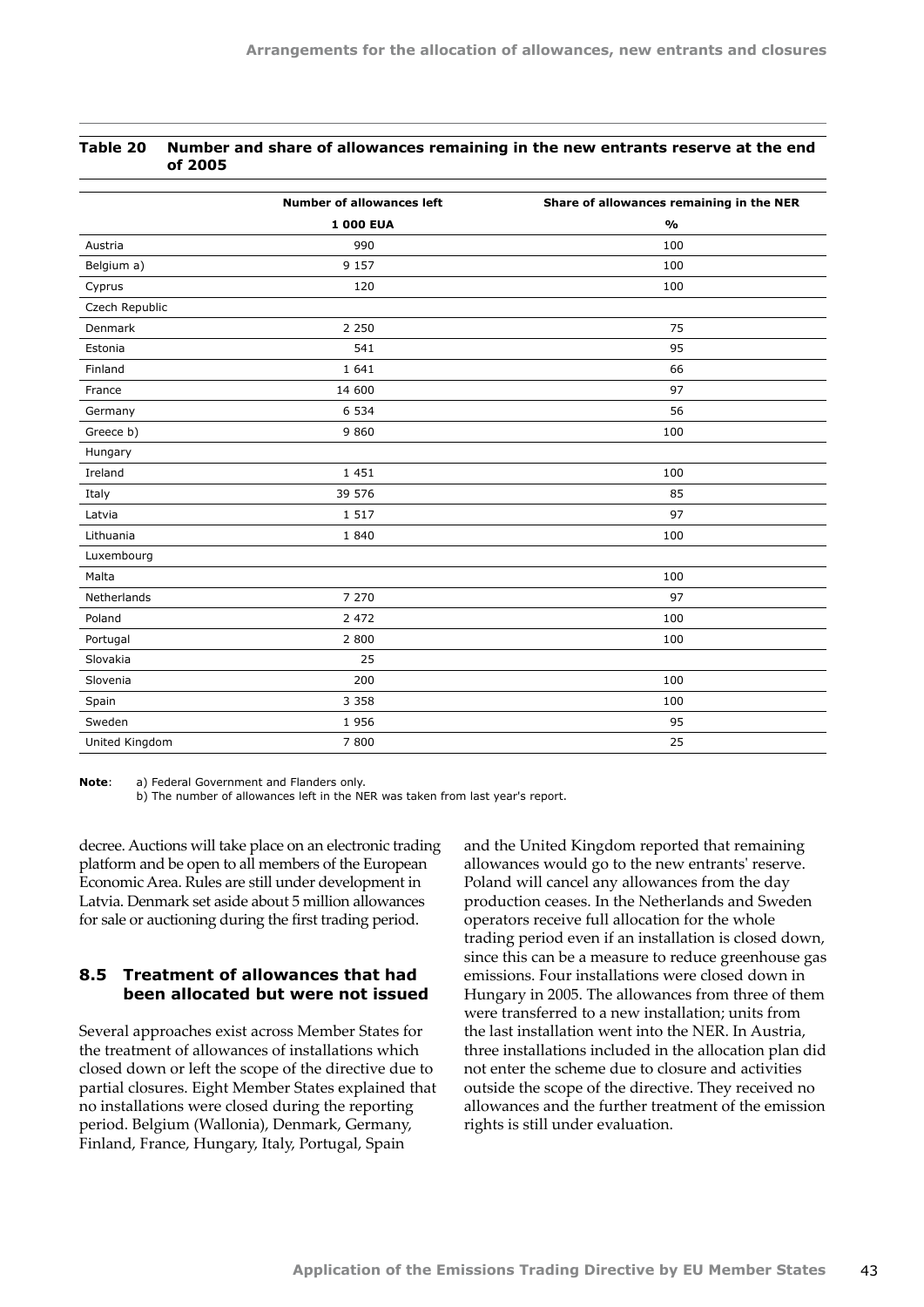**Table 20 Number and share of allowances remaining in the new entrants reserve at the end of 2005**

| | Number of allowances left | Share of allowances remaining in the NER |
|---|---|---|
| | 1 000 EUA | % |
| Austria | 990 | 100 |
| Belgium a) | 9 157 | 100 |
| Cyprus | 120 | 100 |
| Czech Republic | | |
| Denmark | 2 250 | 75 |
| Estonia | 541 | 95 |
| Finland | 1 641 | 66 |
| France | 14 600 | 97 |
| Germany | 6 534 | 56 |
| Greece b) | 9 860 | 100 |
| Hungary | | |
| Ireland | 1 451 | 100 |
| Italy | 39 576 | 85 |
| Latvia | 1 517 | 97 |
| Lithuania | 1 840 | 100 |
| Luxembourg | | |
| Malta | | 100 |
| Netherlands | 7 270 | 97 |
| Poland | 2 472 | 100 |
| Portugal | 2 800 | 100 |
| Slovakia | 25 | |
| Slovenia | 200 | 100 |
| Spain | 3 358 | 100 |
| Sweden | 1 956 | 95 |
| United Kingdom | 7 800 | 25 |

**Note**: a) Federal Government and Flanders only.
b) The number of allowances left in the NER was taken from last year's report.

decree. Auctions will take place on an electronic trading platform and be open to all members of the European Economic Area. Rules are still under development in Latvia. Denmark set aside about 5 million allowances for sale or auctioning during the first trading period.

### 8.5 Treatment of allowances that had been allocated but were not issued

Several approaches exist across Member States for the treatment of allowances of installations which closed down or left the scope of the directive due to partial closures. Eight Member States explained that no installations were closed during the reporting period. Belgium (Wallonia), Denmark, Germany, Finland, France, Hungary, Italy, Portugal, Spain and the United Kingdom reported that remaining allowances would go to the new entrants' reserve. Poland will cancel any allowances from the day production ceases. In the Netherlands and Sweden operators receive full allocation for the whole trading period even if an installation is closed down, since this can be a measure to reduce greenhouse gas emissions. Four installations were closed down in Hungary in 2005. The allowances from three of them were transferred to a new installation; units from the last installation went into the NER. In Austria, three installations included in the allocation plan did not enter the scheme due to closure and activities outside the scope of the directive. They received no allowances and the further treatment of the emission rights is still under evaluation.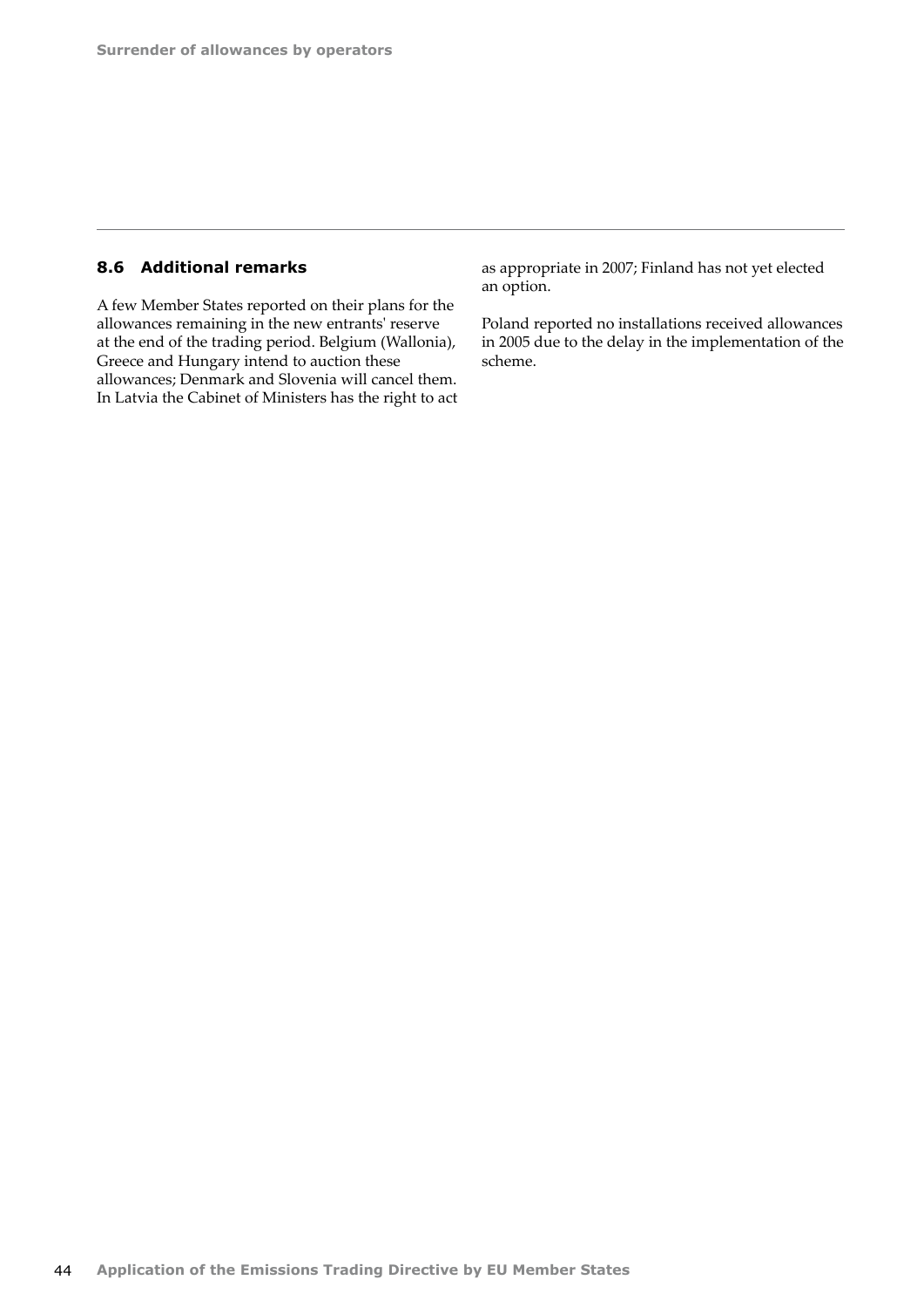### 8.6 Additional remarks

A few Member States reported on their plans for the allowances remaining in the new entrants' reserve at the end of the trading period. Belgium (Wallonia), Greece and Hungary intend to auction these allowances; Denmark and Slovenia will cancel them. In Latvia the Cabinet of Ministers has the right to act as appropriate in 2007; Finland has not yet elected an option.

Poland reported no installations received allowances in 2005 due to the delay in the implementation of the scheme.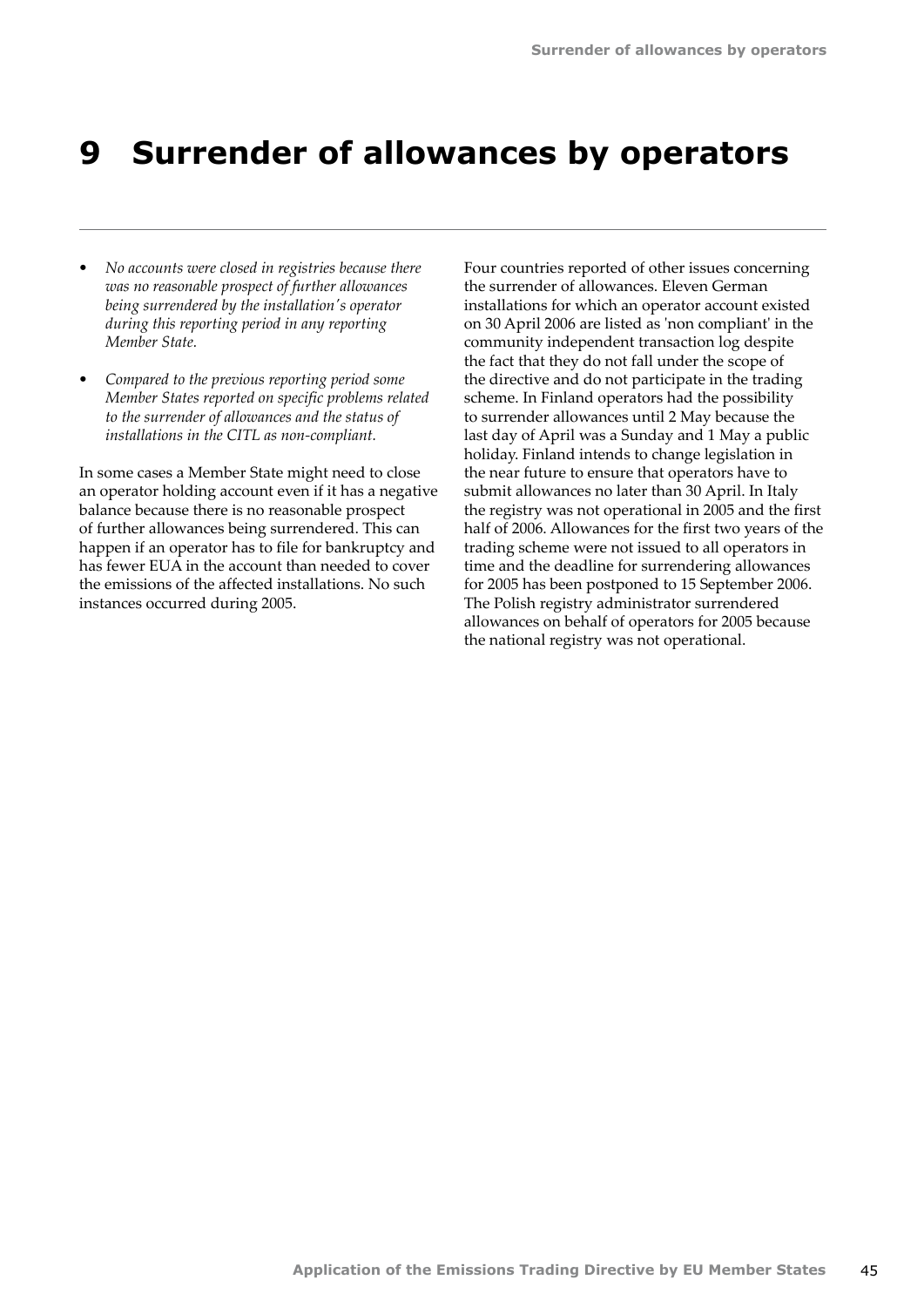# 9 Surrender of allowances by operators

- *No accounts were closed in registries because there was no reasonable prospect of further allowances being surrendered by the installation's operator during this reporting period in any reporting Member State.*
- *Compared to the previous reporting period some Member States reported on specific problems related to the surrender of allowances and the status of installations in the CITL as non-compliant.*

In some cases a Member State might need to close an operator holding account even if it has a negative balance because there is no reasonable prospect of further allowances being surrendered. This can happen if an operator has to file for bankruptcy and has fewer EUA in the account than needed to cover the emissions of the affected installations. No such instances occurred during 2005.

Four countries reported of other issues concerning the surrender of allowances. Eleven German installations for which an operator account existed on 30 April 2006 are listed as 'non compliant' in the community independent transaction log despite the fact that they do not fall under the scope of the directive and do not participate in the trading scheme. In Finland operators had the possibility to surrender allowances until 2 May because the last day of April was a Sunday and 1 May a public holiday. Finland intends to change legislation in the near future to ensure that operators have to submit allowances no later than 30 April. In Italy the registry was not operational in 2005 and the first half of 2006. Allowances for the first two years of the trading scheme were not issued to all operators in time and the deadline for surrendering allowances for 2005 has been postponed to 15 September 2006. The Polish registry administrator surrendered allowances on behalf of operators for 2005 because the national registry was not operational.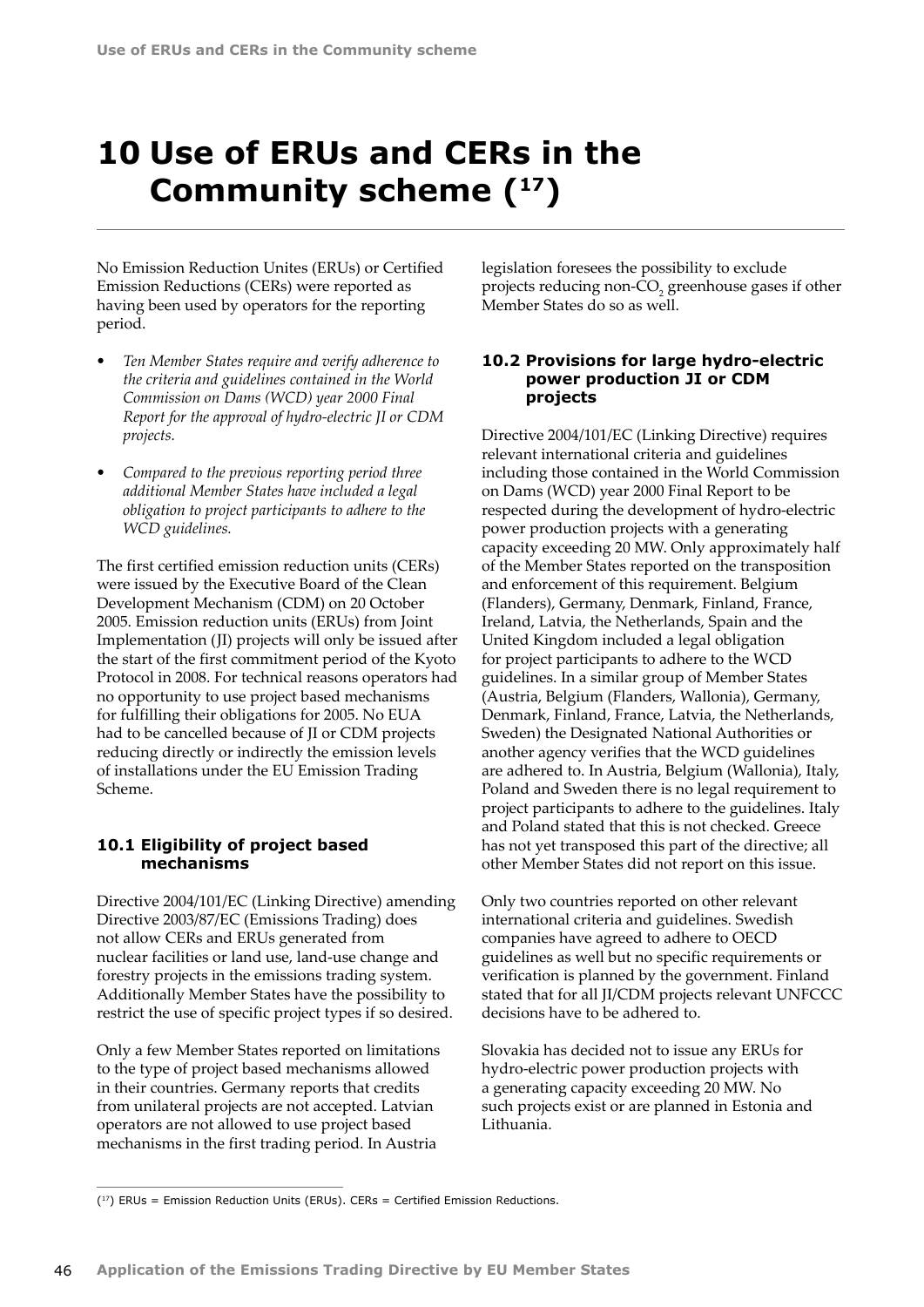# 10 Use of ERUs and CERs in the Community scheme ([17])

No Emission Reduction Unites (ERUs) or Certified Emission Reductions (CERs) were reported as having been used by operators for the reporting period.

- *Ten Member States require and verify adherence to the criteria and guidelines contained in the World Commission on Dams (WCD) year 2000 Final Report for the approval of hydro-electric JI or CDM projects.*
- *Compared to the previous reporting period three additional Member States have included a legal obligation to project participants to adhere to the WCD guidelines.*

The first certified emission reduction units (CERs) were issued by the Executive Board of the Clean Development Mechanism (CDM) on 20 October 2005. Emission reduction units (ERUs) from Joint Implementation (JI) projects will only be issued after the start of the first commitment period of the Kyoto Protocol in 2008. For technical reasons operators had no opportunity to use project based mechanisms for fulfilling their obligations for 2005. No EUA had to be cancelled because of JI or CDM projects reducing directly or indirectly the emission levels of installations under the EU Emission Trading Scheme.

## 10.1 Eligibility of project based mechanisms

Directive 2004/101/EC (Linking Directive) amending Directive 2003/87/EC (Emissions Trading) does not allow CERs and ERUs generated from nuclear facilities or land use, land-use change and forestry projects in the emissions trading system. Additionally Member States have the possibility to restrict the use of specific project types if so desired.

Only a few Member States reported on limitations to the type of project based mechanisms allowed in their countries. Germany reports that credits from unilateral projects are not accepted. Latvian operators are not allowed to use project based mechanisms in the first trading period. In Austria legislation foresees the possibility to exclude projects reducing non-$CO_2$ greenhouse gases if other Member States do so as well.

## 10.2 Provisions for large hydro-electric power production JI or CDM projects

Directive 2004/101/EC (Linking Directive) requires relevant international criteria and guidelines including those contained in the World Commission on Dams (WCD) year 2000 Final Report to be respected during the development of hydro-electric power production projects with a generating capacity exceeding 20 MW. Only approximately half of the Member States reported on the transposition and enforcement of this requirement. Belgium (Flanders), Germany, Denmark, Finland, France, Ireland, Latvia, the Netherlands, Spain and the United Kingdom included a legal obligation for project participants to adhere to the WCD guidelines. In a similar group of Member States (Austria, Belgium (Flanders, Wallonia), Germany, Denmark, Finland, France, Latvia, the Netherlands, Sweden) the Designated National Authorities or another agency verifies that the WCD guidelines are adhered to. In Austria, Belgium (Wallonia), Italy, Poland and Sweden there is no legal requirement to project participants to adhere to the guidelines. Italy and Poland stated that this is not checked. Greece has not yet transposed this part of the directive; all other Member States did not report on this issue.

Only two countries reported on other relevant international criteria and guidelines. Swedish companies have agreed to adhere to OECD guidelines as well but no specific requirements or verification is planned by the government. Finland stated that for all JI/CDM projects relevant UNFCCC decisions have to be adhered to.

Slovakia has decided not to issue any ERUs for hydro-electric power production projects with a generating capacity exceeding 20 MW. No such projects exist or are planned in Estonia and Lithuania.

---

([17]) ERUs = Emission Reduction Units (ERUs). CERs = Certified Emission Reductions.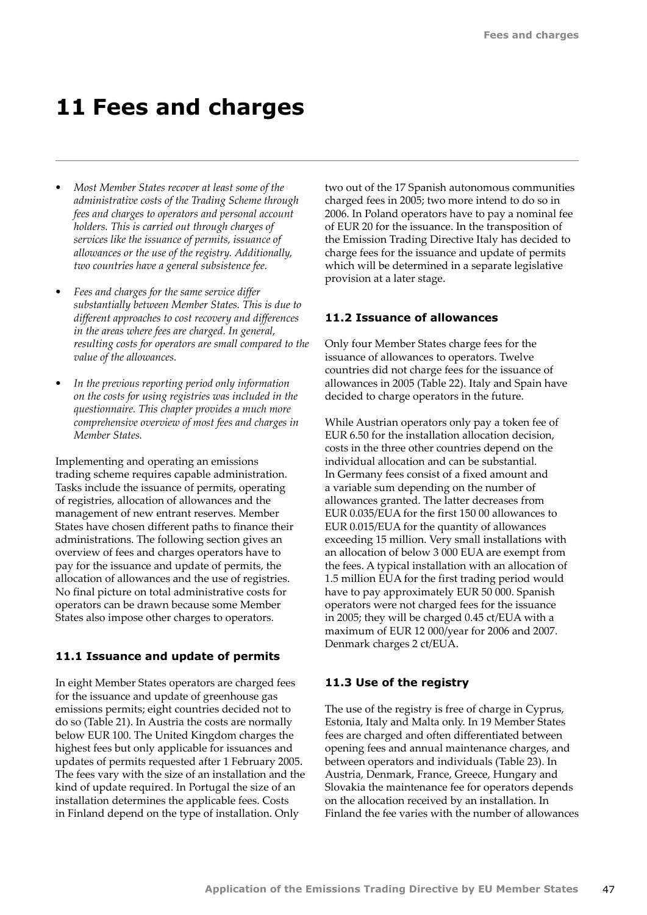# 11 Fees and charges

- *Most Member States recover at least some of the administrative costs of the Trading Scheme through fees and charges to operators and personal account holders. This is carried out through charges of services like the issuance of permits, issuance of allowances or the use of the registry. Additionally, two countries have a general subsistence fee.*
- *Fees and charges for the same service differ substantially between Member States. This is due to different approaches to cost recovery and differences in the areas where fees are charged. In general, resulting costs for operators are small compared to the value of the allowances.*
- *In the previous reporting period only information on the costs for using registries was included in the questionnaire. This chapter provides a much more comprehensive overview of most fees and charges in Member States.*

Implementing and operating an emissions trading scheme requires capable administration. Tasks include the issuance of permits, operating of registries, allocation of allowances and the management of new entrant reserves. Member States have chosen different paths to finance their administrations. The following section gives an overview of fees and charges operators have to pay for the issuance and update of permits, the allocation of allowances and the use of registries. No final picture on total administrative costs for operators can be drawn because some Member States also impose other charges to operators.

### 11.1 Issuance and update of permits

In eight Member States operators are charged fees for the issuance and update of greenhouse gas emissions permits; eight countries decided not to do so (Table 21). In Austria the costs are normally below EUR 100. The United Kingdom charges the highest fees but only applicable for issuances and updates of permits requested after 1 February 2005. The fees vary with the size of an installation and the kind of update required. In Portugal the size of an installation determines the applicable fees. Costs in Finland depend on the type of installation. Only two out of the 17 Spanish autonomous communities charged fees in 2005; two more intend to do so in 2006. In Poland operators have to pay a nominal fee of EUR 20 for the issuance. In the transposition of the Emission Trading Directive Italy has decided to charge fees for the issuance and update of permits which will be determined in a separate legislative provision at a later stage.

### 11.2 Issuance of allowances

Only four Member States charge fees for the issuance of allowances to operators. Twelve countries did not charge fees for the issuance of allowances in 2005 (Table 22). Italy and Spain have decided to charge operators in the future.

While Austrian operators only pay a token fee of EUR 6.50 for the installation allocation decision, costs in the three other countries depend on the individual allocation and can be substantial. In Germany fees consist of a fixed amount and a variable sum depending on the number of allowances granted. The latter decreases from EUR 0.035/EUA for the first 150 00 allowances to EUR 0.015/EUA for the quantity of allowances exceeding 15 million. Very small installations with an allocation of below 3 000 EUA are exempt from the fees. A typical installation with an allocation of 1.5 million EUA for the first trading period would have to pay approximately EUR 50 000. Spanish operators were not charged fees for the issuance in 2005; they will be charged 0.45 ct/EUA with a maximum of EUR 12 000/year for 2006 and 2007. Denmark charges 2 ct/EUA.

### 11.3 Use of the registry

The use of the registry is free of charge in Cyprus, Estonia, Italy and Malta only. In 19 Member States fees are charged and often differentiated between opening fees and annual maintenance charges, and between operators and individuals (Table 23). In Austria, Denmark, France, Greece, Hungary and Slovakia the maintenance fee for operators depends on the allocation received by an installation. In Finland the fee varies with the number of allowances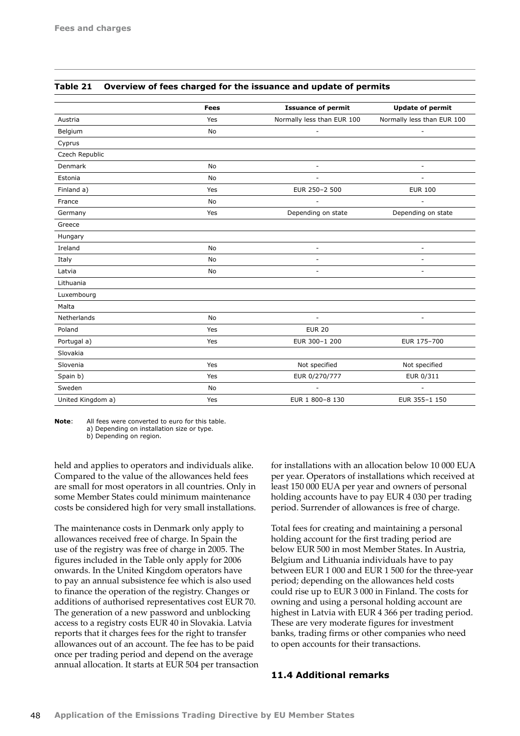**Table 21 Overview of fees charged for the issuance and update of permits**

| | Fees | Issuance of permit | Update of permit |
|---|---|---|---|
| Austria | Yes | Normally less than EUR 100 | Normally less than EUR 100 |
| Belgium | No | - | - |
| Cyprus | | | |
| Czech Republic | | | |
| Denmark | No | - | - |
| Estonia | No | - | - |
| Finland a) | Yes | EUR 250–2 500 | EUR 100 |
| France | No | - | - |
| Germany | Yes | Depending on state | Depending on state |
| Greece | | | |
| Hungary | | | |
| Ireland | No | - | - |
| Italy | No | - | - |
| Latvia | No | - | - |
| Lithuania | | | |
| Luxembourg | | | |
| Malta | | | |
| Netherlands | No | - | - |
| Poland | Yes | EUR 20 | |
| Portugal a) | Yes | EUR 300–1 200 | EUR 175–700 |
| Slovakia | | | |
| Slovenia | Yes | Not specified | Not specified |
| Spain b) | Yes | EUR 0/270/777 | EUR 0/311 |
| Sweden | No | - | - |
| United Kingdom a) | Yes | EUR 1 800–8 130 | EUR 355–1 150 |

**Note**: All fees were converted to euro for this table.
a) Depending on installation size or type.
b) Depending on region.

held and applies to operators and individuals alike. Compared to the value of the allowances held fees are small for most operators in all countries. Only in some Member States could minimum maintenance costs be considered high for very small installations.

The maintenance costs in Denmark only apply to allowances received free of charge. In Spain the use of the registry was free of charge in 2005. The figures included in the Table only apply for 2006 onwards. In the United Kingdom operators have to pay an annual subsistence fee which is also used to finance the operation of the registry. Changes or additions of authorised representatives cost EUR 70. The generation of a new password and unblocking access to a registry costs EUR 40 in Slovakia. Latvia reports that it charges fees for the right to transfer allowances out of an account. The fee has to be paid once per trading period and depend on the average annual allocation. It starts at EUR 504 per transaction for installations with an allocation below 10 000 EUA per year. Operators of installations which received at least 150 000 EUA per year and owners of personal holding accounts have to pay EUR 4 030 per trading period. Surrender of allowances is free of charge.

Total fees for creating and maintaining a personal holding account for the first trading period are below EUR 500 in most Member States. In Austria, Belgium and Lithuania individuals have to pay between EUR 1 000 and EUR 1 500 for the three-year period; depending on the allowances held costs could rise up to EUR 3 000 in Finland. The costs for owning and using a personal holding account are highest in Latvia with EUR 4 366 per trading period. These are very moderate figures for investment banks, trading firms or other companies who need to open accounts for their transactions.

### 11.4 Additional remarks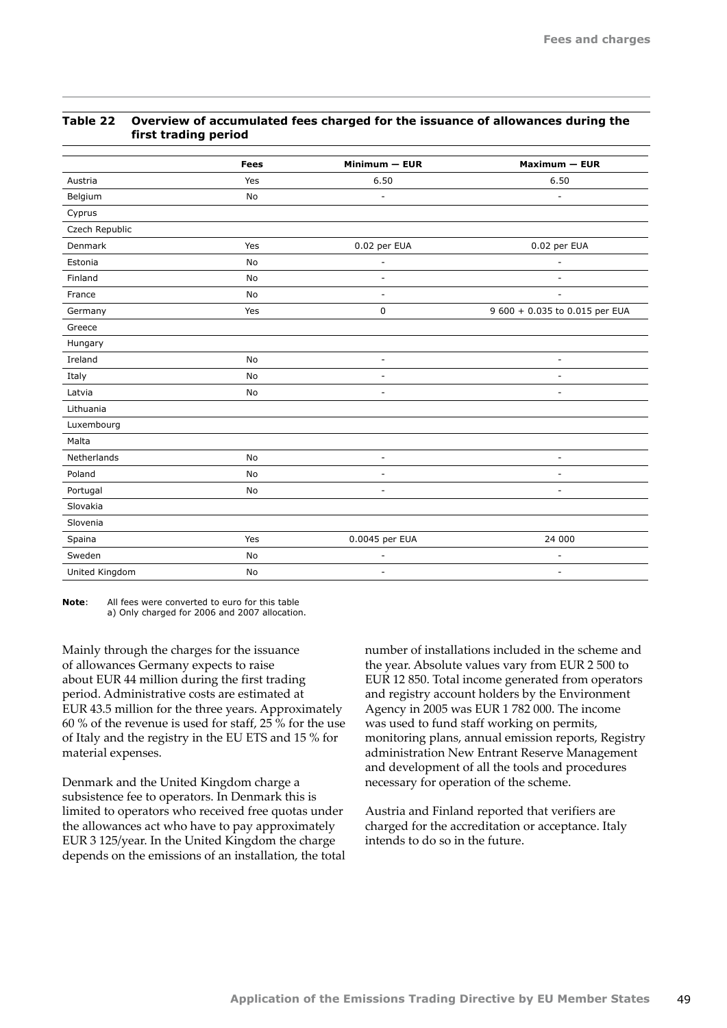**Table 22 Overview of accumulated fees charged for the issuance of allowances during the first trading period**

| | Fees | Minimum — EUR | Maximum — EUR |
|---|---|---|---|
| Austria | Yes | 6.50 | 6.50 |
| Belgium | No | - | - |
| Cyprus | | | |
| Czech Republic | | | |
| Denmark | Yes | 0.02 per EUA | 0.02 per EUA |
| Estonia | No | - | - |
| Finland | No | - | - |
| France | No | - | - |
| Germany | Yes | 0 | 9 600 + 0.035 to 0.015 per EUA |
| Greece | | | |
| Hungary | | | |
| Ireland | No | - | - |
| Italy | No | - | - |
| Latvia | No | - | - |
| Lithuania | | | |
| Luxembourg | | | |
| Malta | | | |
| Netherlands | No | - | - |
| Poland | No | - | - |
| Portugal | No | - | - |
| Slovakia | | | |
| Slovenia | | | |
| Spaina | Yes | 0.0045 per EUA | 24 000 |
| Sweden | No | - | - |
| United Kingdom | No | - | - |

**Note**: All fees were converted to euro for this table
a) Only charged for 2006 and 2007 allocation.

Mainly through the charges for the issuance of allowances Germany expects to raise about EUR 44 million during the first trading period. Administrative costs are estimated at EUR 43.5 million for the three years. Approximately 60 % of the revenue is used for staff, 25 % for the use of Italy and the registry in the EU ETS and 15 % for material expenses.

Denmark and the United Kingdom charge a subsistence fee to operators. In Denmark this is limited to operators who received free quotas under the allowances act who have to pay approximately EUR 3 125/year. In the United Kingdom the charge depends on the emissions of an installation, the total number of installations included in the scheme and the year. Absolute values vary from EUR 2 500 to EUR 12 850. Total income generated from operators and registry account holders by the Environment Agency in 2005 was EUR 1 782 000. The income was used to fund staff working on permits, monitoring plans, annual emission reports, Registry administration New Entrant Reserve Management and development of all the tools and procedures necessary for operation of the scheme.

Austria and Finland reported that verifiers are charged for the accreditation or acceptance. Italy intends to do so in the future.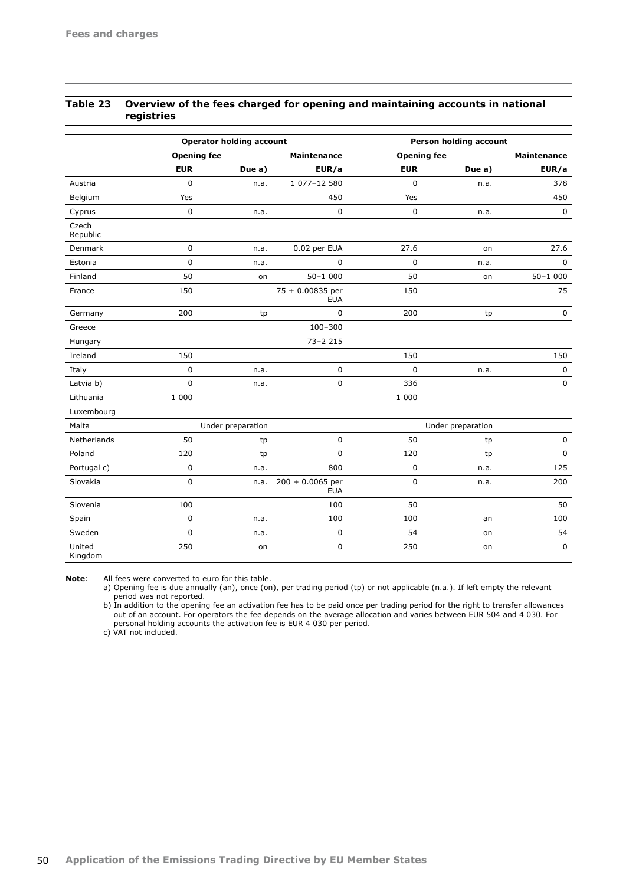**Table 23 Overview of the fees charged for opening and maintaining accounts in national registries**

| | Operator holding account | | | Person holding account | | |
|---|---|---|---|---|---|---|
| | Opening fee | | Maintenance | Opening fee | | Maintenance |
| | EUR | Due a) | EUR/a | EUR | Due a) | EUR/a |
| Austria | 0 | n.a. | 1 077–12 580 | 0 | n.a. | 378 |
| Belgium | Yes | | 450 | Yes | | 450 |
| Cyprus | 0 | n.a. | 0 | 0 | n.a. | 0 |
| Czech Republic | | | | | | |
| Denmark | 0 | n.a. | 0.02 per EUA | 27.6 | on | 27.6 |
| Estonia | 0 | n.a. | 0 | 0 | n.a. | 0 |
| Finland | 50 | on | 50–1 000 | 50 | on | 50–1 000 |
| France | 150 | | 75 + 0.00835 per EUA | 150 | | 75 |
| Germany | 200 | tp | 0 | 200 | tp | 0 |
| Greece | | | 100–300 | | | |
| Hungary | | | 73–2 215 | | | |
| Ireland | 150 | | | 150 | | 150 |
| Italy | 0 | n.a. | 0 | 0 | n.a. | 0 |
| Latvia b) | 0 | n.a. | 0 | 336 | | 0 |
| Lithuania | 1 000 | | | 1 000 | | |
| Luxembourg | | | | | | |
| Malta | Under preparation | | | Under preparation | | |
| Netherlands | 50 | tp | 0 | 50 | tp | 0 |
| Poland | 120 | tp | 0 | 120 | tp | 0 |
| Portugal c) | 0 | n.a. | 800 | 0 | n.a. | 125 |
| Slovakia | 0 | n.a. | 200 + 0.0065 per EUA | 0 | n.a. | 200 |
| Slovenia | 100 | | 100 | 50 | | 50 |
| Spain | 0 | n.a. | 100 | 100 | an | 100 |
| Sweden | 0 | n.a. | 0 | 54 | on | 54 |
| United Kingdom | 250 | on | 0 | 250 | on | 0 |

**Note**: All fees were converted to euro for this table.

a) Opening fee is due annually (an), once (on), per trading period (tp) or not applicable (n.a.). If left empty the relevant period was not reported.

b) In addition to the opening fee an activation fee has to be paid once per trading period for the right to transfer allowances out of an account. For operators the fee depends on the average allocation and varies between EUR 504 and 4 030. For personal holding accounts the activation fee is EUR 4 030 per period.

c) VAT not included.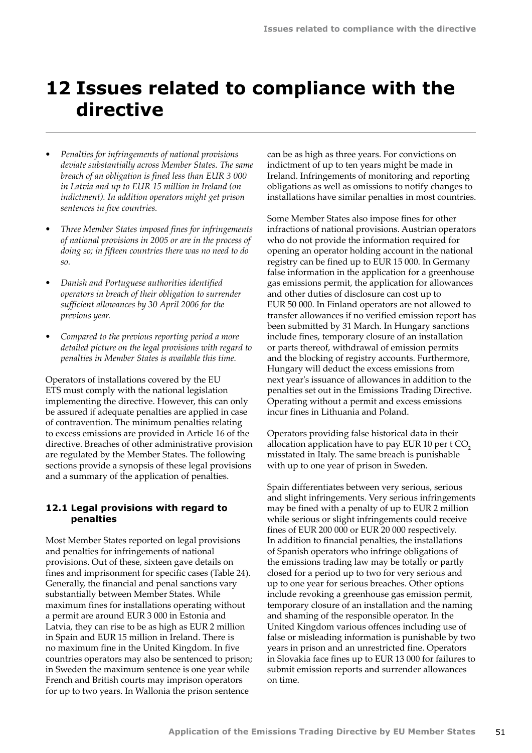# 12 Issues related to compliance with the directive

- *Penalties for infringements of national provisions deviate substantially across Member States. The same breach of an obligation is fined less than EUR 3 000 in Latvia and up to EUR 15 million in Ireland (on indictment). In addition operators might get prison sentences in five countries.*
- *Three Member States imposed fines for infringements of national provisions in 2005 or are in the process of doing so; in fifteen countries there was no need to do so.*
- *Danish and Portuguese authorities identified operators in breach of their obligation to surrender sufficient allowances by 30 April 2006 for the previous year.*
- *Compared to the previous reporting period a more detailed picture on the legal provisions with regard to penalties in Member States is available this time.*

Operators of installations covered by the EU ETS must comply with the national legislation implementing the directive. However, this can only be assured if adequate penalties are applied in case of contravention. The minimum penalties relating to excess emissions are provided in Article 16 of the directive. Breaches of other administrative provision are regulated by the Member States. The following sections provide a synopsis of these legal provisions and a summary of the application of penalties.

## 12.1 Legal provisions with regard to penalties

Most Member States reported on legal provisions and penalties for infringements of national provisions. Out of these, sixteen gave details on fines and imprisonment for specific cases (Table 24). Generally, the financial and penal sanctions vary substantially between Member States. While maximum fines for installations operating without a permit are around EUR 3 000 in Estonia and Latvia, they can rise to be as high as EUR 2 million in Spain and EUR 15 million in Ireland. There is no maximum fine in the United Kingdom. In five countries operators may also be sentenced to prison; in Sweden the maximum sentence is one year while French and British courts may imprison operators for up to two years. In Wallonia the prison sentence can be as high as three years. For convictions on indictment of up to ten years might be made in Ireland. Infringements of monitoring and reporting obligations as well as omissions to notify changes to installations have similar penalties in most countries.

Some Member States also impose fines for other infractions of national provisions. Austrian operators who do not provide the information required for opening an operator holding account in the national registry can be fined up to EUR 15 000. In Germany false information in the application for a greenhouse gas emissions permit, the application for allowances and other duties of disclosure can cost up to EUR 50 000. In Finland operators are not allowed to transfer allowances if no verified emission report has been submitted by 31 March. In Hungary sanctions include fines, temporary closure of an installation or parts thereof, withdrawal of emission permits and the blocking of registry accounts. Furthermore, Hungary will deduct the excess emissions from next year's issuance of allowances in addition to the penalties set out in the Emissions Trading Directive. Operating without a permit and excess emissions incur fines in Lithuania and Poland.

Operators providing false historical data in their allocation application have to pay EUR 10 per t $CO_2$ misstated in Italy. The same breach is punishable with up to one year of prison in Sweden.

Spain differentiates between very serious, serious and slight infringements. Very serious infringements may be fined with a penalty of up to EUR 2 million while serious or slight infringements could receive fines of EUR 200 000 or EUR 20 000 respectively. In addition to financial penalties, the installations of Spanish operators who infringe obligations of the emissions trading law may be totally or partly closed for a period up to two for very serious and up to one year for serious breaches. Other options include revoking a greenhouse gas emission permit, temporary closure of an installation and the naming and shaming of the responsible operator. In the United Kingdom various offences including use of false or misleading information is punishable by two years in prison and an unrestricted fine. Operators in Slovakia face fines up to EUR 13 000 for failures to submit emission reports and surrender allowances on time.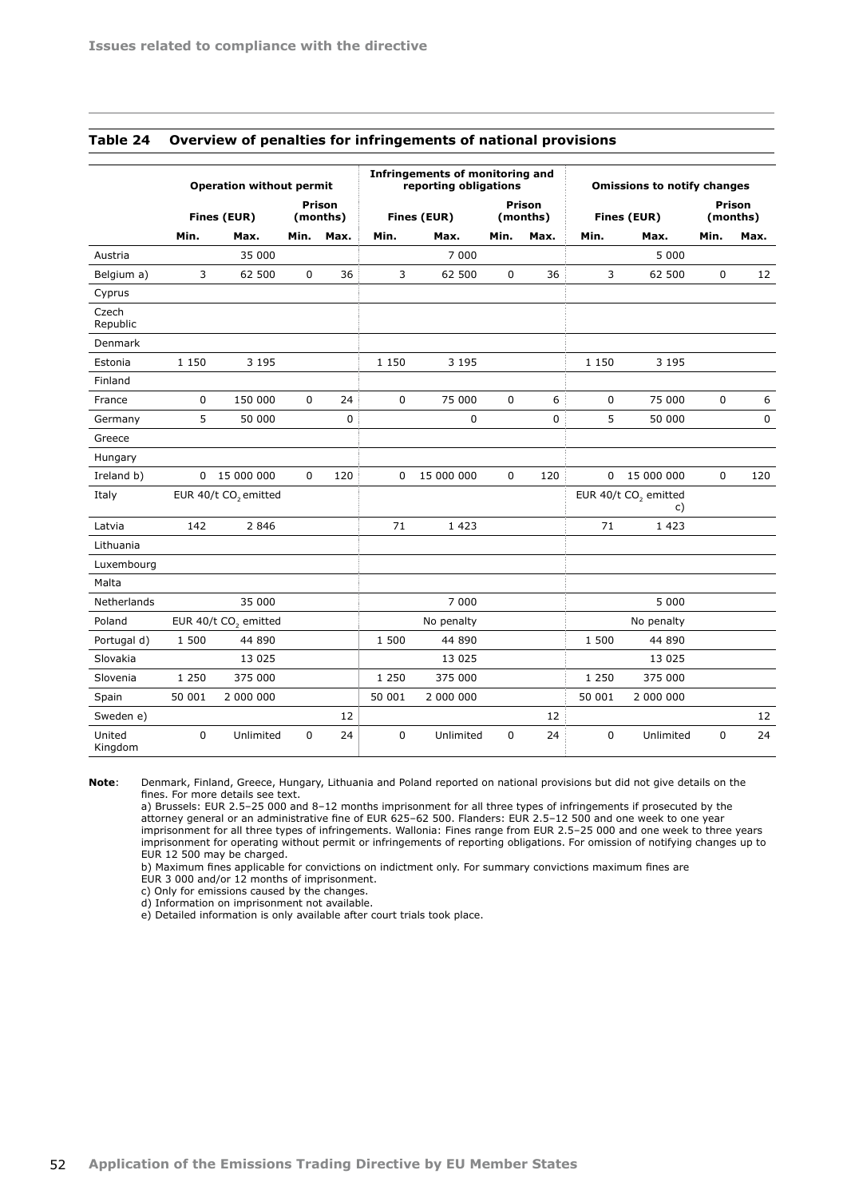## Table 24 Overview of penalties for infringements of national provisions

| | Operation without permit | | | | Infringements of monitoring and reporting obligations | | | | Omissions to notify changes | | | |
|---|---|---|---|---|---|---|---|---|---|---|---|---|
| | Fines (EUR) | | Prison (months) | | Fines (EUR) | | Prison (months) | | Fines (EUR) | | Prison (months) | |
| | Min. | Max. | Min. | Max. | Min. | Max. | Min. | Max. | Min. | Max. | Min. | Max. |
| Austria | | 35 000 | | | | 7 000 | | | | 5 000 | | |
| Belgium a) | 3 | 62 500 | 0 | 36 | 3 | 62 500 | 0 | 36 | 3 | 62 500 | 0 | 12 |
| Cyprus | | | | | | | | | | | | |
| Czech Republic | | | | | | | | | | | | |
| Denmark | | | | | | | | | | | | |
| Estonia | 1 150 | 3 195 | | | 1 150 | 3 195 | | | 1 150 | 3 195 | | |
| Finland | | | | | | | | | | | | |
| France | 0 | 150 000 | 0 | 24 | 0 | 75 000 | 0 | 6 | 0 | 75 000 | 0 | 6 |
| Germany | 5 | 50 000 | | 0 | | 0 | | 0 | 5 | 50 000 | | 0 |
| Greece | | | | | | | | | | | | |
| Hungary | | | | | | | | | | | | |
| Ireland b) | 0 | 15 000 000 | 0 | 120 | 0 | 15 000 000 | 0 | 120 | 0 | 15 000 000 | 0 | 120 |
| Italy | EUR 40/t $CO_2$ emitted | | | | | | | | EUR 40/t $CO_2$ emitted c) | | | |
| Latvia | 142 | 2 846 | | | 71 | 1 423 | | | 71 | 1 423 | | |
| Lithuania | | | | | | | | | | | | |
| Luxembourg | | | | | | | | | | | | |
| Malta | | | | | | | | | | | | |
| Netherlands | | 35 000 | | | | 7 000 | | | | 5 000 | | |
| Poland | EUR 40/t $CO_2$ emitted | | | | No penalty | | | | No penalty | | | |
| Portugal d) | 1 500 | 44 890 | | | 1 500 | 44 890 | | | 1 500 | 44 890 | | |
| Slovakia | | 13 025 | | | | 13 025 | | | | 13 025 | | |
| Slovenia | 1 250 | 375 000 | | | 1 250 | 375 000 | | | 1 250 | 375 000 | | |
| Spain | 50 001 | 2 000 000 | | | 50 001 | 2 000 000 | | | 50 001 | 2 000 000 | | |
| Sweden e) | | | | 12 | | | | 12 | | | | 12 |
| United Kingdom | 0 | Unlimited | 0 | 24 | 0 | Unlimited | 0 | 24 | 0 | Unlimited | 0 | 24 |

**Note**: Denmark, Finland, Greece, Hungary, Lithuania and Poland reported on national provisions but did not give details on the fines. For more details see text.

a) Brussels: EUR 2.5–25 000 and 8–12 months imprisonment for all three types of infringements if prosecuted by the attorney general or an administrative fine of EUR 625–62 500. Flanders: EUR 2.5–12 500 and one week to one year imprisonment for all three types of infringements. Wallonia: Fines range from EUR 2.5–25 000 and one week to three years imprisonment for operating without permit or infringements of reporting obligations. For omission of notifying changes up to EUR 12 500 may be charged.

b) Maximum fines applicable for convictions on indictment only. For summary convictions maximum fines are EUR 3 000 and/or 12 months of imprisonment.

c) Only for emissions caused by the changes.

d) Information on imprisonment not available.

e) Detailed information is only available after court trials took place.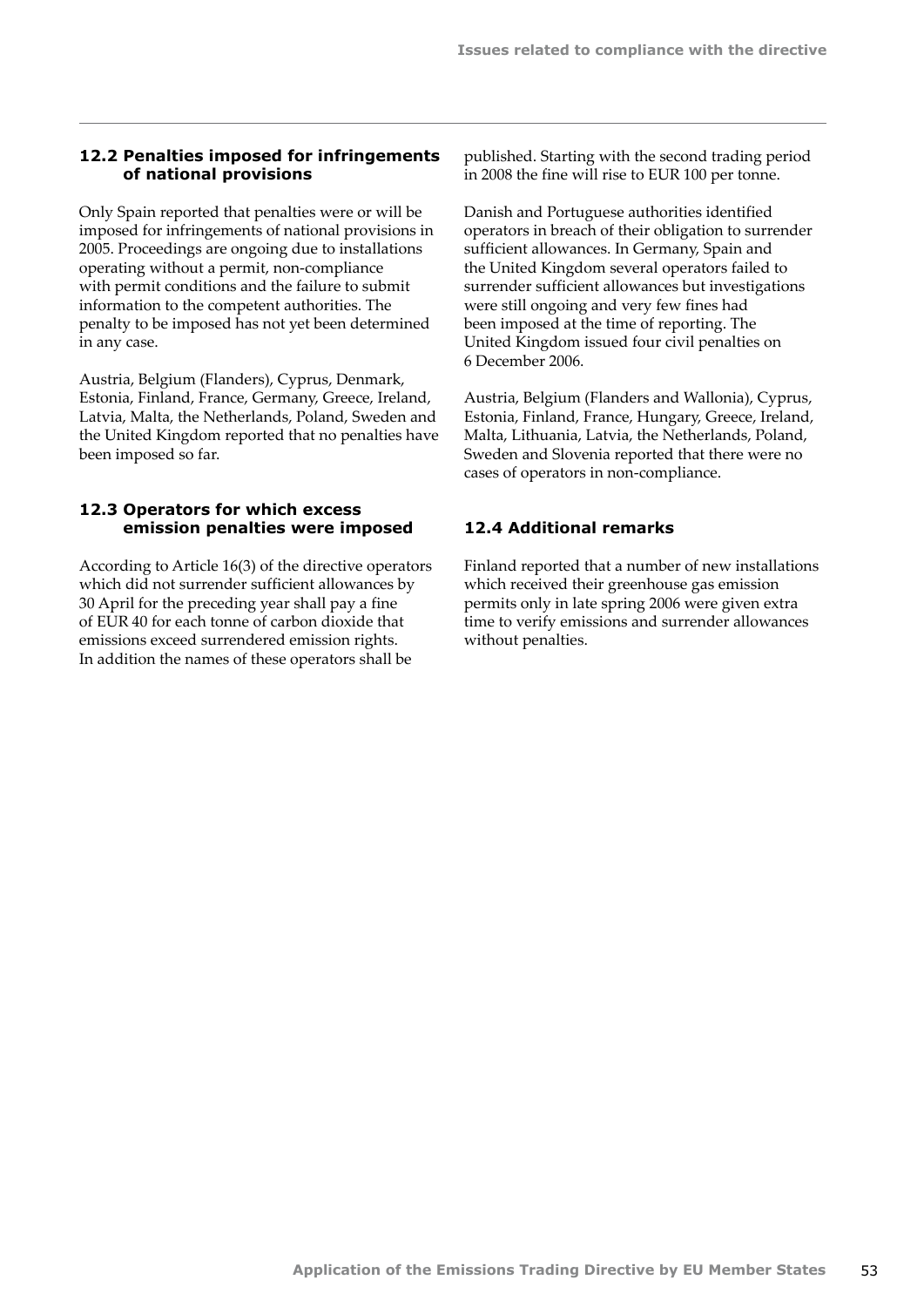## 12.2 Penalties imposed for infringements of national provisions

Only Spain reported that penalties were or will be imposed for infringements of national provisions in 2005. Proceedings are ongoing due to installations operating without a permit, non-compliance with permit conditions and the failure to submit information to the competent authorities. The penalty to be imposed has not yet been determined in any case.

Austria, Belgium (Flanders), Cyprus, Denmark, Estonia, Finland, France, Germany, Greece, Ireland, Latvia, Malta, the Netherlands, Poland, Sweden and the United Kingdom reported that no penalties have been imposed so far.

## 12.3 Operators for which excess emission penalties were imposed

According to Article 16(3) of the directive operators which did not surrender sufficient allowances by 30 April for the preceding year shall pay a fine of EUR 40 for each tonne of carbon dioxide that emissions exceed surrendered emission rights. In addition the names of these operators shall be published. Starting with the second trading period in 2008 the fine will rise to EUR 100 per tonne.

Danish and Portuguese authorities identified operators in breach of their obligation to surrender sufficient allowances. In Germany, Spain and the United Kingdom several operators failed to surrender sufficient allowances but investigations were still ongoing and very few fines had been imposed at the time of reporting. The United Kingdom issued four civil penalties on 6 December 2006.

Austria, Belgium (Flanders and Wallonia), Cyprus, Estonia, Finland, France, Hungary, Greece, Ireland, Malta, Lithuania, Latvia, the Netherlands, Poland, Sweden and Slovenia reported that there were no cases of operators in non-compliance.

## 12.4 Additional remarks

Finland reported that a number of new installations which received their greenhouse gas emission permits only in late spring 2006 were given extra time to verify emissions and surrender allowances without penalties.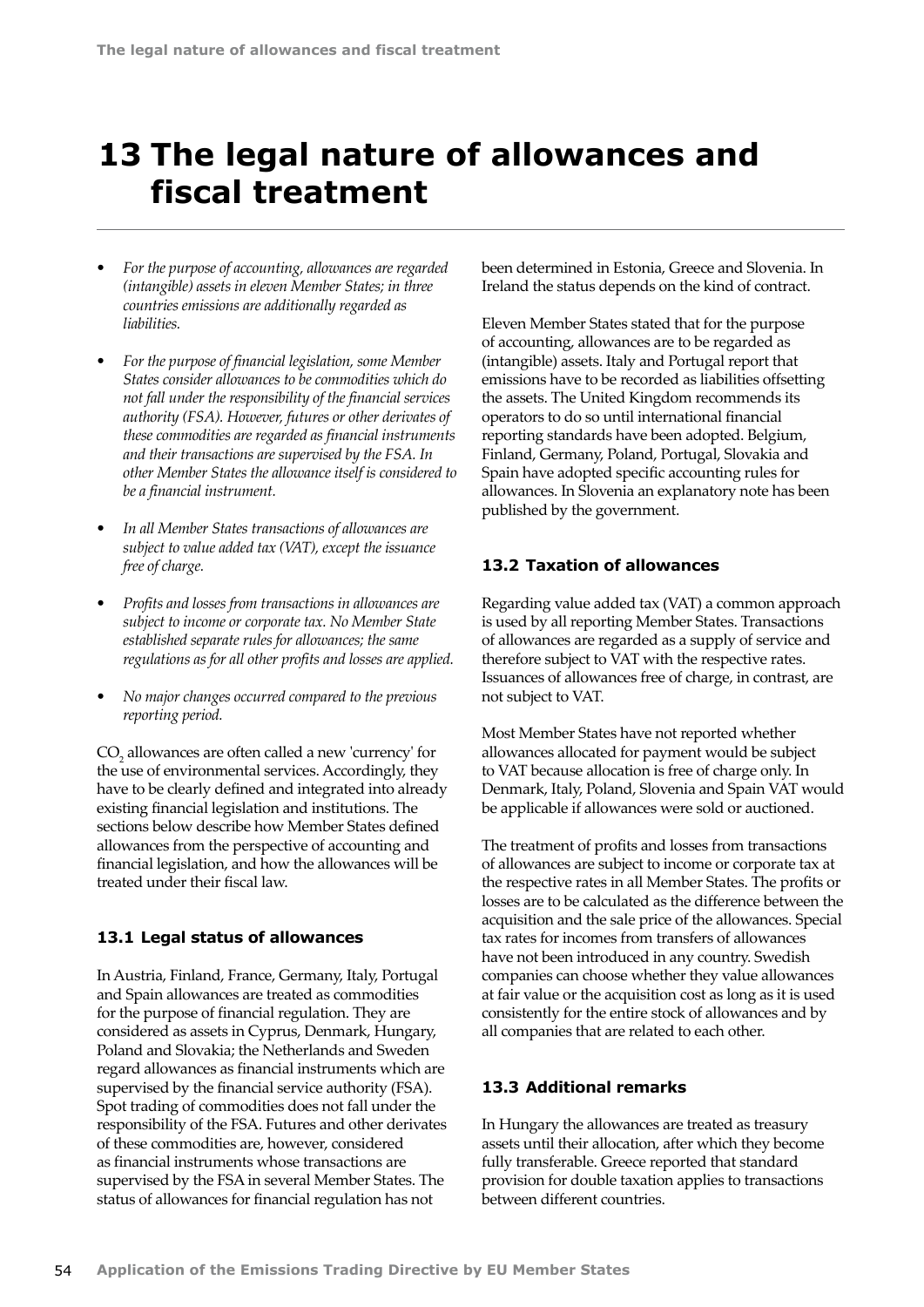# 13 The legal nature of allowances and fiscal treatment

- *For the purpose of accounting, allowances are regarded (intangible) assets in eleven Member States; in three countries emissions are additionally regarded as liabilities.*
- *For the purpose of financial legislation, some Member States consider allowances to be commodities which do not fall under the responsibility of the financial services authority (FSA). However, futures or other derivates of these commodities are regarded as financial instruments and their transactions are supervised by the FSA. In other Member States the allowance itself is considered to be a financial instrument.*
- *In all Member States transactions of allowances are subject to value added tax (VAT), except the issuance free of charge.*
- *Profits and losses from transactions in allowances are subject to income or corporate tax. No Member State established separate rules for allowances; the same regulations as for all other profits and losses are applied.*
- *No major changes occurred compared to the previous reporting period.*

$CO_2$ allowances are often called a new 'currency' for the use of environmental services. Accordingly, they have to be clearly defined and integrated into already existing financial legislation and institutions. The sections below describe how Member States defined allowances from the perspective of accounting and financial legislation, and how the allowances will be treated under their fiscal law.

### 13.1 Legal status of allowances

In Austria, Finland, France, Germany, Italy, Portugal and Spain allowances are treated as commodities for the purpose of financial regulation. They are considered as assets in Cyprus, Denmark, Hungary, Poland and Slovakia; the Netherlands and Sweden regard allowances as financial instruments which are supervised by the financial service authority (FSA). Spot trading of commodities does not fall under the responsibility of the FSA. Futures and other derivates of these commodities are, however, considered as financial instruments whose transactions are supervised by the FSA in several Member States. The status of allowances for financial regulation has not been determined in Estonia, Greece and Slovenia. In Ireland the status depends on the kind of contract.

Eleven Member States stated that for the purpose of accounting, allowances are to be regarded as (intangible) assets. Italy and Portugal report that emissions have to be recorded as liabilities offsetting the assets. The United Kingdom recommends its operators to do so until international financial reporting standards have been adopted. Belgium, Finland, Germany, Poland, Portugal, Slovakia and Spain have adopted specific accounting rules for allowances. In Slovenia an explanatory note has been published by the government.

### 13.2 Taxation of allowances

Regarding value added tax (VAT) a common approach is used by all reporting Member States. Transactions of allowances are regarded as a supply of service and therefore subject to VAT with the respective rates. Issuances of allowances free of charge, in contrast, are not subject to VAT.

Most Member States have not reported whether allowances allocated for payment would be subject to VAT because allocation is free of charge only. In Denmark, Italy, Poland, Slovenia and Spain VAT would be applicable if allowances were sold or auctioned.

The treatment of profits and losses from transactions of allowances are subject to income or corporate tax at the respective rates in all Member States. The profits or losses are to be calculated as the difference between the acquisition and the sale price of the allowances. Special tax rates for incomes from transfers of allowances have not been introduced in any country. Swedish companies can choose whether they value allowances at fair value or the acquisition cost as long as it is used consistently for the entire stock of allowances and by all companies that are related to each other.

### 13.3 Additional remarks

In Hungary the allowances are treated as treasury assets until their allocation, after which they become fully transferable. Greece reported that standard provision for double taxation applies to transactions between different countries.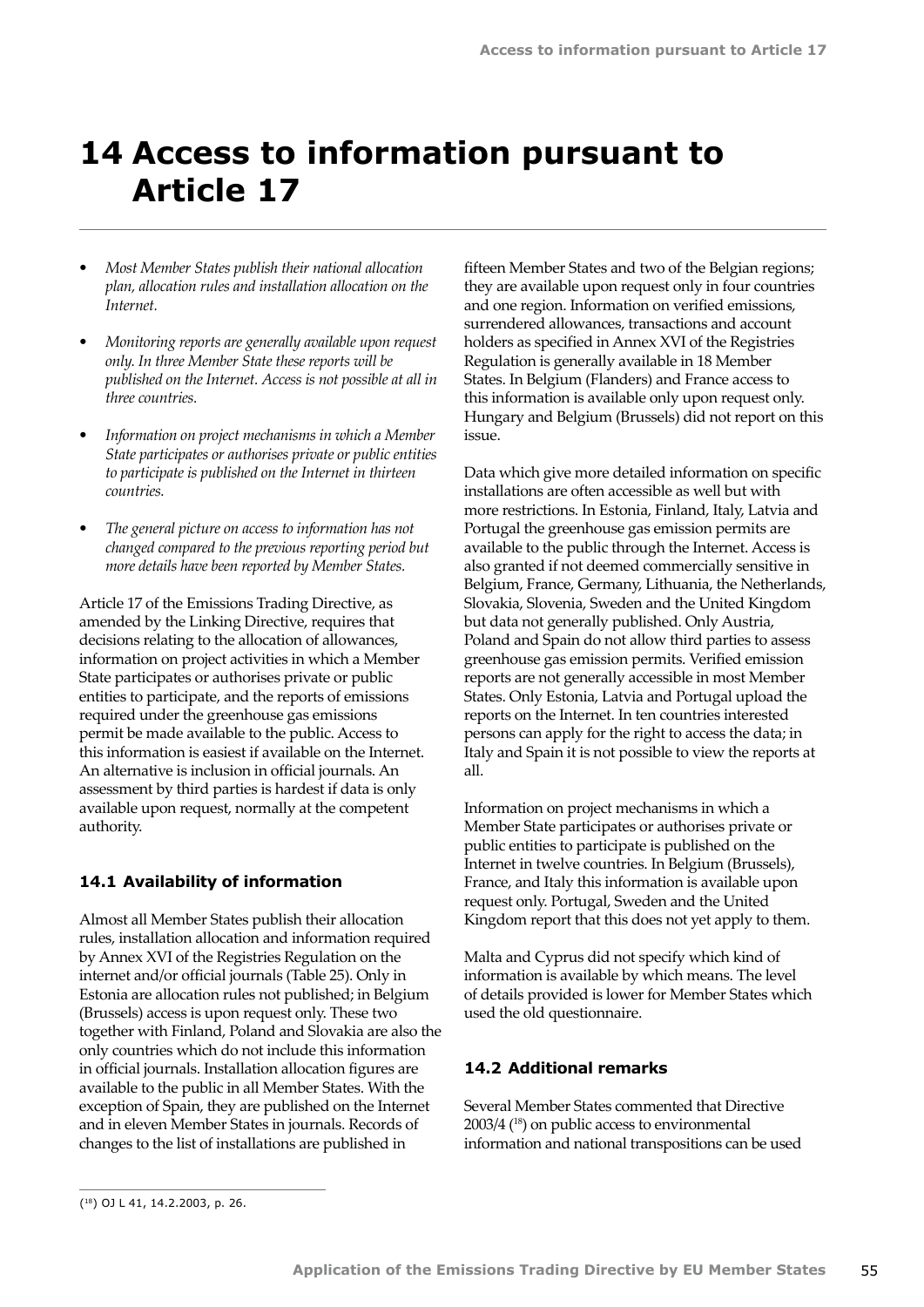# 14 Access to information pursuant to Article 17

- *Most Member States publish their national allocation plan, allocation rules and installation allocation on the Internet.*
- *Monitoring reports are generally available upon request only. In three Member State these reports will be published on the Internet. Access is not possible at all in three countries.*
- *Information on project mechanisms in which a Member State participates or authorises private or public entities to participate is published on the Internet in thirteen countries.*
- *The general picture on access to information has not changed compared to the previous reporting period but more details have been reported by Member States.*

Article 17 of the Emissions Trading Directive, as amended by the Linking Directive, requires that decisions relating to the allocation of allowances, information on project activities in which a Member State participates or authorises private or public entities to participate, and the reports of emissions required under the greenhouse gas emissions permit be made available to the public. Access to this information is easiest if available on the Internet. An alternative is inclusion in official journals. An assessment by third parties is hardest if data is only available upon request, normally at the competent authority.

## 14.1 Availability of information

Almost all Member States publish their allocation rules, installation allocation and information required by Annex XVI of the Registries Regulation on the internet and/or official journals (Table 25). Only in Estonia are allocation rules not published; in Belgium (Brussels) access is upon request only. These two together with Finland, Poland and Slovakia are also the only countries which do not include this information in official journals. Installation allocation figures are available to the public in all Member States. With the exception of Spain, they are published on the Internet and in eleven Member States in journals. Records of changes to the list of installations are published in fifteen Member States and two of the Belgian regions; they are available upon request only in four countries and one region. Information on verified emissions, surrendered allowances, transactions and account holders as specified in Annex XVI of the Registries Regulation is generally available in 18 Member States. In Belgium (Flanders) and France access to this information is available only upon request only. Hungary and Belgium (Brussels) did not report on this issue.

Data which give more detailed information on specific installations are often accessible as well but with more restrictions. In Estonia, Finland, Italy, Latvia and Portugal the greenhouse gas emission permits are available to the public through the Internet. Access is also granted if not deemed commercially sensitive in Belgium, France, Germany, Lithuania, the Netherlands, Slovakia, Slovenia, Sweden and the United Kingdom but data not generally published. Only Austria, Poland and Spain do not allow third parties to assess greenhouse gas emission permits. Verified emission reports are not generally accessible in most Member States. Only Estonia, Latvia and Portugal upload the reports on the Internet. In ten countries interested persons can apply for the right to access the data; in Italy and Spain it is not possible to view the reports at all.

Information on project mechanisms in which a Member State participates or authorises private or public entities to participate is published on the Internet in twelve countries. In Belgium (Brussels), France, and Italy this information is available upon request only. Portugal, Sweden and the United Kingdom report that this does not yet apply to them.

Malta and Cyprus did not specify which kind of information is available by which means. The level of details provided is lower for Member States which used the old questionnaire.

## 14.2 Additional remarks

Several Member States commented that Directive 2003/4 [18] on public access to environmental information and national transpositions can be used

[18] OJ L 41, 14.2.2003, p. 26.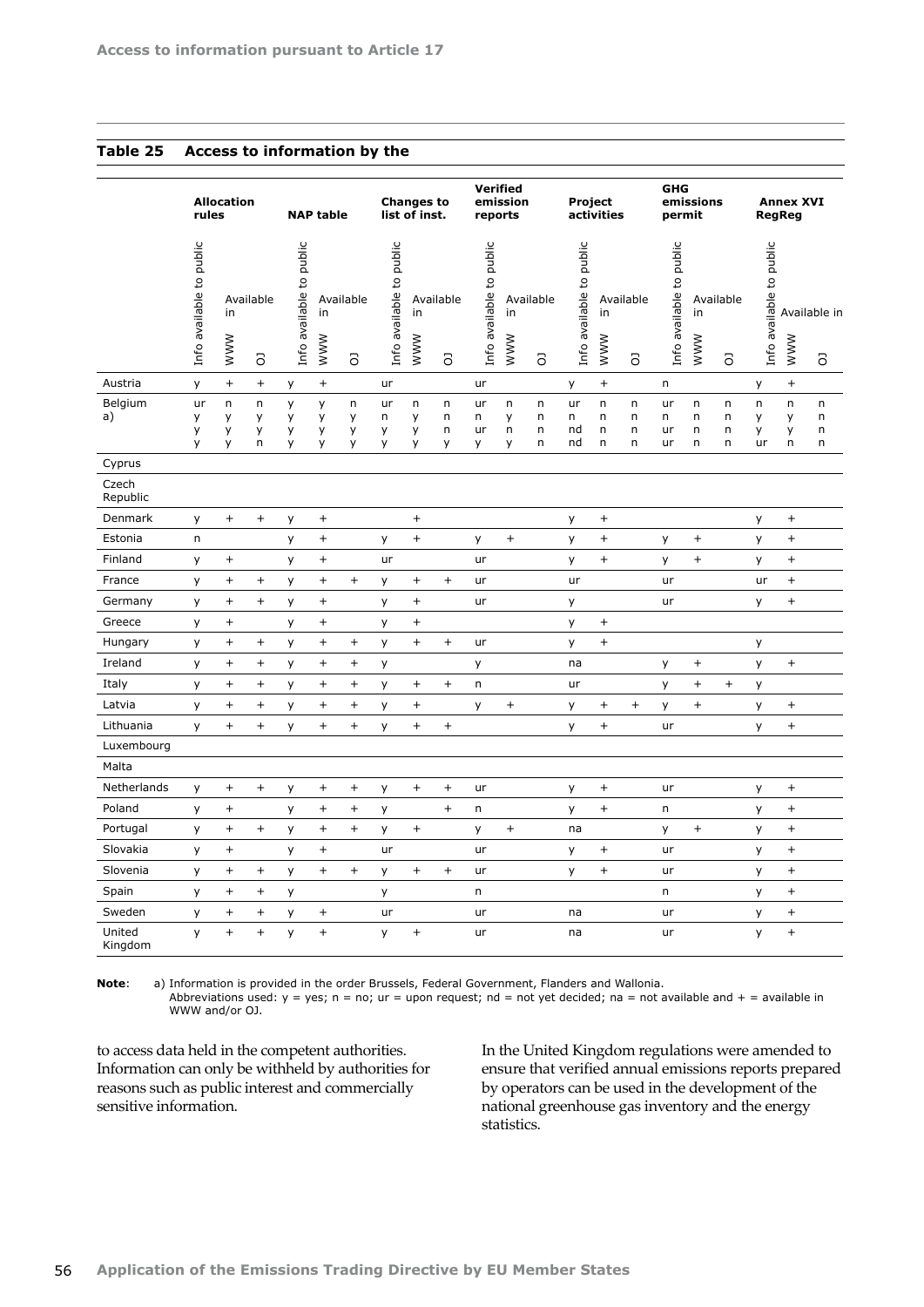**Table 25 Access to information by the**

| | Allocation rules | | | NAP table | | | Changes to list of inst. | | | Verified emission reports | | | Project activities | | | GHG emissions permit | | | Annex XVI RegReg | | |
|---|---|---|---|---|---|---|---|---|---|---|---|---|---|---|---|---|---|---|---|---|---|
| | Info available to public | Available in | | Info available to public | Available in | | Info available to public | Available in | | Info available to public | Available in | | Info available to public | Available in | | Info available to public | Available in | | Info available to public | Available in | |
| | | WWW | OJ | | WWW | OJ | | WWW | OJ | | WWW | OJ | | WWW | OJ | | WWW | OJ | | WWW | OJ |
| Austria | y | + | + | y | + | | ur | | | ur | | | y | + | | n | | | y | + | |
| Belgium a) | ur<br>y<br>y<br>y | n<br>y<br>y<br>y | n<br>y<br>y<br>n | y<br>y<br>y<br>y | y<br>y<br>y<br>y | n<br>y<br>y<br>y | ur<br>n<br>y<br>y | n<br>y<br>y<br>y | n<br>n<br>n<br>y | ur<br>n<br>ur<br>y | n<br>y<br>n<br>y | n<br>n<br>n<br>n | ur<br>n<br>nd<br>nd | n<br>n<br>n<br>n | n<br>n<br>n<br>n | ur<br>n<br>ur<br>ur | n<br>n<br>n<br>n | n<br>n<br>n<br>n | n<br>y<br>y<br>ur | n<br>y<br>y<br>n | n<br>n<br>n<br>n |
| Cyprus | | | | | | | | | | | | | | | | | | | | | |
| Czech Republic | | | | | | | | | | | | | | | | | | | | | |
| Denmark | y | + | + | y | + | | | + | | | | | y | + | | | | | y | + | |
| Estonia | n | | | y | + | | y | + | | y | + | | y | + | | y | + | | y | + | |
| Finland | y | + | | y | + | | ur | | | ur | | | y | + | | y | + | | y | + | |
| France | y | + | + | y | + | + | y | + | + | ur | | | ur | | | ur | | | ur | + | |
| Germany | y | + | + | y | + | | y | + | | ur | | | y | | | ur | | | y | + | |
| Greece | y | + | | y | + | | y | + | | | | | y | + | | | | | | | |
| Hungary | y | + | + | y | + | + | y | + | + | ur | | | y | + | | | | | y | | |
| Ireland | y | + | + | y | + | + | y | | | y | | | na | | | y | + | | y | + | |
| Italy | y | + | + | y | + | + | y | + | + | n | | | ur | | | y | + | + | y | | |
| Latvia | y | + | + | y | + | + | y | + | | y | + | | y | + | + | y | + | | y | + | |
| Lithuania | y | + | + | y | + | + | y | + | + | | | | y | + | | ur | | | y | + | |
| Luxembourg | | | | | | | | | | | | | | | | | | | | | |
| Malta | | | | | | | | | | | | | | | | | | | | | |
| Netherlands | y | + | + | y | + | + | y | + | + | ur | | | y | + | | ur | | | y | + | |
| Poland | y | + | | y | + | + | y | | + | n | | | y | + | | n | | | y | + | |
| Portugal | y | + | + | y | + | + | y | + | | y | + | | na | | | y | + | | y | + | |
| Slovakia | y | + | | y | + | | ur | | | ur | | | y | + | | ur | | | y | + | |
| Slovenia | y | + | + | y | + | + | y | + | + | ur | | | y | + | | ur | | | y | + | |
| Spain | y | + | + | y | | | y | | | n | | | | | | n | | | y | + | |
| Sweden | y | + | + | y | + | | ur | | | ur | | | na | | | ur | | | y | + | |
| United Kingdom | y | + | + | y | + | | y | + | | ur | | | na | | | ur | | | y | + | |

**Note**: a) Information is provided in the order Brussels, Federal Government, Flanders and Wallonia.
Abbreviations used: y = yes; n = no; ur = upon request; nd = not yet decided; na = not available and + = available in WWW and/or OJ.

to access data held in the competent authorities. Information can only be withheld by authorities for reasons such as public interest and commercially sensitive information.

In the United Kingdom regulations were amended to ensure that verified annual emissions reports prepared by operators can be used in the development of the national greenhouse gas inventory and the energy statistics.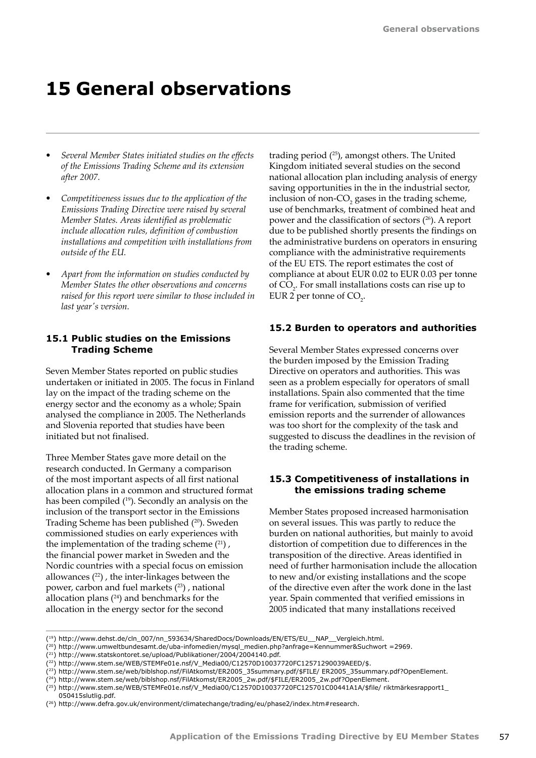# 15 General observations

- *Several Member States initiated studies on the effects of the Emissions Trading Scheme and its extension after 2007.*
- *Competitiveness issues due to the application of the Emissions Trading Directive were raised by several Member States. Areas identified as problematic include allocation rules, definition of combustion installations and competition with installations from outside of the EU.*
- *Apart from the information on studies conducted by Member States the other observations and concerns raised for this report were similar to those included in last year's version.*

## 15.1 Public studies on the Emissions Trading Scheme

Seven Member States reported on public studies undertaken or initiated in 2005. The focus in Finland lay on the impact of the trading scheme on the energy sector and the economy as a whole; Spain analysed the compliance in 2005. The Netherlands and Slovenia reported that studies have been initiated but not finalised.

Three Member States gave more detail on the research conducted. In Germany a comparison of the most important aspects of all first national allocation plans in a common and structured format has been compiled ([19]). Secondly an analysis on the inclusion of the transport sector in the Emissions Trading Scheme has been published ([20]). Sweden commissioned studies on early experiences with the implementation of the trading scheme ([21]) , the financial power market in Sweden and the Nordic countries with a special focus on emission allowances ([22]) , the inter-linkages between the power, carbon and fuel markets ([23]) , national allocation plans ([24]) and benchmarks for the allocation in the energy sector for the second trading period ([25]), amongst others. The United Kingdom initiated several studies on the second national allocation plan including analysis of energy saving opportunities in the in the industrial sector, inclusion of non-$CO_2$ gases in the trading scheme, use of benchmarks, treatment of combined heat and power and the classification of sectors ([26]). A report due to be published shortly presents the findings on the administrative burdens on operators in ensuring compliance with the administrative requirements of the EU ETS. The report estimates the cost of compliance at about EUR 0.02 to EUR 0.03 per tonne of $CO_2$. For small installations costs can rise up to EUR 2 per tonne of $CO_2$.

## 15.2 Burden to operators and authorities

Several Member States expressed concerns over the burden imposed by the Emission Trading Directive on operators and authorities. This was seen as a problem especially for operators of small installations. Spain also commented that the time frame for verification, submission of verified emission reports and the surrender of allowances was too short for the complexity of the task and suggested to discuss the deadlines in the revision of the trading scheme.

## 15.3 Competitiveness of installations in the emissions trading scheme

Member States proposed increased harmonisation on several issues. This was partly to reduce the burden on national authorities, but mainly to avoid distortion of competition due to differences in the transposition of the directive. Areas identified in need of further harmonisation include the allocation to new and/or existing installations and the scope of the directive even after the work done in the last year. Spain commented that verified emissions in 2005 indicated that many installations received

---

([19]) http://www.dehst.de/cln_007/nn_593634/SharedDocs/Downloads/EN/ETS/EU__NAP__Vergleich.html.
([20]) http://www.umweltbundesamt.de/uba-infomedien/mysql_medien.php?anfrage=Kennummer&Suchwort =2969.
([21]) http://www.statskontoret.se/upload/Publikationer/2004/2004140.pdf.
([22]) http://www.stem.se/WEB/STEMFe01e.nsf/V_Media00/C12570D10037720FC12571290039AEED/$.
([23]) http://www.stem.se/web/biblshop.nsf/FilAtkomst/ER2005_35summary.pdf/$FILE/ ER2005_35summary.pdf?OpenElement.
([24]) http://www.stem.se/web/biblshop.nsf/FilAtkomst/ER2005_2w.pdf/$FILE/ER2005_2w.pdf?OpenElement.
([25]) http://www.stem.se/WEB/STEMFe01e.nsf/V_Media00/C12570D10037720FC125701C00441A1A/$file/ riktmärkesrapport1_ 050415slutlig.pdf.
([26]) http://www.defra.gov.uk/environment/climatechange/trading/eu/phase2/index.htm#research.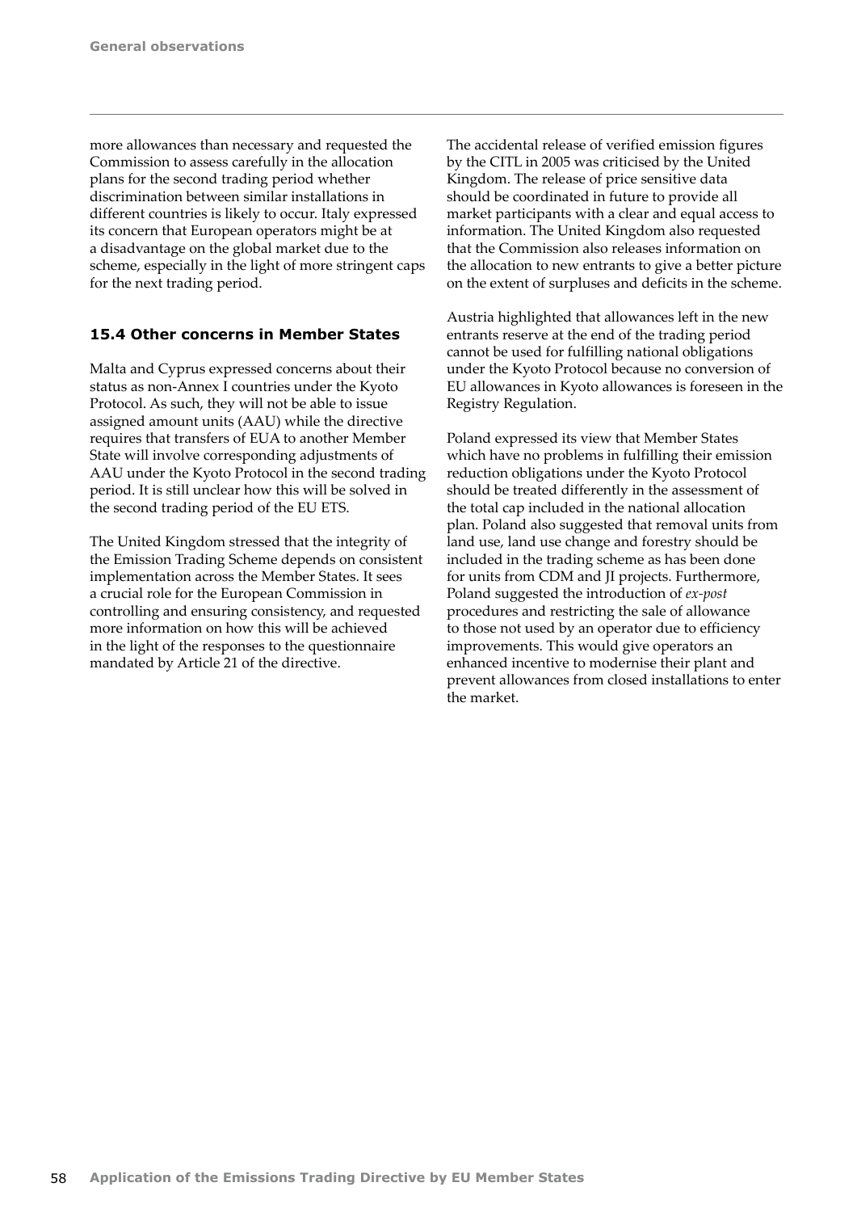more allowances than necessary and requested the Commission to assess carefully in the allocation plans for the second trading period whether discrimination between similar installations in different countries is likely to occur. Italy expressed its concern that European operators might be at a disadvantage on the global market due to the scheme, especially in the light of more stringent caps for the next trading period.

### 15.4 Other concerns in Member States

Malta and Cyprus expressed concerns about their status as non-Annex I countries under the Kyoto Protocol. As such, they will not be able to issue assigned amount units (AAU) while the directive requires that transfers of EUA to another Member State will involve corresponding adjustments of AAU under the Kyoto Protocol in the second trading period. It is still unclear how this will be solved in the second trading period of the EU ETS.

The United Kingdom stressed that the integrity of the Emission Trading Scheme depends on consistent implementation across the Member States. It sees a crucial role for the European Commission in controlling and ensuring consistency, and requested more information on how this will be achieved in the light of the responses to the questionnaire mandated by Article 21 of the directive.

The accidental release of verified emission figures by the CITL in 2005 was criticised by the United Kingdom. The release of price sensitive data should be coordinated in future to provide all market participants with a clear and equal access to information. The United Kingdom also requested that the Commission also releases information on the allocation to new entrants to give a better picture on the extent of surpluses and deficits in the scheme.

Austria highlighted that allowances left in the new entrants reserve at the end of the trading period cannot be used for fulfilling national obligations under the Kyoto Protocol because no conversion of EU allowances in Kyoto allowances is foreseen in the Registry Regulation.

Poland expressed its view that Member States which have no problems in fulfilling their emission reduction obligations under the Kyoto Protocol should be treated differently in the assessment of the total cap included in the national allocation plan. Poland also suggested that removal units from land use, land use change and forestry should be included in the trading scheme as has been done for units from CDM and JI projects. Furthermore, Poland suggested the introduction of *ex-post* procedures and restricting the sale of allowance to those not used by an operator due to efficiency improvements. This would give operators an enhanced incentive to modernise their plant and prevent allowances from closed installations to enter the market.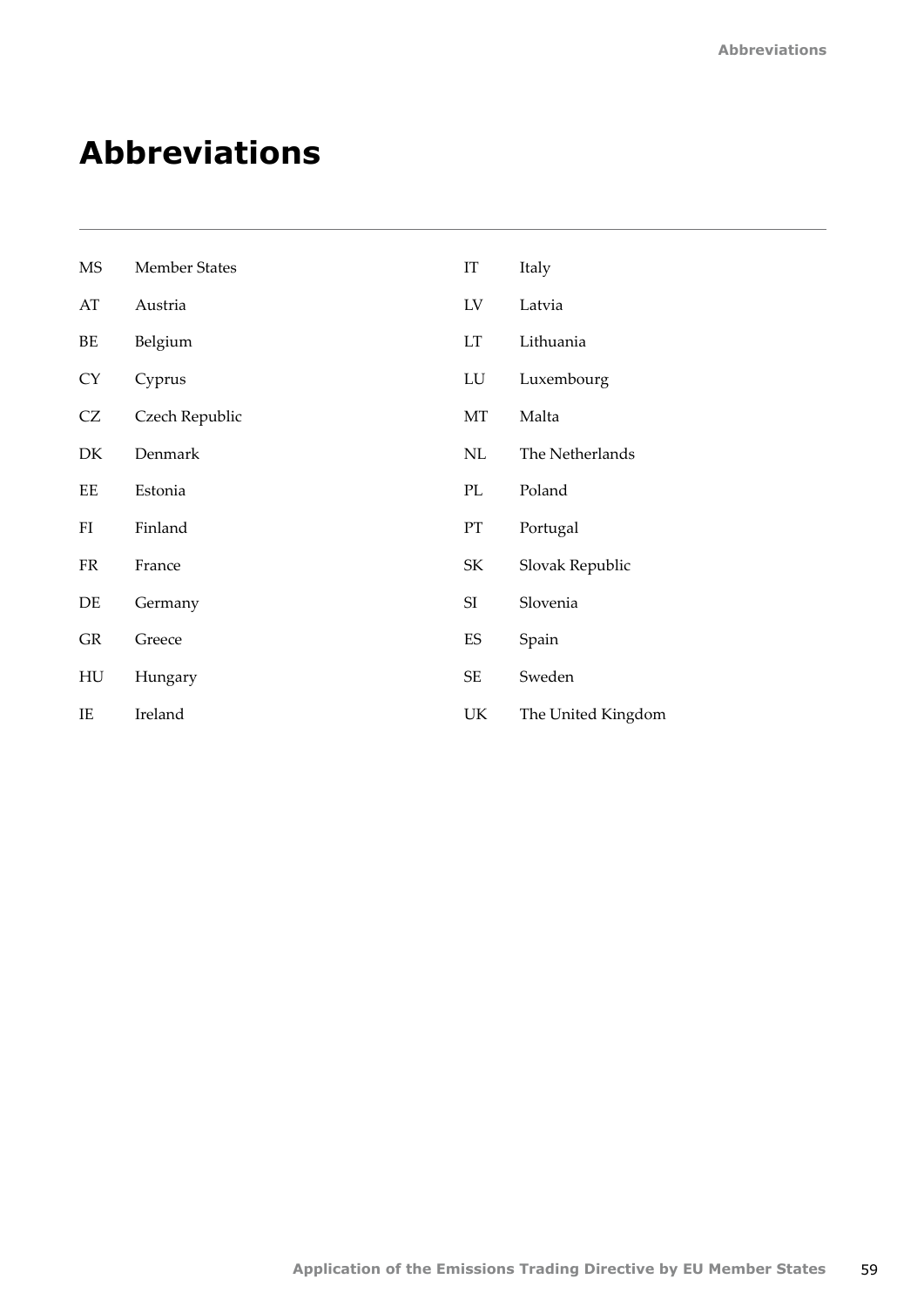# Abbreviations

| | |
|---|---|
| MS | Member States |
| AT | Austria |
| BE | Belgium |
| CY | Cyprus |
| CZ | Czech Republic |
| DK | Denmark |
| EE | Estonia |
| FI | Finland |
| FR | France |
| DE | Germany |
| GR | Greece |
| HU | Hungary |
| IE | Ireland |
| IT | Italy |
| LV | Latvia |
| LT | Lithuania |
| LU | Luxembourg |
| MT | Malta |
| NL | The Netherlands |
| PL | Poland |
| PT | Portugal |
| SK | Slovak Republic |
| SI | Slovenia |
| ES | Spain |
| SE | Sweden |
| UK | The United Kingdom |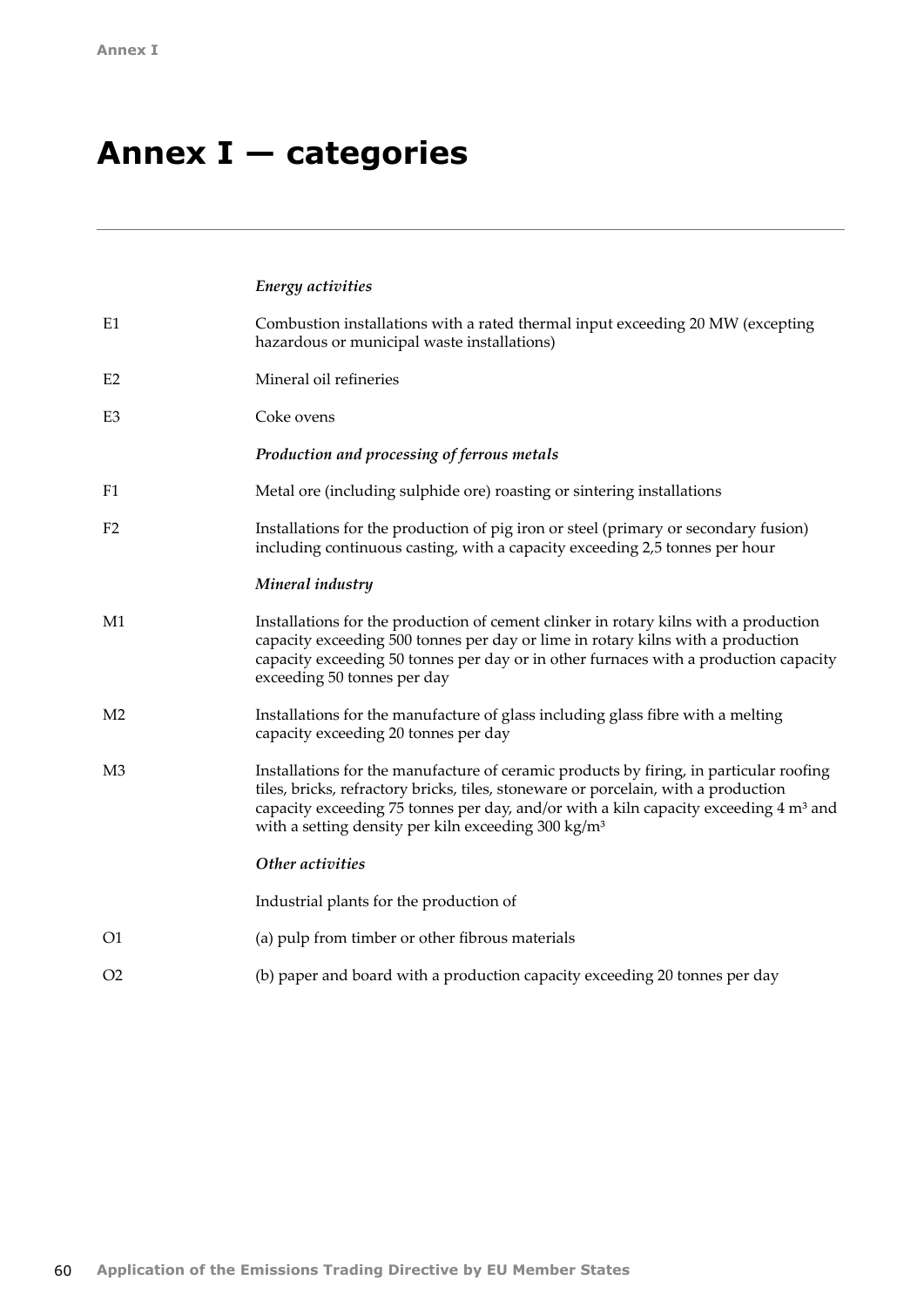# Annex I — categories

| | |
|---|---|
| | *Energy activities* |
| E1 | Combustion installations with a rated thermal input exceeding 20 MW (excepting hazardous or municipal waste installations) |
| E2 | Mineral oil refineries |
| E3 | Coke ovens |
| | *Production and processing of ferrous metals* |
| F1 | Metal ore (including sulphide ore) roasting or sintering installations |
| F2 | Installations for the production of pig iron or steel (primary or secondary fusion) including continuous casting, with a capacity exceeding 2,5 tonnes per hour |
| | *Mineral industry* |
| M1 | Installations for the production of cement clinker in rotary kilns with a production capacity exceeding 500 tonnes per day or lime in rotary kilns with a production capacity exceeding 50 tonnes per day or in other furnaces with a production capacity exceeding 50 tonnes per day |
| M2 | Installations for the manufacture of glass including glass fibre with a melting capacity exceeding 20 tonnes per day |
| M3 | Installations for the manufacture of ceramic products by firing, in particular roofing tiles, bricks, refractory bricks, tiles, stoneware or porcelain, with a production capacity exceeding 75 tonnes per day, and/or with a kiln capacity exceeding 4 $m^3$ and with a setting density per kiln exceeding 300 $kg/m^3$ |
| | *Other activities* |
| | Industrial plants for the production of |
| O1 | (a) pulp from timber or other fibrous materials |
| O2 | (b) paper and board with a production capacity exceeding 20 tonnes per day |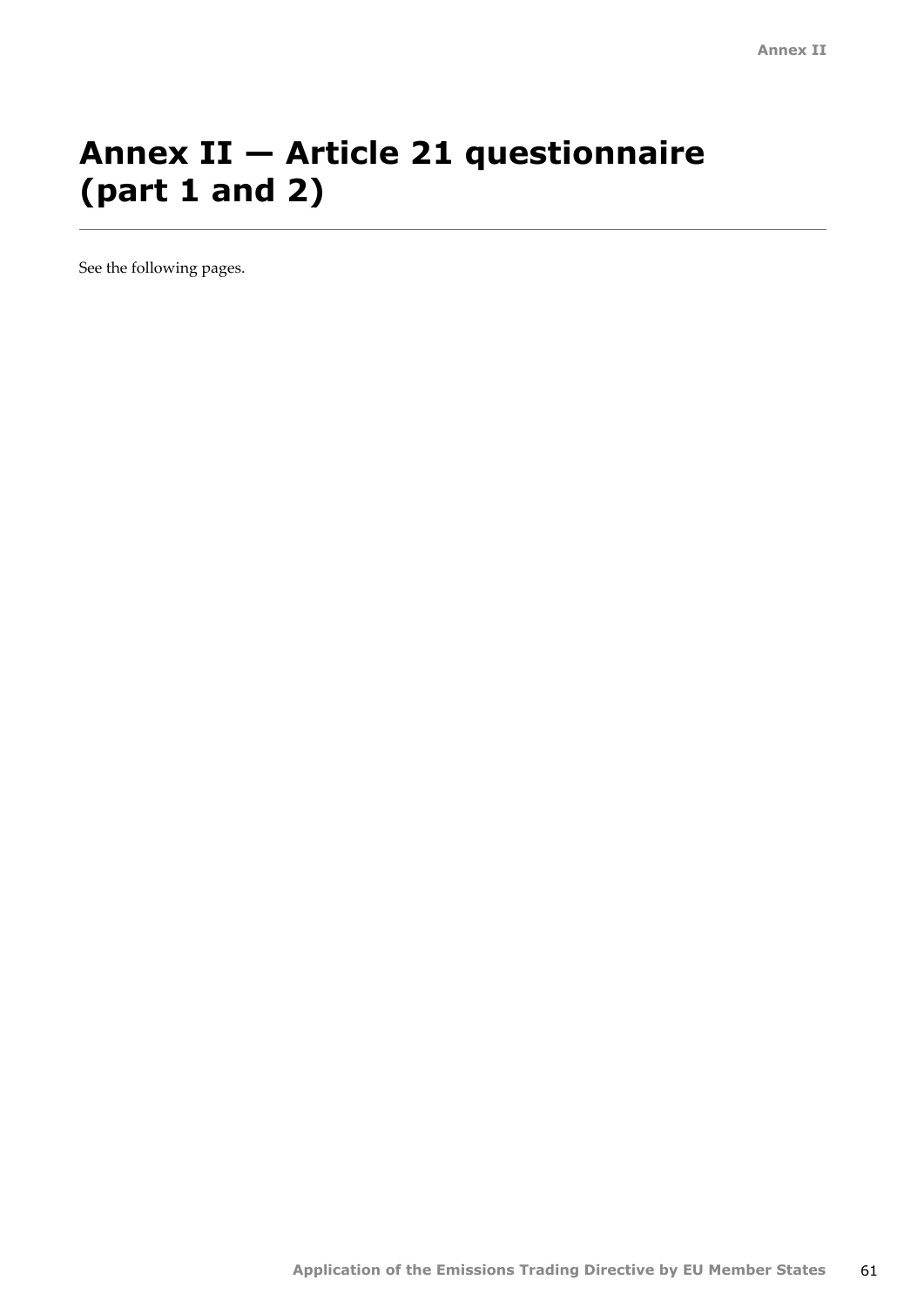# Annex II — Article 21 questionnaire (part 1 and 2)

See the following pages.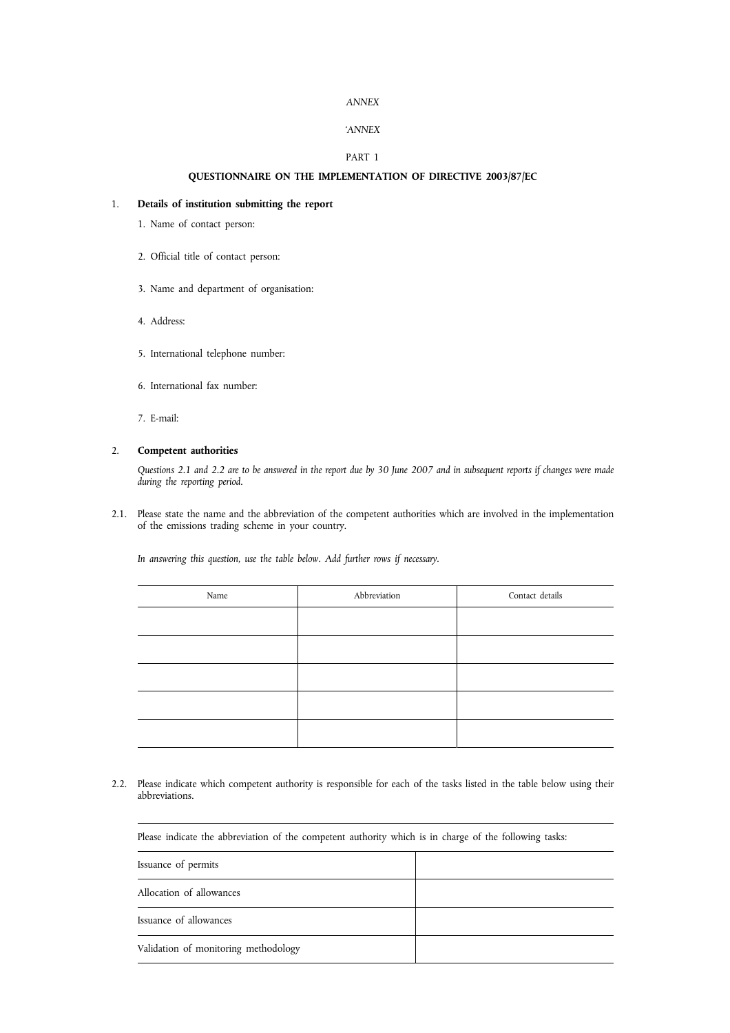*ANNEX*

*'ANNEX*

PART 1

**QUESTIONNAIRE ON THE IMPLEMENTATION OF DIRECTIVE 2003/87/EC**

1. **Details of institution submitting the report**

1. Name of contact person:

2. Official title of contact person:

3. Name and department of organisation:

4. Address:

5. International telephone number:

6. International fax number:

7. E-mail:

2. **Competent authorities**

*Questions 2.1 and 2.2 are to be answered in the report due by 30 June 2007 and in subsequent reports if changes were made during the reporting period.*

2.1. Please state the name and the abbreviation of the competent authorities which are involved in the implementation of the emissions trading scheme in your country.

*In answering this question, use the table below. Add further rows if necessary.*

| Name | Abbreviation | Contact details |
|---|---|---|
| | | |
| | | |
| | | |
| | | |
| | | |

2.2. Please indicate which competent authority is responsible for each of the tasks listed in the table below using their abbreviations.

| Please indicate the abbreviation of the competent authority which is in charge of the following tasks: | |
|---|---|
| Issuance of permits | |
| Allocation of allowances | |
| Issuance of allowances | |
| Validation of monitoring methodology | |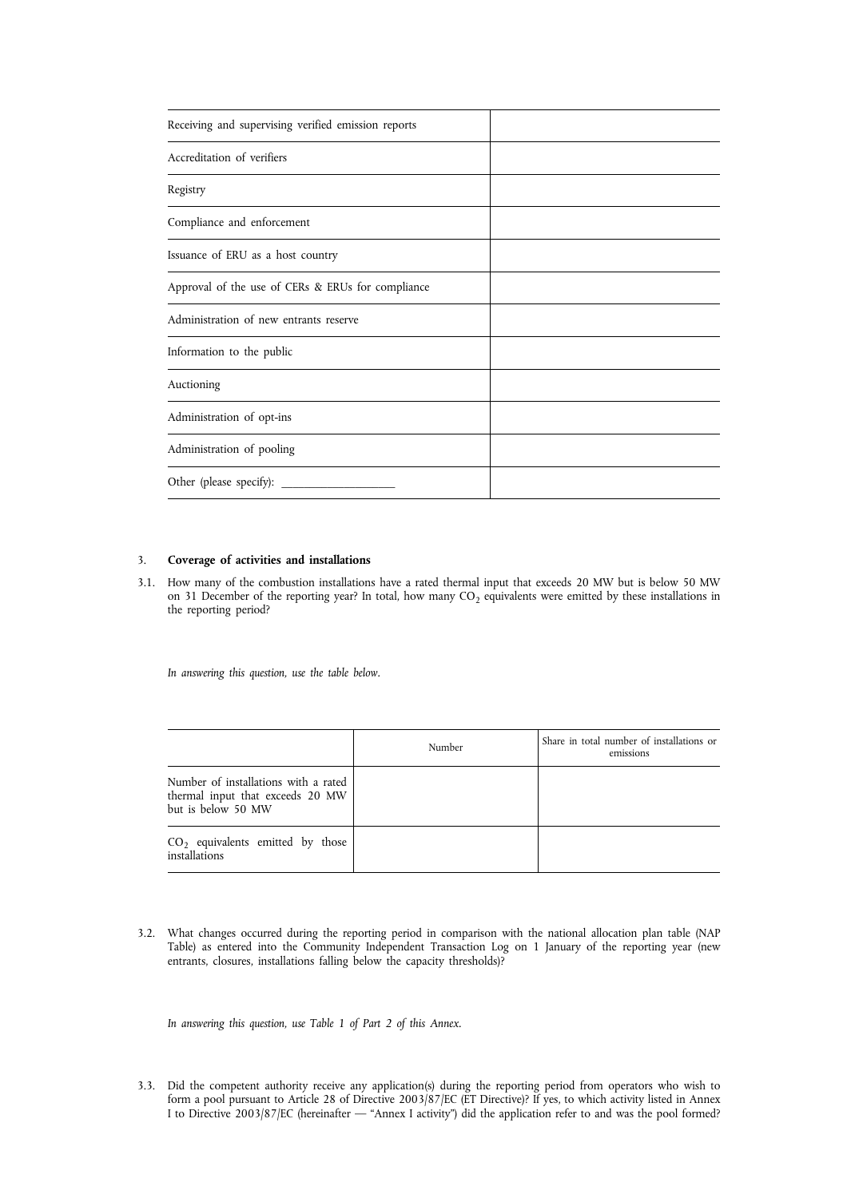| | |
|---|---|
| Receiving and supervising verified emission reports | |
| Accreditation of verifiers | |
| Registry | |
| Compliance and enforcement | |
| Issuance of ERU as a host country | |
| Approval of the use of CERs & ERUs for compliance | |
| Administration of new entrants reserve | |
| Information to the public | |
| Auctioning | |
| Administration of opt-ins | |
| Administration of pooling | |
| Other (please specify): ___________________ | |

3. **Coverage of activities and installations**

3.1. How many of the combustion installations have a rated thermal input that exceeds 20 MW but is below 50 MW on 31 December of the reporting year? In total, how many $CO_2$ equivalents were emitted by these installations in the reporting period?

*In answering this question, use the table below.*

| | Number | Share in total number of installations or emissions |
|---|---|---|
| Number of installations with a rated thermal input that exceeds 20 MW but is below 50 MW | | |
| $CO_2$ equivalents emitted by those installations | | |

3.2. What changes occurred during the reporting period in comparison with the national allocation plan table (NAP Table) as entered into the Community Independent Transaction Log on 1 January of the reporting year (new entrants, closures, installations falling below the capacity thresholds)?

*In answering this question, use Table 1 of Part 2 of this Annex.*

3.3. Did the competent authority receive any application(s) during the reporting period from operators who wish to form a pool pursuant to Article 28 of Directive 2003/87/EC (ET Directive)? If yes, to which activity listed in Annex I to Directive 2003/87/EC (hereinafter — "Annex I activity") did the application refer to and was the pool formed?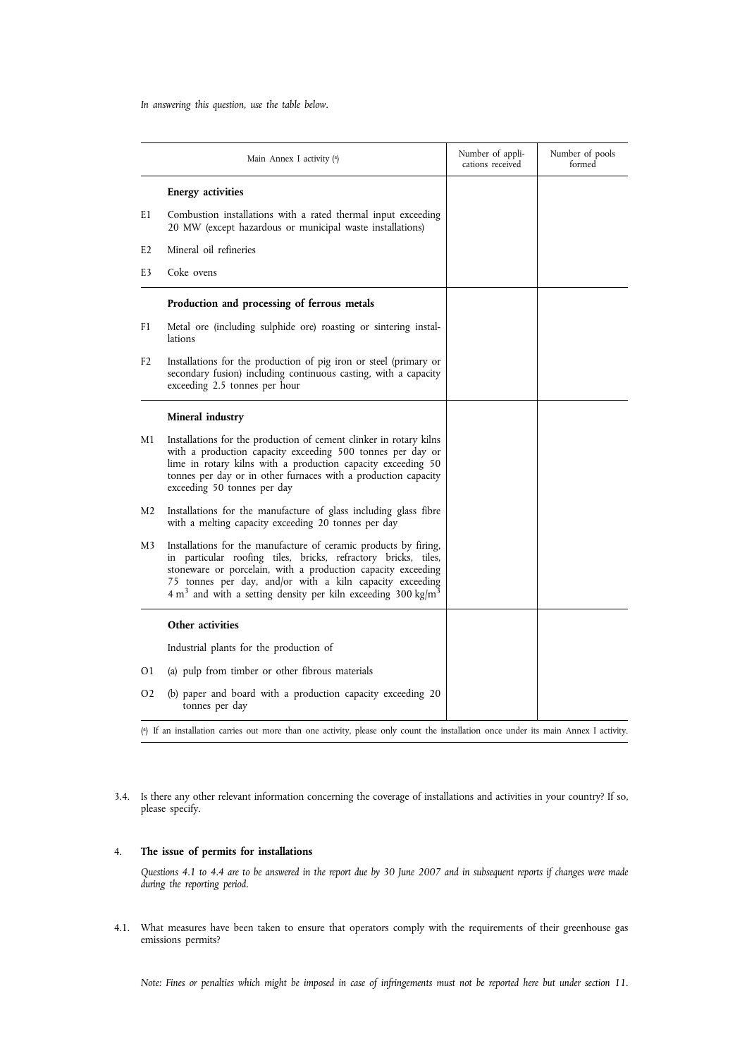*In answering this question, use the table below.*

| | Main Annex I activity [a] | Number of applications received | Number of pools formed |
|---|---|---|---|
| | **Energy activities** | | |
| E1 | Combustion installations with a rated thermal input exceeding 20 MW (except hazardous or municipal waste installations) | | |
| E2 | Mineral oil refineries | | |
| E3 | Coke ovens | | |
| | **Production and processing of ferrous metals** | | |
| F1 | Metal ore (including sulphide ore) roasting or sintering installations | | |
| F2 | Installations for the production of pig iron or steel (primary or secondary fusion) including continuous casting, with a capacity exceeding 2.5 tonnes per hour | | |
| | **Mineral industry** | | |
| M1 | Installations for the production of cement clinker in rotary kilns with a production capacity exceeding 500 tonnes per day or lime in rotary kilns with a production capacity exceeding 50 tonnes per day or in other furnaces with a production capacity exceeding 50 tonnes per day | | |
| M2 | Installations for the manufacture of glass including glass fibre with a melting capacity exceeding 20 tonnes per day | | |
| M3 | Installations for the manufacture of ceramic products by firing, in particular roofing tiles, bricks, refractory bricks, tiles, stoneware or porcelain, with a production capacity exceeding 75 tonnes per day, and/or with a kiln capacity exceeding 4 $m^3$ and with a setting density per kiln exceeding 300 $kg/m^3$ | | |
| | **Other activities** | | |
| | Industrial plants for the production of | | |
| O1 | (a) pulp from timber or other fibrous materials | | |
| O2 | (b) paper and board with a production capacity exceeding 20 tonnes per day | | |

[a] If an installation carries out more than one activity, please only count the installation once under its main Annex I activity.

3.4. Is there any other relevant information concerning the coverage of installations and activities in your country? If so, please specify.

## 4. The issue of permits for installations

*Questions 4.1 to 4.4 are to be answered in the report due by 30 June 2007 and in subsequent reports if changes were made during the reporting period.*

4.1. What measures have been taken to ensure that operators comply with the requirements of their greenhouse gas emissions permits?

*Note: Fines or penalties which might be imposed in case of infringements must not be reported here but under section 11.*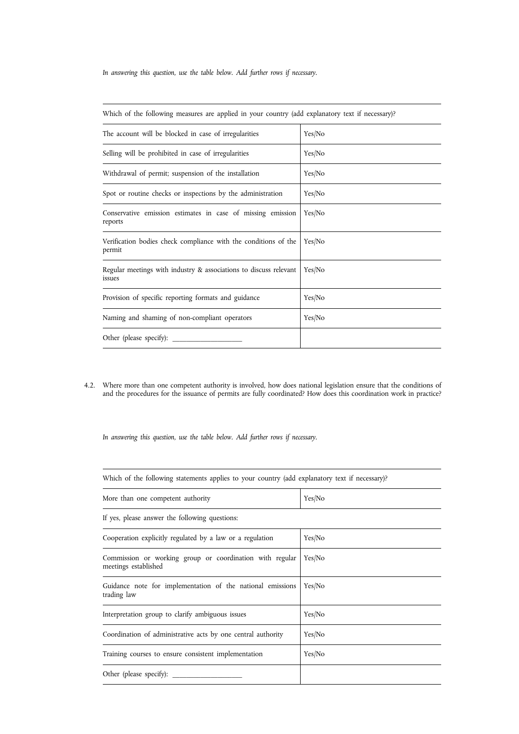*In answering this question, use the table below. Add further rows if necessary.*

| Which of the following measures are applied in your country (add explanatory text if necessary)? | |
|---|---|
| The account will be blocked in case of irregularities | Yes/No |
| Selling will be prohibited in case of irregularities | Yes/No |
| Withdrawal of permit; suspension of the installation | Yes/No |
| Spot or routine checks or inspections by the administration | Yes/No |
| Conservative emission estimates in case of missing emission reports | Yes/No |
| Verification bodies check compliance with the conditions of the permit | Yes/No |
| Regular meetings with industry & associations to discuss relevant issues | Yes/No |
| Provision of specific reporting formats and guidance | Yes/No |
| Naming and shaming of non-compliant operators | Yes/No |
| Other (please specify): ___________________ | |

4.2. Where more than one competent authority is involved, how does national legislation ensure that the conditions of and the procedures for the issuance of permits are fully coordinated? How does this coordination work in practice?

*In answering this question, use the table below. Add further rows if necessary.*

| Which of the following statements applies to your country (add explanatory text if necessary)? | |
|---|---|
| More than one competent authority | Yes/No |
| If yes, please answer the following questions: | |
| Cooperation explicitly regulated by a law or a regulation | Yes/No |
| Commission or working group or coordination with regular meetings established | Yes/No |
| Guidance note for implementation of the national emissions trading law | Yes/No |
| Interpretation group to clarify ambiguous issues | Yes/No |
| Coordination of administrative acts by one central authority | Yes/No |
| Training courses to ensure consistent implementation | Yes/No |
| Other (please specify): ___________________ | |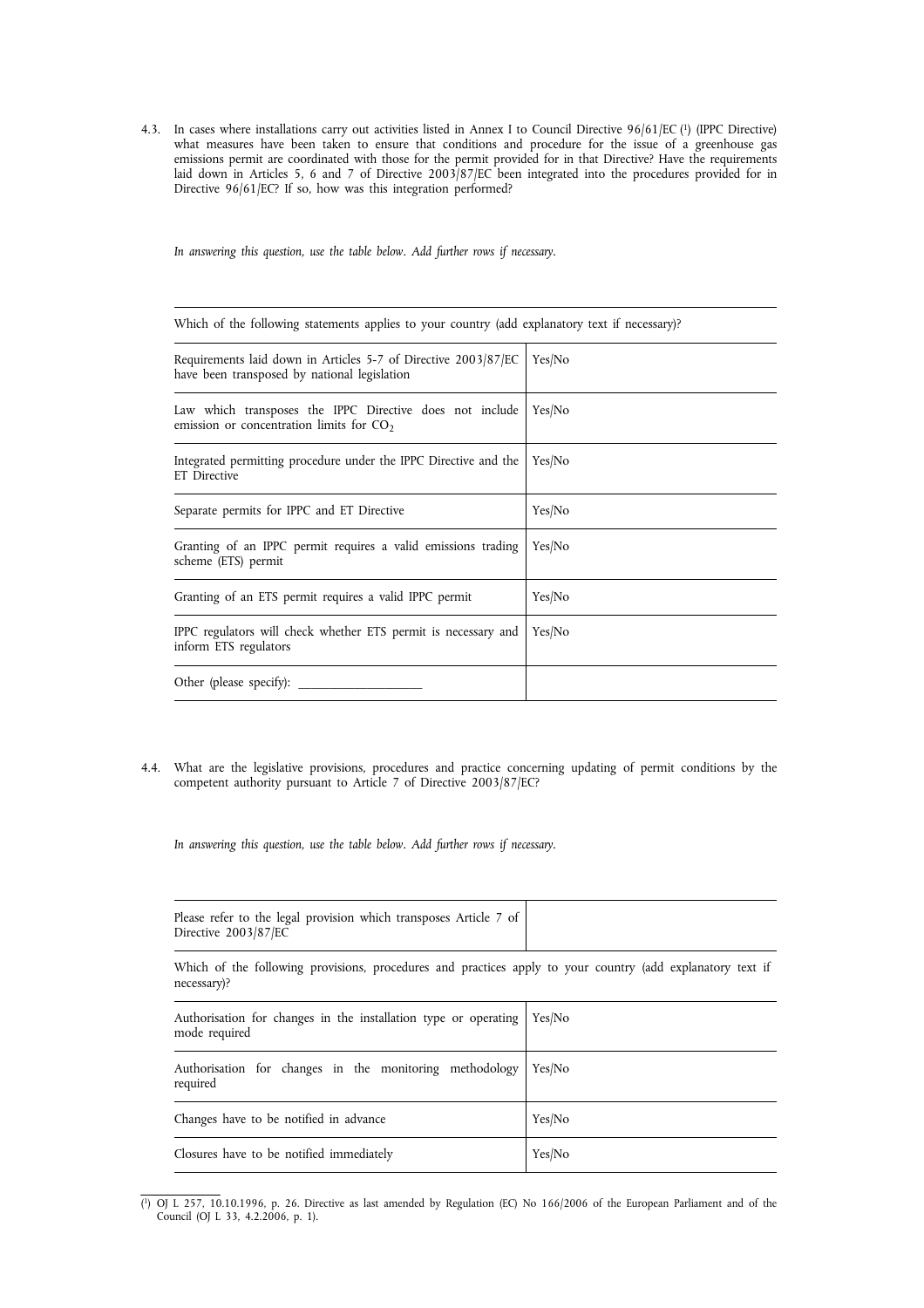4.3. In cases where installations carry out activities listed in Annex I to Council Directive 96/61/EC [1] (IPPC Directive) what measures have been taken to ensure that conditions and procedure for the issue of a greenhouse gas emissions permit are coordinated with those for the permit provided for in that Directive? Have the requirements laid down in Articles 5, 6 and 7 of Directive 2003/87/EC been integrated into the procedures provided for in Directive 96/61/EC? If so, how was this integration performed?

*In answering this question, use the table below. Add further rows if necessary.*

| Which of the following statements applies to your country (add explanatory text if necessary)? | |
|---|---|
| Requirements laid down in Articles 5-7 of Directive 2003/87/EC have been transposed by national legislation | Yes/No |
| Law which transposes the IPPC Directive does not include emission or concentration limits for $CO_2$ | Yes/No |
| Integrated permitting procedure under the IPPC Directive and the ET Directive | Yes/No |
| Separate permits for IPPC and ET Directive | Yes/No |
| Granting of an IPPC permit requires a valid emissions trading scheme (ETS) permit | Yes/No |
| Granting of an ETS permit requires a valid IPPC permit | Yes/No |
| IPPC regulators will check whether ETS permit is necessary and inform ETS regulators | Yes/No |
| Other (please specify): ___________________ | |

4.4. What are the legislative provisions, procedures and practice concerning updating of permit conditions by the competent authority pursuant to Article 7 of Directive 2003/87/EC?

*In answering this question, use the table below. Add further rows if necessary.*

| Please refer to the legal provision which transposes Article 7 of Directive 2003/87/EC | |
|---|---|
| Which of the following provisions, procedures and practices apply to your country (add explanatory text if necessary)? | |
| Authorisation for changes in the installation type or operating mode required | Yes/No |
| Authorisation for changes in the monitoring methodology required | Yes/No |
| Changes have to be notified in advance | Yes/No |
| Closures have to be notified immediately | Yes/No |

[1] OJ L 257, 10.10.1996, p. 26. Directive as last amended by Regulation (EC) No 166/2006 of the European Parliament and of the Council (OJ L 33, 4.2.2006, p. 1).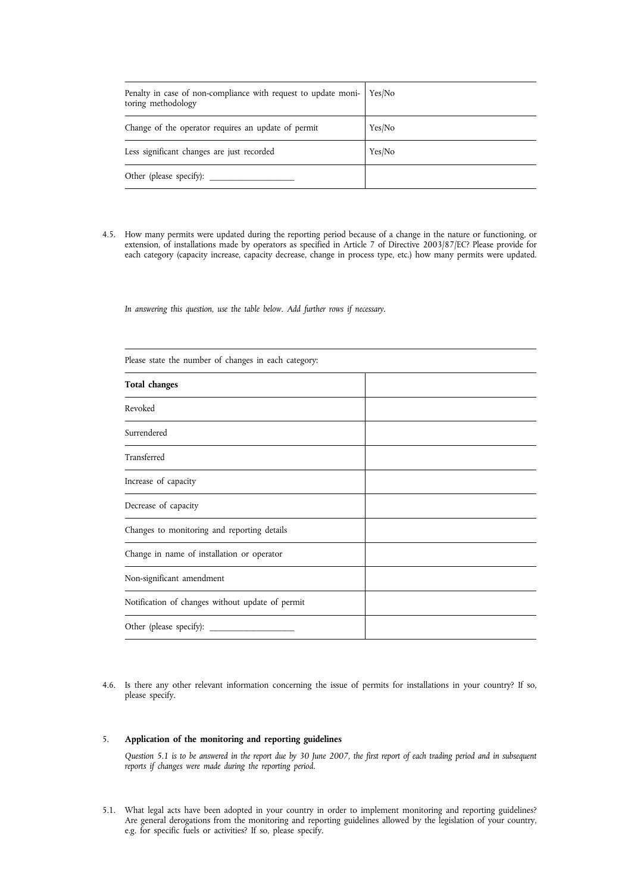| | |
|---|---|
| Penalty in case of non-compliance with request to update monitoring methodology | Yes/No |
| Change of the operator requires an update of permit | Yes/No |
| Less significant changes are just recorded | Yes/No |
| Other (please specify): ___________________ | |

4.5. How many permits were updated during the reporting period because of a change in the nature or functioning, or extension, of installations made by operators as specified in Article 7 of Directive 2003/87/EC? Please provide for each category (capacity increase, capacity decrease, change in process type, etc.) how many permits were updated.

*In answering this question, use the table below. Add further rows if necessary.*

| Please state the number of changes in each category: | |
|---|---|
| **Total changes** | |
| Revoked | |
| Surrendered | |
| Transferred | |
| Increase of capacity | |
| Decrease of capacity | |
| Changes to monitoring and reporting details | |
| Change in name of installation or operator | |
| Non-significant amendment | |
| Notification of changes without update of permit | |
| Other (please specify): ___________________ | |

4.6. Is there any other relevant information concerning the issue of permits for installations in your country? If so, please specify.

## 5. Application of the monitoring and reporting guidelines

*Question 5.1 is to be answered in the report due by 30 June 2007, the first report of each trading period and in subsequent reports if changes were made during the reporting period.*

5.1. What legal acts have been adopted in your country in order to implement monitoring and reporting guidelines? Are general derogations from the monitoring and reporting guidelines allowed by the legislation of your country, e.g. for specific fuels or activities? If so, please specify.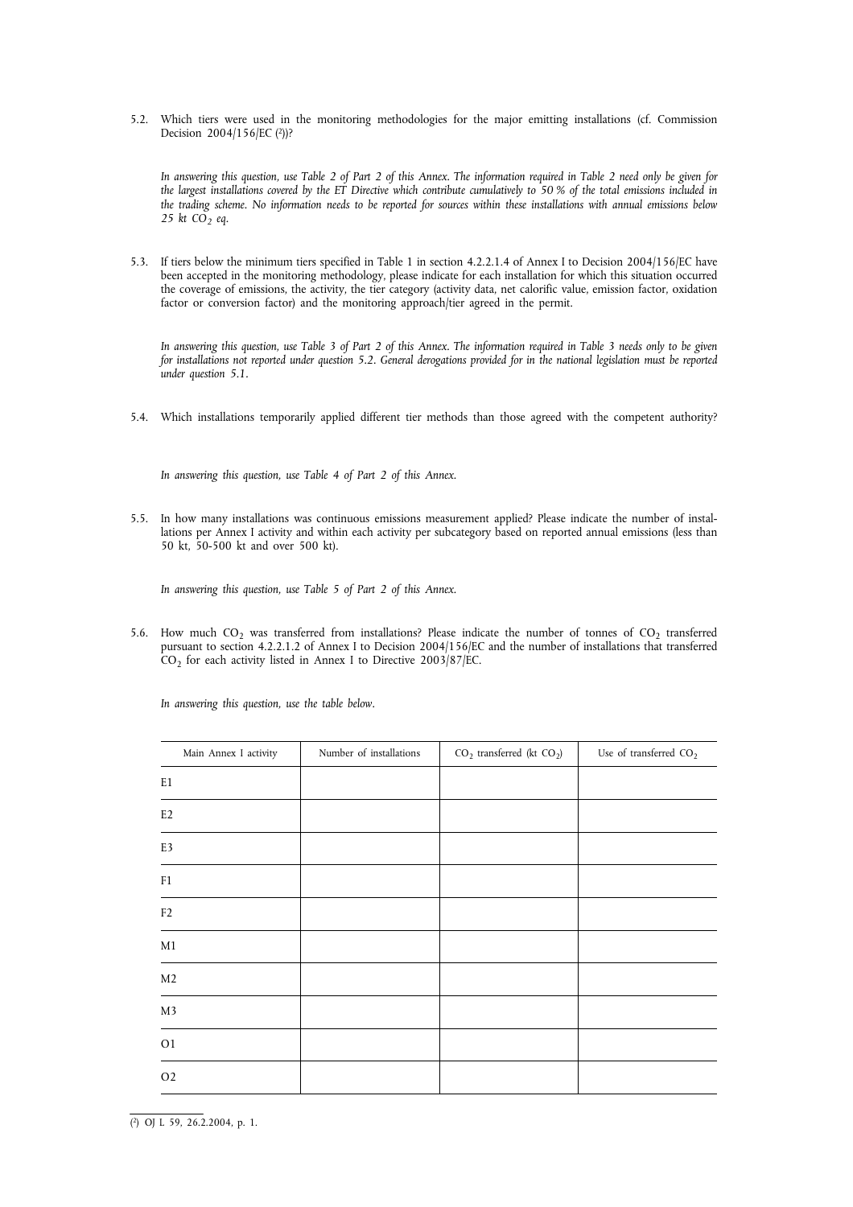5.2. Which tiers were used in the monitoring methodologies for the major emitting installations (cf. Commission Decision 2004/156/EC [2])?

*In answering this question, use Table 2 of Part 2 of this Annex. The information required in Table 2 need only be given for the largest installations covered by the ET Directive which contribute cumulatively to 50 % of the total emissions included in the trading scheme. No information needs to be reported for sources within these installations with annual emissions below 25 kt $CO_2$ eq.*

5.3. If tiers below the minimum tiers specified in Table 1 in section 4.2.2.1.4 of Annex I to Decision 2004/156/EC have been accepted in the monitoring methodology, please indicate for each installation for which this situation occurred the coverage of emissions, the activity, the tier category (activity data, net calorific value, emission factor, oxidation factor or conversion factor) and the monitoring approach/tier agreed in the permit.

*In answering this question, use Table 3 of Part 2 of this Annex. The information required in Table 3 needs only to be given for installations not reported under question 5.2. General derogations provided for in the national legislation must be reported under question 5.1.*

5.4. Which installations temporarily applied different tier methods than those agreed with the competent authority?

*In answering this question, use Table 4 of Part 2 of this Annex.*

5.5. In how many installations was continuous emissions measurement applied? Please indicate the number of installations per Annex I activity and within each activity per subcategory based on reported annual emissions (less than 50 kt, 50-500 kt and over 500 kt).

*In answering this question, use Table 5 of Part 2 of this Annex.*

5.6. How much $CO_2$ was transferred from installations? Please indicate the number of tonnes of $CO_2$ transferred pursuant to section 4.2.2.1.2 of Annex I to Decision 2004/156/EC and the number of installations that transferred $CO_2$ for each activity listed in Annex I to Directive 2003/87/EC.

*In answering this question, use the table below.*

| Main Annex I activity | Number of installations | $CO_2$ transferred (kt $CO_2$) | Use of transferred $CO_2$ |
|---|---|---|---|
| E1 | | | |
| E2 | | | |
| E3 | | | |
| F1 | | | |
| F2 | | | |
| M1 | | | |
| M2 | | | |
| M3 | | | |
| O1 | | | |
| O2 | | | |

[2] OJ L 59, 26.2.2004, p. 1.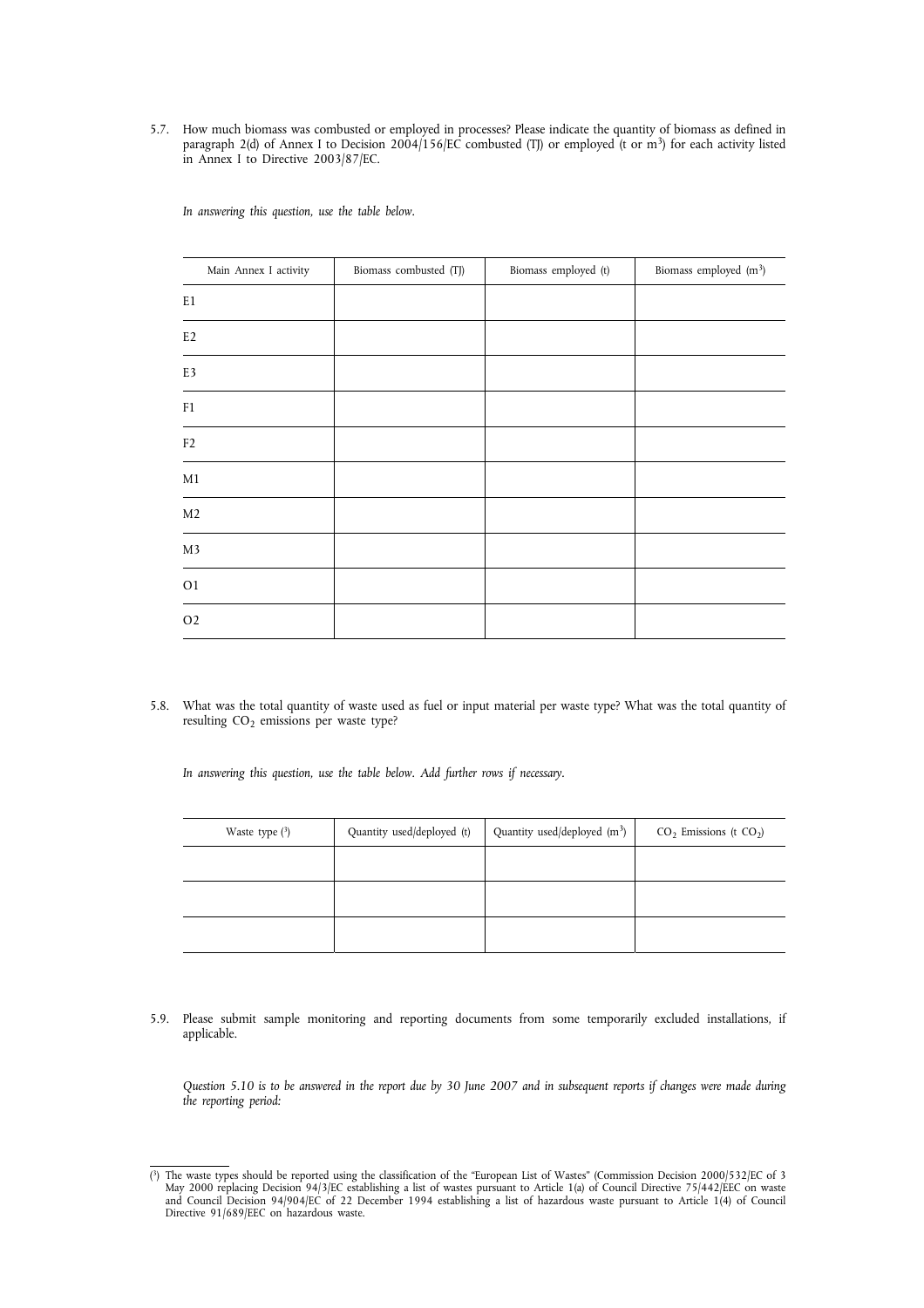5.7. How much biomass was combusted or employed in processes? Please indicate the quantity of biomass as defined in paragraph 2(d) of Annex I to Decision 2004/156/EC combusted (TJ) or employed (t or $m^3$) for each activity listed in Annex I to Directive 2003/87/EC.

*In answering this question, use the table below.*

| Main Annex I activity | Biomass combusted (TJ) | Biomass employed (t) | Biomass employed ($m^3$) |
|---|---|---|---|
| E1 | | | |
| E2 | | | |
| E3 | | | |
| F1 | | | |
| F2 | | | |
| M1 | | | |
| M2 | | | |
| M3 | | | |
| O1 | | | |
| O2 | | | |

5.8. What was the total quantity of waste used as fuel or input material per waste type? What was the total quantity of resulting $CO_2$ emissions per waste type?

*In answering this question, use the table below. Add further rows if necessary.*

| Waste type [3] | Quantity used/deployed (t) | Quantity used/deployed ($m^3$) | $CO_2$ Emissions (t $CO_2$) |
|---|---|---|---|
| | | | |
| | | | |
| | | | |

5.9. Please submit sample monitoring and reporting documents from some temporarily excluded installations, if applicable.

*Question 5.10 is to be answered in the report due by 30 June 2007 and in subsequent reports if changes were made during the reporting period:*

---

[3] The waste types should be reported using the classification of the "European List of Wastes" (Commission Decision 2000/532/EC of 3 May 2000 replacing Decision 94/3/EC establishing a list of wastes pursuant to Article 1(a) of Council Directive 75/442/EEC on waste and Council Decision 94/904/EC of 22 December 1994 establishing a list of hazardous waste pursuant to Article 1(4) of Council Directive 91/689/EEC on hazardous waste.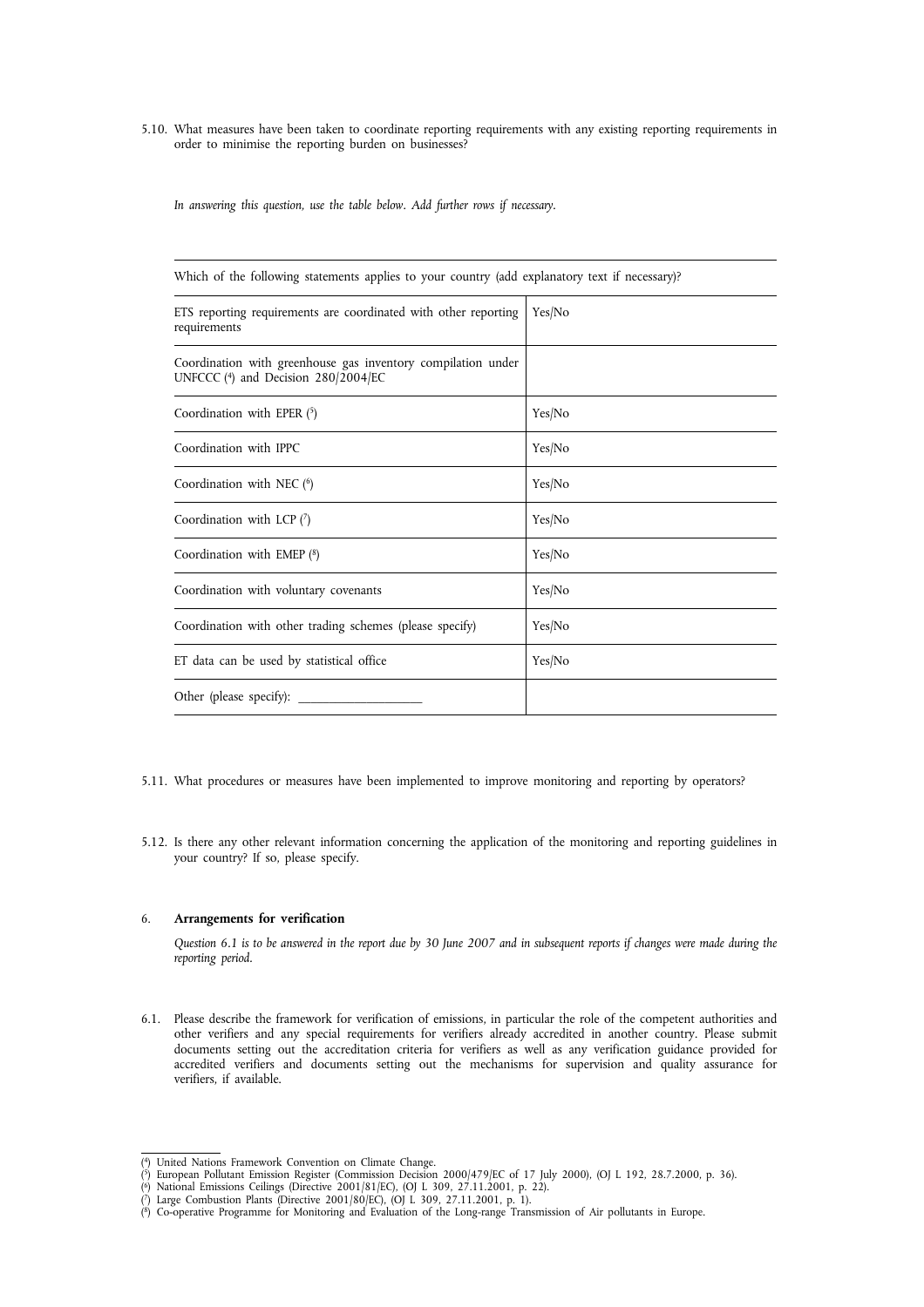5.10. What measures have been taken to coordinate reporting requirements with any existing reporting requirements in order to minimise the reporting burden on businesses?

*In answering this question, use the table below. Add further rows if necessary.*

| Which of the following statements applies to your country (add explanatory text if necessary)? | |
|---|---|
| ETS reporting requirements are coordinated with other reporting requirements | Yes/No |
| Coordination with greenhouse gas inventory compilation under UNFCCC [4] and Decision 280/2004/EC | |
| Coordination with EPER [5] | Yes/No |
| Coordination with IPPC | Yes/No |
| Coordination with NEC [6] | Yes/No |
| Coordination with LCP [7] | Yes/No |
| Coordination with EMEP [8] | Yes/No |
| Coordination with voluntary covenants | Yes/No |
| Coordination with other trading schemes (please specify) | Yes/No |
| ET data can be used by statistical office | Yes/No |
| Other (please specify): ___________________ | |

5.11. What procedures or measures have been implemented to improve monitoring and reporting by operators?

5.12. Is there any other relevant information concerning the application of the monitoring and reporting guidelines in your country? If so, please specify.

## 6. Arrangements for verification

*Question 6.1 is to be answered in the report due by 30 June 2007 and in subsequent reports if changes were made during the reporting period.*

6.1. Please describe the framework for verification of emissions, in particular the role of the competent authorities and other verifiers and any special requirements for verifiers already accredited in another country. Please submit documents setting out the accreditation criteria for verifiers as well as any verification guidance provided for accredited verifiers and documents setting out the mechanisms for supervision and quality assurance for verifiers, if available.

---

(4) United Nations Framework Convention on Climate Change.

(5) European Pollutant Emission Register (Commission Decision 2000/479/EC of 17 July 2000), (OJ L 192, 28.7.2000, p. 36).

(6) National Emissions Ceilings (Directive 2001/81/EC), (OJ L 309, 27.11.2001, p. 22).

(7) Large Combustion Plants (Directive 2001/80/EC), (OJ L 309, 27.11.2001, p. 1).

(8) Co-operative Programme for Monitoring and Evaluation of the Long-range Transmission of Air pollutants in Europe.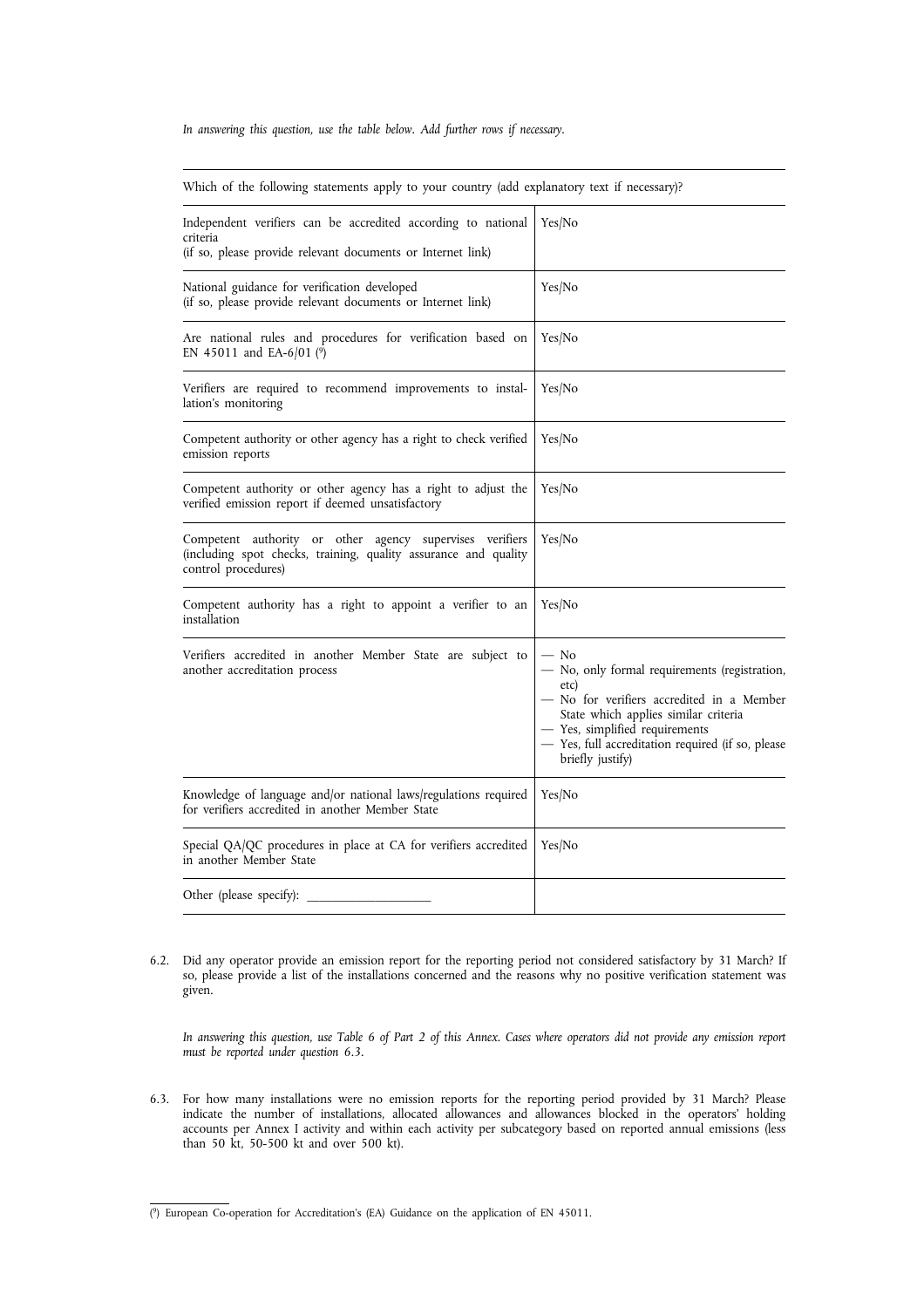*In answering this question, use the table below. Add further rows if necessary.*

| Which of the following statements apply to your country (add explanatory text if necessary)? | |
|---|---|
| Independent verifiers can be accredited according to national criteria (if so, please provide relevant documents or Internet link) | Yes/No |
| National guidance for verification developed (if so, please provide relevant documents or Internet link) | Yes/No |
| Are national rules and procedures for verification based on EN 45011 and EA-6/01 [9] | Yes/No |
| Verifiers are required to recommend improvements to installation's monitoring | Yes/No |
| Competent authority or other agency has a right to check verified emission reports | Yes/No |
| Competent authority or other agency has a right to adjust the verified emission report if deemed unsatisfactory | Yes/No |
| Competent authority or other agency supervises verifiers (including spot checks, training, quality assurance and quality control procedures) | Yes/No |
| Competent authority has a right to appoint a verifier to an installation | Yes/No |
| Verifiers accredited in another Member State are subject to another accreditation process | — No<br>— No, only formal requirements (registration, etc)<br>— No for verifiers accredited in a Member State which applies similar criteria<br>— Yes, simplified requirements<br>— Yes, full accreditation required (if so, please briefly justify) |
| Knowledge of language and/or national laws/regulations required for verifiers accredited in another Member State | Yes/No |
| Special QA/QC procedures in place at CA for verifiers accredited in another Member State | Yes/No |
| Other (please specify): ____________________ | |

6.2. Did any operator provide an emission report for the reporting period not considered satisfactory by 31 March? If so, please provide a list of the installations concerned and the reasons why no positive verification statement was given.

*In answering this question, use Table 6 of Part 2 of this Annex. Cases where operators did not provide any emission report must be reported under question 6.3.*

6.3. For how many installations were no emission reports for the reporting period provided by 31 March? Please indicate the number of installations, allocated allowances and allowances blocked in the operators' holding accounts per Annex I activity and within each activity per subcategory based on reported annual emissions (less than 50 kt, 50-500 kt and over 500 kt).

[9] European Co-operation for Accreditation's (EA) Guidance on the application of EN 45011.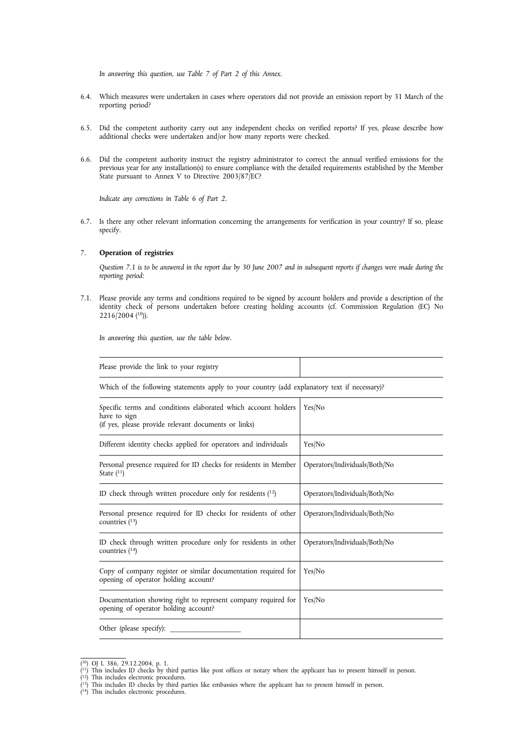*In answering this question, use Table 7 of Part 2 of this Annex.*

6.4. Which measures were undertaken in cases where operators did not provide an emission report by 31 March of the reporting period?

6.5. Did the competent authority carry out any independent checks on verified reports? If yes, please describe how additional checks were undertaken and/or how many reports were checked.

6.6. Did the competent authority instruct the registry administrator to correct the annual verified emissions for the previous year for any installation(s) to ensure compliance with the detailed requirements established by the Member State pursuant to Annex V to Directive 2003/87/EC?

*Indicate any corrections in Table 6 of Part 2.*

6.7. Is there any other relevant information concerning the arrangements for verification in your country? If so, please specify.

## 7. **Operation of registries**

*Question 7.1 is to be answered in the report due by 30 June 2007 and in subsequent reports if changes were made during the reporting period:*

7.1. Please provide any terms and conditions required to be signed by account holders and provide a description of the identity check of persons undertaken before creating holding accounts (cf. Commission Regulation (EC) No 2216/2004 [10]).

*In answering this question, use the table below.*

| | |
|---|---|
| Please provide the link to your registry | |
| Which of the following statements apply to your country (add explanatory text if necessary)? | |
| Specific terms and conditions elaborated which account holders have to sign (if yes, please provide relevant documents or links) | Yes/No |
| Different identity checks applied for operators and individuals | Yes/No |
| Personal presence required for ID checks for residents in Member State [11] | Operators/Individuals/Both/No |
| ID check through written procedure only for residents [12] | Operators/Individuals/Both/No |
| Personal presence required for ID checks for residents of other countries [13] | Operators/Individuals/Both/No |
| ID check through written procedure only for residents in other countries [14] | Operators/Individuals/Both/No |
| Copy of company register or similar documentation required for opening of operator holding account? | Yes/No |
| Documentation showing right to represent company required for opening of operator holding account? | Yes/No |
| Other (please specify): ___________________ | |

---

[10] OJ L 386, 29.12.2004, p. 1.

[11] This includes ID checks by third parties like post offices or notary where the applicant has to present himself in person.

[12] This includes electronic procedures.

[13] This includes ID checks by third parties like embassies where the applicant has to present himself in person.

[14] This includes electronic procedures.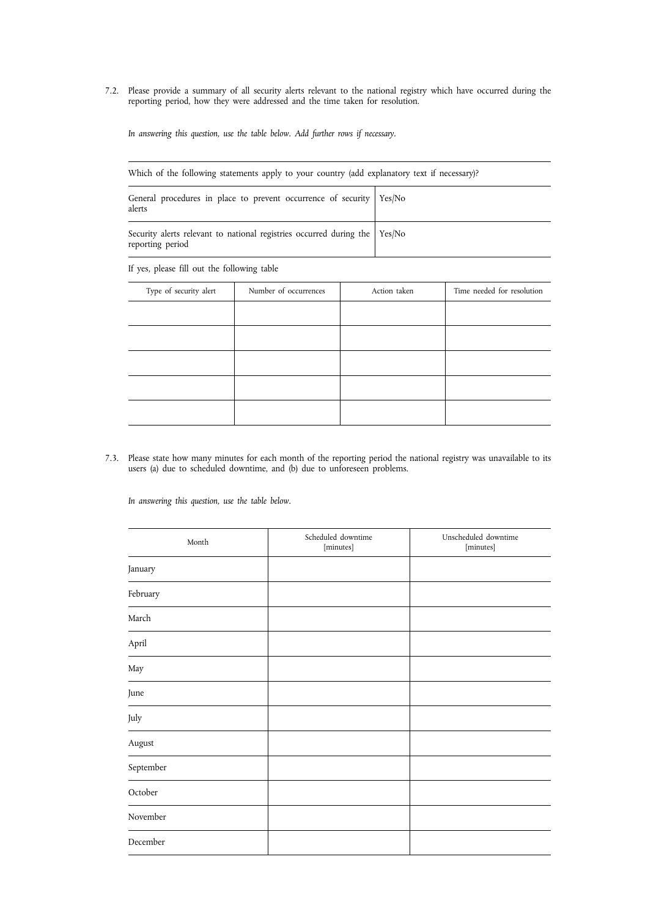7.2. Please provide a summary of all security alerts relevant to the national registry which have occurred during the reporting period, how they were addressed and the time taken for resolution.

*In answering this question, use the table below. Add further rows if necessary.*

| Which of the following statements apply to your country (add explanatory text if necessary)? | |
|---|---|
| General procedures in place to prevent occurrence of security alerts | Yes/No |
| Security alerts relevant to national registries occurred during the reporting period | Yes/No |

If yes, please fill out the following table

| Type of security alert | Number of occurrences | Action taken | Time needed for resolution |
|---|---|---|---|
| | | | |
| | | | |
| | | | |
| | | | |
| | | | |

7.3. Please state how many minutes for each month of the reporting period the national registry was unavailable to its users (a) due to scheduled downtime, and (b) due to unforeseen problems.

*In answering this question, use the table below.*

| Month | Scheduled downtime [minutes] | Unscheduled downtime [minutes] |
|---|---|---|
| January | | |
| February | | |
| March | | |
| April | | |
| May | | |
| June | | |
| July | | |
| August | | |
| September | | |
| October | | |
| November | | |
| December | | |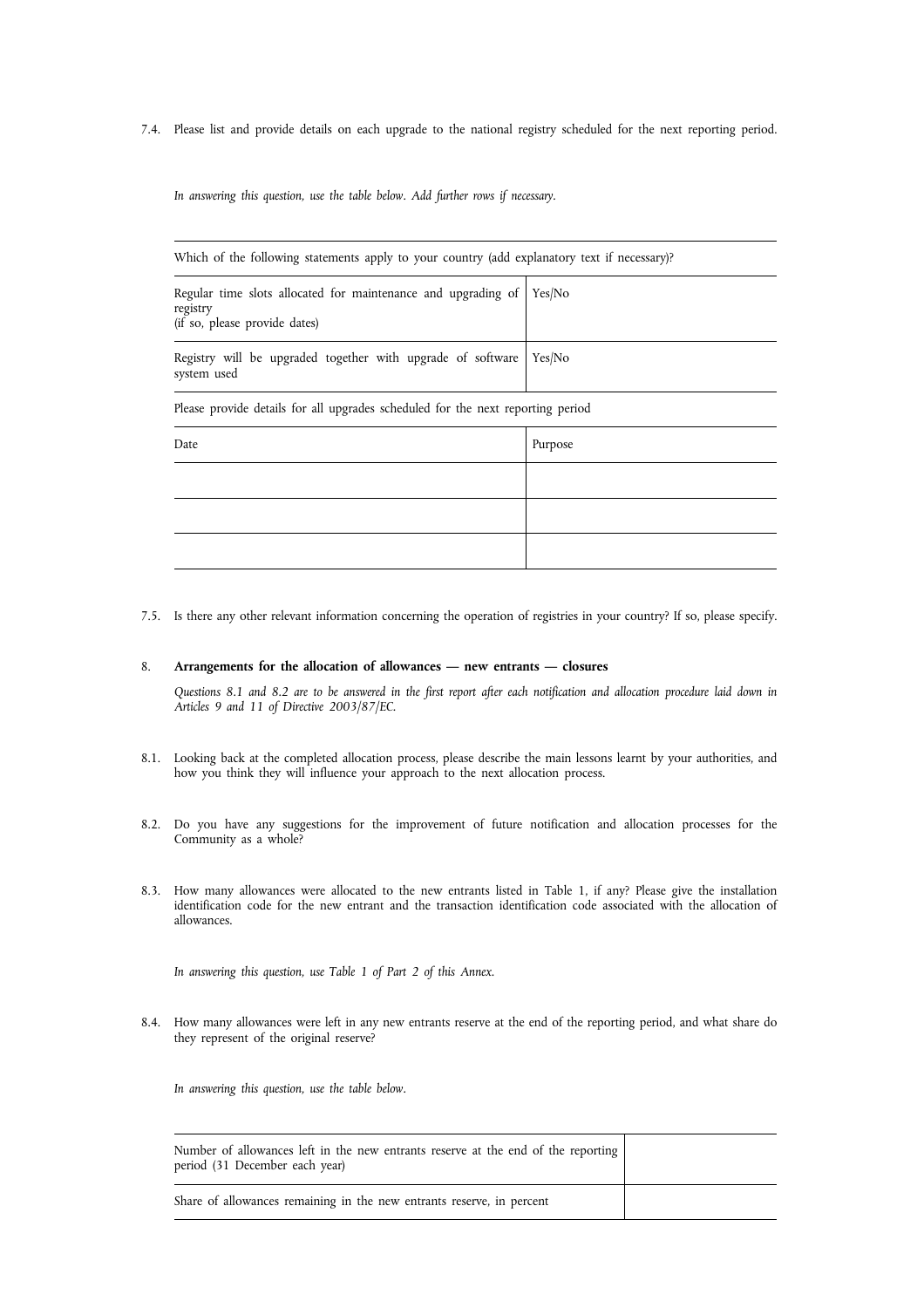7.4. Please list and provide details on each upgrade to the national registry scheduled for the next reporting period.

*In answering this question, use the table below. Add further rows if necessary.*

| Which of the following statements apply to your country (add explanatory text if necessary)? | |
|---|---|
| Regular time slots allocated for maintenance and upgrading of registry (if so, please provide dates) | Yes/No |
| Registry will be upgraded together with upgrade of software system used | Yes/No |
| Please provide details for all upgrades scheduled for the next reporting period | |
| Date | Purpose |
| | |
| | |
| | |

7.5. Is there any other relevant information concerning the operation of registries in your country? If so, please specify.

## 8. Arrangements for the allocation of allowances — new entrants — closures

*Questions 8.1 and 8.2 are to be answered in the first report after each notification and allocation procedure laid down in Articles 9 and 11 of Directive 2003/87/EC.*

8.1. Looking back at the completed allocation process, please describe the main lessons learnt by your authorities, and how you think they will influence your approach to the next allocation process.

8.2. Do you have any suggestions for the improvement of future notification and allocation processes for the Community as a whole?

8.3. How many allowances were allocated to the new entrants listed in Table 1, if any? Please give the installation identification code for the new entrant and the transaction identification code associated with the allocation of allowances.

*In answering this question, use Table 1 of Part 2 of this Annex.*

8.4. How many allowances were left in any new entrants reserve at the end of the reporting period, and what share do they represent of the original reserve?

*In answering this question, use the table below.*

| | |
|---|---|
| Number of allowances left in the new entrants reserve at the end of the reporting period (31 December each year) | |
| Share of allowances remaining in the new entrants reserve, in percent | |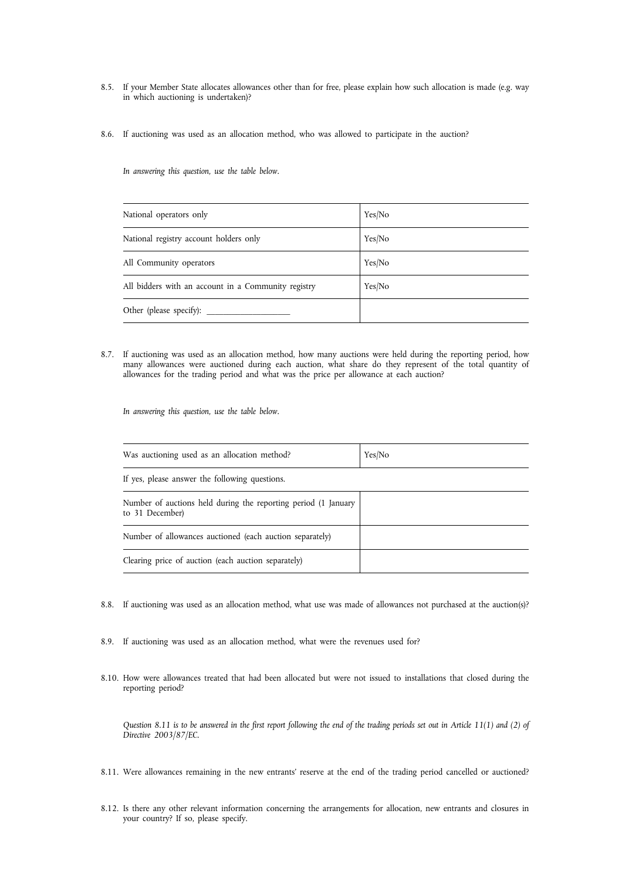8.5. If your Member State allocates allowances other than for free, please explain how such allocation is made (e.g. way in which auctioning is undertaken)?

8.6. If auctioning was used as an allocation method, who was allowed to participate in the auction?

*In answering this question, use the table below.*

| | |
|---|---|
| National operators only | Yes/No |
| National registry account holders only | Yes/No |
| All Community operators | Yes/No |
| All bidders with an account in a Community registry | Yes/No |
| Other (please specify): ____________________ | |

8.7. If auctioning was used as an allocation method, how many auctions were held during the reporting period, how many allowances were auctioned during each auction, what share do they represent of the total quantity of allowances for the trading period and what was the price per allowance at each auction?

*In answering this question, use the table below.*

| | |
|---|---|
| Was auctioning used as an allocation method? | Yes/No |
| If yes, please answer the following questions. | |
| Number of auctions held during the reporting period (1 January to 31 December) | |
| Number of allowances auctioned (each auction separately) | |
| Clearing price of auction (each auction separately) | |

8.8. If auctioning was used as an allocation method, what use was made of allowances not purchased at the auction(s)?

8.9. If auctioning was used as an allocation method, what were the revenues used for?

8.10. How were allowances treated that had been allocated but were not issued to installations that closed during the reporting period?

*Question 8.11 is to be answered in the first report following the end of the trading periods set out in Article 11(1) and (2) of Directive 2003/87/EC.*

8.11. Were allowances remaining in the new entrants' reserve at the end of the trading period cancelled or auctioned?

8.12. Is there any other relevant information concerning the arrangements for allocation, new entrants and closures in your country? If so, please specify.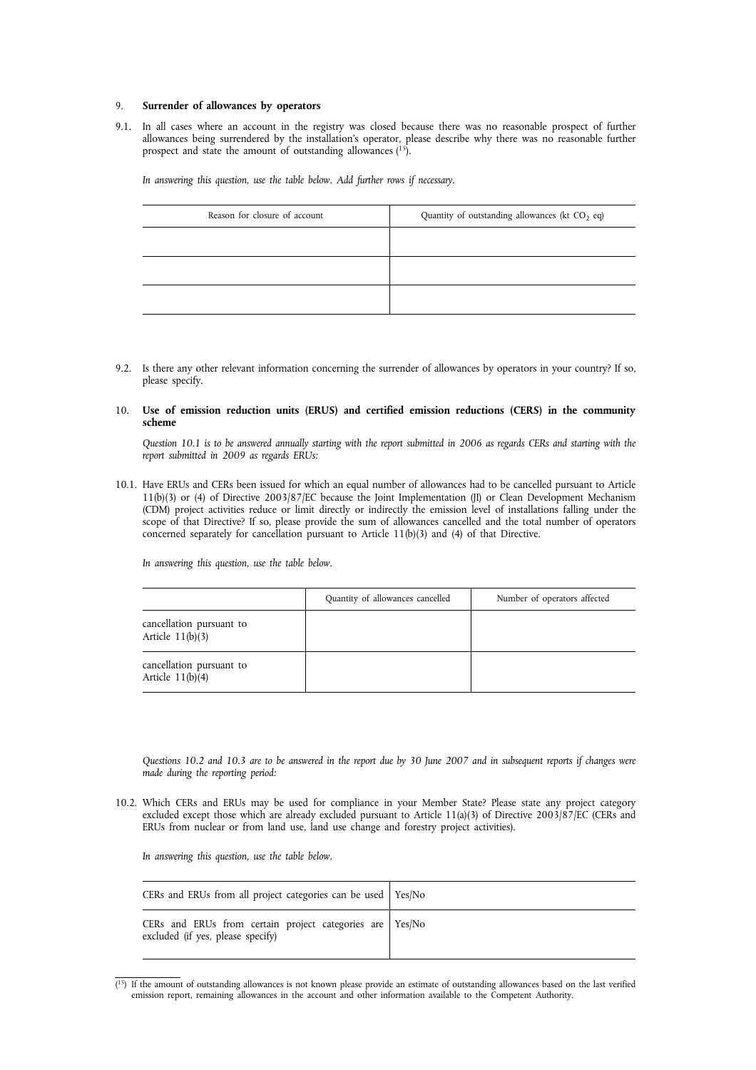9. **Surrender of allowances by operators**

9.1. In all cases where an account in the registry was closed because there was no reasonable prospect of further allowances being surrendered by the installation's operator, please describe why there was no reasonable further prospect and state the amount of outstanding allowances ([15]).

*In answering this question, use the table below. Add further rows if necessary.*

| Reason for closure of account | Quantity of outstanding allowances (kt $CO_2$ eq) |
|---|---|
| | |
| | |
| | |

9.2. Is there any other relevant information concerning the surrender of allowances by operators in your country? If so, please specify.

10. **Use of emission reduction units (ERUS) and certified emission reductions (CERS) in the community scheme**

*Question 10.1 is to be answered annually starting with the report submitted in 2006 as regards CERs and starting with the report submitted in 2009 as regards ERUs:*

10.1. Have ERUs and CERs been issued for which an equal number of allowances had to be cancelled pursuant to Article 11(b)(3) or (4) of Directive 2003/87/EC because the Joint Implementation (JI) or Clean Development Mechanism (CDM) project activities reduce or limit directly or indirectly the emission level of installations falling under the scope of that Directive? If so, please provide the sum of allowances cancelled and the total number of operators concerned separately for cancellation pursuant to Article 11(b)(3) and (4) of that Directive.

*In answering this question, use the table below.*

| | Quantity of allowances cancelled | Number of operators affected |
|---|---|---|
| cancellation pursuant to Article 11(b)(3) | | |
| cancellation pursuant to Article 11(b)(4) | | |

*Questions 10.2 and 10.3 are to be answered in the report due by 30 June 2007 and in subsequent reports if changes were made during the reporting period:*

10.2. Which CERs and ERUs may be used for compliance in your Member State? Please state any project category excluded except those which are already excluded pursuant to Article 11(a)(3) of Directive 2003/87/EC (CERs and ERUs from nuclear or from land use, land use change and forestry project activities).

*In answering this question, use the table below.*

| | |
|---|---|
| CERs and ERUs from all project categories can be used | Yes/No |
| CERs and ERUs from certain project categories are excluded (if yes, please specify) | Yes/No |

([15]) If the amount of outstanding allowances is not known please provide an estimate of outstanding allowances based on the last verified emission report, remaining allowances in the account and other information available to the Competent Authority.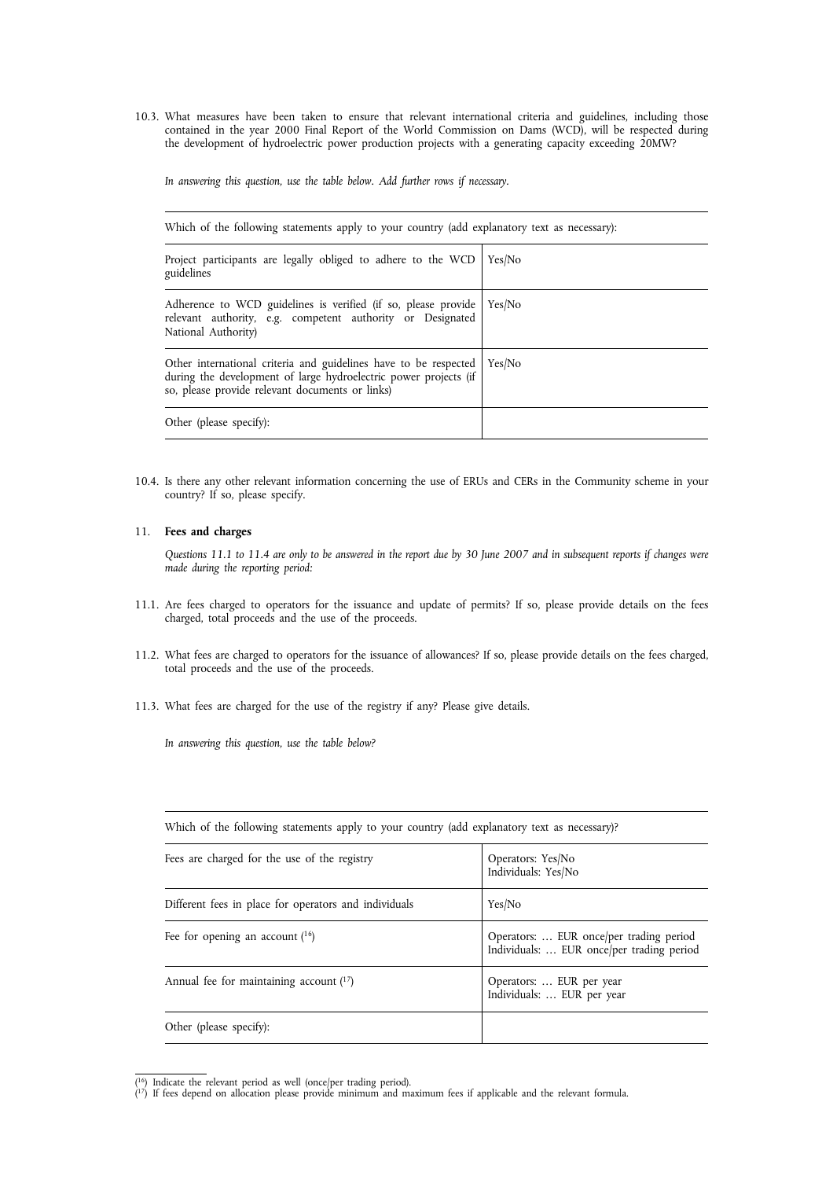10.3. What measures have been taken to ensure that relevant international criteria and guidelines, including those contained in the year 2000 Final Report of the World Commission on Dams (WCD), will be respected during the development of hydroelectric power production projects with a generating capacity exceeding 20MW?

*In answering this question, use the table below. Add further rows if necessary.*

| Which of the following statements apply to your country (add explanatory text as necessary): | |
|---|---|
| Project participants are legally obliged to adhere to the WCD guidelines | Yes/No |
| Adherence to WCD guidelines is verified (if so, please provide relevant authority, e.g. competent authority or Designated National Authority) | Yes/No |
| Other international criteria and guidelines have to be respected during the development of large hydroelectric power projects (if so, please provide relevant documents or links) | Yes/No |
| Other (please specify): | |

10.4. Is there any other relevant information concerning the use of ERUs and CERs in the Community scheme in your country? If so, please specify.

## 11. **Fees and charges**

*Questions 11.1 to 11.4 are only to be answered in the report due by 30 June 2007 and in subsequent reports if changes were made during the reporting period:*

11.1. Are fees charged to operators for the issuance and update of permits? If so, please provide details on the fees charged, total proceeds and the use of the proceeds.

11.2. What fees are charged to operators for the issuance of allowances? If so, please provide details on the fees charged, total proceeds and the use of the proceeds.

11.3. What fees are charged for the use of the registry if any? Please give details.

*In answering this question, use the table below?*

| Which of the following statements apply to your country (add explanatory text as necessary)? | |
|---|---|
| Fees are charged for the use of the registry | Operators: Yes/No<br>Individuals: Yes/No |
| Different fees in place for operators and individuals | Yes/No |
| Fee for opening an account [16] | Operators: … EUR once/per trading period<br>Individuals: … EUR once/per trading period |
| Annual fee for maintaining account [17] | Operators: … EUR per year<br>Individuals: … EUR per year |
| Other (please specify): | |

[16] Indicate the relevant period as well (once/per trading period).

[17] If fees depend on allocation please provide minimum and maximum fees if applicable and the relevant formula.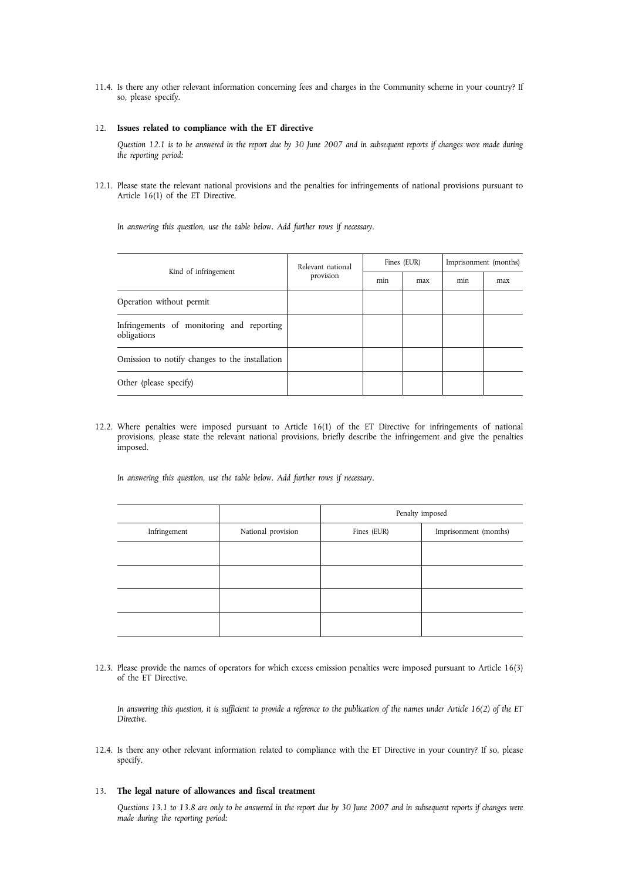11.4. Is there any other relevant information concerning fees and charges in the Community scheme in your country? If so, please specify.

## 12. Issues related to compliance with the ET directive

*Question 12.1 is to be answered in the report due by 30 June 2007 and in subsequent reports if changes were made during the reporting period:*

12.1. Please state the relevant national provisions and the penalties for infringements of national provisions pursuant to Article 16(1) of the ET Directive.

*In answering this question, use the table below. Add further rows if necessary.*

| Kind of infringement | Relevant national provision | Fines (EUR) | | Imprisonment (months) | |
|---|---|---|---|---|---|
| | | min | max | min | max |
| Operation without permit | | | | | |
| Infringements of monitoring and reporting obligations | | | | | |
| Omission to notify changes to the installation | | | | | |
| Other (please specify) | | | | | |

12.2. Where penalties were imposed pursuant to Article 16(1) of the ET Directive for infringements of national provisions, please state the relevant national provisions, briefly describe the infringement and give the penalties imposed.

*In answering this question, use the table below. Add further rows if necessary.*

| | | Penalty imposed | |
|---|---|---|---|
| Infringement | National provision | Fines (EUR) | Imprisonment (months) |
| | | | |
| | | | |
| | | | |
| | | | |

12.3. Please provide the names of operators for which excess emission penalties were imposed pursuant to Article 16(3) of the ET Directive.

*In answering this question, it is sufficient to provide a reference to the publication of the names under Article 16(2) of the ET Directive.*

12.4. Is there any other relevant information related to compliance with the ET Directive in your country? If so, please specify.

## 13. The legal nature of allowances and fiscal treatment

*Questions 13.1 to 13.8 are only to be answered in the report due by 30 June 2007 and in subsequent reports if changes were made during the reporting period:*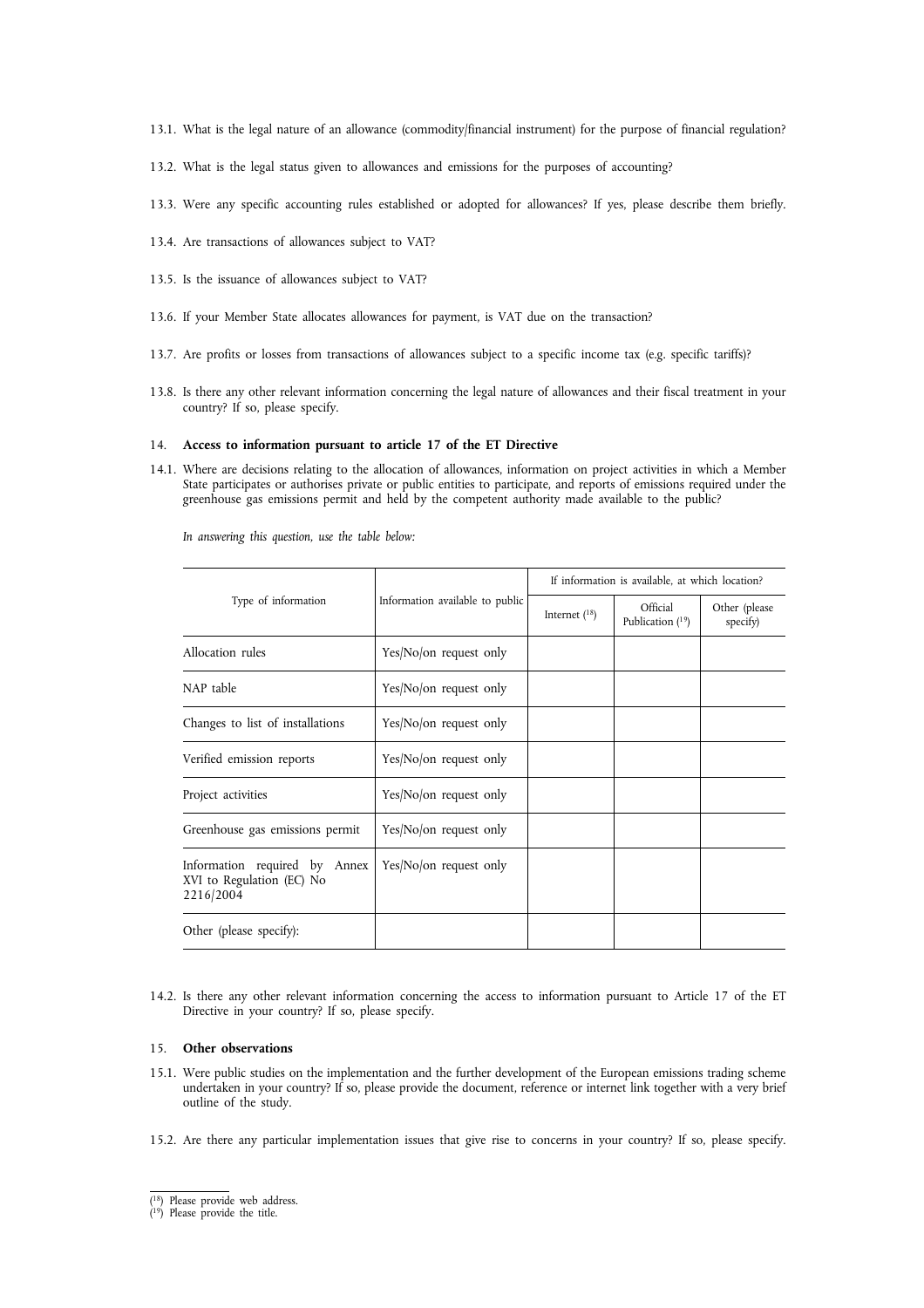13.1. What is the legal nature of an allowance (commodity/financial instrument) for the purpose of financial regulation?

13.2. What is the legal status given to allowances and emissions for the purposes of accounting?

13.3. Were any specific accounting rules established or adopted for allowances? If yes, please describe them briefly.

13.4. Are transactions of allowances subject to VAT?

13.5. Is the issuance of allowances subject to VAT?

13.6. If your Member State allocates allowances for payment, is VAT due on the transaction?

13.7. Are profits or losses from transactions of allowances subject to a specific income tax (e.g. specific tariffs)?

13.8. Is there any other relevant information concerning the legal nature of allowances and their fiscal treatment in your country? If so, please specify.

## 14. **Access to information pursuant to article 17 of the ET Directive**

14.1. Where are decisions relating to the allocation of allowances, information on project activities in which a Member State participates or authorises private or public entities to participate, and reports of emissions required under the greenhouse gas emissions permit and held by the competent authority made available to the public?

*In answering this question, use the table below:*

| Type of information | Information available to public | If information is available, at which location? | | |
|---|---|---|---|---|
| | | Internet [18] | Official Publication [19] | Other (please specify) |
| Allocation rules | Yes/No/on request only | | | |
| NAP table | Yes/No/on request only | | | |
| Changes to list of installations | Yes/No/on request only | | | |
| Verified emission reports | Yes/No/on request only | | | |
| Project activities | Yes/No/on request only | | | |
| Greenhouse gas emissions permit | Yes/No/on request only | | | |
| Information required by Annex XVI to Regulation (EC) No 2216/2004 | Yes/No/on request only | | | |
| Other (please specify): | | | | |

14.2. Is there any other relevant information concerning the access to information pursuant to Article 17 of the ET Directive in your country? If so, please specify.

## 15. **Other observations**

15.1. Were public studies on the implementation and the further development of the European emissions trading scheme undertaken in your country? If so, please provide the document, reference or internet link together with a very brief outline of the study.

15.2. Are there any particular implementation issues that give rise to concerns in your country? If so, please specify.

---

[18] Please provide web address.
[19] Please provide the title.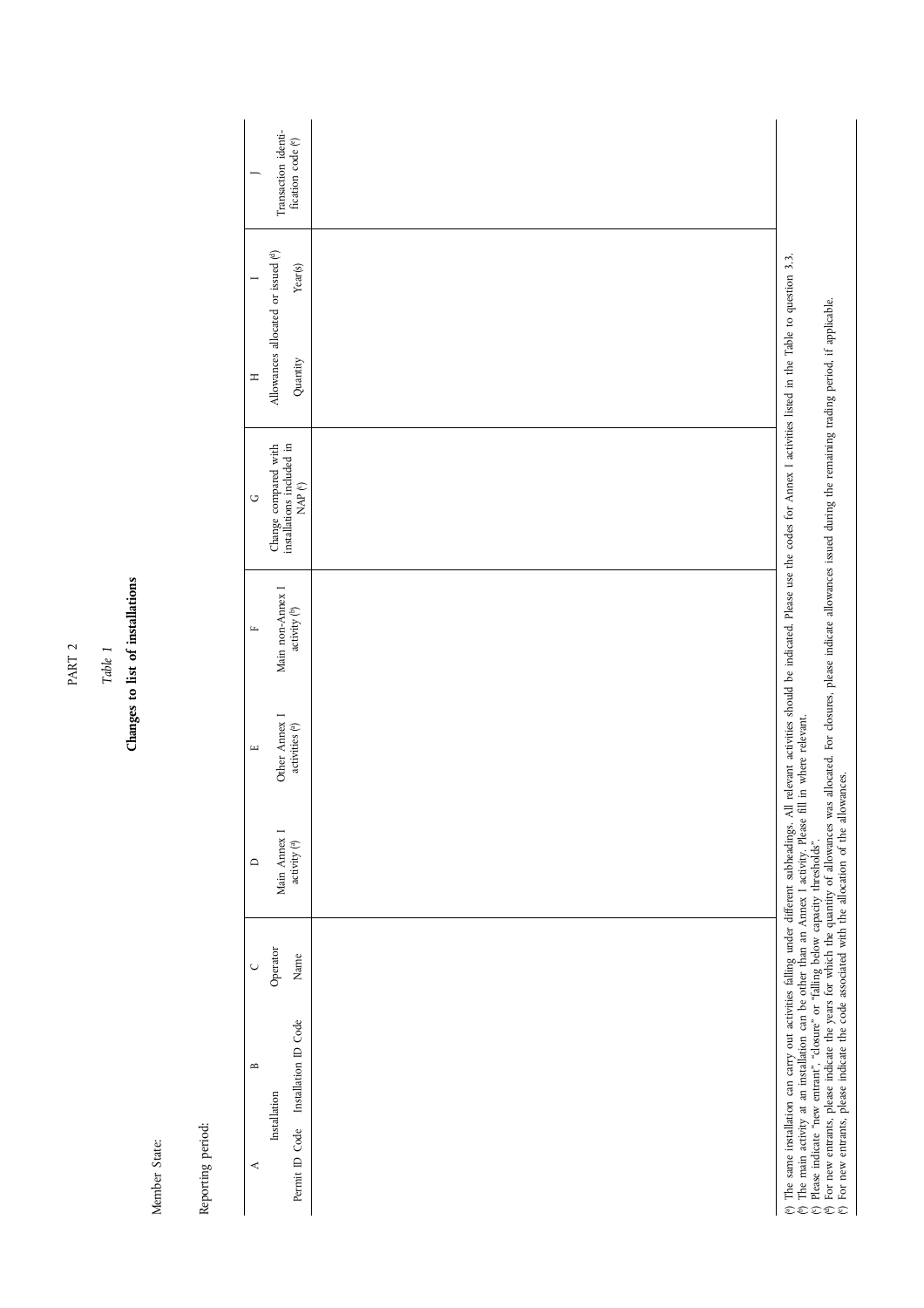PART 2

*Table 1*

**Changes to list of installations**

Member State:

Reporting period:

| A | B | C | D | E | F | G | H | I | J |
|---|---|---|---|---|---|---|---|---|---|
| Installation | | Operator | Main Annex I activity [a] | Other Annex I activities [a] | Main non-Annex I activity [b] | Change compared with installations included in NAP [c] | Allowances allocated or issued [d] | | Transaction identification code [e] |
| Permit ID Code | Installation ID Code | Name | | | | | Quantity | Year(s) | |
| | | | | | | | | | |

[a] The same installation can carry out activities falling under different subheadings. All relevant activities should be indicated. Please use the codes for Annex I activities listed in the Table to question 3.3.

[b] The main activity at an installation can be other than an Annex I activity. Please fill in where relevant.

[c] Please indicate "new entrant", "closure" or "falling below capacity thresholds".

[d] For new entrants, please indicate the years for which the quantity of allowances was allocated. For closures, please indicate allowances issued during the remaining trading period, if applicable.

[e] For new entrants, please indicate the code associated with the allocation of the allowances.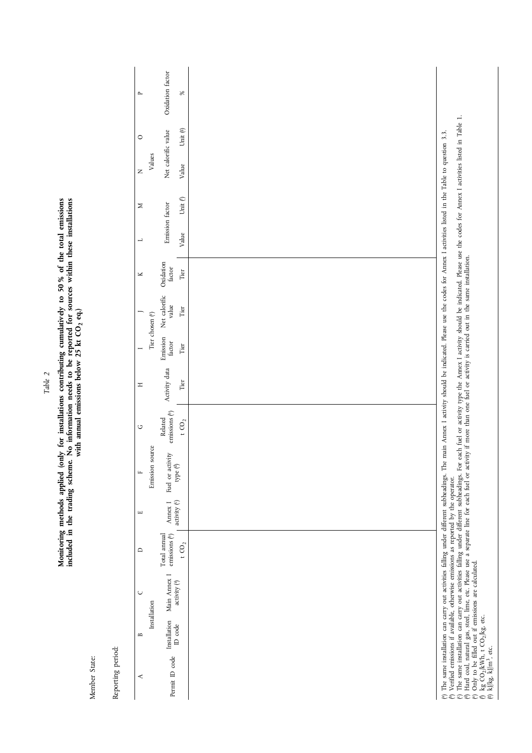*Table 2*

**Monitoring methods applied (only for installations contributing cumulatively to 50 % of the total emissions included in the trading scheme. No information needs to be reported for sources within these installations with annual emissions below 25 kt $CO_2$ eq.)**

Member State:

Reporting period:

| A | B | C | D | E | F | G | H | I | J | K | L | M | N | O | P |
|---|---|---|---|---|---|---|---|---|---|---|---|---|---|---|---|
| | Installation | | | Emission source | | | Tier chosen [e] | | | | Values | | | | |
| Permit ID code | Installation ID code | Main Annex I activity [a] | Total annual emissions [b] | Annex I activity [c] | Fuel or activity type [d] | Related emissions [b] | Activity data | Emission factor | Net calorific value | Oxidation factor | Emission factor | | Net calorific value | | Oxidation factor |
| | | | $t\ CO_2$ | | | $t\ CO_2$ | Tier | Tier | Tier | Tier | Value | Unit [f] | Value | Unit [g] | % |
| | | | | | | | | | | | | | | | |

[a] The same installation can carry out activities falling under different subheadings. The main Annex I activity should be indicated. Please use the codes for Annex I activities listed in the Table to question 3.3.
[b] Verified emissions if available, otherwise emissions as reported by the operator.
[c] The same installation can carry out activities falling under different subheadings. For each fuel or activity type the Annex I activity should be indicated. Please use the codes for Annex I activities listed in Table 1.
[d] Hard coal, natural gas, steel, lime, etc. Please use a separate line for each fuel or activity if more than one fuel or activity is carried out in the same installation.
[e] Only to be filled out if emissions are calculated.
[f] kg $CO_2$/kWh, t $CO_2$/kg, etc.
[g] kJ/kg, kJ/$m^3$, etc.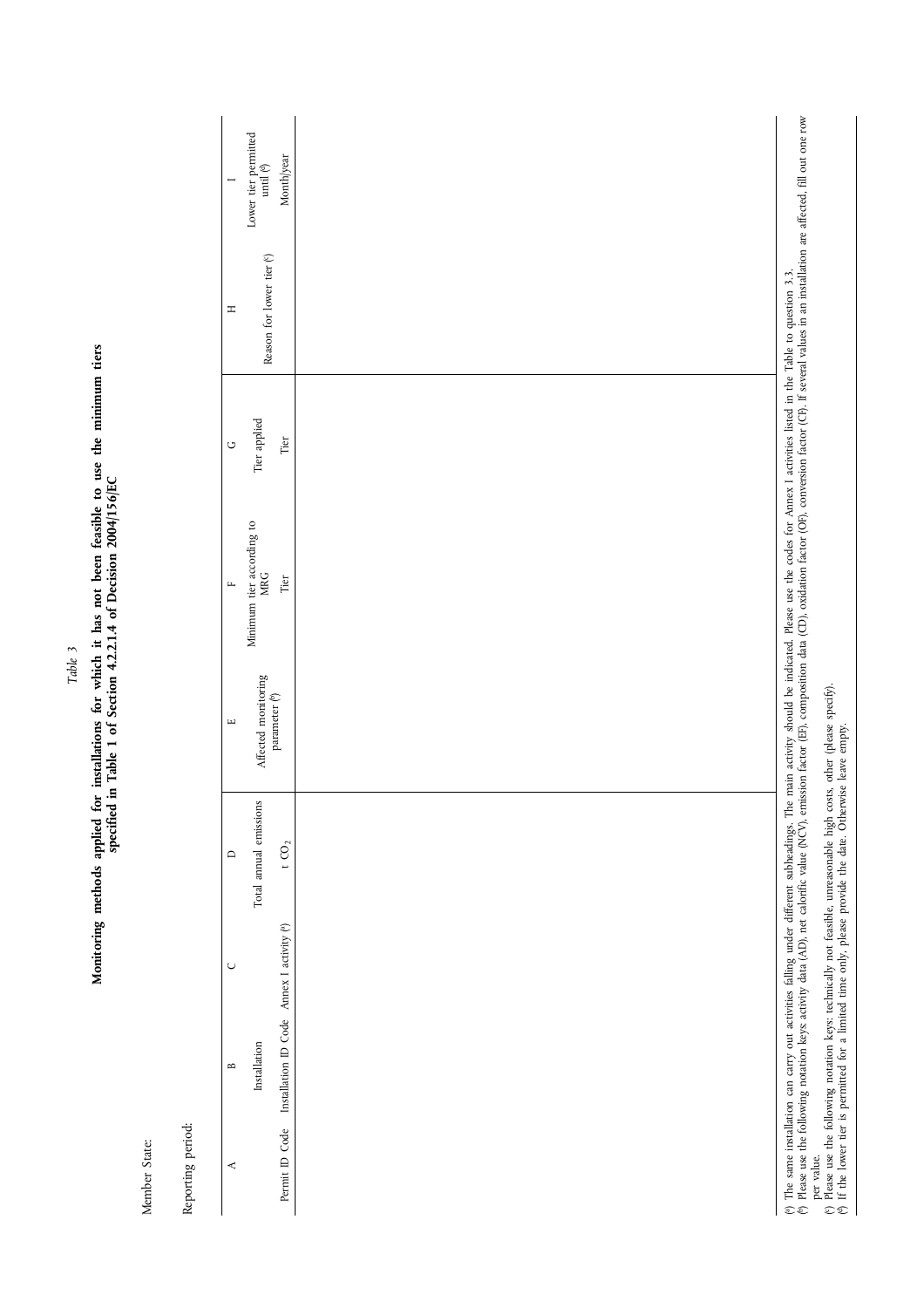*Table 3*

**Monitoring methods applied for installations for which it has not been feasible to use the minimum tiers specified in Table 1 of Section 4.2.2.1.4 of Decision 2004/156/EC**

Member State:

Reporting period:

| A | B | C | D | E | F | G | H | I |
|---|---|---|---|---|---|---|---|---|
| | Installation | | Total annual emissions | Affected monitoring parameter (b) | Minimum tier according to MRG | Tier applied | Reason for lower tier (c) | Lower tier permitted until (d) |
| Permit ID Code | Installation ID Code | Annex I activity (a) | t $CO_2$ | | Tier | Tier | | Month/year |
| | | | | | | | | |

(a) The same installation can carry out activities falling under different subheadings. The main activity should be indicated. Please use the codes for Annex I activities listed in the Table to question 3.3.

(b) Please use the following notation keys: activity data (AD), net calorific value (NCV), emission factor (EF), composition data (CD), oxidation factor (OF), conversion factor (CF). If several values in an installation are affected, fill out one row per value.

(c) Please use the following notation keys: technically not feasible, unreasonable high costs, other (please specify).

(d) If the lower tier is permitted for a limited time only, please provide the date. Otherwise leave empty.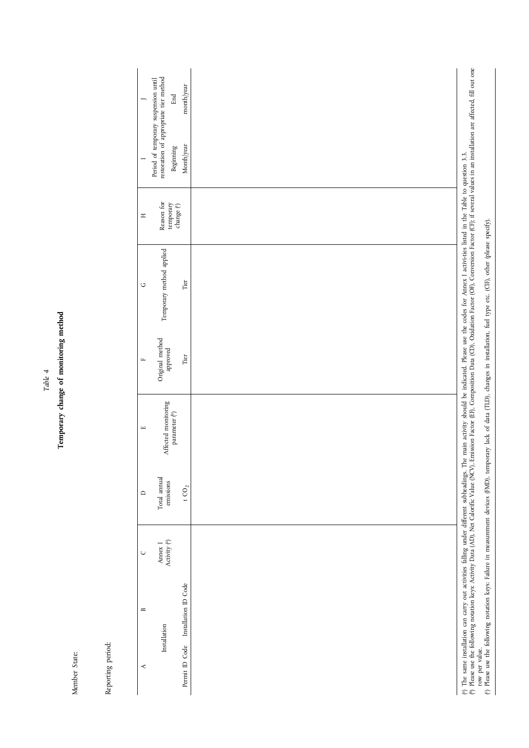*Table 4*

**Temporary change of monitoring method**

Member State:

Reporting period:

| A | | B | C | D | E | F | G | H | I | J |
|---|---|---|---|---|---|---|---|---|---|---|
| Installation | | | Annex I Activity (a) | Total annual emissions | Affected monitoring parameter (b) | Original method approved | Temporary method applied | Reason for temporary change (c) | Period of temporary suspension until restoration of appropriate tier method | |
| | | | | | | | | | Beginning | End |
| Permit ID Code | | Installation ID Code | | t $CO_2$ | | Tier | Tier | | Month/year | month/year |
| | | | | | | | | | | |

(a) The same installation can carry out activities falling under different subheadings. The main activity should be indicated. Please use the codes for Annex I activi-ties listed in the Table to question 3.3.

(b) Please use the following notation keys: Activity Data (AD), Net Calorific Value (NCV), Emission Factor (EF), Composition Data (CD), Oxidation Factor (OF), Conversion Factor (CF); if several values in an installation are affected, fill out one row per value.

(c) Please use the following notation keys: Failure in measurement devices (FMD), temporary lack of data (TLD), changes in installation, fuel type etc. (CIF), other (please specify).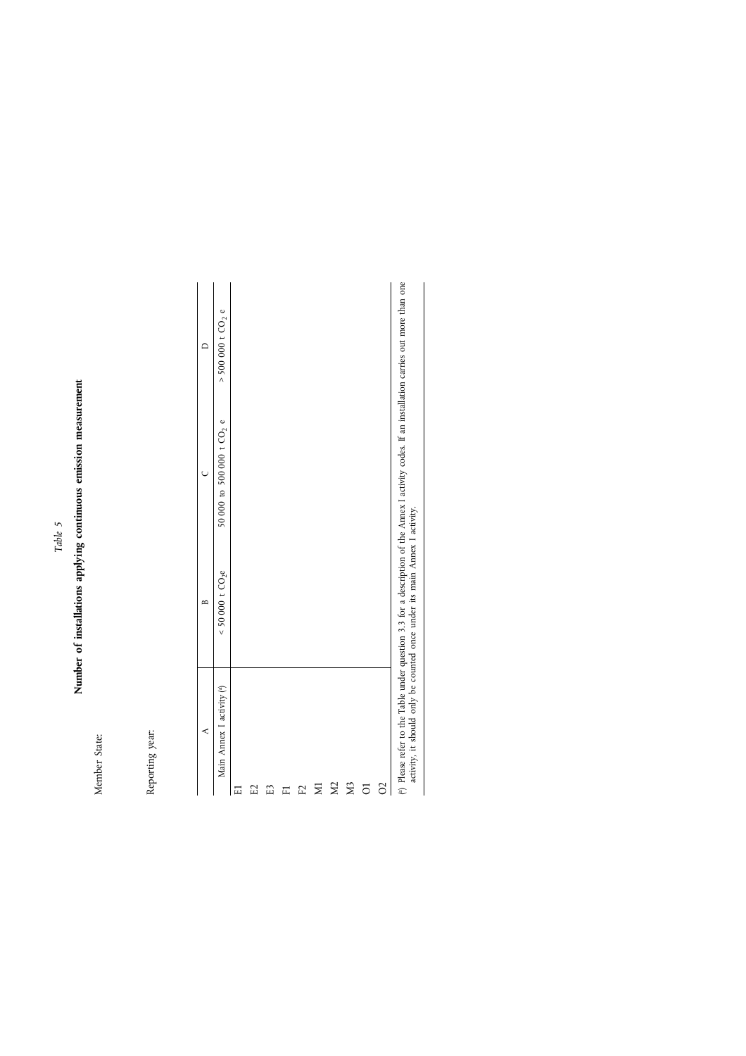*Table 5*

**Number of installations applying continuous emission measurement**

Member State:

Reporting year:

| A | B | C | D |
|---|---|---|---|
| Main Annex I activity ([a]) | < 50 000 t $CO_2$e | 50 000 to 500 000 t $CO_2$ e | > 500 000 t $CO_2$ e |
| E1 | | | |
| E2 | | | |
| E3 | | | |
| F1 | | | |
| F2 | | | |
| M1 | | | |
| M2 | | | |
| M3 | | | |
| O1 | | | |
| O2 | | | |

([a]) Please refer to the Table under question 3.3 for a description of the Annex I activity codes. If an installation carries out more than one activity, it should only be counted once under its main Annex I activity.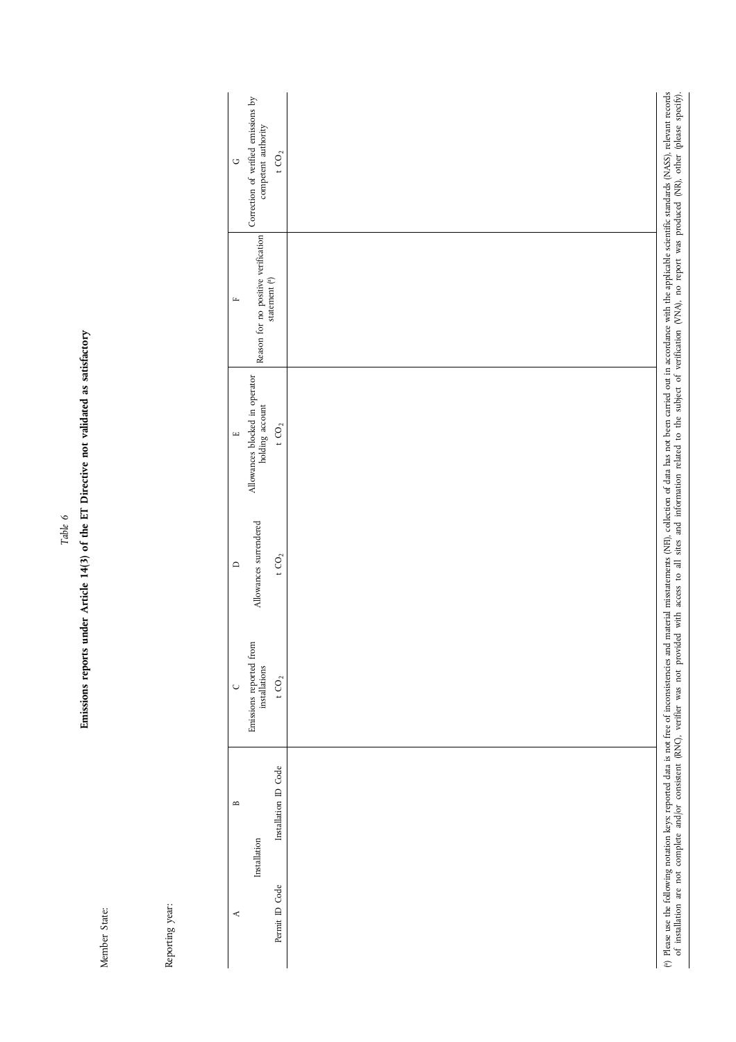*Table 6*

**Emissions reports under Article 14(3) of the ET Directive not validated as satisfactory**

Member State:

Reporting year:

| A | B | C | D | E | F | G |
|---|---|---|---|---|---|---|
| Installation | | Emissions reported from installations | Allowances surrendered | Allowances blocked in operator holding account | Reason for no positive verification statement (a) | Correction of verified emissions by competent authority |
| Permit ID Code | Installation ID Code | t $CO_2$ | t $CO_2$ | t $CO_2$ | | t $CO_2$ |
| | | | | | | |

(a) Please use the following notation keys: reported data is not free of inconsistencies and material misstatements (NFI), collection of data has not been carried out in accordance with the applicable scientific standards (NASS), relevant records of installation are not complete and/or consistent (RNC), verifier was not provided with access to all sites and information related to the subject of verification (VNA), no report was produced (NR), other (please specify).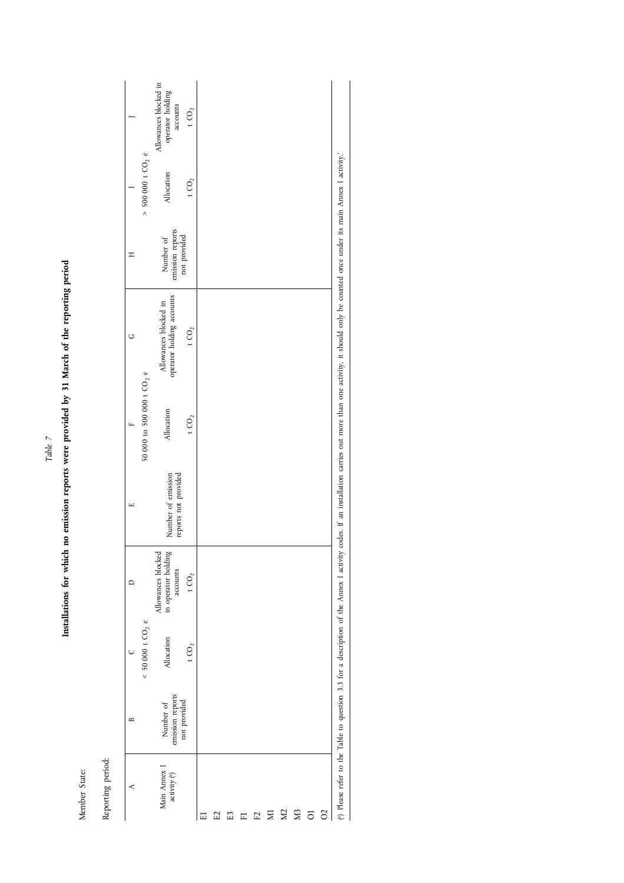*Table 7*

**Installations for which no emission reports were provided by 31 March of the reporting period**

Member State:

Reporting period:

| A | B | C | D | E | F | G | H | I | J |
|---|---|---|---|---|---|---|---|---|---|
| | < 50 000 t $CO_2$ e | | | 50 000 to 500 000 t $CO_2$ e | | | > 500 000 t $CO_2$ e | | |
| Main Annex I activity ([1]) | Number of emission reports not provided | Allocation | Allowances blocked in operator holding accounts | Number of emission reports not provided | Allocation | Allowances blocked in operator holding accounts | Number of emission reports not provided | Allocation | Allowances blocked in operator holding accounts |
| | | t $CO_2$ | t $CO_2$ | | t $CO_2$ | t $CO_2$ | | t $CO_2$ | t $CO_2$ |
| E1 | | | | | | | | | |
| E2 | | | | | | | | | |
| E3 | | | | | | | | | |
| F1 | | | | | | | | | |
| F2 | | | | | | | | | |
| M1 | | | | | | | | | |
| M2 | | | | | | | | | |
| M3 | | | | | | | | | |
| O1 | | | | | | | | | |
| O2 | | | | | | | | | |

([1]) Please refer to the Table to question 3.3 for a description of the Annex I activity codes. If an installation carries out more than one activity, it should only be counted once under its main Annex I activity.'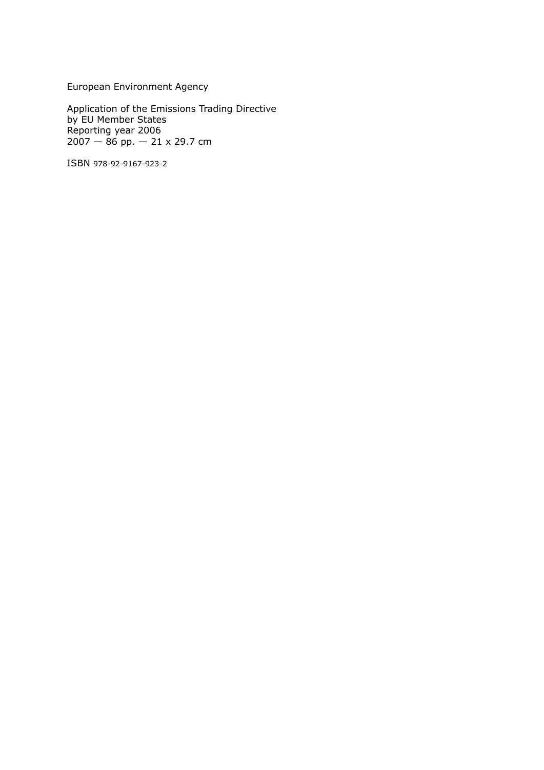European Environment Agency

Application of the Emissions Trading Directive
by EU Member States
Reporting year 2006
2007 — 86 pp. — 21 x 29.7 cm

ISBN 978-92-9167-923-2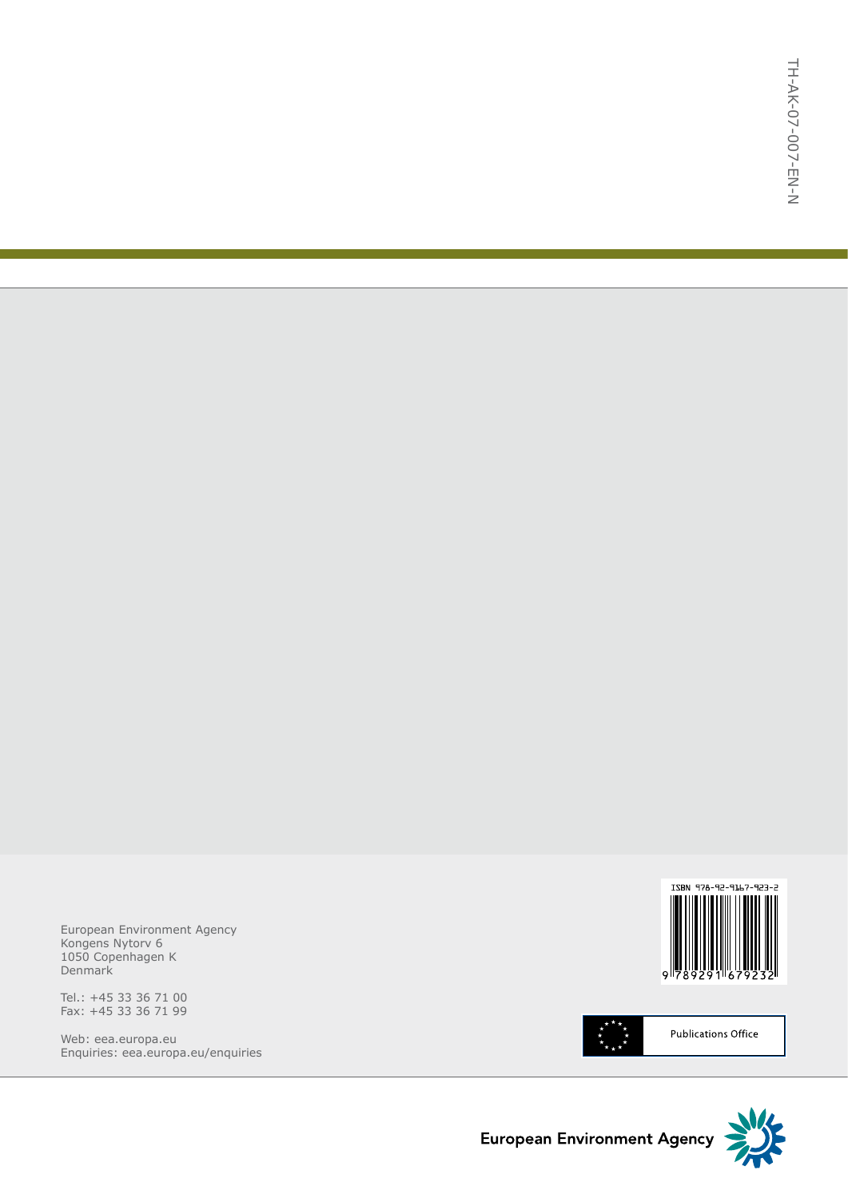TH-AK-07-007-EN-N

European Environment Agency
Kongens Nytorv 6
1050 Copenhagen K
Denmark

Tel.: +45 33 36 71 00
Fax: +45 33 36 71 99

Web: eea.europa.eu
Enquiries: eea.europa.eu/enquiries

ISBN 978-92-9167-923-2

9 789291 679232

Publications Office

European Environment Agency